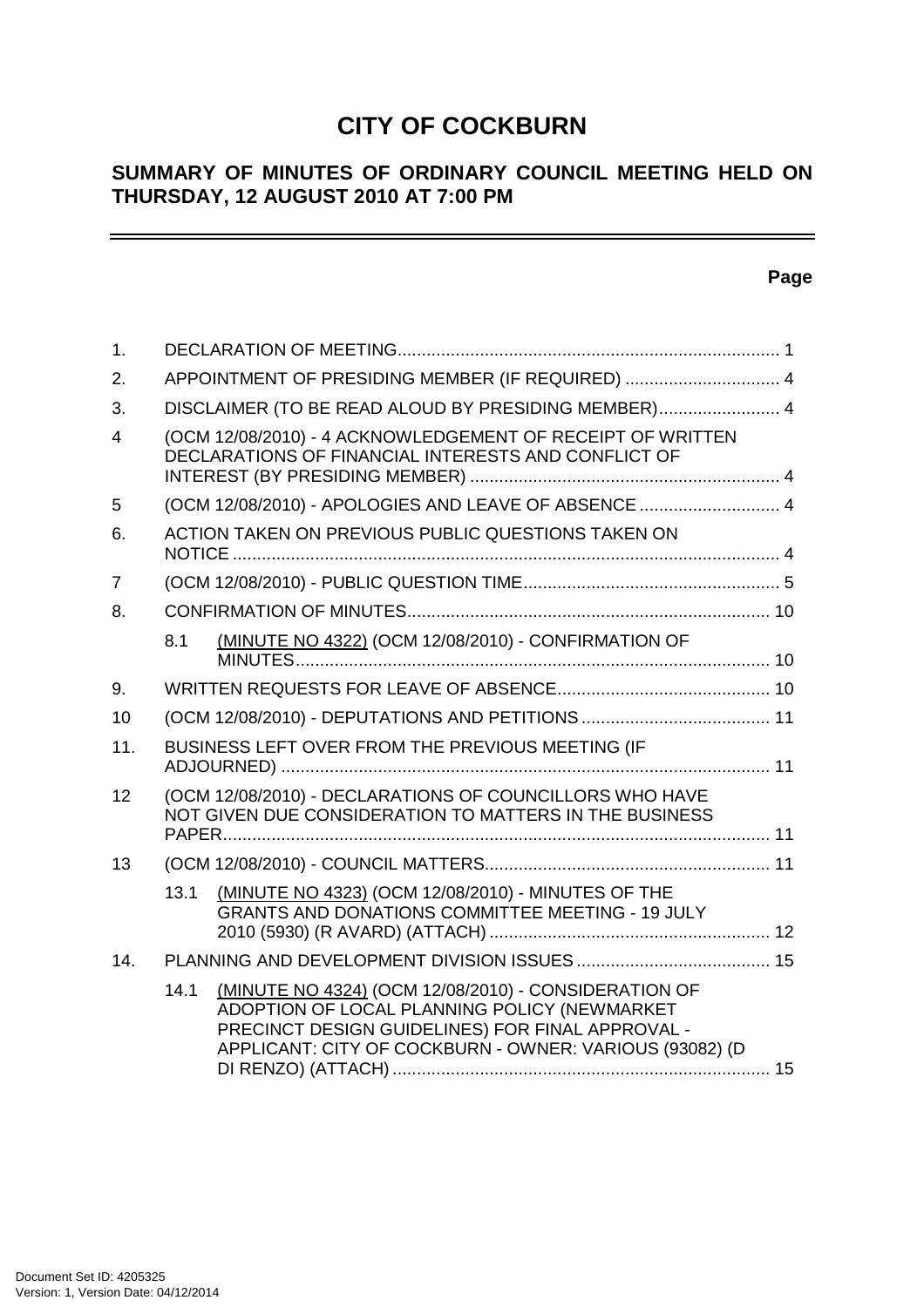# CITY OF COCKBURN

## SUMMARY OF MINUTES OF ORDINARY COUNCIL MEETING HELD ON THURSDAY, 12 AUGUST 2010 AT 7:00 PM

---

**Page**

1. DECLARATION OF MEETING............................................................................. 1
2. APPOINTMENT OF PRESIDING MEMBER (IF REQUIRED) ................................ 4
3. DISCLAIMER (TO BE READ ALOUD BY PRESIDING MEMBER)......................... 4
4 (OCM 12/08/2010) - 4 ACKNOWLEDGEMENT OF RECEIPT OF WRITTEN DECLARATIONS OF FINANCIAL INTERESTS AND CONFLICT OF INTEREST (BY PRESIDING MEMBER) ................................................................ 4
5 (OCM 12/08/2010) - APOLOGIES AND LEAVE OF ABSENCE ............................. 4
6. ACTION TAKEN ON PREVIOUS PUBLIC QUESTIONS TAKEN ON NOTICE ................................................................................................................. 4
7 (OCM 12/08/2010) - PUBLIC QUESTION TIME...................................................... 5
8. CONFIRMATION OF MINUTES........................................................................... 10
   8.1 (MINUTE NO 4322) (OCM 12/08/2010) - CONFIRMATION OF MINUTES................................................................................................... 10
9. WRITTEN REQUESTS FOR LEAVE OF ABSENCE............................................ 10
10 (OCM 12/08/2010) - DEPUTATIONS AND PETITIONS ....................................... 11
11. BUSINESS LEFT OVER FROM THE PREVIOUS MEETING (IF ADJOURNED) .................................................................................................... 11
12 (OCM 12/08/2010) - DECLARATIONS OF COUNCILLORS WHO HAVE NOT GIVEN DUE CONSIDERATION TO MATTERS IN THE BUSINESS PAPER................................................................................................................. 11
13 (OCM 12/08/2010) - COUNCIL MATTERS........................................................... 11
   13.1 (MINUTE NO 4323) (OCM 12/08/2010) - MINUTES OF THE GRANTS AND DONATIONS COMMITTEE MEETING - 19 JULY 2010 (5930) (R AVARD) (ATTACH) .......................................................... 12
14. PLANNING AND DEVELOPMENT DIVISION ISSUES ........................................ 15
   14.1 (MINUTE NO 4324) (OCM 12/08/2010) - CONSIDERATION OF ADOPTION OF LOCAL PLANNING POLICY (NEWMARKET PRECINCT DESIGN GUIDELINES) FOR FINAL APPROVAL - APPLICANT: CITY OF COCKBURN - OWNER: VARIOUS (93082) (D DI RENZO) (ATTACH) .............................................................................. 15

Document Set ID: 4205325
Version: 1, Version Date: 04/12/2014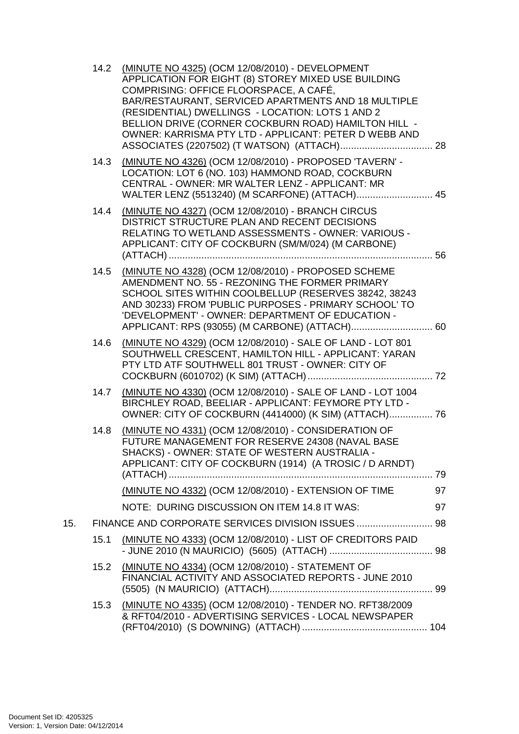14.2 (MINUTE NO 4325) (OCM 12/08/2010) - DEVELOPMENT APPLICATION FOR EIGHT (8) STOREY MIXED USE BUILDING COMPRISING: OFFICE FLOORSPACE, A CAFÉ, BAR/RESTAURANT, SERVICED APARTMENTS AND 18 MULTIPLE (RESIDENTIAL) DWELLINGS - LOCATION: LOTS 1 AND 2 BELLION DRIVE (CORNER COCKBURN ROAD) HAMILTON HILL - OWNER: KARRISMA PTY LTD - APPLICANT: PETER D WEBB AND ASSOCIATES (2207502) (T WATSON) (ATTACH) .................................. 28

14.3 (MINUTE NO 4326) (OCM 12/08/2010) - PROPOSED 'TAVERN' - LOCATION: LOT 6 (NO. 103) HAMMOND ROAD, COCKBURN CENTRAL - OWNER: MR WALTER LENZ - APPLICANT: MR WALTER LENZ (5513240) (M SCARFONE) (ATTACH) ............................ 45

14.4 (MINUTE NO 4327) (OCM 12/08/2010) - BRANCH CIRCUS DISTRICT STRUCTURE PLAN AND RECENT DECISIONS RELATING TO WETLAND ASSESSMENTS - OWNER: VARIOUS - APPLICANT: CITY OF COCKBURN (SM/M/024) (M CARBONE) (ATTACH) ................................................................................................ 56

14.5 (MINUTE NO 4328) (OCM 12/08/2010) - PROPOSED SCHEME AMENDMENT NO. 55 - REZONING THE FORMER PRIMARY SCHOOL SITES WITHIN COOLBELLUP (RESERVES 38242, 38243 AND 30233) FROM 'PUBLIC PURPOSES - PRIMARY SCHOOL' TO 'DEVELOPMENT' - OWNER: DEPARTMENT OF EDUCATION - APPLICANT: RPS (93055) (M CARBONE) (ATTACH) .............................. 60

14.6 (MINUTE NO 4329) (OCM 12/08/2010) - SALE OF LAND - LOT 801 SOUTHWELL CRESCENT, HAMILTON HILL - APPLICANT: YARAN PTY LTD ATF SOUTHWELL 801 TRUST - OWNER: CITY OF COCKBURN (6010702) (K SIM) (ATTACH) .............................................. 72

14.7 (MINUTE NO 4330) (OCM 12/08/2010) - SALE OF LAND - LOT 1004 BIRCHLEY ROAD, BEELIAR - APPLICANT: FEYMORE PTY LTD - OWNER: CITY OF COCKBURN (4414000) (K SIM) (ATTACH)................ 76

14.8 (MINUTE NO 4331) (OCM 12/08/2010) - CONSIDERATION OF FUTURE MANAGEMENT FOR RESERVE 24308 (NAVAL BASE SHACKS) - OWNER: STATE OF WESTERN AUSTRALIA - APPLICANT: CITY OF COCKBURN (1914) (A TROSIC / D ARNDT) (ATTACH) ................................................................................................ 79

(MINUTE NO 4332) (OCM 12/08/2010) - EXTENSION OF TIME 97

NOTE: DURING DISCUSSION ON ITEM 14.8 IT WAS: 97

15. FINANCE AND CORPORATE SERVICES DIVISION ISSUES ............................ 98

15.1 (MINUTE NO 4333) (OCM 12/08/2010) - LIST OF CREDITORS PAID - JUNE 2010 (N MAURICIO) (5605) (ATTACH) ...................................... 98

15.2 (MINUTE NO 4334) (OCM 12/08/2010) - STATEMENT OF FINANCIAL ACTIVITY AND ASSOCIATED REPORTS - JUNE 2010 (5505) (N MAURICIO) (ATTACH)............................................................ 99

15.3 (MINUTE NO 4335) (OCM 12/08/2010) - TENDER NO. RFT38/2009 & RFT04/2010 - ADVERTISING SERVICES - LOCAL NEWSPAPER (RFT04/2010) (S DOWNING) (ATTACH) .............................................. 104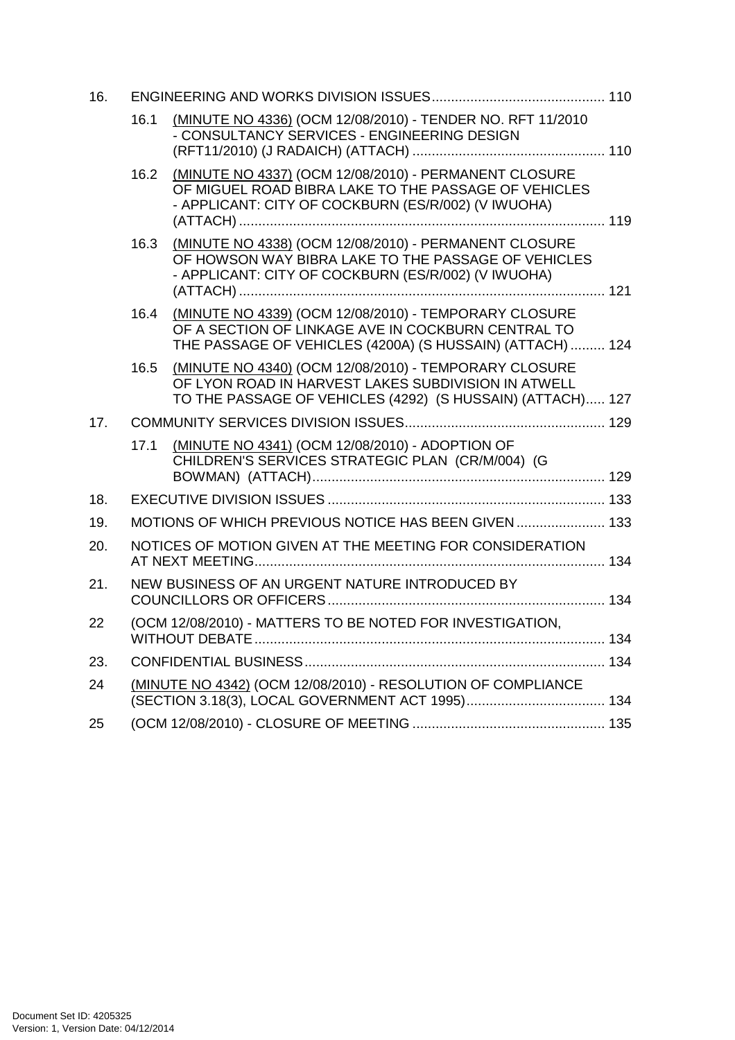16. ENGINEERING AND WORKS DIVISION ISSUES ............................................ 110

- 16.1 (MINUTE NO 4336) (OCM 12/08/2010) - TENDER NO. RFT 11/2010 - CONSULTANCY SERVICES - ENGINEERING DESIGN (RFT11/2010) (J RADAICH) (ATTACH) ................................................. 110
- 16.2 (MINUTE NO 4337) (OCM 12/08/2010) - PERMANENT CLOSURE OF MIGUEL ROAD BIBRA LAKE TO THE PASSAGE OF VEHICLES - APPLICANT: CITY OF COCKBURN (ES/R/002) (V IWUOHA) (ATTACH) ............................................................................................. 119
- 16.3 (MINUTE NO 4338) (OCM 12/08/2010) - PERMANENT CLOSURE OF HOWSON WAY BIBRA LAKE TO THE PASSAGE OF VEHICLES - APPLICANT: CITY OF COCKBURN (ES/R/002) (V IWUOHA) (ATTACH) ............................................................................................. 121
- 16.4 (MINUTE NO 4339) (OCM 12/08/2010) - TEMPORARY CLOSURE OF A SECTION OF LINKAGE AVE IN COCKBURN CENTRAL TO THE PASSAGE OF VEHICLES (4200A) (S HUSSAIN) (ATTACH) ......... 124
- 16.5 (MINUTE NO 4340) (OCM 12/08/2010) - TEMPORARY CLOSURE OF LYON ROAD IN HARVEST LAKES SUBDIVISION IN ATWELL TO THE PASSAGE OF VEHICLES (4292) (S HUSSAIN) (ATTACH)..... 127

17. COMMUNITY SERVICES DIVISION ISSUES.................................................... 129

- 17.1 (MINUTE NO 4341) (OCM 12/08/2010) - ADOPTION OF CHILDREN'S SERVICES STRATEGIC PLAN (CR/M/004) (G BOWMAN) (ATTACH)........................................................................... 129

18. EXECUTIVE DIVISION ISSUES ........................................................................ 133

19. MOTIONS OF WHICH PREVIOUS NOTICE HAS BEEN GIVEN ....................... 133

20. NOTICES OF MOTION GIVEN AT THE MEETING FOR CONSIDERATION AT NEXT MEETING.......................................................................................... 134

21. NEW BUSINESS OF AN URGENT NATURE INTRODUCED BY COUNCILLORS OR OFFICERS........................................................................ 134

22 (OCM 12/08/2010) - MATTERS TO BE NOTED FOR INVESTIGATION, WITHOUT DEBATE........................................................................................... 134

23. CONFIDENTIAL BUSINESS............................................................................. 134

24 (MINUTE NO 4342) (OCM 12/08/2010) - RESOLUTION OF COMPLIANCE (SECTION 3.18(3), LOCAL GOVERNMENT ACT 1995).................................... 134

25 (OCM 12/08/2010) - CLOSURE OF MEETING .................................................. 135

Document Set ID: 4205325
Version: 1, Version Date: 04/12/2014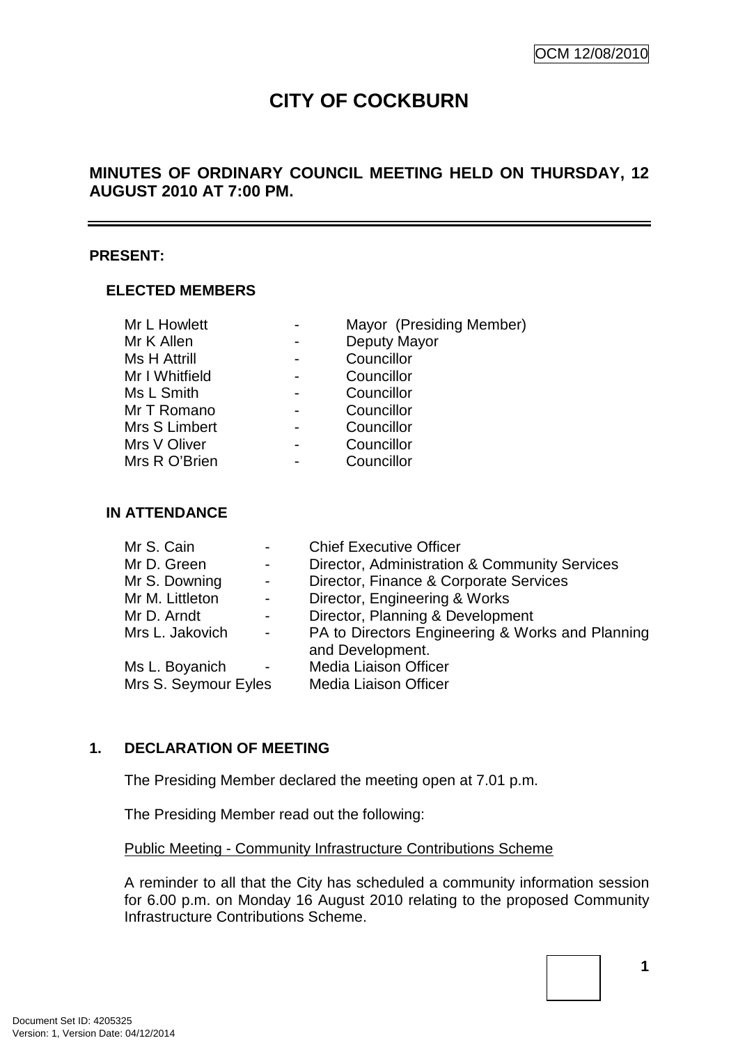# CITY OF COCKBURN

## MINUTES OF ORDINARY COUNCIL MEETING HELD ON THURSDAY, 12 AUGUST 2010 AT 7:00 PM.

**PRESENT:**

**ELECTED MEMBERS**

| | | |
|---|---|---|
| Mr L Howlett | - | Mayor (Presiding Member) |
| Mr K Allen | - | Deputy Mayor |
| Ms H Attrill | - | Councillor |
| Mr I Whitfield | - | Councillor |
| Ms L Smith | - | Councillor |
| Mr T Romano | - | Councillor |
| Mrs S Limbert | - | Councillor |
| Mrs V Oliver | - | Councillor |
| Mrs R O'Brien | - | Councillor |

**IN ATTENDANCE**

| | | |
|---|---|---|
| Mr S. Cain | - | Chief Executive Officer |
| Mr D. Green | - | Director, Administration & Community Services |
| Mr S. Downing | - | Director, Finance & Corporate Services |
| Mr M. Littleton | - | Director, Engineering & Works |
| Mr D. Arndt | - | Director, Planning & Development |
| Mrs L. Jakovich | - | PA to Directors Engineering & Works and Planning and Development. |
| Ms L. Boyanich | - | Media Liaison Officer |
| Mrs S. Seymour Eyles | | Media Liaison Officer |

**1. DECLARATION OF MEETING**

The Presiding Member declared the meeting open at 7.01 p.m.

The Presiding Member read out the following:

Public Meeting - Community Infrastructure Contributions Scheme

A reminder to all that the City has scheduled a community information session for 6.00 p.m. on Monday 16 August 2010 relating to the proposed Community Infrastructure Contributions Scheme.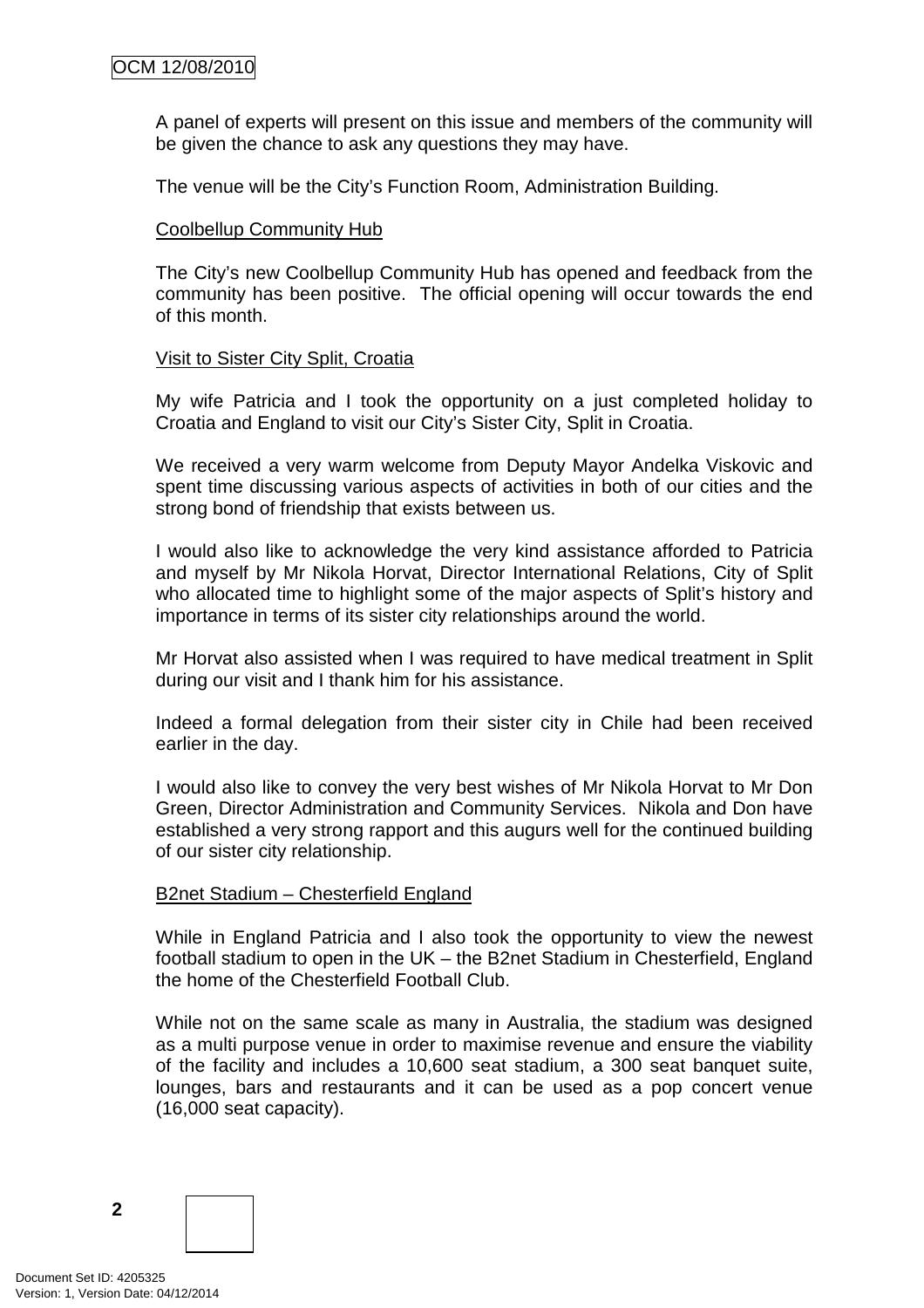A panel of experts will present on this issue and members of the community will be given the chance to ask any questions they may have.

The venue will be the City's Function Room, Administration Building.

### Coolbellup Community Hub

The City's new Coolbellup Community Hub has opened and feedback from the community has been positive. The official opening will occur towards the end of this month.

### Visit to Sister City Split, Croatia

My wife Patricia and I took the opportunity on a just completed holiday to Croatia and England to visit our City's Sister City, Split in Croatia.

We received a very warm welcome from Deputy Mayor Andelka Viskovic and spent time discussing various aspects of activities in both of our cities and the strong bond of friendship that exists between us.

I would also like to acknowledge the very kind assistance afforded to Patricia and myself by Mr Nikola Horvat, Director International Relations, City of Split who allocated time to highlight some of the major aspects of Split's history and importance in terms of its sister city relationships around the world.

Mr Horvat also assisted when I was required to have medical treatment in Split during our visit and I thank him for his assistance.

Indeed a formal delegation from their sister city in Chile had been received earlier in the day.

I would also like to convey the very best wishes of Mr Nikola Horvat to Mr Don Green, Director Administration and Community Services. Nikola and Don have established a very strong rapport and this augurs well for the continued building of our sister city relationship.

### B2net Stadium – Chesterfield England

While in England Patricia and I also took the opportunity to view the newest football stadium to open in the UK – the B2net Stadium in Chesterfield, England the home of the Chesterfield Football Club.

While not on the same scale as many in Australia, the stadium was designed as a multi purpose venue in order to maximise revenue and ensure the viability of the facility and includes a 10,600 seat stadium, a 300 seat banquet suite, lounges, bars and restaurants and it can be used as a pop concert venue (16,000 seat capacity).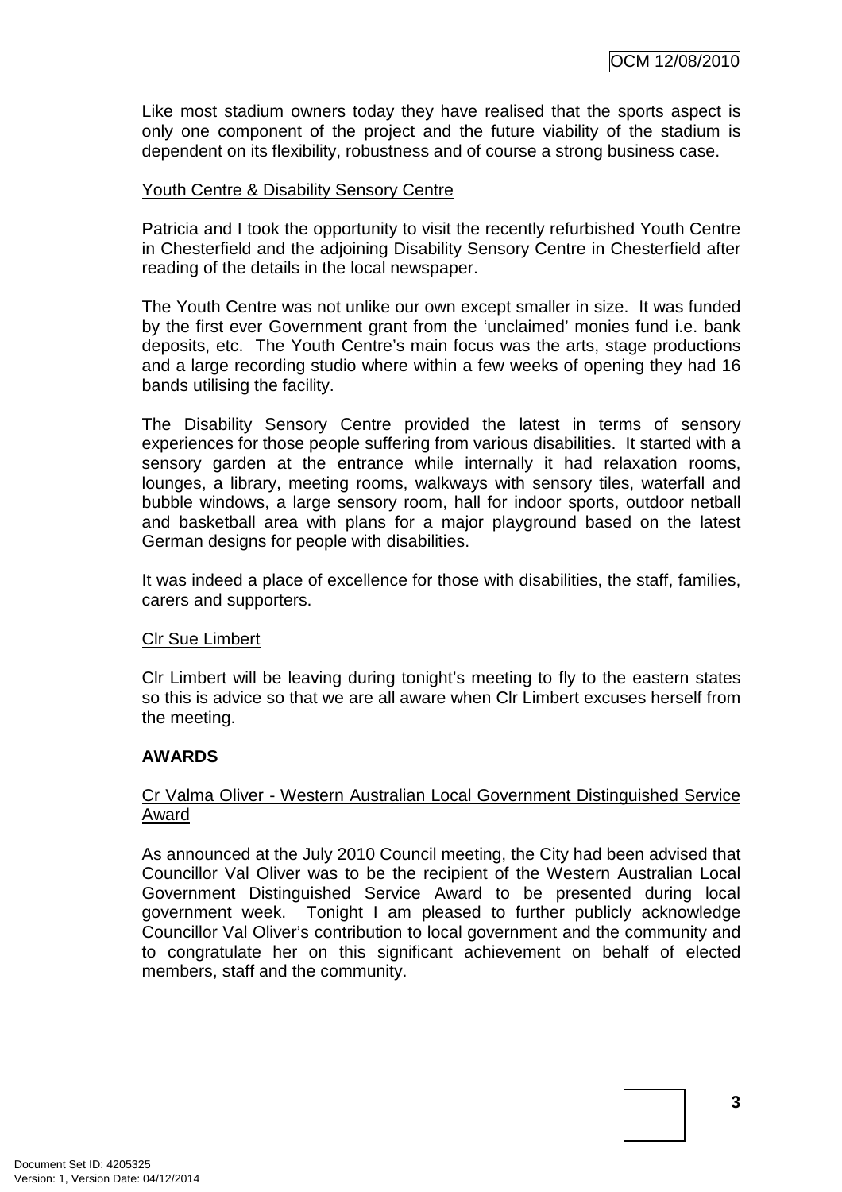Like most stadium owners today they have realised that the sports aspect is only one component of the project and the future viability of the stadium is dependent on its flexibility, robustness and of course a strong business case.

Youth Centre & Disability Sensory Centre

Patricia and I took the opportunity to visit the recently refurbished Youth Centre in Chesterfield and the adjoining Disability Sensory Centre in Chesterfield after reading of the details in the local newspaper.

The Youth Centre was not unlike our own except smaller in size. It was funded by the first ever Government grant from the 'unclaimed' monies fund i.e. bank deposits, etc. The Youth Centre's main focus was the arts, stage productions and a large recording studio where within a few weeks of opening they had 16 bands utilising the facility.

The Disability Sensory Centre provided the latest in terms of sensory experiences for those people suffering from various disabilities. It started with a sensory garden at the entrance while internally it had relaxation rooms, lounges, a library, meeting rooms, walkways with sensory tiles, waterfall and bubble windows, a large sensory room, hall for indoor sports, outdoor netball and basketball area with plans for a major playground based on the latest German designs for people with disabilities.

It was indeed a place of excellence for those with disabilities, the staff, families, carers and supporters.

Clr Sue Limbert

Clr Limbert will be leaving during tonight's meeting to fly to the eastern states so this is advice so that we are all aware when Clr Limbert excuses herself from the meeting.

**AWARDS**

Cr Valma Oliver - Western Australian Local Government Distinguished Service Award

As announced at the July 2010 Council meeting, the City had been advised that Councillor Val Oliver was to be the recipient of the Western Australian Local Government Distinguished Service Award to be presented during local government week. Tonight I am pleased to further publicly acknowledge Councillor Val Oliver's contribution to local government and the community and to congratulate her on this significant achievement on behalf of elected members, staff and the community.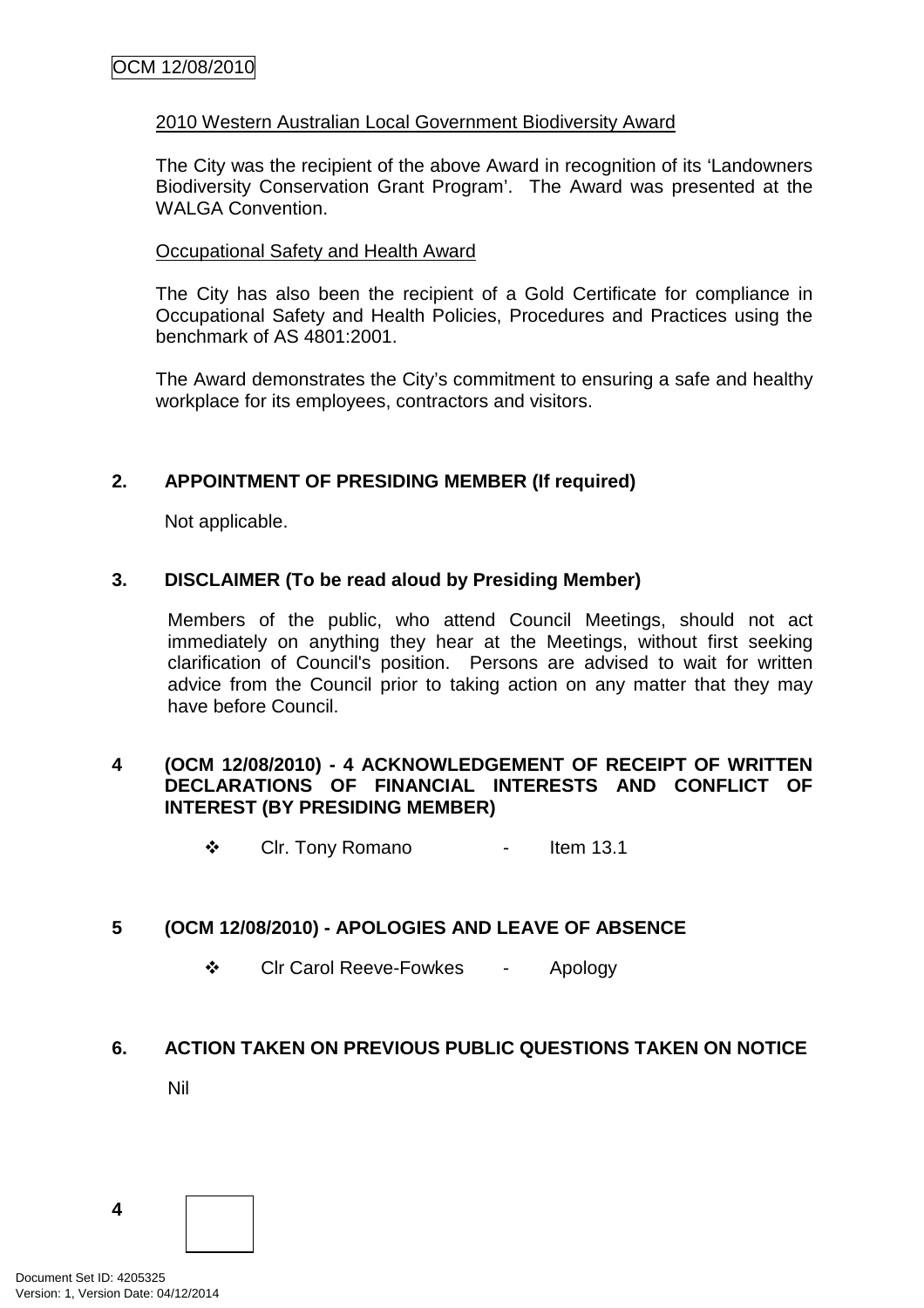<u>2010 Western Australian Local Government Biodiversity Award</u>

The City was the recipient of the above Award in recognition of its 'Landowners Biodiversity Conservation Grant Program'. The Award was presented at the WALGA Convention.

<u>Occupational Safety and Health Award</u>

The City has also been the recipient of a Gold Certificate for compliance in Occupational Safety and Health Policies, Procedures and Practices using the benchmark of AS 4801:2001.

The Award demonstrates the City's commitment to ensuring a safe and healthy workplace for its employees, contractors and visitors.

## 2. APPOINTMENT OF PRESIDING MEMBER (If required)

Not applicable.

## 3. DISCLAIMER (To be read aloud by Presiding Member)

Members of the public, who attend Council Meetings, should not act immediately on anything they hear at the Meetings, without first seeking clarification of Council's position. Persons are advised to wait for written advice from the Council prior to taking action on any matter that they may have before Council.

## 4 (OCM 12/08/2010) - 4 ACKNOWLEDGEMENT OF RECEIPT OF WRITTEN DECLARATIONS OF FINANCIAL INTERESTS AND CONFLICT OF INTEREST (BY PRESIDING MEMBER)

- Clr. Tony Romano - Item 13.1

## 5 (OCM 12/08/2010) - APOLOGIES AND LEAVE OF ABSENCE

- Clr Carol Reeve-Fowkes - Apology

## 6. ACTION TAKEN ON PREVIOUS PUBLIC QUESTIONS TAKEN ON NOTICE

Nil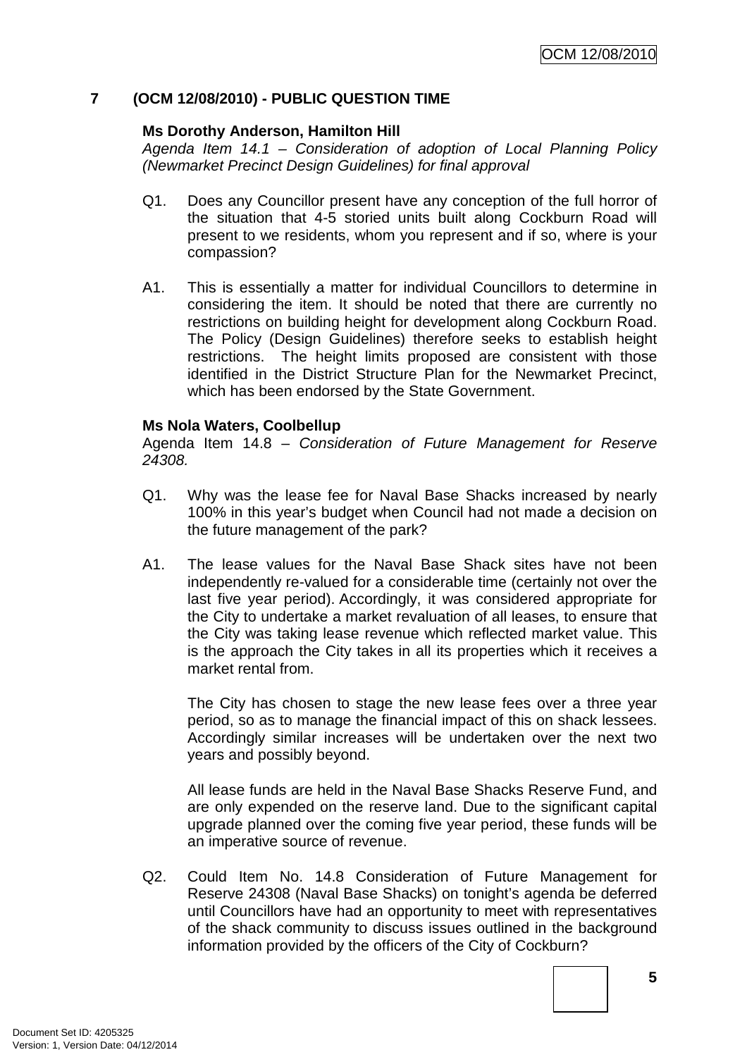## 7 (OCM 12/08/2010) - PUBLIC QUESTION TIME

**Ms Dorothy Anderson, Hamilton Hill**
*Agenda Item 14.1 – Consideration of adoption of Local Planning Policy (Newmarket Precinct Design Guidelines) for final approval*

Q1. Does any Councillor present have any conception of the full horror of the situation that 4-5 storied units built along Cockburn Road will present to we residents, whom you represent and if so, where is your compassion?

A1. This is essentially a matter for individual Councillors to determine in considering the item. It should be noted that there are currently no restrictions on building height for development along Cockburn Road. The Policy (Design Guidelines) therefore seeks to establish height restrictions. The height limits proposed are consistent with those identified in the District Structure Plan for the Newmarket Precinct, which has been endorsed by the State Government.

**Ms Nola Waters, Coolbellup**
Agenda Item 14.8 – *Consideration of Future Management for Reserve 24308.*

Q1. Why was the lease fee for Naval Base Shacks increased by nearly 100% in this year's budget when Council had not made a decision on the future management of the park?

A1. The lease values for the Naval Base Shack sites have not been independently re-valued for a considerable time (certainly not over the last five year period). Accordingly, it was considered appropriate for the City to undertake a market revaluation of all leases, to ensure that the City was taking lease revenue which reflected market value. This is the approach the City takes in all its properties which it receives a market rental from.

The City has chosen to stage the new lease fees over a three year period, so as to manage the financial impact of this on shack lessees. Accordingly similar increases will be undertaken over the next two years and possibly beyond.

All lease funds are held in the Naval Base Shacks Reserve Fund, and are only expended on the reserve land. Due to the significant capital upgrade planned over the coming five year period, these funds will be an imperative source of revenue.

Q2. Could Item No. 14.8 Consideration of Future Management for Reserve 24308 (Naval Base Shacks) on tonight's agenda be deferred until Councillors have had an opportunity to meet with representatives of the shack community to discuss issues outlined in the background information provided by the officers of the City of Cockburn?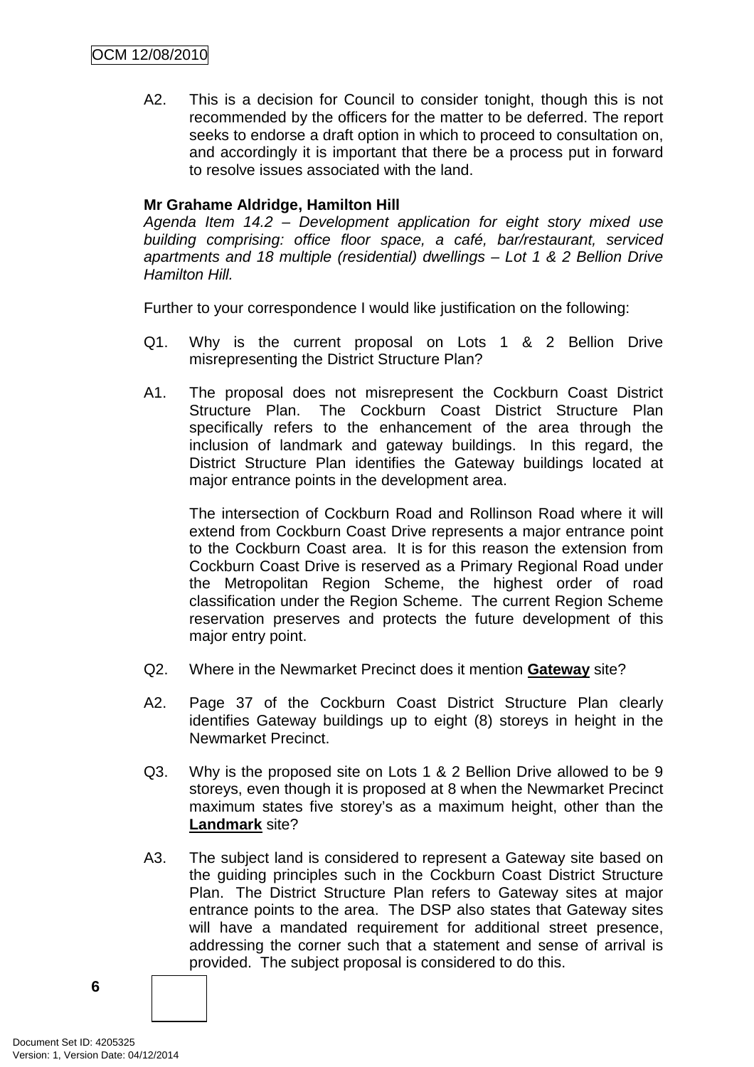A2. This is a decision for Council to consider tonight, though this is not recommended by the officers for the matter to be deferred. The report seeks to endorse a draft option in which to proceed to consultation on, and accordingly it is important that there be a process put in forward to resolve issues associated with the land.

**Mr Grahame Aldridge, Hamilton Hill**

*Agenda Item 14.2 – Development application for eight story mixed use building comprising: office floor space, a café, bar/restaurant, serviced apartments and 18 multiple (residential) dwellings – Lot 1 & 2 Bellion Drive Hamilton Hill.*

Further to your correspondence I would like justification on the following:

Q1. Why is the current proposal on Lots 1 & 2 Bellion Drive misrepresenting the District Structure Plan?

A1. The proposal does not misrepresent the Cockburn Coast District Structure Plan. The Cockburn Coast District Structure Plan specifically refers to the enhancement of the area through the inclusion of landmark and gateway buildings. In this regard, the District Structure Plan identifies the Gateway buildings located at major entrance points in the development area.

The intersection of Cockburn Road and Rollinson Road where it will extend from Cockburn Coast Drive represents a major entrance point to the Cockburn Coast area. It is for this reason the extension from Cockburn Coast Drive is reserved as a Primary Regional Road under the Metropolitan Region Scheme, the highest order of road classification under the Region Scheme. The current Region Scheme reservation preserves and protects the future development of this major entry point.

Q2. Where in the Newmarket Precinct does it mention **Gateway** site?

A2. Page 37 of the Cockburn Coast District Structure Plan clearly identifies Gateway buildings up to eight (8) storeys in height in the Newmarket Precinct.

Q3. Why is the proposed site on Lots 1 & 2 Bellion Drive allowed to be 9 storeys, even though it is proposed at 8 when the Newmarket Precinct maximum states five storey's as a maximum height, other than the **Landmark** site?

A3. The subject land is considered to represent a Gateway site based on the guiding principles such in the Cockburn Coast District Structure Plan. The District Structure Plan refers to Gateway sites at major entrance points to the area. The DSP also states that Gateway sites will have a mandated requirement for additional street presence, addressing the corner such that a statement and sense of arrival is provided. The subject proposal is considered to do this.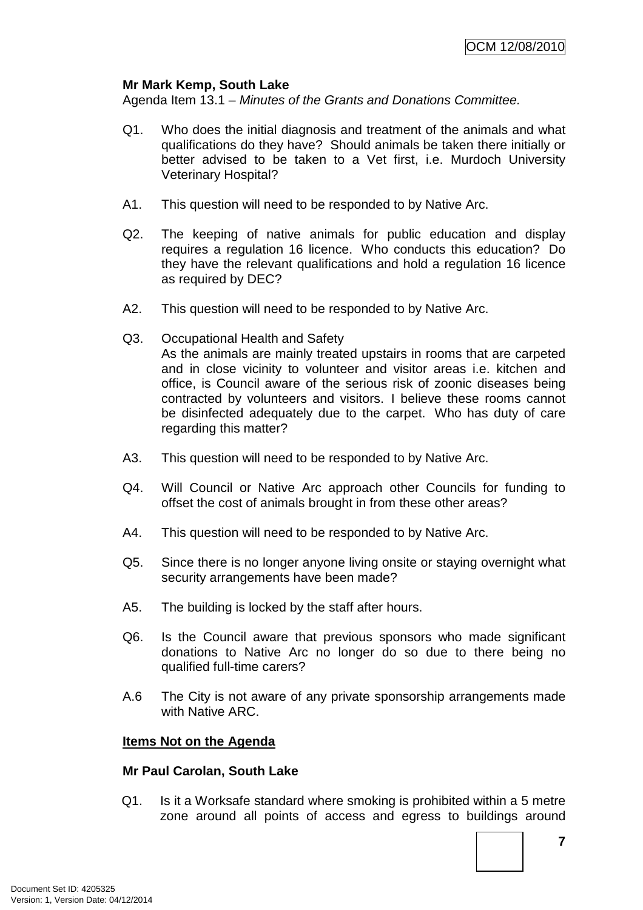**Mr Mark Kemp, South Lake**

Agenda Item 13.1 – *Minutes of the Grants and Donations Committee.*

Q1. Who does the initial diagnosis and treatment of the animals and what qualifications do they have? Should animals be taken there initially or better advised to be taken to a Vet first, i.e. Murdoch University Veterinary Hospital?

A1. This question will need to be responded to by Native Arc.

Q2. The keeping of native animals for public education and display requires a regulation 16 licence. Who conducts this education? Do they have the relevant qualifications and hold a regulation 16 licence as required by DEC?

A2. This question will need to be responded to by Native Arc.

Q3. Occupational Health and Safety
As the animals are mainly treated upstairs in rooms that are carpeted and in close vicinity to volunteer and visitor areas i.e. kitchen and office, is Council aware of the serious risk of zoonic diseases being contracted by volunteers and visitors. I believe these rooms cannot be disinfected adequately due to the carpet. Who has duty of care regarding this matter?

A3. This question will need to be responded to by Native Arc.

Q4. Will Council or Native Arc approach other Councils for funding to offset the cost of animals brought in from these other areas?

A4. This question will need to be responded to by Native Arc.

Q5. Since there is no longer anyone living onsite or staying overnight what security arrangements have been made?

A5. The building is locked by the staff after hours.

Q6. Is the Council aware that previous sponsors who made significant donations to Native Arc no longer do so due to there being no qualified full-time carers?

A.6 The City is not aware of any private sponsorship arrangements made with Native ARC.

**Items Not on the Agenda**

**Mr Paul Carolan, South Lake**

Q1. Is it a Worksafe standard where smoking is prohibited within a 5 metre zone around all points of access and egress to buildings around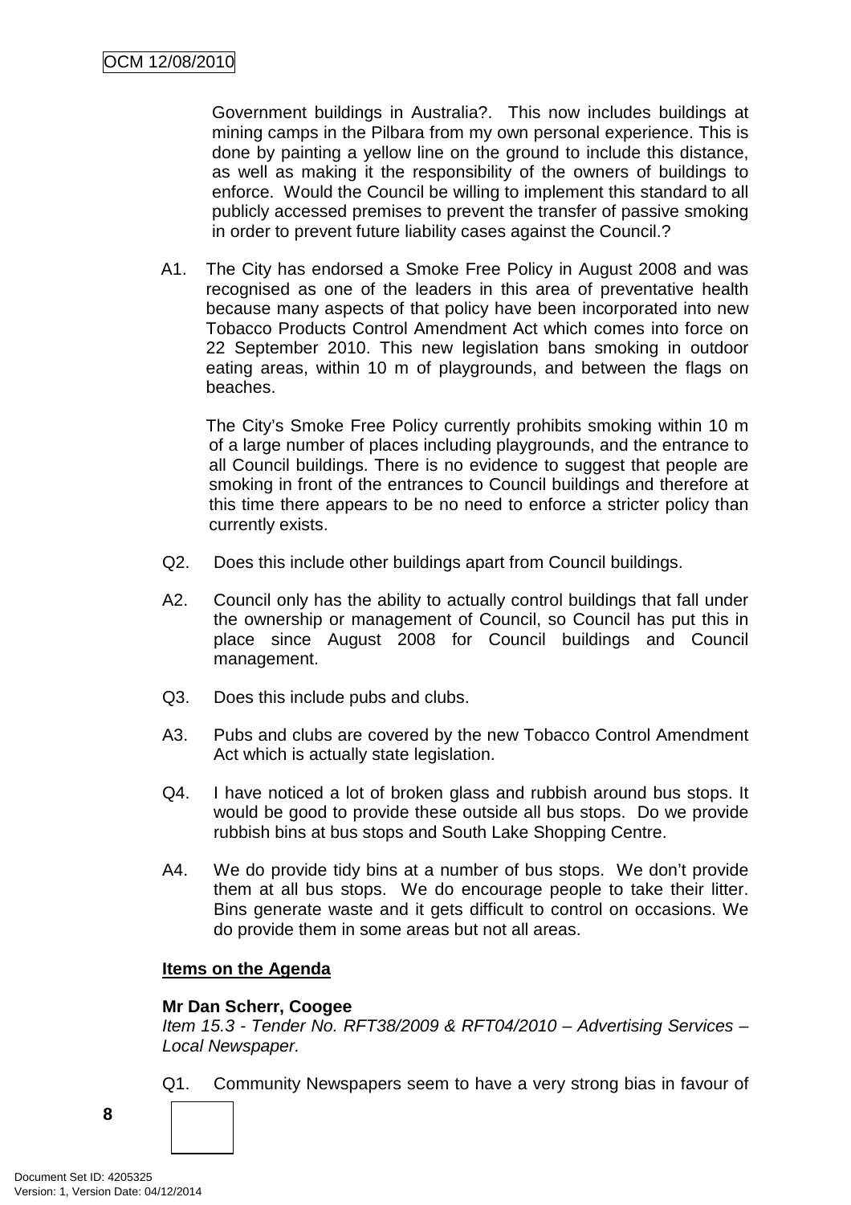Government buildings in Australia?. This now includes buildings at mining camps in the Pilbara from my own personal experience. This is done by painting a yellow line on the ground to include this distance, as well as making it the responsibility of the owners of buildings to enforce. Would the Council be willing to implement this standard to all publicly accessed premises to prevent the transfer of passive smoking in order to prevent future liability cases against the Council.?

A1. The City has endorsed a Smoke Free Policy in August 2008 and was recognised as one of the leaders in this area of preventative health because many aspects of that policy have been incorporated into new Tobacco Products Control Amendment Act which comes into force on 22 September 2010. This new legislation bans smoking in outdoor eating areas, within 10 m of playgrounds, and between the flags on beaches.

The City's Smoke Free Policy currently prohibits smoking within 10 m of a large number of places including playgrounds, and the entrance to all Council buildings. There is no evidence to suggest that people are smoking in front of the entrances to Council buildings and therefore at this time there appears to be no need to enforce a stricter policy than currently exists.

Q2. Does this include other buildings apart from Council buildings.

A2. Council only has the ability to actually control buildings that fall under the ownership or management of Council, so Council has put this in place since August 2008 for Council buildings and Council management.

Q3. Does this include pubs and clubs.

A3. Pubs and clubs are covered by the new Tobacco Control Amendment Act which is actually state legislation.

Q4. I have noticed a lot of broken glass and rubbish around bus stops. It would be good to provide these outside all bus stops. Do we provide rubbish bins at bus stops and South Lake Shopping Centre.

A4. We do provide tidy bins at a number of bus stops. We don't provide them at all bus stops. We do encourage people to take their litter. Bins generate waste and it gets difficult to control on occasions. We do provide them in some areas but not all areas.

**Items on the Agenda**

**Mr Dan Scherr, Coogee**
*Item 15.3 - Tender No. RFT38/2009 & RFT04/2010 – Advertising Services – Local Newspaper.*

Q1. Community Newspapers seem to have a very strong bias in favour of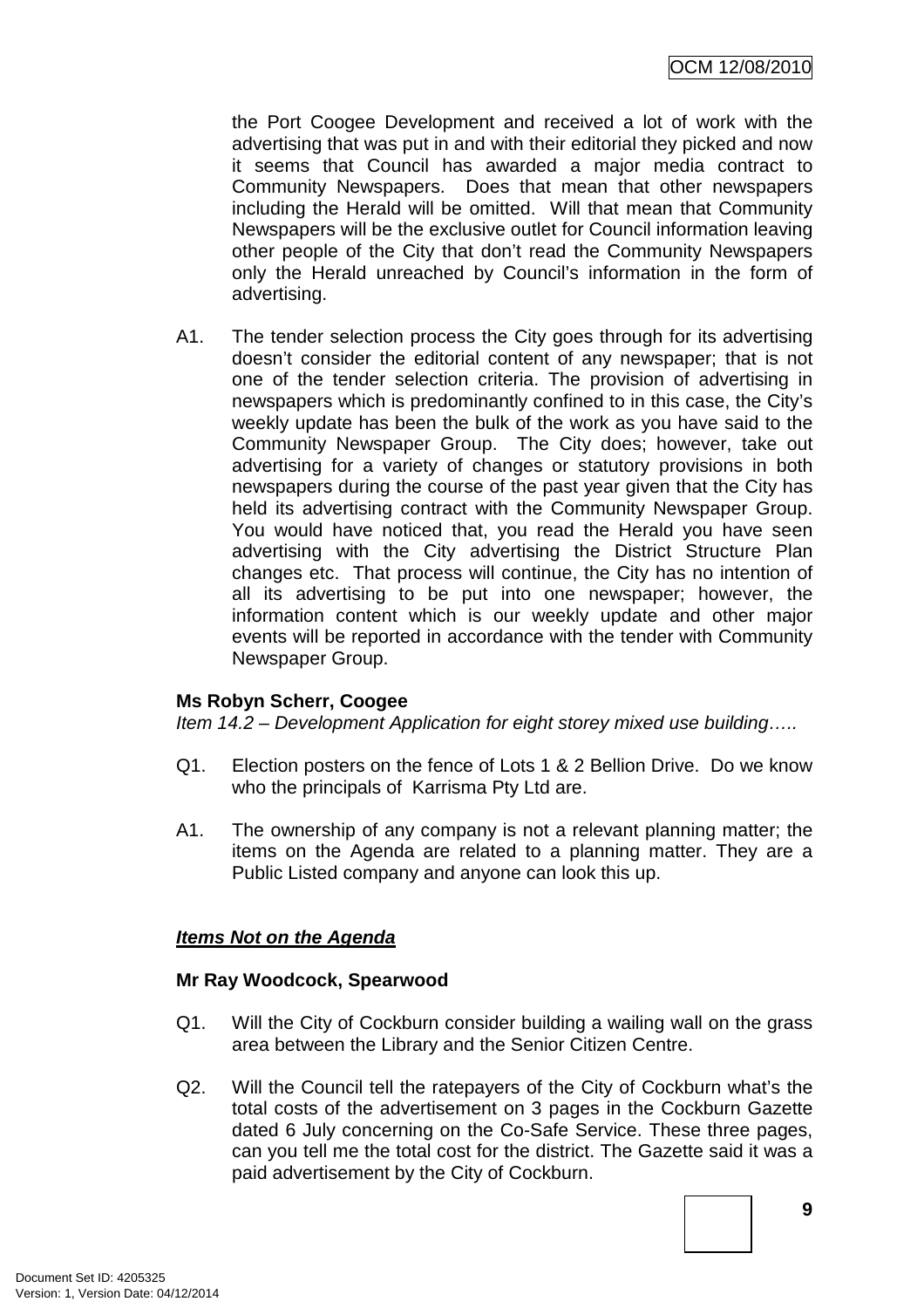the Port Coogee Development and received a lot of work with the advertising that was put in and with their editorial they picked and now it seems that Council has awarded a major media contract to Community Newspapers. Does that mean that other newspapers including the Herald will be omitted. Will that mean that Community Newspapers will be the exclusive outlet for Council information leaving other people of the City that don't read the Community Newspapers only the Herald unreached by Council's information in the form of advertising.

A1. The tender selection process the City goes through for its advertising doesn't consider the editorial content of any newspaper; that is not one of the tender selection criteria. The provision of advertising in newspapers which is predominantly confined to in this case, the City's weekly update has been the bulk of the work as you have said to the Community Newspaper Group. The City does; however, take out advertising for a variety of changes or statutory provisions in both newspapers during the course of the past year given that the City has held its advertising contract with the Community Newspaper Group. You would have noticed that, you read the Herald you have seen advertising with the City advertising the District Structure Plan changes etc. That process will continue, the City has no intention of all its advertising to be put into one newspaper; however, the information content which is our weekly update and other major events will be reported in accordance with the tender with Community Newspaper Group.

**Ms Robyn Scherr, Coogee**

*Item 14.2 – Development Application for eight storey mixed use building…..*

Q1. Election posters on the fence of Lots 1 & 2 Bellion Drive. Do we know who the principals of Karrisma Pty Ltd are.

A1. The ownership of any company is not a relevant planning matter; the items on the Agenda are related to a planning matter. They are a Public Listed company and anyone can look this up.

***Items Not on the Agenda***

**Mr Ray Woodcock, Spearwood**

Q1. Will the City of Cockburn consider building a wailing wall on the grass area between the Library and the Senior Citizen Centre.

Q2. Will the Council tell the ratepayers of the City of Cockburn what's the total costs of the advertisement on 3 pages in the Cockburn Gazette dated 6 July concerning on the Co-Safe Service. These three pages, can you tell me the total cost for the district. The Gazette said it was a paid advertisement by the City of Cockburn.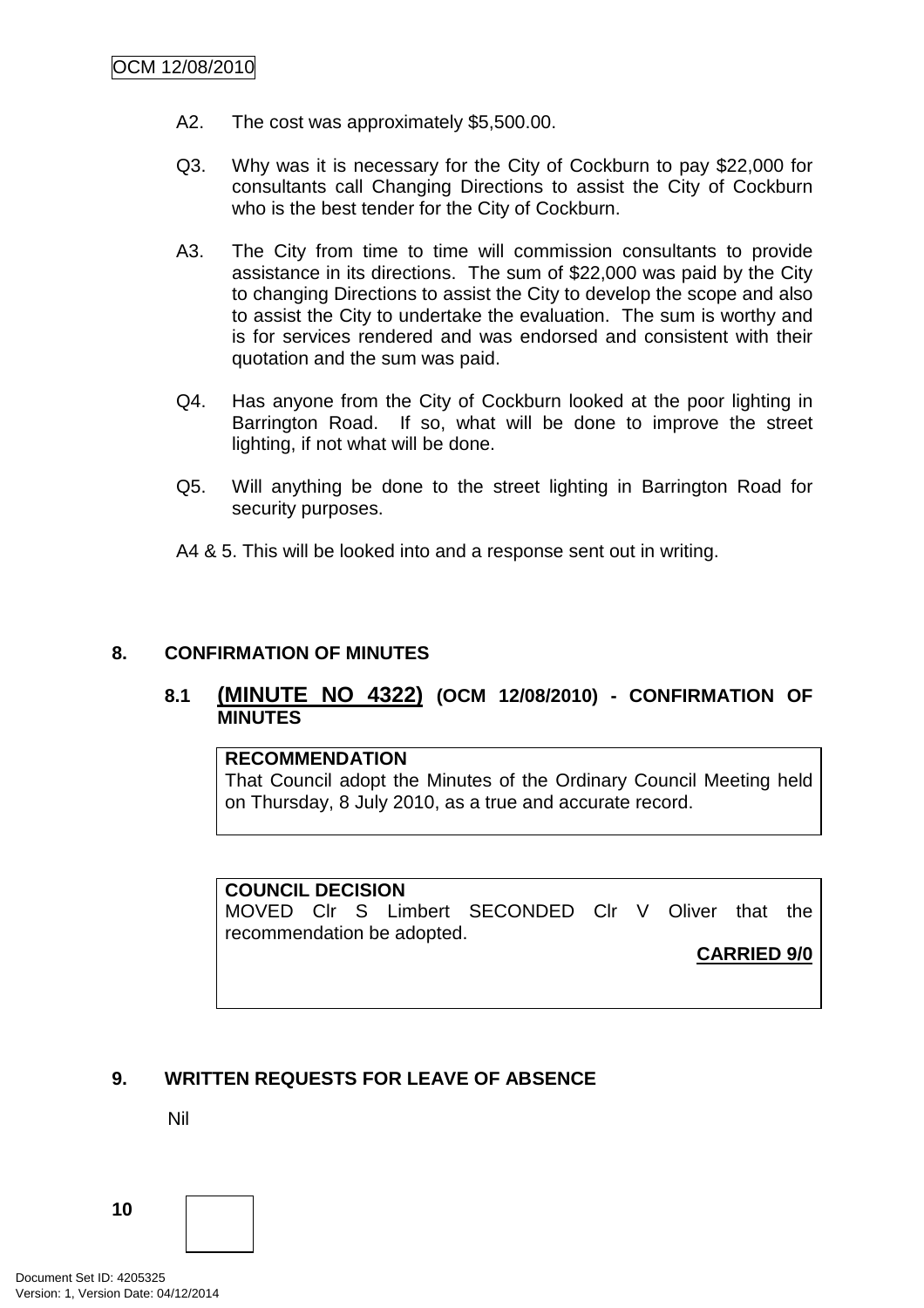A2. The cost was approximately $5,500.00.

Q3. Why was it is necessary for the City of Cockburn to pay $22,000 for consultants call Changing Directions to assist the City of Cockburn who is the best tender for the City of Cockburn.

A3. The City from time to time will commission consultants to provide assistance in its directions. The sum of $22,000 was paid by the City to changing Directions to assist the City to develop the scope and also to assist the City to undertake the evaluation. The sum is worthy and is for services rendered and was endorsed and consistent with their quotation and the sum was paid.

Q4. Has anyone from the City of Cockburn looked at the poor lighting in Barrington Road. If so, what will be done to improve the street lighting, if not what will be done.

Q5. Will anything be done to the street lighting in Barrington Road for security purposes.

A4 & 5. This will be looked into and a response sent out in writing.

## 8. CONFIRMATION OF MINUTES

### 8.1 (MINUTE NO 4322) (OCM 12/08/2010) - CONFIRMATION OF MINUTES

**RECOMMENDATION**
That Council adopt the Minutes of the Ordinary Council Meeting held on Thursday, 8 July 2010, as a true and accurate record.

**COUNCIL DECISION**
MOVED Clr S Limbert SECONDED Clr V Oliver that the recommendation be adopted.

**CARRIED 9/0**

## 9. WRITTEN REQUESTS FOR LEAVE OF ABSENCE

Nil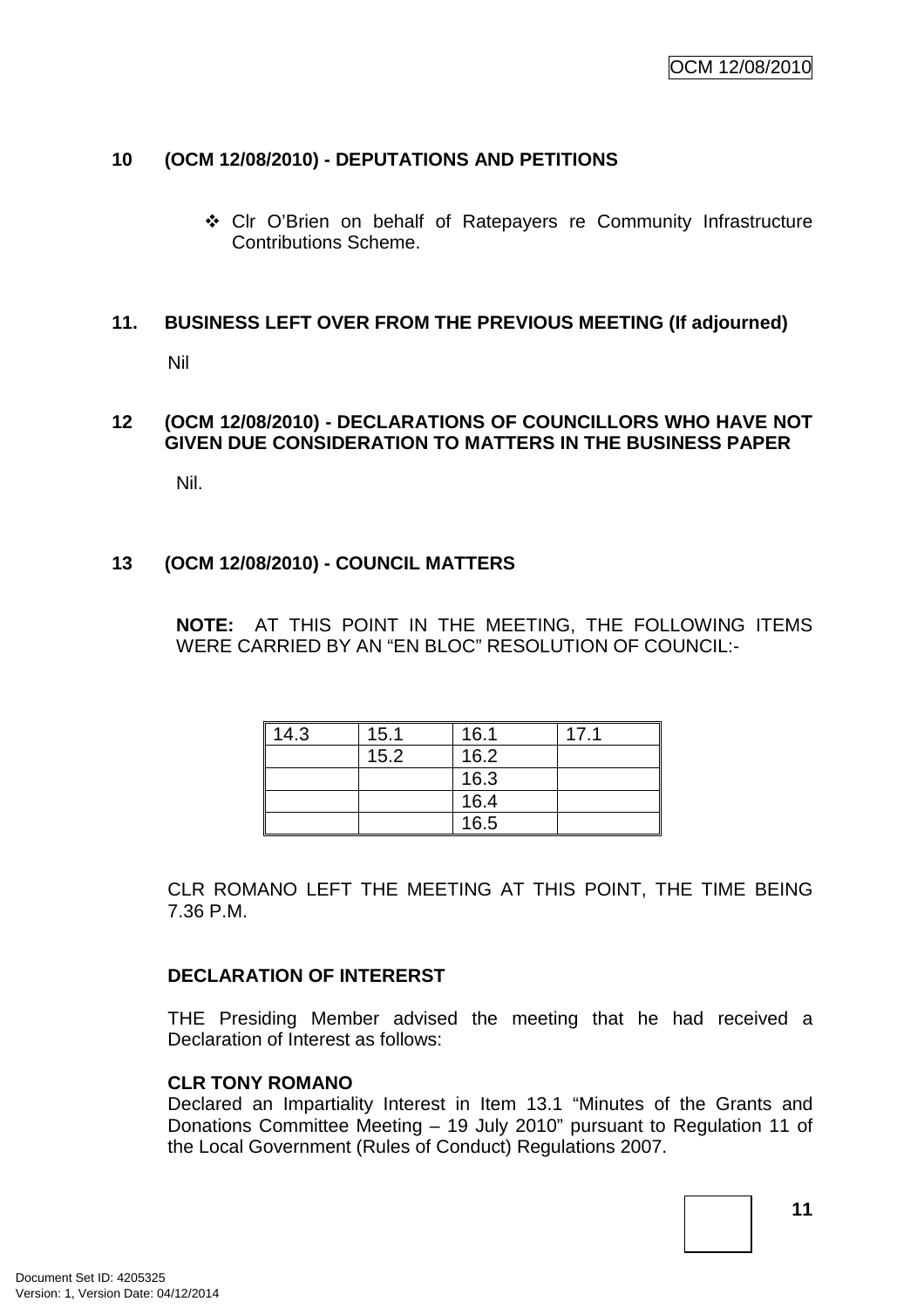## 10 (OCM 12/08/2010) - DEPUTATIONS AND PETITIONS

- Clr O'Brien on behalf of Ratepayers re Community Infrastructure Contributions Scheme.

## 11. BUSINESS LEFT OVER FROM THE PREVIOUS MEETING (If adjourned)

Nil

## 12 (OCM 12/08/2010) - DECLARATIONS OF COUNCILLORS WHO HAVE NOT GIVEN DUE CONSIDERATION TO MATTERS IN THE BUSINESS PAPER

Nil.

## 13 (OCM 12/08/2010) - COUNCIL MATTERS

**NOTE:** AT THIS POINT IN THE MEETING, THE FOLLOWING ITEMS WERE CARRIED BY AN "EN BLOC" RESOLUTION OF COUNCIL:-

| | | | |
|---|---|---|---|
| 14.3 | 15.1 | 16.1 | 17.1 |
| | 15.2 | 16.2 | |
| | | 16.3 | |
| | | 16.4 | |
| | | 16.5 | |

CLR ROMANO LEFT THE MEETING AT THIS POINT, THE TIME BEING 7.36 P.M.

**DECLARATION OF INTERERST**

THE Presiding Member advised the meeting that he had received a Declaration of Interest as follows:

**CLR TONY ROMANO**

Declared an Impartiality Interest in Item 13.1 "Minutes of the Grants and Donations Committee Meeting – 19 July 2010" pursuant to Regulation 11 of the Local Government (Rules of Conduct) Regulations 2007.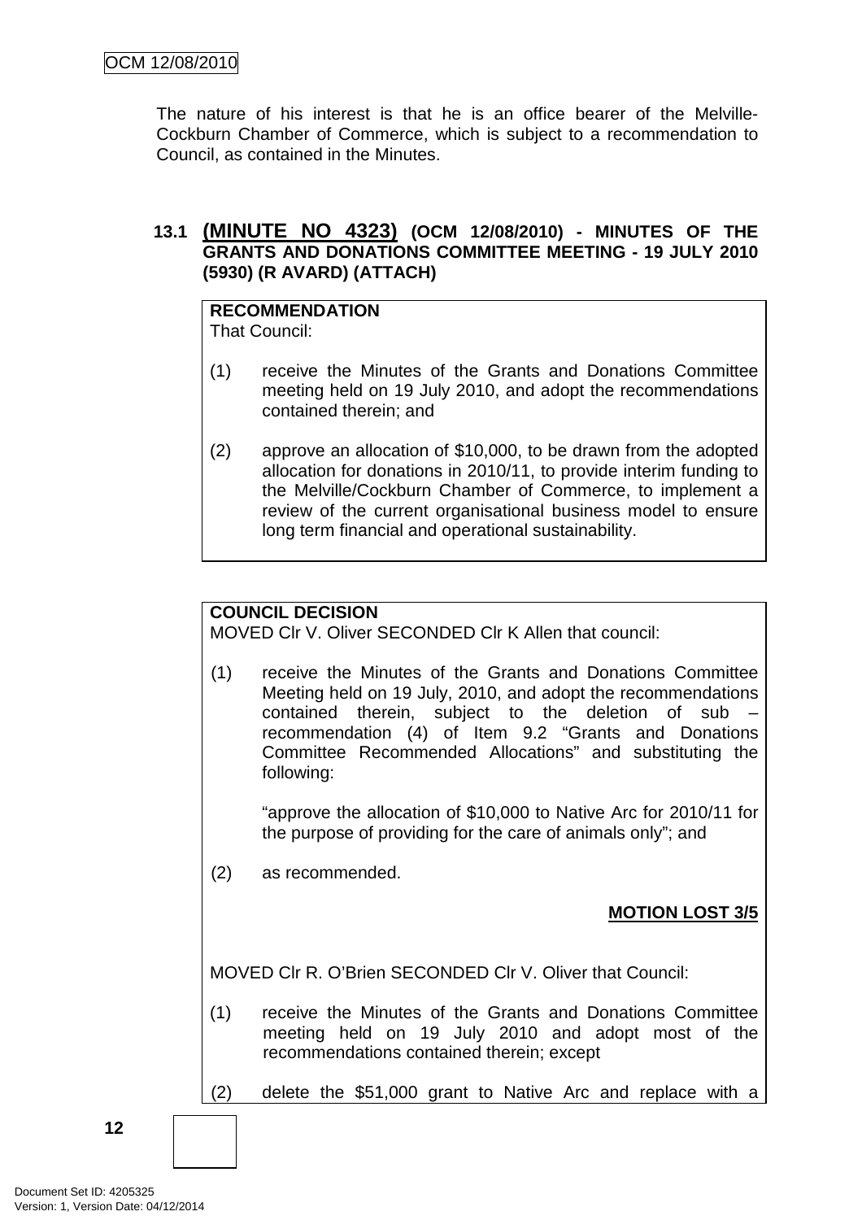The nature of his interest is that he is an office bearer of the Melville-Cockburn Chamber of Commerce, which is subject to a recommendation to Council, as contained in the Minutes.

### 13.1 (MINUTE NO 4323) (OCM 12/08/2010) - MINUTES OF THE GRANTS AND DONATIONS COMMITTEE MEETING - 19 JULY 2010 (5930) (R AVARD) (ATTACH)

**RECOMMENDATION**
That Council:

(1) receive the Minutes of the Grants and Donations Committee meeting held on 19 July 2010, and adopt the recommendations contained therein; and

(2) approve an allocation of $10,000, to be drawn from the adopted allocation for donations in 2010/11, to provide interim funding to the Melville/Cockburn Chamber of Commerce, to implement a review of the current organisational business model to ensure long term financial and operational sustainability.

**COUNCIL DECISION**
MOVED Clr V. Oliver SECONDED Clr K Allen that council:

(1) receive the Minutes of the Grants and Donations Committee Meeting held on 19 July, 2010, and adopt the recommendations contained therein, subject to the deletion of sub – recommendation (4) of Item 9.2 "Grants and Donations Committee Recommended Allocations" and substituting the following:

"approve the allocation of $10,000 to Native Arc for 2010/11 for the purpose of providing for the care of animals only"; and

(2) as recommended.

**MOTION LOST 3/5**

MOVED Clr R. O'Brien SECONDED Clr V. Oliver that Council:

(1) receive the Minutes of the Grants and Donations Committee meeting held on 19 July 2010 and adopt most of the recommendations contained therein; except

(2) delete the $51,000 grant to Native Arc and replace with a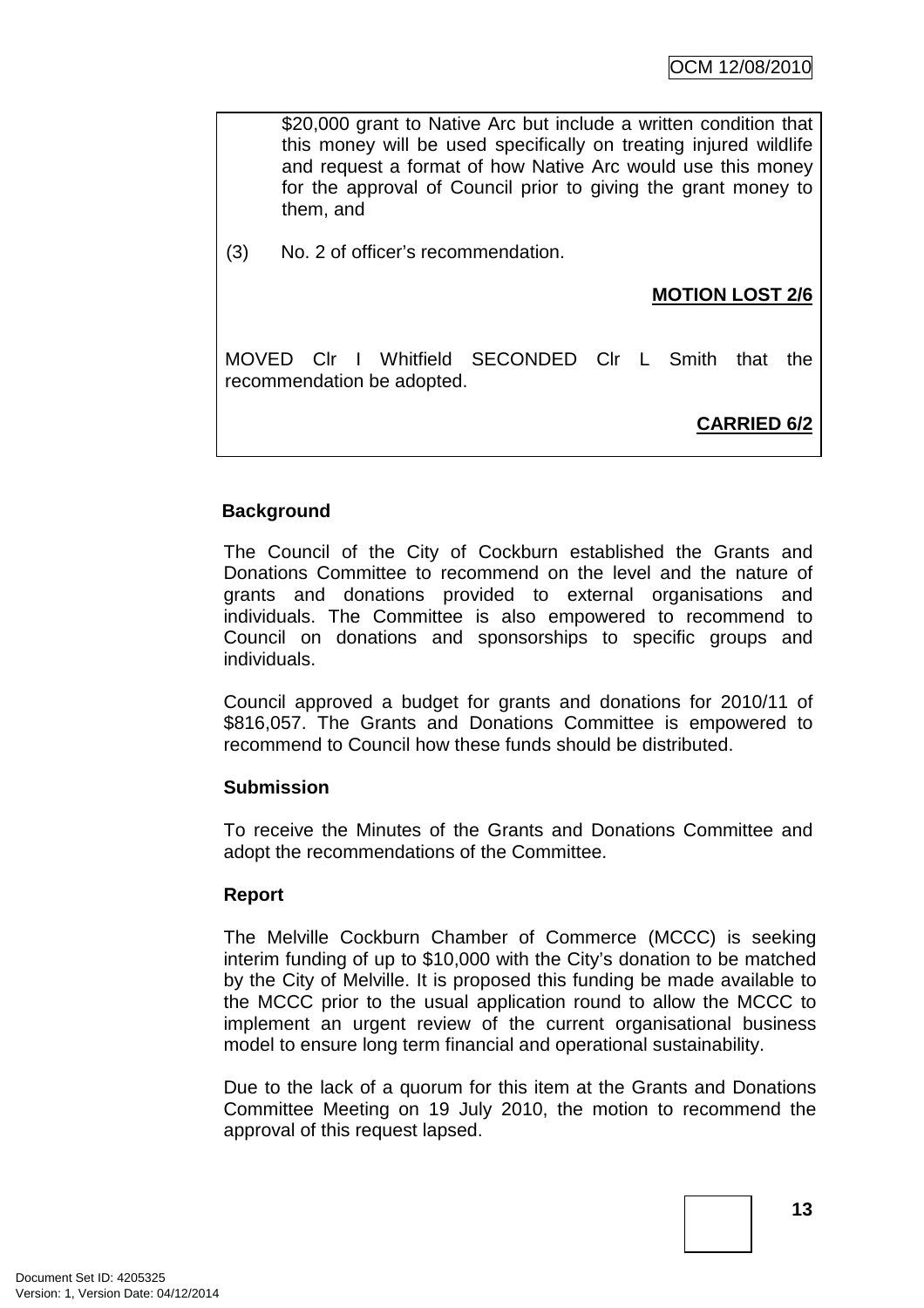$20,000 grant to Native Arc but include a written condition that this money will be used specifically on treating injured wildlife and request a format of how Native Arc would use this money for the approval of Council prior to giving the grant money to them, and

(3) No. 2 of officer's recommendation.

**MOTION LOST 2/6**

MOVED Clr I Whitfield SECONDED Clr L Smith that the recommendation be adopted.

**CARRIED 6/2**

**Background**

The Council of the City of Cockburn established the Grants and Donations Committee to recommend on the level and the nature of grants and donations provided to external organisations and individuals. The Committee is also empowered to recommend to Council on donations and sponsorships to specific groups and individuals.

Council approved a budget for grants and donations for 2010/11 of $816,057. The Grants and Donations Committee is empowered to recommend to Council how these funds should be distributed.

**Submission**

To receive the Minutes of the Grants and Donations Committee and adopt the recommendations of the Committee.

**Report**

The Melville Cockburn Chamber of Commerce (MCCC) is seeking interim funding of up to $10,000 with the City's donation to be matched by the City of Melville. It is proposed this funding be made available to the MCCC prior to the usual application round to allow the MCCC to implement an urgent review of the current organisational business model to ensure long term financial and operational sustainability.

Due to the lack of a quorum for this item at the Grants and Donations Committee Meeting on 19 July 2010, the motion to recommend the approval of this request lapsed.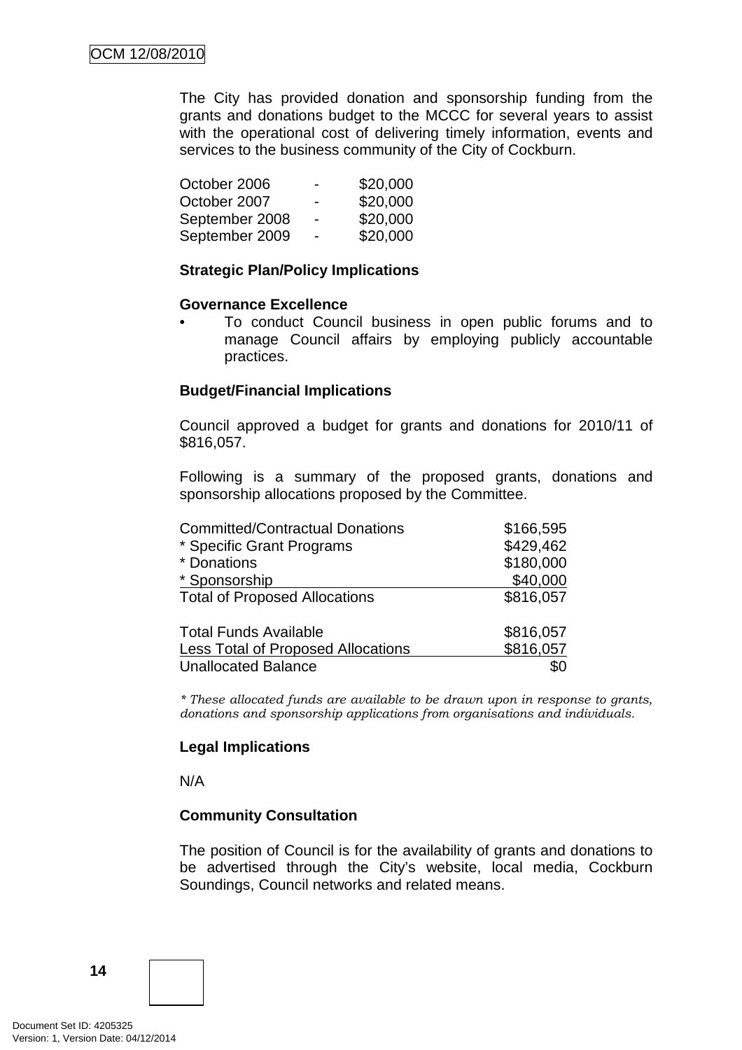The City has provided donation and sponsorship funding from the grants and donations budget to the MCCC for several years to assist with the operational cost of delivering timely information, events and services to the business community of the City of Cockburn.

| | | |
|---|---|---|
| October 2006 | - | $20,000 |
| October 2007 | - | $20,000 |
| September 2008 | - | $20,000 |
| September 2009 | - | $20,000 |

**Strategic Plan/Policy Implications**

**Governance Excellence**

- To conduct Council business in open public forums and to manage Council affairs by employing publicly accountable practices.

**Budget/Financial Implications**

Council approved a budget for grants and donations for 2010/11 of $816,057.

Following is a summary of the proposed grants, donations and sponsorship allocations proposed by the Committee.

| | |
|---|---|
| Committed/Contractual Donations | $166,595 |
| * Specific Grant Programs | $429,462 |
| * Donations | $180,000 |
| * Sponsorship | $40,000 |
| Total of Proposed Allocations | $816,057 |
| | |
| Total Funds Available | $816,057 |
| Less Total of Proposed Allocations | $816,057 |
| Unallocated Balance | $0 |

*\* These allocated funds are available to be drawn upon in response to grants, donations and sponsorship applications from organisations and individuals.*

**Legal Implications**

N/A

**Community Consultation**

The position of Council is for the availability of grants and donations to be advertised through the City's website, local media, Cockburn Soundings, Council networks and related means.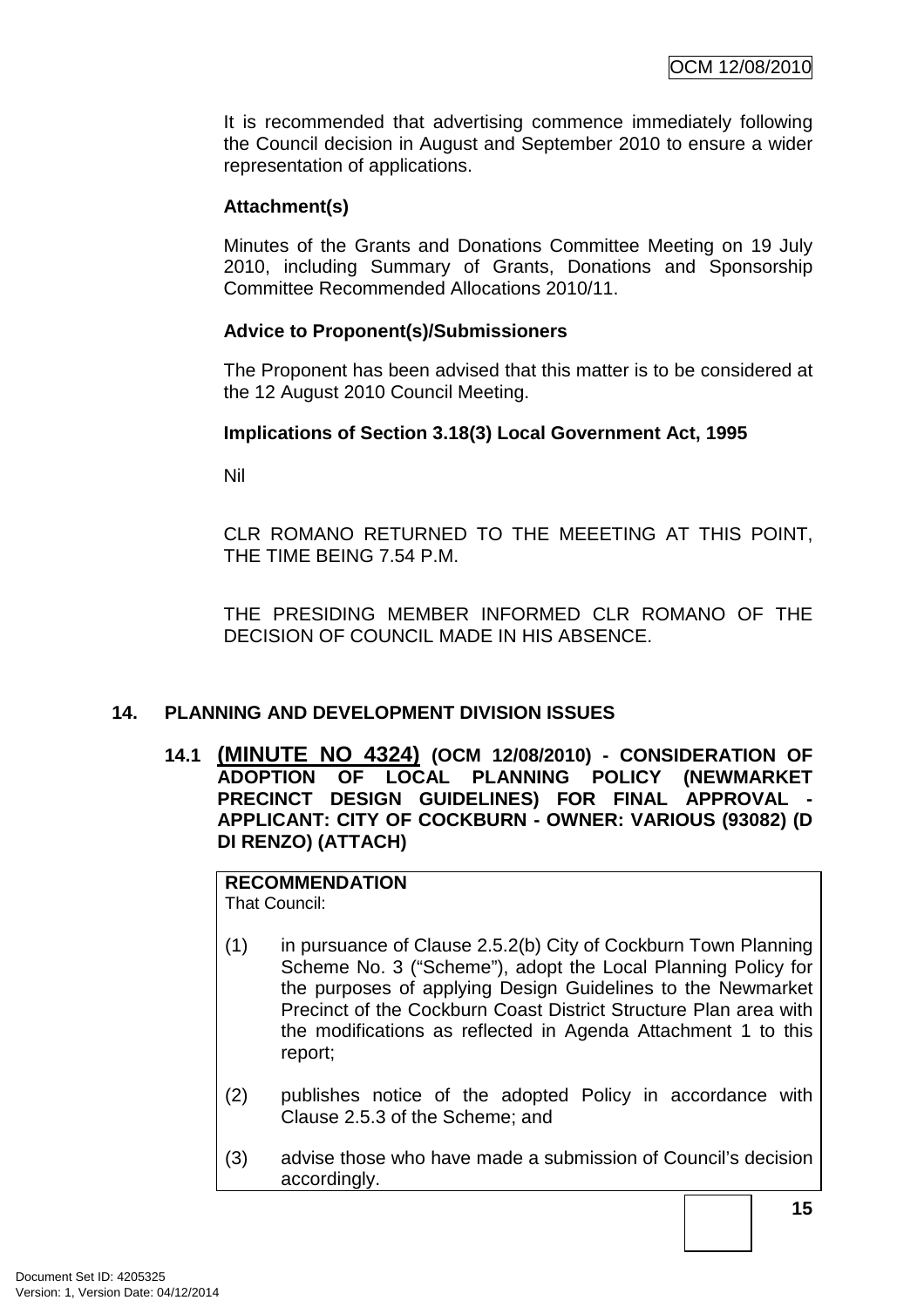It is recommended that advertising commence immediately following the Council decision in August and September 2010 to ensure a wider representation of applications.

**Attachment(s)**

Minutes of the Grants and Donations Committee Meeting on 19 July 2010, including Summary of Grants, Donations and Sponsorship Committee Recommended Allocations 2010/11.

**Advice to Proponent(s)/Submissioners**

The Proponent has been advised that this matter is to be considered at the 12 August 2010 Council Meeting.

**Implications of Section 3.18(3) Local Government Act, 1995**

Nil

CLR ROMANO RETURNED TO THE MEEETING AT THIS POINT, THE TIME BEING 7.54 P.M.

THE PRESIDING MEMBER INFORMED CLR ROMANO OF THE DECISION OF COUNCIL MADE IN HIS ABSENCE.

## 14. PLANNING AND DEVELOPMENT DIVISION ISSUES

### 14.1 (MINUTE NO 4324) (OCM 12/08/2010) - CONSIDERATION OF ADOPTION OF LOCAL PLANNING POLICY (NEWMARKET PRECINCT DESIGN GUIDELINES) FOR FINAL APPROVAL - APPLICANT: CITY OF COCKBURN - OWNER: VARIOUS (93082) (D DI RENZO) (ATTACH)

**RECOMMENDATION**

That Council:

(1) in pursuance of Clause 2.5.2(b) City of Cockburn Town Planning Scheme No. 3 ("Scheme"), adopt the Local Planning Policy for the purposes of applying Design Guidelines to the Newmarket Precinct of the Cockburn Coast District Structure Plan area with the modifications as reflected in Agenda Attachment 1 to this report;

(2) publishes notice of the adopted Policy in accordance with Clause 2.5.3 of the Scheme; and

(3) advise those who have made a submission of Council's decision accordingly.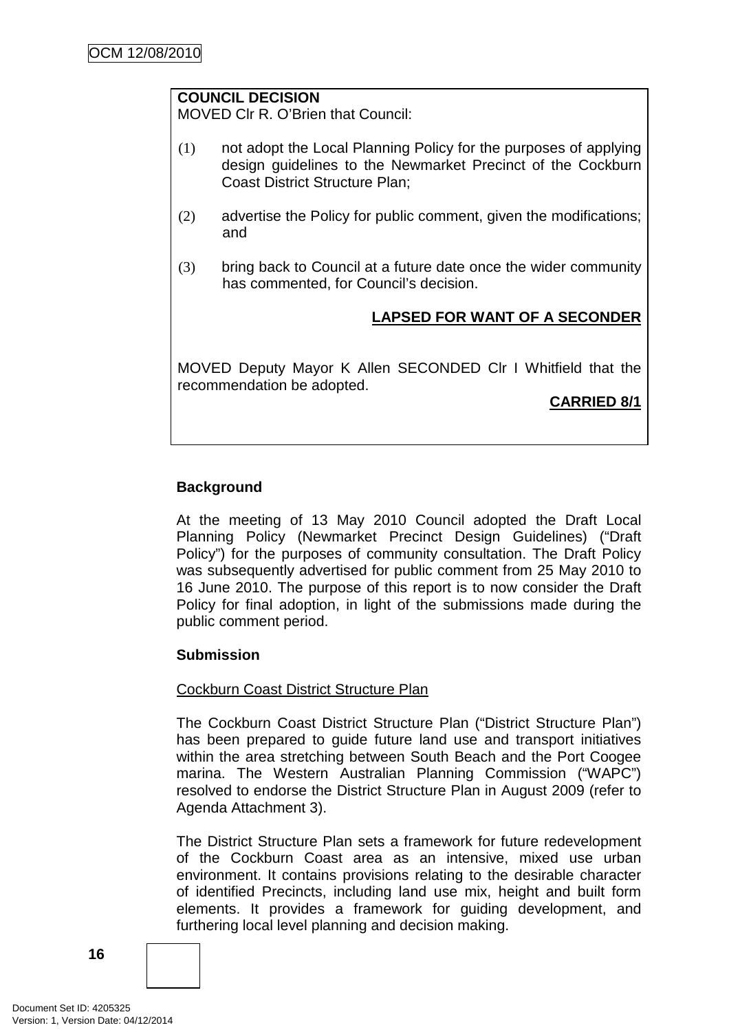**COUNCIL DECISION**
MOVED Clr R. O'Brien that Council:

(1) not adopt the Local Planning Policy for the purposes of applying design guidelines to the Newmarket Precinct of the Cockburn Coast District Structure Plan;

(2) advertise the Policy for public comment, given the modifications; and

(3) bring back to Council at a future date once the wider community has commented, for Council's decision.

**LAPSED FOR WANT OF A SECONDER**

MOVED Deputy Mayor K Allen SECONDED Clr I Whitfield that the recommendation be adopted.

**CARRIED 8/1**

**Background**

At the meeting of 13 May 2010 Council adopted the Draft Local Planning Policy (Newmarket Precinct Design Guidelines) ("Draft Policy") for the purposes of community consultation. The Draft Policy was subsequently advertised for public comment from 25 May 2010 to 16 June 2010. The purpose of this report is to now consider the Draft Policy for final adoption, in light of the submissions made during the public comment period.

**Submission**

Cockburn Coast District Structure Plan

The Cockburn Coast District Structure Plan ("District Structure Plan") has been prepared to guide future land use and transport initiatives within the area stretching between South Beach and the Port Coogee marina. The Western Australian Planning Commission ("WAPC") resolved to endorse the District Structure Plan in August 2009 (refer to Agenda Attachment 3).

The District Structure Plan sets a framework for future redevelopment of the Cockburn Coast area as an intensive, mixed use urban environment. It contains provisions relating to the desirable character of identified Precincts, including land use mix, height and built form elements. It provides a framework for guiding development, and furthering local level planning and decision making.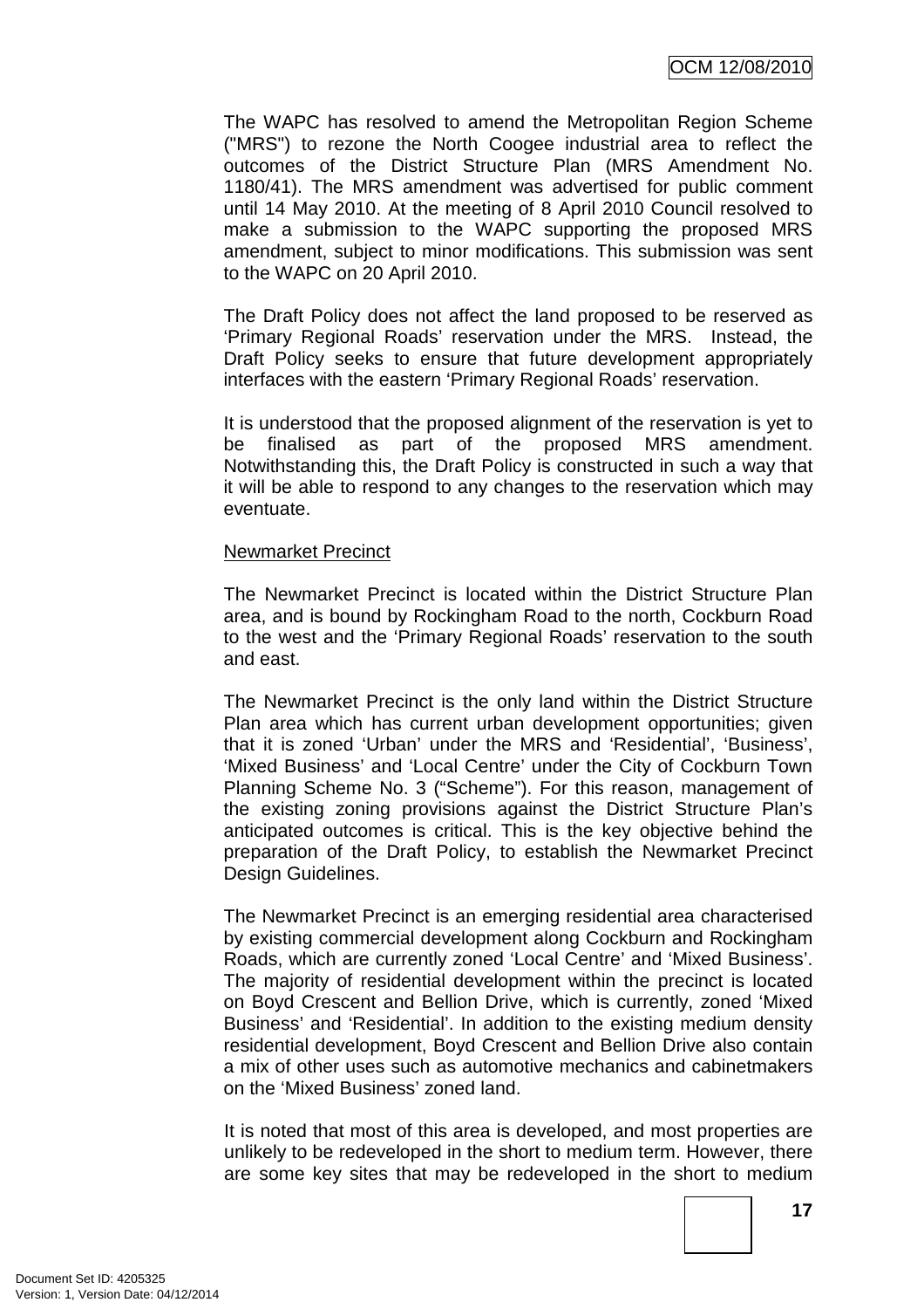The WAPC has resolved to amend the Metropolitan Region Scheme ("MRS") to rezone the North Coogee industrial area to reflect the outcomes of the District Structure Plan (MRS Amendment No. 1180/41). The MRS amendment was advertised for public comment until 14 May 2010. At the meeting of 8 April 2010 Council resolved to make a submission to the WAPC supporting the proposed MRS amendment, subject to minor modifications. This submission was sent to the WAPC on 20 April 2010.

The Draft Policy does not affect the land proposed to be reserved as 'Primary Regional Roads' reservation under the MRS. Instead, the Draft Policy seeks to ensure that future development appropriately interfaces with the eastern 'Primary Regional Roads' reservation.

It is understood that the proposed alignment of the reservation is yet to be finalised as part of the proposed MRS amendment. Notwithstanding this, the Draft Policy is constructed in such a way that it will be able to respond to any changes to the reservation which may eventuate.

<u>Newmarket Precinct</u>

The Newmarket Precinct is located within the District Structure Plan area, and is bound by Rockingham Road to the north, Cockburn Road to the west and the 'Primary Regional Roads' reservation to the south and east.

The Newmarket Precinct is the only land within the District Structure Plan area which has current urban development opportunities; given that it is zoned 'Urban' under the MRS and 'Residential', 'Business', 'Mixed Business' and 'Local Centre' under the City of Cockburn Town Planning Scheme No. 3 ("Scheme"). For this reason, management of the existing zoning provisions against the District Structure Plan's anticipated outcomes is critical. This is the key objective behind the preparation of the Draft Policy, to establish the Newmarket Precinct Design Guidelines.

The Newmarket Precinct is an emerging residential area characterised by existing commercial development along Cockburn and Rockingham Roads, which are currently zoned 'Local Centre' and 'Mixed Business'. The majority of residential development within the precinct is located on Boyd Crescent and Bellion Drive, which is currently, zoned 'Mixed Business' and 'Residential'. In addition to the existing medium density residential development, Boyd Crescent and Bellion Drive also contain a mix of other uses such as automotive mechanics and cabinetmakers on the 'Mixed Business' zoned land.

It is noted that most of this area is developed, and most properties are unlikely to be redeveloped in the short to medium term. However, there are some key sites that may be redeveloped in the short to medium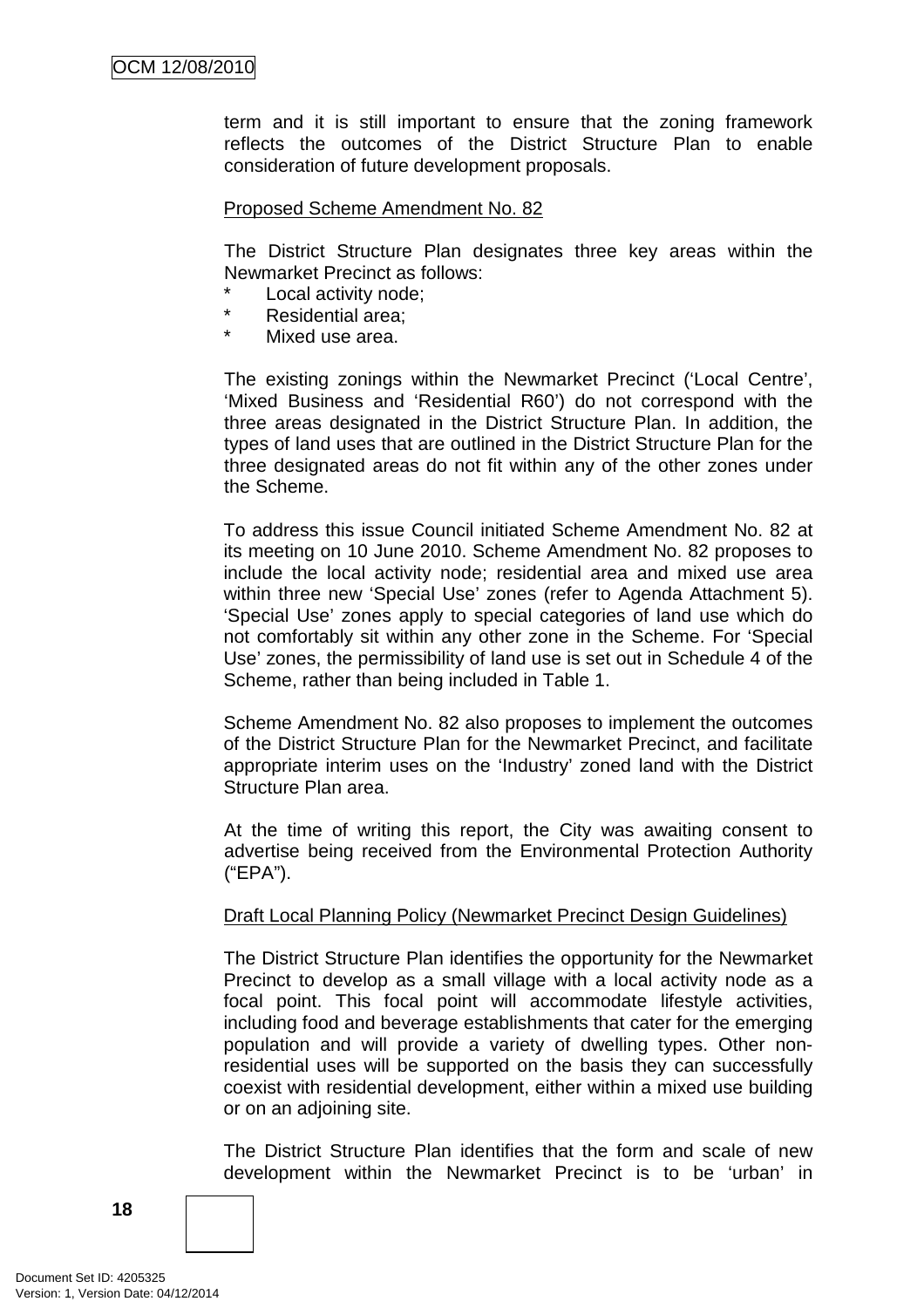term and it is still important to ensure that the zoning framework reflects the outcomes of the District Structure Plan to enable consideration of future development proposals.

Proposed Scheme Amendment No. 82

The District Structure Plan designates three key areas within the Newmarket Precinct as follows:

* Local activity node;
* Residential area;
* Mixed use area.

The existing zonings within the Newmarket Precinct ('Local Centre', 'Mixed Business and 'Residential R60') do not correspond with the three areas designated in the District Structure Plan. In addition, the types of land uses that are outlined in the District Structure Plan for the three designated areas do not fit within any of the other zones under the Scheme.

To address this issue Council initiated Scheme Amendment No. 82 at its meeting on 10 June 2010. Scheme Amendment No. 82 proposes to include the local activity node; residential area and mixed use area within three new 'Special Use' zones (refer to Agenda Attachment 5). 'Special Use' zones apply to special categories of land use which do not comfortably sit within any other zone in the Scheme. For 'Special Use' zones, the permissibility of land use is set out in Schedule 4 of the Scheme, rather than being included in Table 1.

Scheme Amendment No. 82 also proposes to implement the outcomes of the District Structure Plan for the Newmarket Precinct, and facilitate appropriate interim uses on the 'Industry' zoned land with the District Structure Plan area.

At the time of writing this report, the City was awaiting consent to advertise being received from the Environmental Protection Authority ("EPA").

Draft Local Planning Policy (Newmarket Precinct Design Guidelines)

The District Structure Plan identifies the opportunity for the Newmarket Precinct to develop as a small village with a local activity node as a focal point. This focal point will accommodate lifestyle activities, including food and beverage establishments that cater for the emerging population and will provide a variety of dwelling types. Other non-residential uses will be supported on the basis they can successfully coexist with residential development, either within a mixed use building or on an adjoining site.

The District Structure Plan identifies that the form and scale of new development within the Newmarket Precinct is to be 'urban' in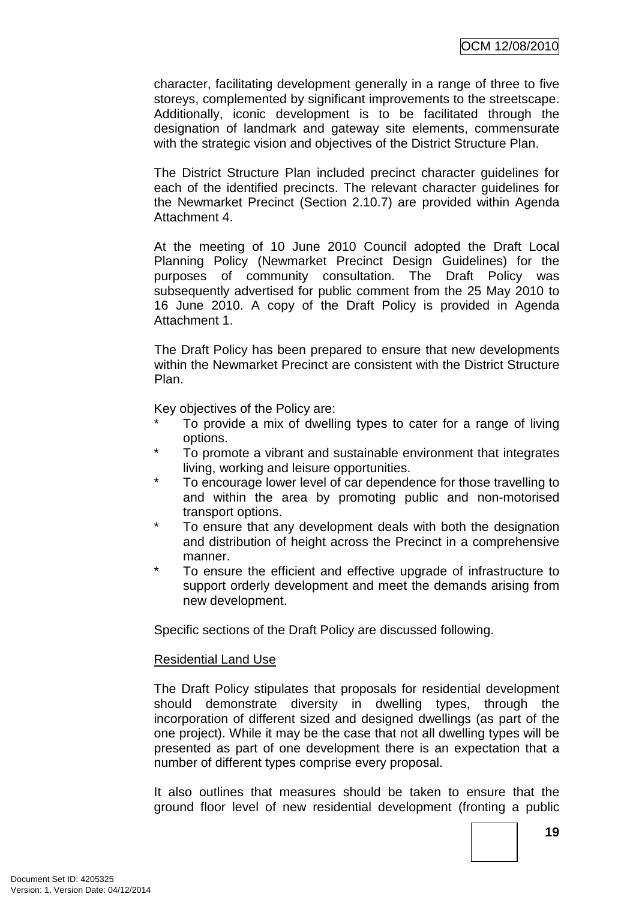character, facilitating development generally in a range of three to five storeys, complemented by significant improvements to the streetscape. Additionally, iconic development is to be facilitated through the designation of landmark and gateway site elements, commensurate with the strategic vision and objectives of the District Structure Plan.

The District Structure Plan included precinct character guidelines for each of the identified precincts. The relevant character guidelines for the Newmarket Precinct (Section 2.10.7) are provided within Agenda Attachment 4.

At the meeting of 10 June 2010 Council adopted the Draft Local Planning Policy (Newmarket Precinct Design Guidelines) for the purposes of community consultation. The Draft Policy was subsequently advertised for public comment from the 25 May 2010 to 16 June 2010. A copy of the Draft Policy is provided in Agenda Attachment 1.

The Draft Policy has been prepared to ensure that new developments within the Newmarket Precinct are consistent with the District Structure Plan.

Key objectives of the Policy are:

- To provide a mix of dwelling types to cater for a range of living options.
- To promote a vibrant and sustainable environment that integrates living, working and leisure opportunities.
- To encourage lower level of car dependence for those travelling to and within the area by promoting public and non-motorised transport options.
- To ensure that any development deals with both the designation and distribution of height across the Precinct in a comprehensive manner.
- To ensure the efficient and effective upgrade of infrastructure to support orderly development and meet the demands arising from new development.

Specific sections of the Draft Policy are discussed following.

<u>Residential Land Use</u>

The Draft Policy stipulates that proposals for residential development should demonstrate diversity in dwelling types, through the incorporation of different sized and designed dwellings (as part of the one project). While it may be the case that not all dwelling types will be presented as part of one development there is an expectation that a number of different types comprise every proposal.

It also outlines that measures should be taken to ensure that the ground floor level of new residential development (fronting a public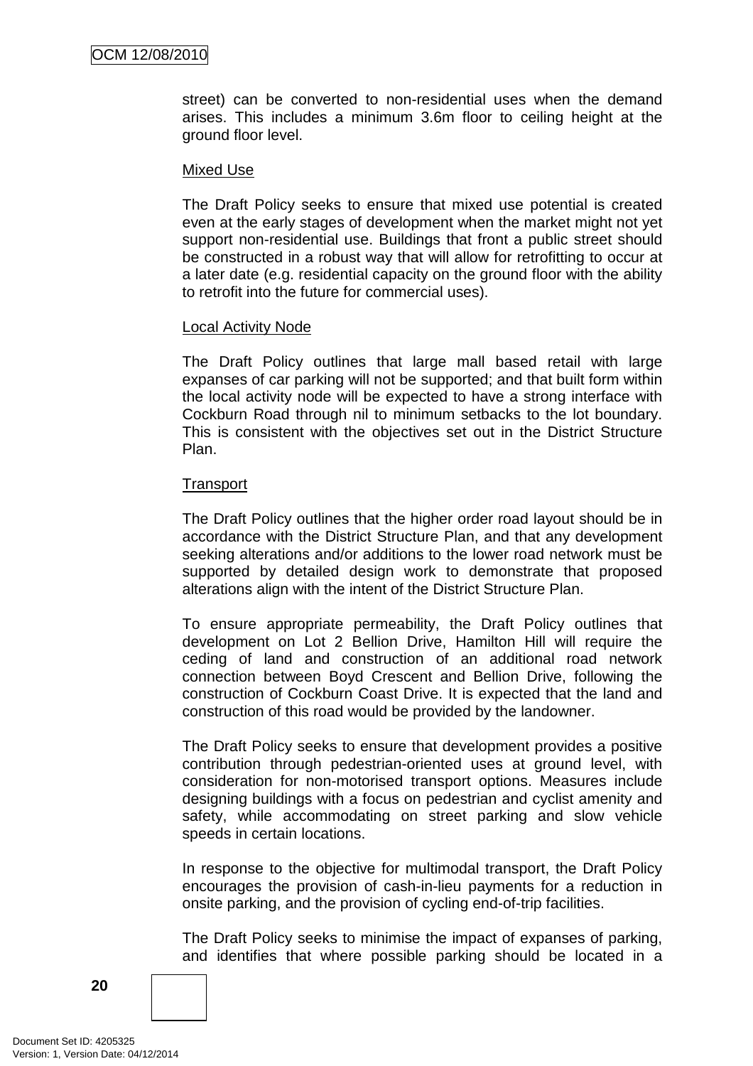street) can be converted to non-residential uses when the demand arises. This includes a minimum 3.6m floor to ceiling height at the ground floor level.

Mixed Use

The Draft Policy seeks to ensure that mixed use potential is created even at the early stages of development when the market might not yet support non-residential use. Buildings that front a public street should be constructed in a robust way that will allow for retrofitting to occur at a later date (e.g. residential capacity on the ground floor with the ability to retrofit into the future for commercial uses).

Local Activity Node

The Draft Policy outlines that large mall based retail with large expanses of car parking will not be supported; and that built form within the local activity node will be expected to have a strong interface with Cockburn Road through nil to minimum setbacks to the lot boundary. This is consistent with the objectives set out in the District Structure Plan.

Transport

The Draft Policy outlines that the higher order road layout should be in accordance with the District Structure Plan, and that any development seeking alterations and/or additions to the lower road network must be supported by detailed design work to demonstrate that proposed alterations align with the intent of the District Structure Plan.

To ensure appropriate permeability, the Draft Policy outlines that development on Lot 2 Bellion Drive, Hamilton Hill will require the ceding of land and construction of an additional road network connection between Boyd Crescent and Bellion Drive, following the construction of Cockburn Coast Drive. It is expected that the land and construction of this road would be provided by the landowner.

The Draft Policy seeks to ensure that development provides a positive contribution through pedestrian-oriented uses at ground level, with consideration for non-motorised transport options. Measures include designing buildings with a focus on pedestrian and cyclist amenity and safety, while accommodating on street parking and slow vehicle speeds in certain locations.

In response to the objective for multimodal transport, the Draft Policy encourages the provision of cash-in-lieu payments for a reduction in onsite parking, and the provision of cycling end-of-trip facilities.

The Draft Policy seeks to minimise the impact of expanses of parking, and identifies that where possible parking should be located in a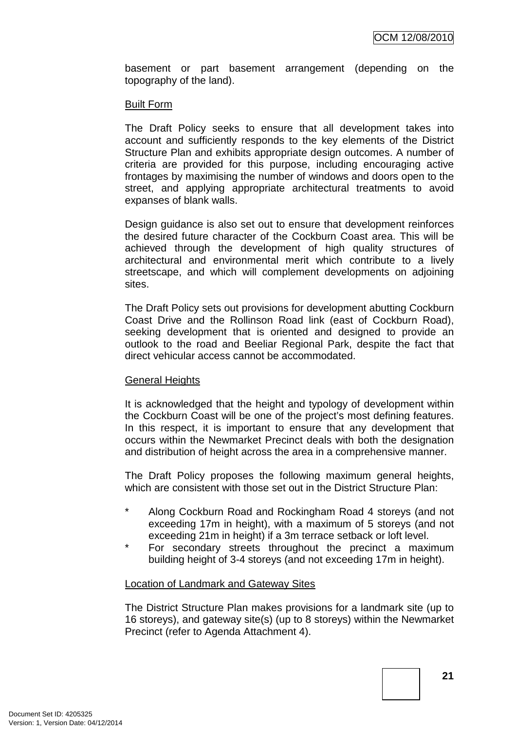basement or part basement arrangement (depending on the topography of the land).

Built Form

The Draft Policy seeks to ensure that all development takes into account and sufficiently responds to the key elements of the District Structure Plan and exhibits appropriate design outcomes. A number of criteria are provided for this purpose, including encouraging active frontages by maximising the number of windows and doors open to the street, and applying appropriate architectural treatments to avoid expanses of blank walls.

Design guidance is also set out to ensure that development reinforces the desired future character of the Cockburn Coast area. This will be achieved through the development of high quality structures of architectural and environmental merit which contribute to a lively streetscape, and which will complement developments on adjoining sites.

The Draft Policy sets out provisions for development abutting Cockburn Coast Drive and the Rollinson Road link (east of Cockburn Road), seeking development that is oriented and designed to provide an outlook to the road and Beeliar Regional Park, despite the fact that direct vehicular access cannot be accommodated.

General Heights

It is acknowledged that the height and typology of development within the Cockburn Coast will be one of the project's most defining features. In this respect, it is important to ensure that any development that occurs within the Newmarket Precinct deals with both the designation and distribution of height across the area in a comprehensive manner.

The Draft Policy proposes the following maximum general heights, which are consistent with those set out in the District Structure Plan:

- Along Cockburn Road and Rockingham Road 4 storeys (and not exceeding 17m in height), with a maximum of 5 storeys (and not exceeding 21m in height) if a 3m terrace setback or loft level.
- For secondary streets throughout the precinct a maximum building height of 3-4 storeys (and not exceeding 17m in height).

Location of Landmark and Gateway Sites

The District Structure Plan makes provisions for a landmark site (up to 16 storeys), and gateway site(s) (up to 8 storeys) within the Newmarket Precinct (refer to Agenda Attachment 4).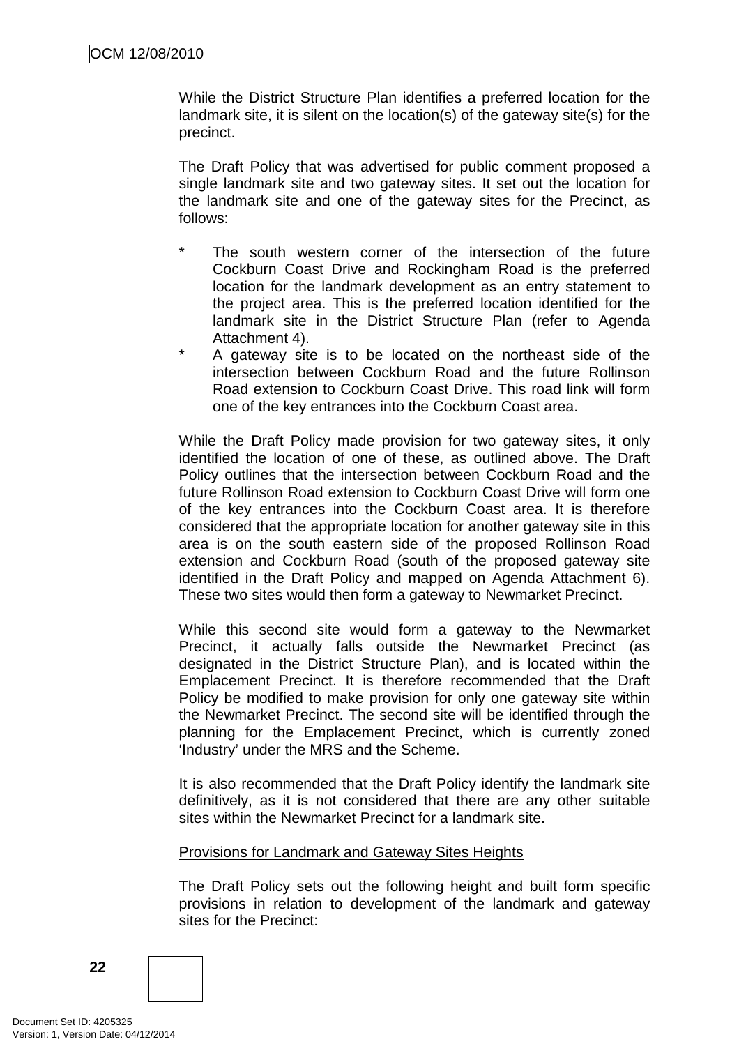While the District Structure Plan identifies a preferred location for the landmark site, it is silent on the location(s) of the gateway site(s) for the precinct.

The Draft Policy that was advertised for public comment proposed a single landmark site and two gateway sites. It set out the location for the landmark site and one of the gateway sites for the Precinct, as follows:

- The south western corner of the intersection of the future Cockburn Coast Drive and Rockingham Road is the preferred location for the landmark development as an entry statement to the project area. This is the preferred location identified for the landmark site in the District Structure Plan (refer to Agenda Attachment 4).
- A gateway site is to be located on the northeast side of the intersection between Cockburn Road and the future Rollinson Road extension to Cockburn Coast Drive. This road link will form one of the key entrances into the Cockburn Coast area.

While the Draft Policy made provision for two gateway sites, it only identified the location of one of these, as outlined above. The Draft Policy outlines that the intersection between Cockburn Road and the future Rollinson Road extension to Cockburn Coast Drive will form one of the key entrances into the Cockburn Coast area. It is therefore considered that the appropriate location for another gateway site in this area is on the south eastern side of the proposed Rollinson Road extension and Cockburn Road (south of the proposed gateway site identified in the Draft Policy and mapped on Agenda Attachment 6). These two sites would then form a gateway to Newmarket Precinct.

While this second site would form a gateway to the Newmarket Precinct, it actually falls outside the Newmarket Precinct (as designated in the District Structure Plan), and is located within the Emplacement Precinct. It is therefore recommended that the Draft Policy be modified to make provision for only one gateway site within the Newmarket Precinct. The second site will be identified through the planning for the Emplacement Precinct, which is currently zoned 'Industry' under the MRS and the Scheme.

It is also recommended that the Draft Policy identify the landmark site definitively, as it is not considered that there are any other suitable sites within the Newmarket Precinct for a landmark site.

Provisions for Landmark and Gateway Sites Heights

The Draft Policy sets out the following height and built form specific provisions in relation to development of the landmark and gateway sites for the Precinct: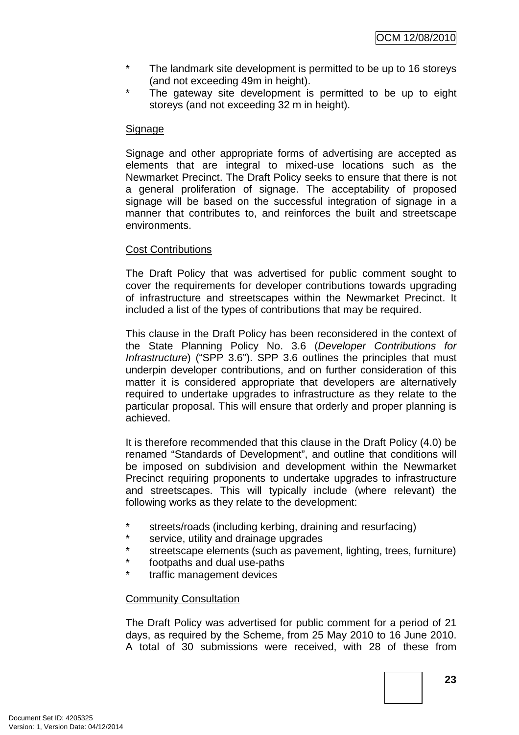* The landmark site development is permitted to be up to 16 storeys (and not exceeding 49m in height).
* The gateway site development is permitted to be up to eight storeys (and not exceeding 32 m in height).

<u>Signage</u>

Signage and other appropriate forms of advertising are accepted as elements that are integral to mixed-use locations such as the Newmarket Precinct. The Draft Policy seeks to ensure that there is not a general proliferation of signage. The acceptability of proposed signage will be based on the successful integration of signage in a manner that contributes to, and reinforces the built and streetscape environments.

<u>Cost Contributions</u>

The Draft Policy that was advertised for public comment sought to cover the requirements for developer contributions towards upgrading of infrastructure and streetscapes within the Newmarket Precinct. It included a list of the types of contributions that may be required.

This clause in the Draft Policy has been reconsidered in the context of the State Planning Policy No. 3.6 (*Developer Contributions for Infrastructure*) ("SPP 3.6"). SPP 3.6 outlines the principles that must underpin developer contributions, and on further consideration of this matter it is considered appropriate that developers are alternatively required to undertake upgrades to infrastructure as they relate to the particular proposal. This will ensure that orderly and proper planning is achieved.

It is therefore recommended that this clause in the Draft Policy (4.0) be renamed "Standards of Development", and outline that conditions will be imposed on subdivision and development within the Newmarket Precinct requiring proponents to undertake upgrades to infrastructure and streetscapes. This will typically include (where relevant) the following works as they relate to the development:

* streets/roads (including kerbing, draining and resurfacing)
* service, utility and drainage upgrades
* streetscape elements (such as pavement, lighting, trees, furniture)
* footpaths and dual use-paths
* traffic management devices

<u>Community Consultation</u>

The Draft Policy was advertised for public comment for a period of 21 days, as required by the Scheme, from 25 May 2010 to 16 June 2010. A total of 30 submissions were received, with 28 of these from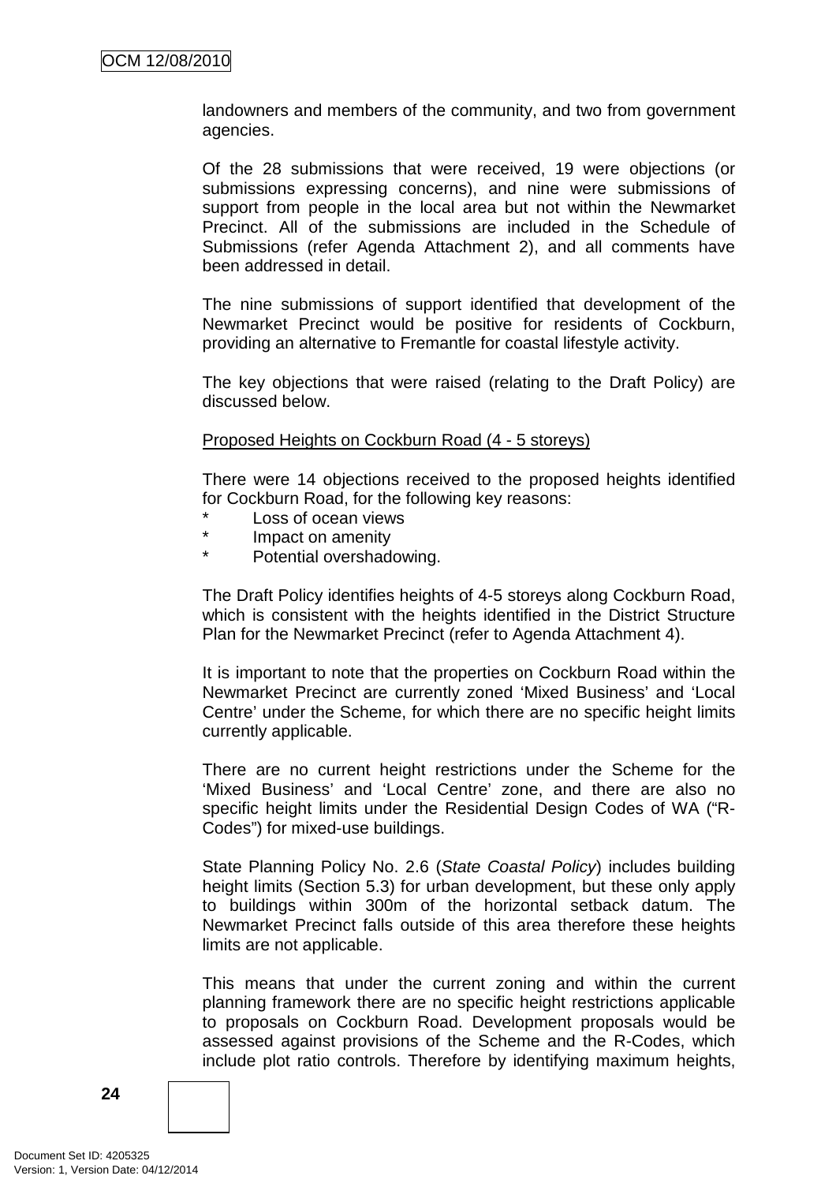landowners and members of the community, and two from government agencies.

Of the 28 submissions that were received, 19 were objections (or submissions expressing concerns), and nine were submissions of support from people in the local area but not within the Newmarket Precinct. All of the submissions are included in the Schedule of Submissions (refer Agenda Attachment 2), and all comments have been addressed in detail.

The nine submissions of support identified that development of the Newmarket Precinct would be positive for residents of Cockburn, providing an alternative to Fremantle for coastal lifestyle activity.

The key objections that were raised (relating to the Draft Policy) are discussed below.

<u>Proposed Heights on Cockburn Road (4 - 5 storeys)</u>

There were 14 objections received to the proposed heights identified for Cockburn Road, for the following key reasons:

* Loss of ocean views
* Impact on amenity
* Potential overshadowing.

The Draft Policy identifies heights of 4-5 storeys along Cockburn Road, which is consistent with the heights identified in the District Structure Plan for the Newmarket Precinct (refer to Agenda Attachment 4).

It is important to note that the properties on Cockburn Road within the Newmarket Precinct are currently zoned 'Mixed Business' and 'Local Centre' under the Scheme, for which there are no specific height limits currently applicable.

There are no current height restrictions under the Scheme for the 'Mixed Business' and 'Local Centre' zone, and there are also no specific height limits under the Residential Design Codes of WA ("R-Codes") for mixed-use buildings.

State Planning Policy No. 2.6 (*State Coastal Policy*) includes building height limits (Section 5.3) for urban development, but these only apply to buildings within 300m of the horizontal setback datum. The Newmarket Precinct falls outside of this area therefore these heights limits are not applicable.

This means that under the current zoning and within the current planning framework there are no specific height restrictions applicable to proposals on Cockburn Road. Development proposals would be assessed against provisions of the Scheme and the R-Codes, which include plot ratio controls. Therefore by identifying maximum heights,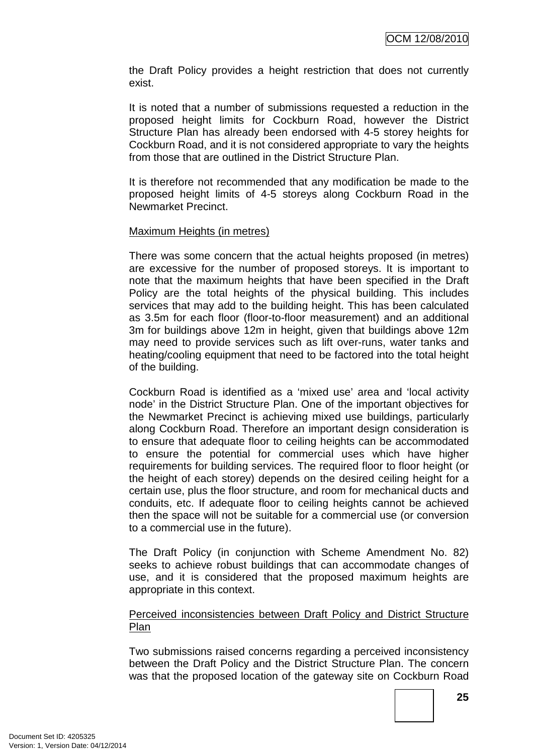the Draft Policy provides a height restriction that does not currently exist.

It is noted that a number of submissions requested a reduction in the proposed height limits for Cockburn Road, however the District Structure Plan has already been endorsed with 4-5 storey heights for Cockburn Road, and it is not considered appropriate to vary the heights from those that are outlined in the District Structure Plan.

It is therefore not recommended that any modification be made to the proposed height limits of 4-5 storeys along Cockburn Road in the Newmarket Precinct.

Maximum Heights (in metres)

There was some concern that the actual heights proposed (in metres) are excessive for the number of proposed storeys. It is important to note that the maximum heights that have been specified in the Draft Policy are the total heights of the physical building. This includes services that may add to the building height. This has been calculated as 3.5m for each floor (floor-to-floor measurement) and an additional 3m for buildings above 12m in height, given that buildings above 12m may need to provide services such as lift over-runs, water tanks and heating/cooling equipment that need to be factored into the total height of the building.

Cockburn Road is identified as a 'mixed use' area and 'local activity node' in the District Structure Plan. One of the important objectives for the Newmarket Precinct is achieving mixed use buildings, particularly along Cockburn Road. Therefore an important design consideration is to ensure that adequate floor to ceiling heights can be accommodated to ensure the potential for commercial uses which have higher requirements for building services. The required floor to floor height (or the height of each storey) depends on the desired ceiling height for a certain use, plus the floor structure, and room for mechanical ducts and conduits, etc. If adequate floor to ceiling heights cannot be achieved then the space will not be suitable for a commercial use (or conversion to a commercial use in the future).

The Draft Policy (in conjunction with Scheme Amendment No. 82) seeks to achieve robust buildings that can accommodate changes of use, and it is considered that the proposed maximum heights are appropriate in this context.

Perceived inconsistencies between Draft Policy and District Structure Plan

Two submissions raised concerns regarding a perceived inconsistency between the Draft Policy and the District Structure Plan. The concern was that the proposed location of the gateway site on Cockburn Road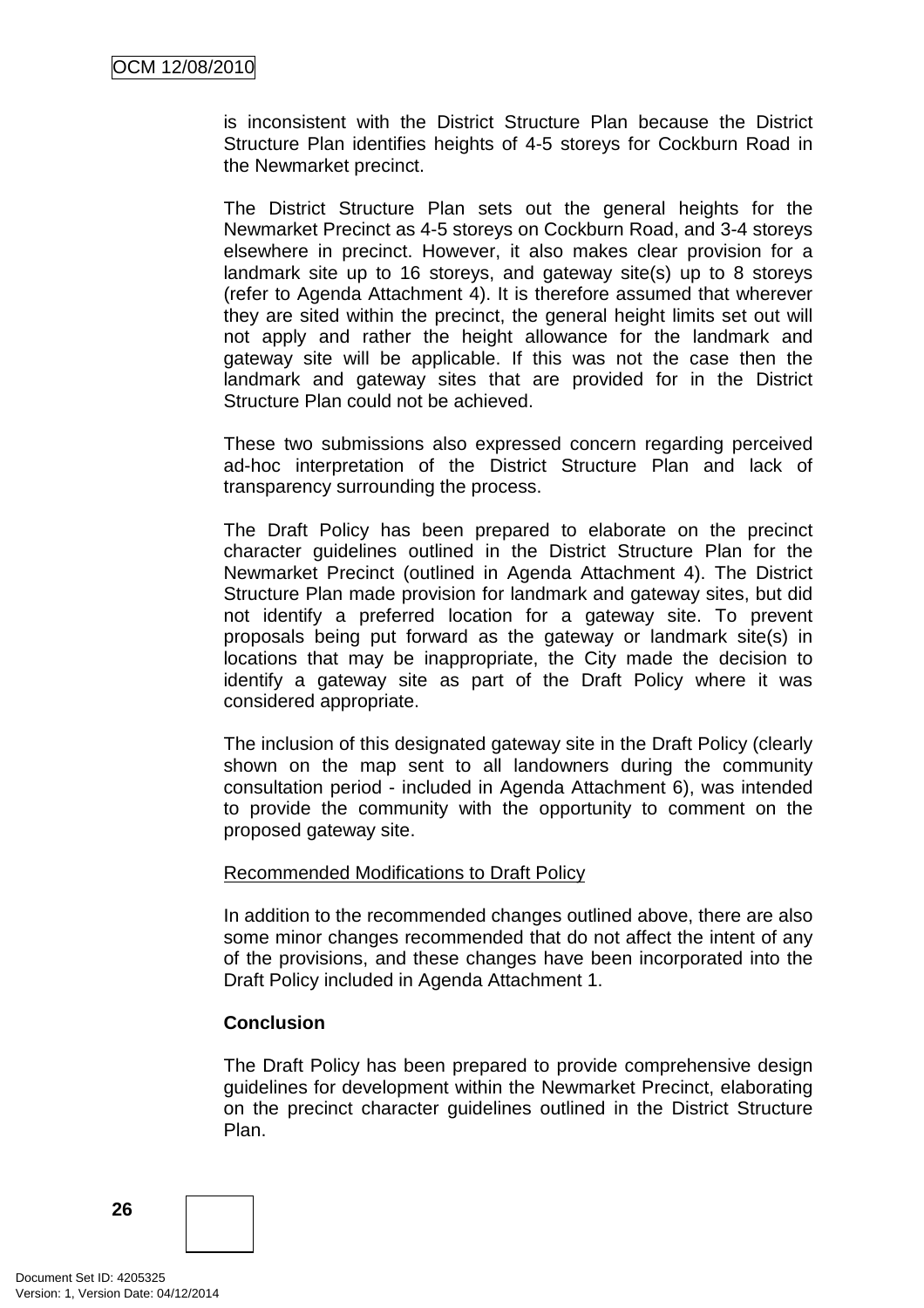is inconsistent with the District Structure Plan because the District Structure Plan identifies heights of 4-5 storeys for Cockburn Road in the Newmarket precinct.

The District Structure Plan sets out the general heights for the Newmarket Precinct as 4-5 storeys on Cockburn Road, and 3-4 storeys elsewhere in precinct. However, it also makes clear provision for a landmark site up to 16 storeys, and gateway site(s) up to 8 storeys (refer to Agenda Attachment 4). It is therefore assumed that wherever they are sited within the precinct, the general height limits set out will not apply and rather the height allowance for the landmark and gateway site will be applicable. If this was not the case then the landmark and gateway sites that are provided for in the District Structure Plan could not be achieved.

These two submissions also expressed concern regarding perceived ad-hoc interpretation of the District Structure Plan and lack of transparency surrounding the process.

The Draft Policy has been prepared to elaborate on the precinct character guidelines outlined in the District Structure Plan for the Newmarket Precinct (outlined in Agenda Attachment 4). The District Structure Plan made provision for landmark and gateway sites, but did not identify a preferred location for a gateway site. To prevent proposals being put forward as the gateway or landmark site(s) in locations that may be inappropriate, the City made the decision to identify a gateway site as part of the Draft Policy where it was considered appropriate.

The inclusion of this designated gateway site in the Draft Policy (clearly shown on the map sent to all landowners during the community consultation period - included in Agenda Attachment 6), was intended to provide the community with the opportunity to comment on the proposed gateway site.

Recommended Modifications to Draft Policy

In addition to the recommended changes outlined above, there are also some minor changes recommended that do not affect the intent of any of the provisions, and these changes have been incorporated into the Draft Policy included in Agenda Attachment 1.

**Conclusion**

The Draft Policy has been prepared to provide comprehensive design guidelines for development within the Newmarket Precinct, elaborating on the precinct character guidelines outlined in the District Structure Plan.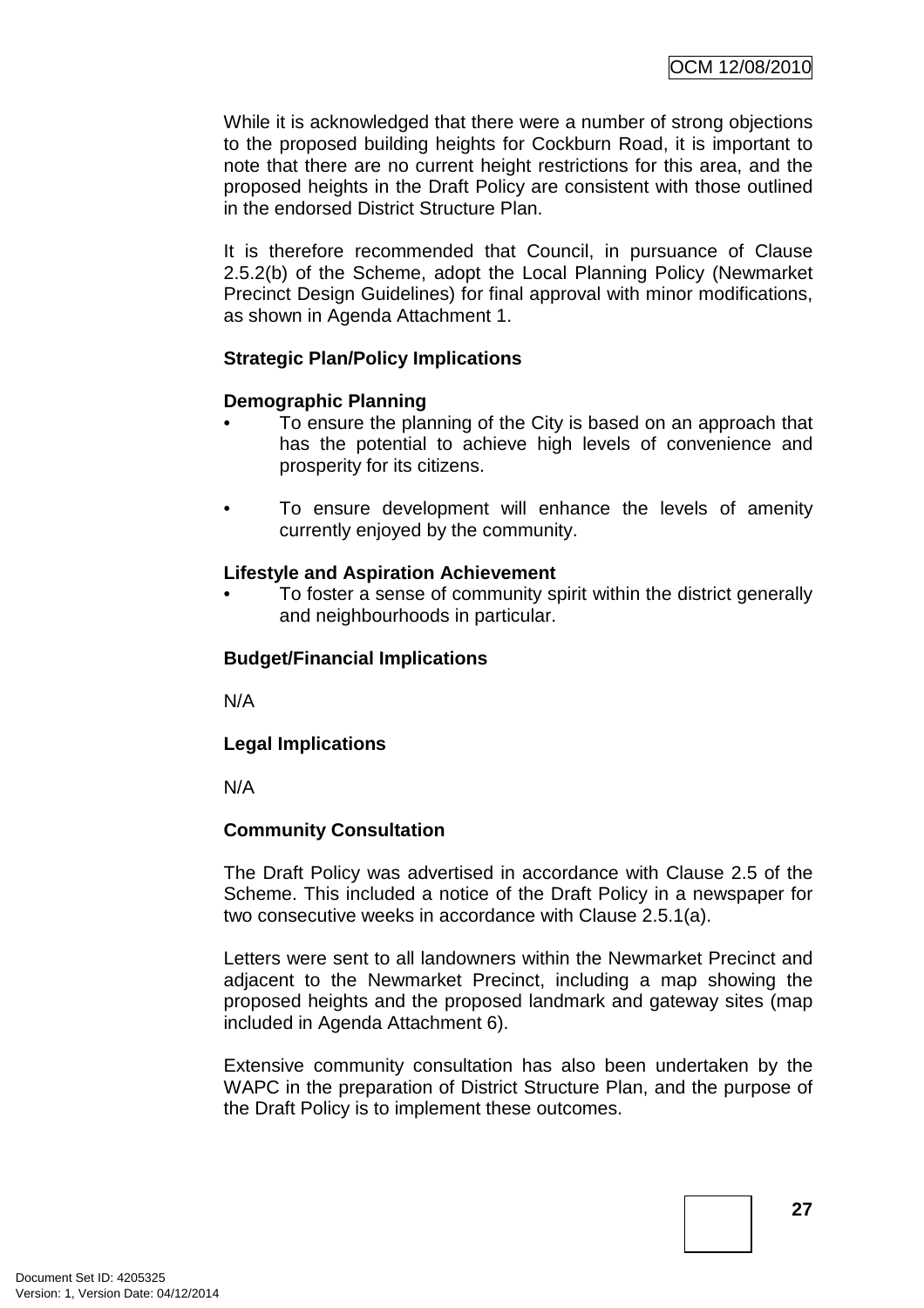While it is acknowledged that there were a number of strong objections to the proposed building heights for Cockburn Road, it is important to note that there are no current height restrictions for this area, and the proposed heights in the Draft Policy are consistent with those outlined in the endorsed District Structure Plan.

It is therefore recommended that Council, in pursuance of Clause 2.5.2(b) of the Scheme, adopt the Local Planning Policy (Newmarket Precinct Design Guidelines) for final approval with minor modifications, as shown in Agenda Attachment 1.

**Strategic Plan/Policy Implications**

**Demographic Planning**

- To ensure the planning of the City is based on an approach that has the potential to achieve high levels of convenience and prosperity for its citizens.
- To ensure development will enhance the levels of amenity currently enjoyed by the community.

**Lifestyle and Aspiration Achievement**

- To foster a sense of community spirit within the district generally and neighbourhoods in particular.

**Budget/Financial Implications**

N/A

**Legal Implications**

N/A

**Community Consultation**

The Draft Policy was advertised in accordance with Clause 2.5 of the Scheme. This included a notice of the Draft Policy in a newspaper for two consecutive weeks in accordance with Clause 2.5.1(a).

Letters were sent to all landowners within the Newmarket Precinct and adjacent to the Newmarket Precinct, including a map showing the proposed heights and the proposed landmark and gateway sites (map included in Agenda Attachment 6).

Extensive community consultation has also been undertaken by the WAPC in the preparation of District Structure Plan, and the purpose of the Draft Policy is to implement these outcomes.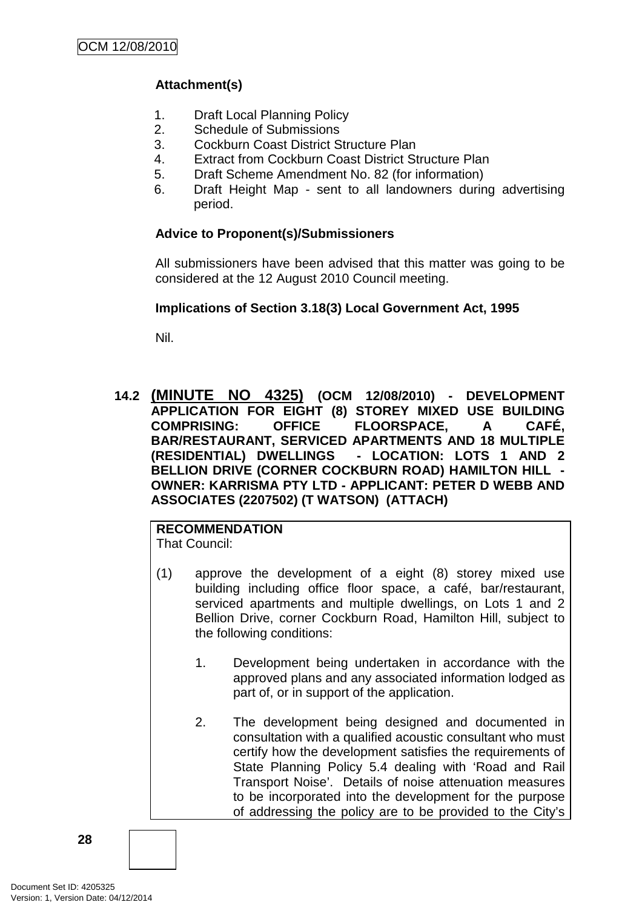**Attachment(s)**

1. Draft Local Planning Policy
2. Schedule of Submissions
3. Cockburn Coast District Structure Plan
4. Extract from Cockburn Coast District Structure Plan
5. Draft Scheme Amendment No. 82 (for information)
6. Draft Height Map - sent to all landowners during advertising period.

**Advice to Proponent(s)/Submissioners**

All submissioners have been advised that this matter was going to be considered at the 12 August 2010 Council meeting.

**Implications of Section 3.18(3) Local Government Act, 1995**

Nil.

**14.2 (MINUTE NO 4325) (OCM 12/08/2010) - DEVELOPMENT APPLICATION FOR EIGHT (8) STOREY MIXED USE BUILDING COMPRISING: OFFICE FLOORSPACE, A CAFÉ, BAR/RESTAURANT, SERVICED APARTMENTS AND 18 MULTIPLE (RESIDENTIAL) DWELLINGS - LOCATION: LOTS 1 AND 2 BELLION DRIVE (CORNER COCKBURN ROAD) HAMILTON HILL - OWNER: KARRISMA PTY LTD - APPLICANT: PETER D WEBB AND ASSOCIATES (2207502) (T WATSON) (ATTACH)**

**RECOMMENDATION**
That Council:

(1) approve the development of a eight (8) storey mixed use building including office floor space, a café, bar/restaurant, serviced apartments and multiple dwellings, on Lots 1 and 2 Bellion Drive, corner Cockburn Road, Hamilton Hill, subject to the following conditions:

1. Development being undertaken in accordance with the approved plans and any associated information lodged as part of, or in support of the application.

2. The development being designed and documented in consultation with a qualified acoustic consultant who must certify how the development satisfies the requirements of State Planning Policy 5.4 dealing with 'Road and Rail Transport Noise'. Details of noise attenuation measures to be incorporated into the development for the purpose of addressing the policy are to be provided to the City's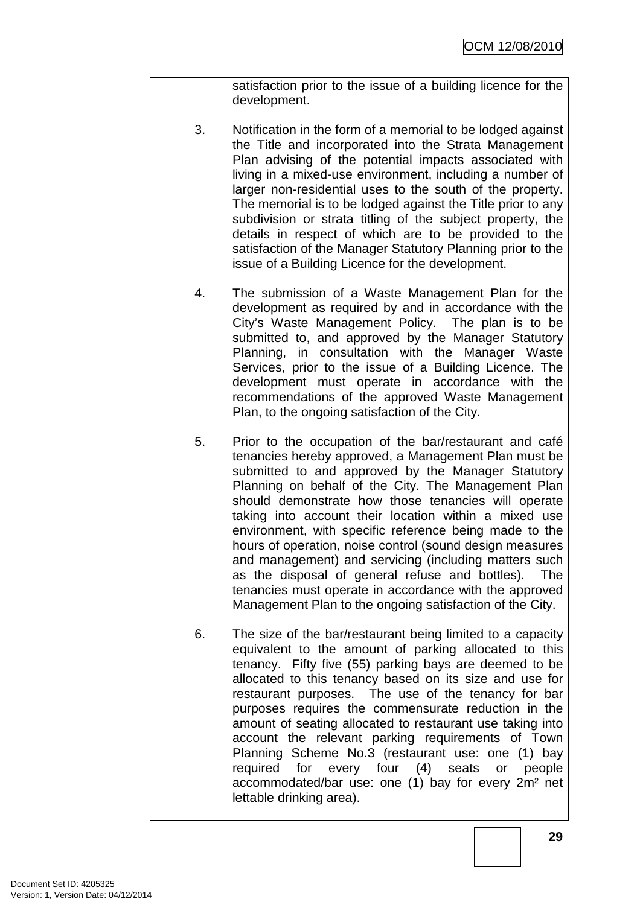satisfaction prior to the issue of a building licence for the development.

3. Notification in the form of a memorial to be lodged against the Title and incorporated into the Strata Management Plan advising of the potential impacts associated with living in a mixed-use environment, including a number of larger non-residential uses to the south of the property. The memorial is to be lodged against the Title prior to any subdivision or strata titling of the subject property, the details in respect of which are to be provided to the satisfaction of the Manager Statutory Planning prior to the issue of a Building Licence for the development.

4. The submission of a Waste Management Plan for the development as required by and in accordance with the City's Waste Management Policy. The plan is to be submitted to, and approved by the Manager Statutory Planning, in consultation with the Manager Waste Services, prior to the issue of a Building Licence. The development must operate in accordance with the recommendations of the approved Waste Management Plan, to the ongoing satisfaction of the City.

5. Prior to the occupation of the bar/restaurant and café tenancies hereby approved, a Management Plan must be submitted to and approved by the Manager Statutory Planning on behalf of the City. The Management Plan should demonstrate how those tenancies will operate taking into account their location within a mixed use environment, with specific reference being made to the hours of operation, noise control (sound design measures and management) and servicing (including matters such as the disposal of general refuse and bottles). The tenancies must operate in accordance with the approved Management Plan to the ongoing satisfaction of the City.

6. The size of the bar/restaurant being limited to a capacity equivalent to the amount of parking allocated to this tenancy. Fifty five (55) parking bays are deemed to be allocated to this tenancy based on its size and use for restaurant purposes. The use of the tenancy for bar purposes requires the commensurate reduction in the amount of seating allocated to restaurant use taking into account the relevant parking requirements of Town Planning Scheme No.3 (restaurant use: one (1) bay required for every four (4) seats or people accommodated/bar use: one (1) bay for every 2m² net lettable drinking area).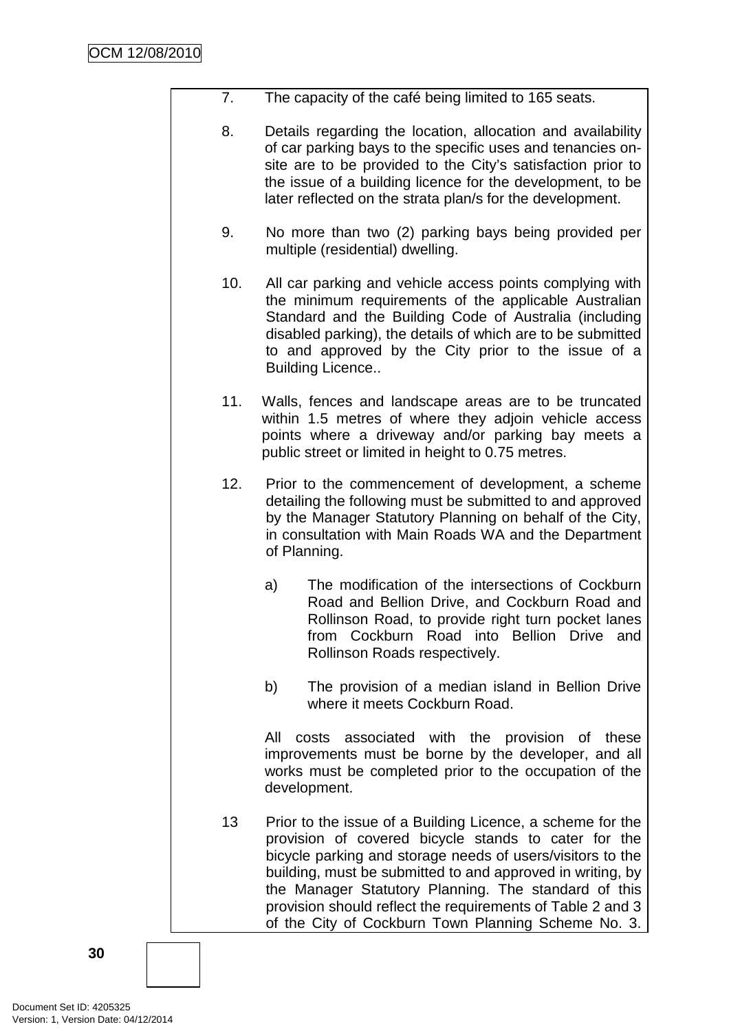7. The capacity of the café being limited to 165 seats.

8. Details regarding the location, allocation and availability of car parking bays to the specific uses and tenancies on-site are to be provided to the City's satisfaction prior to the issue of a building licence for the development, to be later reflected on the strata plan/s for the development.

9. No more than two (2) parking bays being provided per multiple (residential) dwelling.

10. All car parking and vehicle access points complying with the minimum requirements of the applicable Australian Standard and the Building Code of Australia (including disabled parking), the details of which are to be submitted to and approved by the City prior to the issue of a Building Licence..

11. Walls, fences and landscape areas are to be truncated within 1.5 metres of where they adjoin vehicle access points where a driveway and/or parking bay meets a public street or limited in height to 0.75 metres.

12. Prior to the commencement of development, a scheme detailing the following must be submitted to and approved by the Manager Statutory Planning on behalf of the City, in consultation with Main Roads WA and the Department of Planning.

    a) The modification of the intersections of Cockburn Road and Bellion Drive, and Cockburn Road and Rollinson Road, to provide right turn pocket lanes from Cockburn Road into Bellion Drive and Rollinson Roads respectively.

    b) The provision of a median island in Bellion Drive where it meets Cockburn Road.

    All costs associated with the provision of these improvements must be borne by the developer, and all works must be completed prior to the occupation of the development.

13 Prior to the issue of a Building Licence, a scheme for the provision of covered bicycle stands to cater for the bicycle parking and storage needs of users/visitors to the building, must be submitted to and approved in writing, by the Manager Statutory Planning. The standard of this provision should reflect the requirements of Table 2 and 3 of the City of Cockburn Town Planning Scheme No. 3.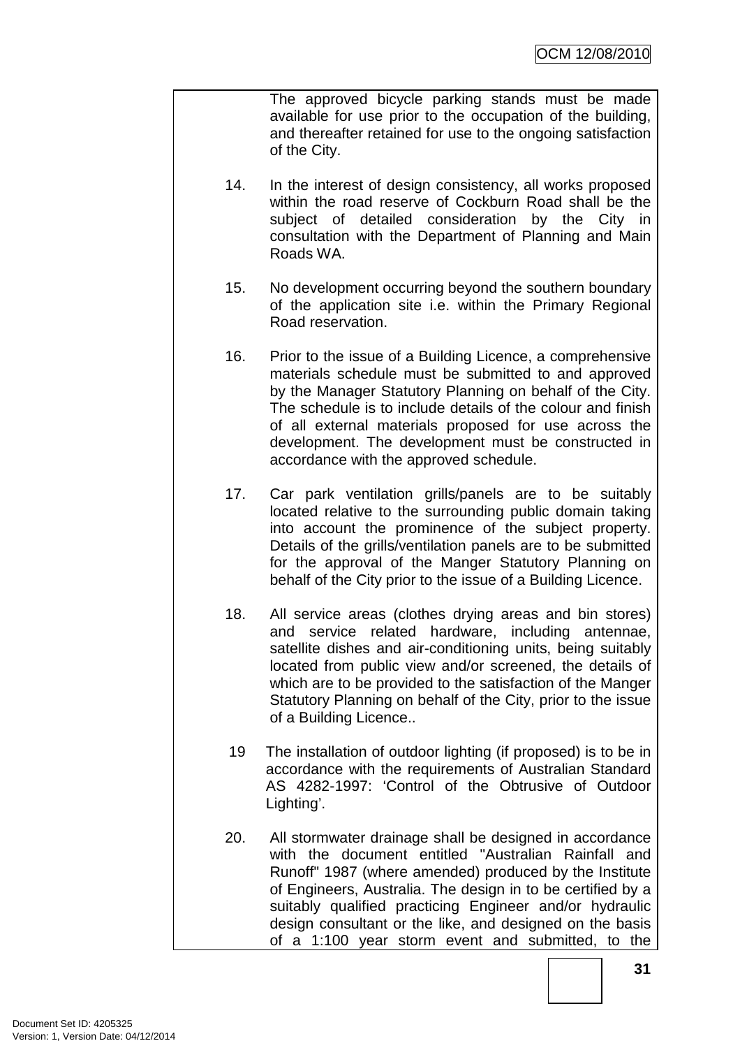The approved bicycle parking stands must be made available for use prior to the occupation of the building, and thereafter retained for use to the ongoing satisfaction of the City.

14. In the interest of design consistency, all works proposed within the road reserve of Cockburn Road shall be the subject of detailed consideration by the City in consultation with the Department of Planning and Main Roads WA.

15. No development occurring beyond the southern boundary of the application site i.e. within the Primary Regional Road reservation.

16. Prior to the issue of a Building Licence, a comprehensive materials schedule must be submitted to and approved by the Manager Statutory Planning on behalf of the City. The schedule is to include details of the colour and finish of all external materials proposed for use across the development. The development must be constructed in accordance with the approved schedule.

17. Car park ventilation grills/panels are to be suitably located relative to the surrounding public domain taking into account the prominence of the subject property. Details of the grills/ventilation panels are to be submitted for the approval of the Manger Statutory Planning on behalf of the City prior to the issue of a Building Licence.

18. All service areas (clothes drying areas and bin stores) and service related hardware, including antennae, satellite dishes and air-conditioning units, being suitably located from public view and/or screened, the details of which are to be provided to the satisfaction of the Manger Statutory Planning on behalf of the City, prior to the issue of a Building Licence..

19 The installation of outdoor lighting (if proposed) is to be in accordance with the requirements of Australian Standard AS 4282-1997: 'Control of the Obtrusive of Outdoor Lighting'.

20. All stormwater drainage shall be designed in accordance with the document entitled "Australian Rainfall and Runoff" 1987 (where amended) produced by the Institute of Engineers, Australia. The design in to be certified by a suitably qualified practicing Engineer and/or hydraulic design consultant or the like, and designed on the basis of a 1:100 year storm event and submitted, to the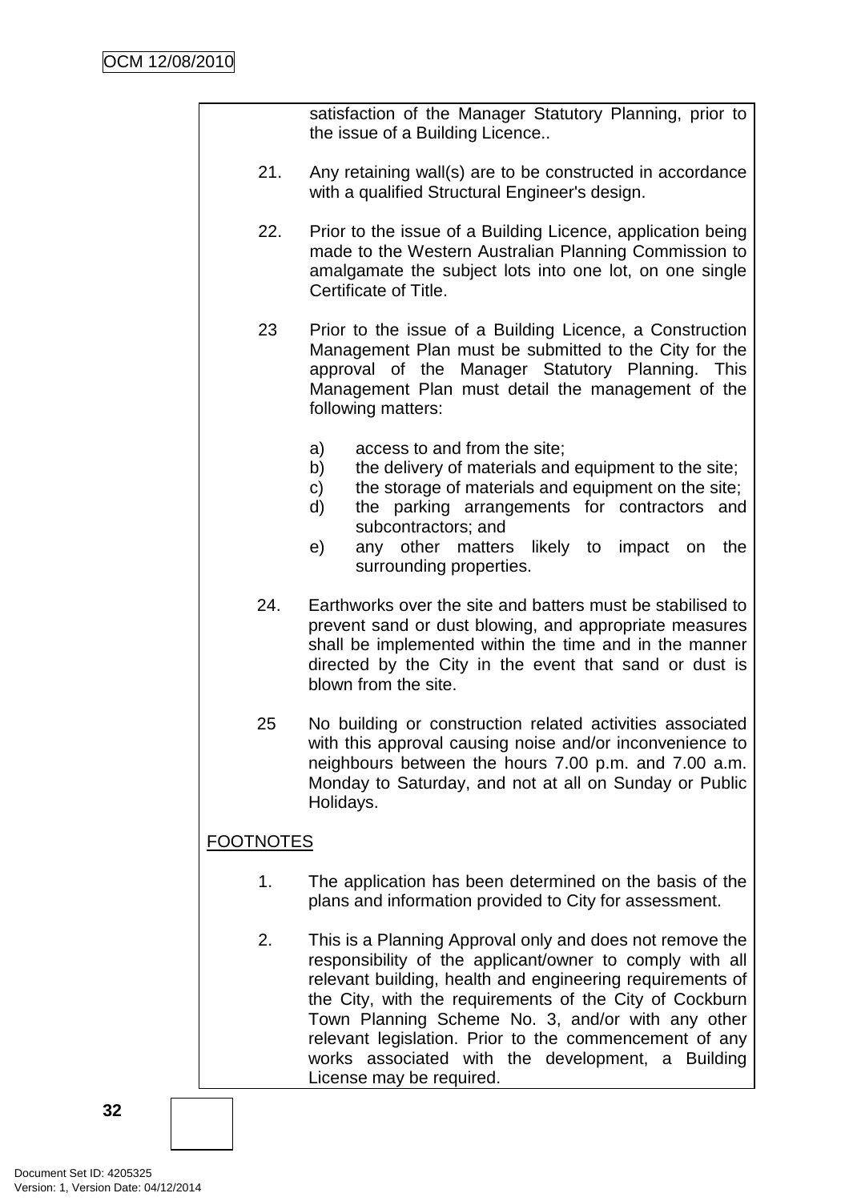satisfaction of the Manager Statutory Planning, prior to the issue of a Building Licence..

21. Any retaining wall(s) are to be constructed in accordance with a qualified Structural Engineer's design.

22. Prior to the issue of a Building Licence, application being made to the Western Australian Planning Commission to amalgamate the subject lots into one lot, on one single Certificate of Title.

23 Prior to the issue of a Building Licence, a Construction Management Plan must be submitted to the City for the approval of the Manager Statutory Planning. This Management Plan must detail the management of the following matters:

   a) access to and from the site;
   b) the delivery of materials and equipment to the site;
   c) the storage of materials and equipment on the site;
   d) the parking arrangements for contractors and subcontractors; and
   e) any other matters likely to impact on the surrounding properties.

24. Earthworks over the site and batters must be stabilised to prevent sand or dust blowing, and appropriate measures shall be implemented within the time and in the manner directed by the City in the event that sand or dust is blown from the site.

25 No building or construction related activities associated with this approval causing noise and/or inconvenience to neighbours between the hours 7.00 p.m. and 7.00 a.m. Monday to Saturday, and not at all on Sunday or Public Holidays.

<u>FOOTNOTES</u>

1. The application has been determined on the basis of the plans and information provided to City for assessment.

2. This is a Planning Approval only and does not remove the responsibility of the applicant/owner to comply with all relevant building, health and engineering requirements of the City, with the requirements of the City of Cockburn Town Planning Scheme No. 3, and/or with any other relevant legislation. Prior to the commencement of any works associated with the development, a Building License may be required.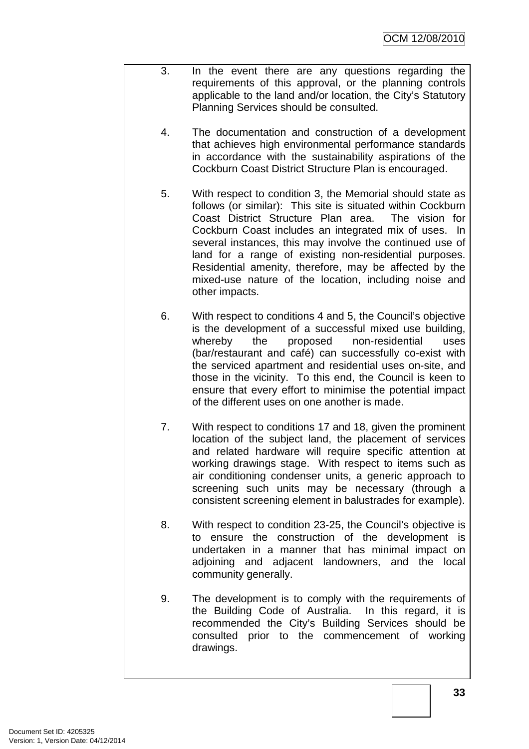3. In the event there are any questions regarding the requirements of this approval, or the planning controls applicable to the land and/or location, the City's Statutory Planning Services should be consulted.

4. The documentation and construction of a development that achieves high environmental performance standards in accordance with the sustainability aspirations of the Cockburn Coast District Structure Plan is encouraged.

5. With respect to condition 3, the Memorial should state as follows (or similar): This site is situated within Cockburn Coast District Structure Plan area. The vision for Cockburn Coast includes an integrated mix of uses. In several instances, this may involve the continued use of land for a range of existing non-residential purposes. Residential amenity, therefore, may be affected by the mixed-use nature of the location, including noise and other impacts.

6. With respect to conditions 4 and 5, the Council's objective is the development of a successful mixed use building, whereby the proposed non-residential uses (bar/restaurant and café) can successfully co-exist with the serviced apartment and residential uses on-site, and those in the vicinity. To this end, the Council is keen to ensure that every effort to minimise the potential impact of the different uses on one another is made.

7. With respect to conditions 17 and 18, given the prominent location of the subject land, the placement of services and related hardware will require specific attention at working drawings stage. With respect to items such as air conditioning condenser units, a generic approach to screening such units may be necessary (through a consistent screening element in balustrades for example).

8. With respect to condition 23-25, the Council's objective is to ensure the construction of the development is undertaken in a manner that has minimal impact on adjoining and adjacent landowners, and the local community generally.

9. The development is to comply with the requirements of the Building Code of Australia. In this regard, it is recommended the City's Building Services should be consulted prior to the commencement of working drawings.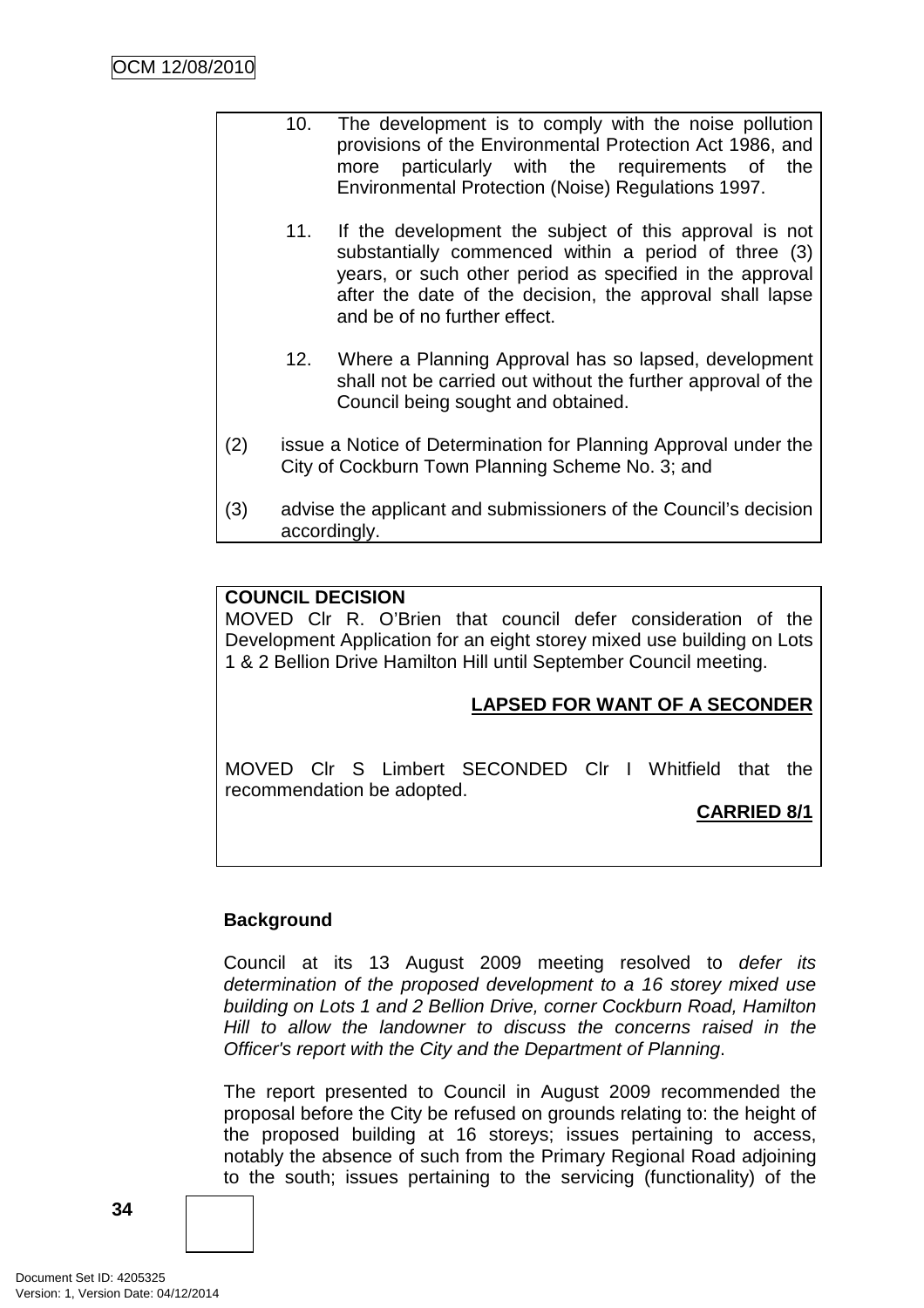10. The development is to comply with the noise pollution provisions of the Environmental Protection Act 1986, and more particularly with the requirements of the Environmental Protection (Noise) Regulations 1997.

11. If the development the subject of this approval is not substantially commenced within a period of three (3) years, or such other period as specified in the approval after the date of the decision, the approval shall lapse and be of no further effect.

12. Where a Planning Approval has so lapsed, development shall not be carried out without the further approval of the Council being sought and obtained.

(2) issue a Notice of Determination for Planning Approval under the City of Cockburn Town Planning Scheme No. 3; and

(3) advise the applicant and submissioners of the Council's decision accordingly.

**COUNCIL DECISION**

MOVED Clr R. O'Brien that council defer consideration of the Development Application for an eight storey mixed use building on Lots 1 & 2 Bellion Drive Hamilton Hill until September Council meeting.

**LAPSED FOR WANT OF A SECONDER**

MOVED Clr S Limbert SECONDED Clr I Whitfield that the recommendation be adopted.

**CARRIED 8/1**

**Background**

Council at its 13 August 2009 meeting resolved to *defer its determination of the proposed development to a 16 storey mixed use building on Lots 1 and 2 Bellion Drive, corner Cockburn Road, Hamilton Hill to allow the landowner to discuss the concerns raised in the Officer's report with the City and the Department of Planning*.

The report presented to Council in August 2009 recommended the proposal before the City be refused on grounds relating to: the height of the proposed building at 16 storeys; issues pertaining to access, notably the absence of such from the Primary Regional Road adjoining to the south; issues pertaining to the servicing (functionality) of the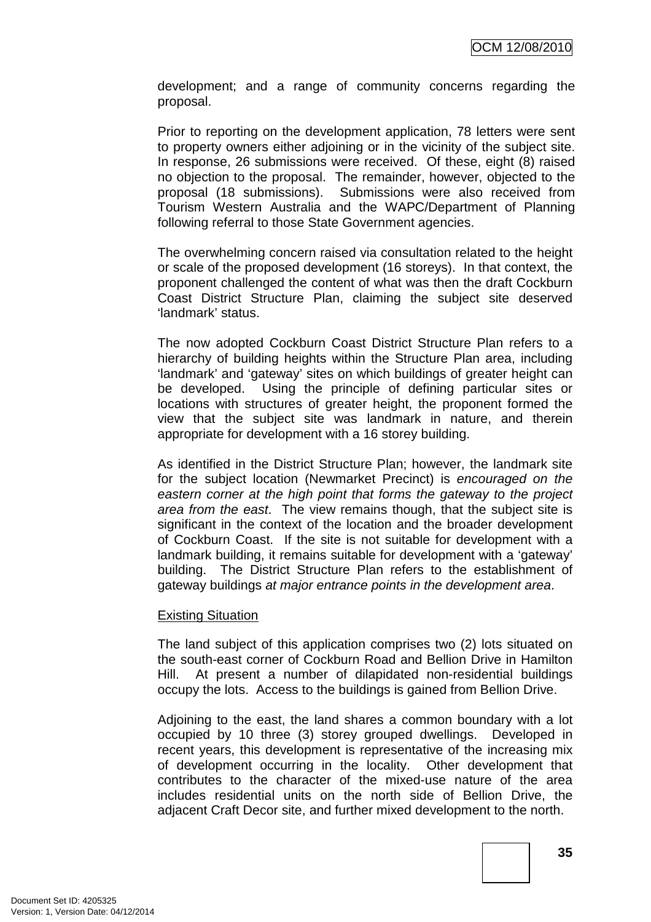development; and a range of community concerns regarding the proposal.

Prior to reporting on the development application, 78 letters were sent to property owners either adjoining or in the vicinity of the subject site. In response, 26 submissions were received. Of these, eight (8) raised no objection to the proposal. The remainder, however, objected to the proposal (18 submissions). Submissions were also received from Tourism Western Australia and the WAPC/Department of Planning following referral to those State Government agencies.

The overwhelming concern raised via consultation related to the height or scale of the proposed development (16 storeys). In that context, the proponent challenged the content of what was then the draft Cockburn Coast District Structure Plan, claiming the subject site deserved 'landmark' status.

The now adopted Cockburn Coast District Structure Plan refers to a hierarchy of building heights within the Structure Plan area, including 'landmark' and 'gateway' sites on which buildings of greater height can be developed. Using the principle of defining particular sites or locations with structures of greater height, the proponent formed the view that the subject site was landmark in nature, and therein appropriate for development with a 16 storey building.

As identified in the District Structure Plan; however, the landmark site for the subject location (Newmarket Precinct) is *encouraged on the eastern corner at the high point that forms the gateway to the project area from the east*. The view remains though, that the subject site is significant in the context of the location and the broader development of Cockburn Coast. If the site is not suitable for development with a landmark building, it remains suitable for development with a 'gateway' building. The District Structure Plan refers to the establishment of gateway buildings *at major entrance points in the development area*.

<u>Existing Situation</u>

The land subject of this application comprises two (2) lots situated on the south-east corner of Cockburn Road and Bellion Drive in Hamilton Hill. At present a number of dilapidated non-residential buildings occupy the lots. Access to the buildings is gained from Bellion Drive.

Adjoining to the east, the land shares a common boundary with a lot occupied by 10 three (3) storey grouped dwellings. Developed in recent years, this development is representative of the increasing mix of development occurring in the locality. Other development that contributes to the character of the mixed-use nature of the area includes residential units on the north side of Bellion Drive, the adjacent Craft Decor site, and further mixed development to the north.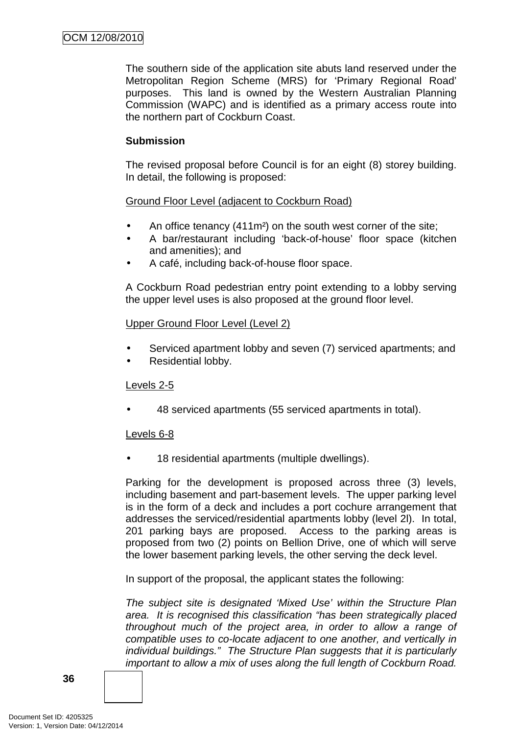The southern side of the application site abuts land reserved under the Metropolitan Region Scheme (MRS) for 'Primary Regional Road' purposes. This land is owned by the Western Australian Planning Commission (WAPC) and is identified as a primary access route into the northern part of Cockburn Coast.

**Submission**

The revised proposal before Council is for an eight (8) storey building. In detail, the following is proposed:

Ground Floor Level (adjacent to Cockburn Road)

- An office tenancy (411m²) on the south west corner of the site;
- A bar/restaurant including 'back-of-house' floor space (kitchen and amenities); and
- A café, including back-of-house floor space.

A Cockburn Road pedestrian entry point extending to a lobby serving the upper level uses is also proposed at the ground floor level.

Upper Ground Floor Level (Level 2)

- Serviced apartment lobby and seven (7) serviced apartments; and
- Residential lobby.

Levels 2-5

- 48 serviced apartments (55 serviced apartments in total).

Levels 6-8

- 18 residential apartments (multiple dwellings).

Parking for the development is proposed across three (3) levels, including basement and part-basement levels. The upper parking level is in the form of a deck and includes a port cochure arrangement that addresses the serviced/residential apartments lobby (level 2l). In total, 201 parking bays are proposed. Access to the parking areas is proposed from two (2) points on Bellion Drive, one of which will serve the lower basement parking levels, the other serving the deck level.

In support of the proposal, the applicant states the following:

*The subject site is designated 'Mixed Use' within the Structure Plan area. It is recognised this classification "has been strategically placed throughout much of the project area, in order to allow a range of compatible uses to co-locate adjacent to one another, and vertically in individual buildings." The Structure Plan suggests that it is particularly important to allow a mix of uses along the full length of Cockburn Road.*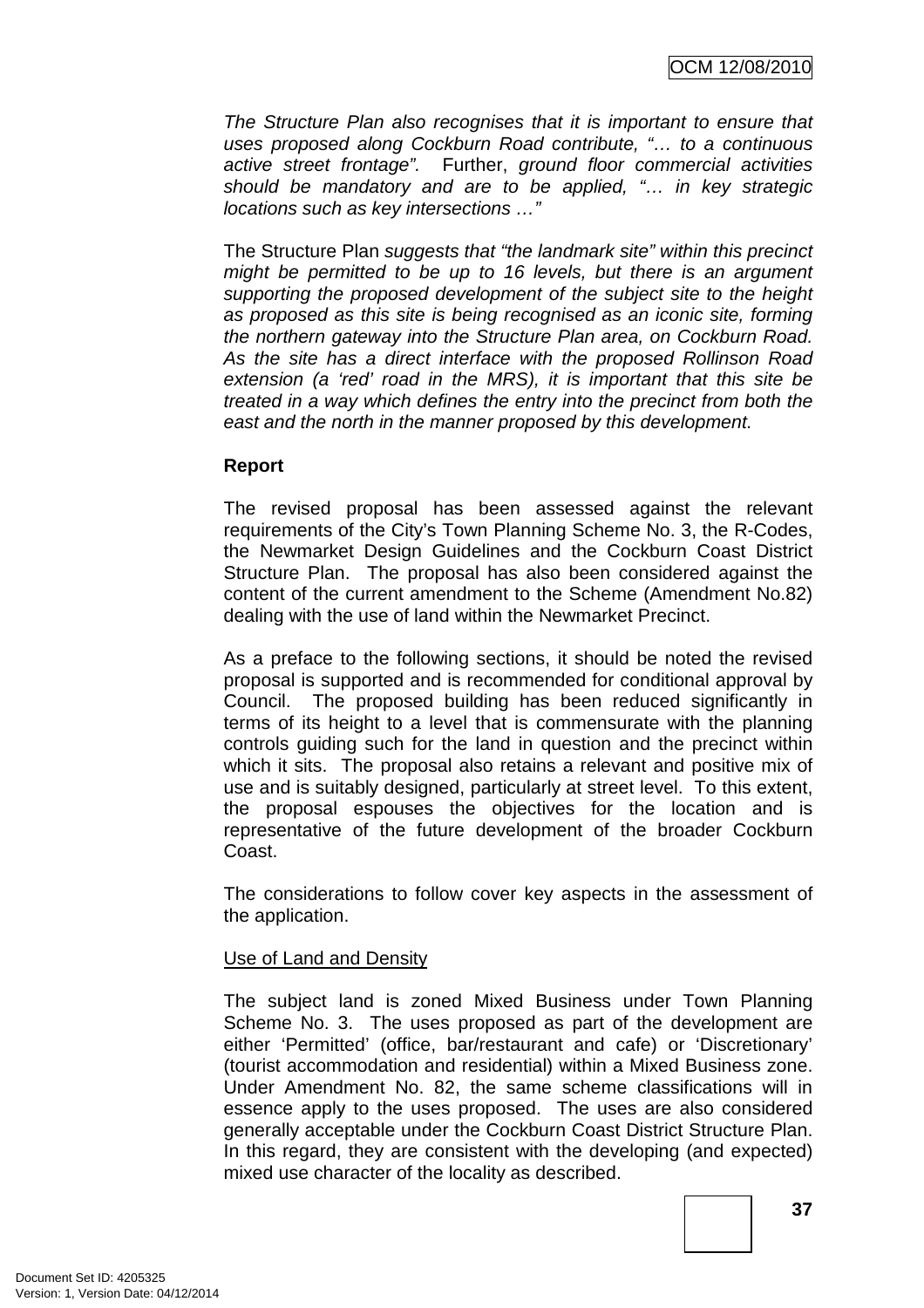*The Structure Plan also recognises that it is important to ensure that uses proposed along Cockburn Road contribute, "… to a continuous active street frontage".* Further, *ground floor commercial activities should be mandatory and are to be applied, "… in key strategic locations such as key intersections …"*

The Structure Plan *suggests that "the landmark site" within this precinct might be permitted to be up to 16 levels, but there is an argument supporting the proposed development of the subject site to the height as proposed as this site is being recognised as an iconic site, forming the northern gateway into the Structure Plan area, on Cockburn Road. As the site has a direct interface with the proposed Rollinson Road extension (a 'red' road in the MRS), it is important that this site be treated in a way which defines the entry into the precinct from both the east and the north in the manner proposed by this development.*

**Report**

The revised proposal has been assessed against the relevant requirements of the City's Town Planning Scheme No. 3, the R-Codes, the Newmarket Design Guidelines and the Cockburn Coast District Structure Plan. The proposal has also been considered against the content of the current amendment to the Scheme (Amendment No.82) dealing with the use of land within the Newmarket Precinct.

As a preface to the following sections, it should be noted the revised proposal is supported and is recommended for conditional approval by Council. The proposed building has been reduced significantly in terms of its height to a level that is commensurate with the planning controls guiding such for the land in question and the precinct within which it sits. The proposal also retains a relevant and positive mix of use and is suitably designed, particularly at street level. To this extent, the proposal espouses the objectives for the location and is representative of the future development of the broader Cockburn Coast.

The considerations to follow cover key aspects in the assessment of the application.

<u>Use of Land and Density</u>

The subject land is zoned Mixed Business under Town Planning Scheme No. 3. The uses proposed as part of the development are either 'Permitted' (office, bar/restaurant and cafe) or 'Discretionary' (tourist accommodation and residential) within a Mixed Business zone. Under Amendment No. 82, the same scheme classifications will in essence apply to the uses proposed. The uses are also considered generally acceptable under the Cockburn Coast District Structure Plan. In this regard, they are consistent with the developing (and expected) mixed use character of the locality as described.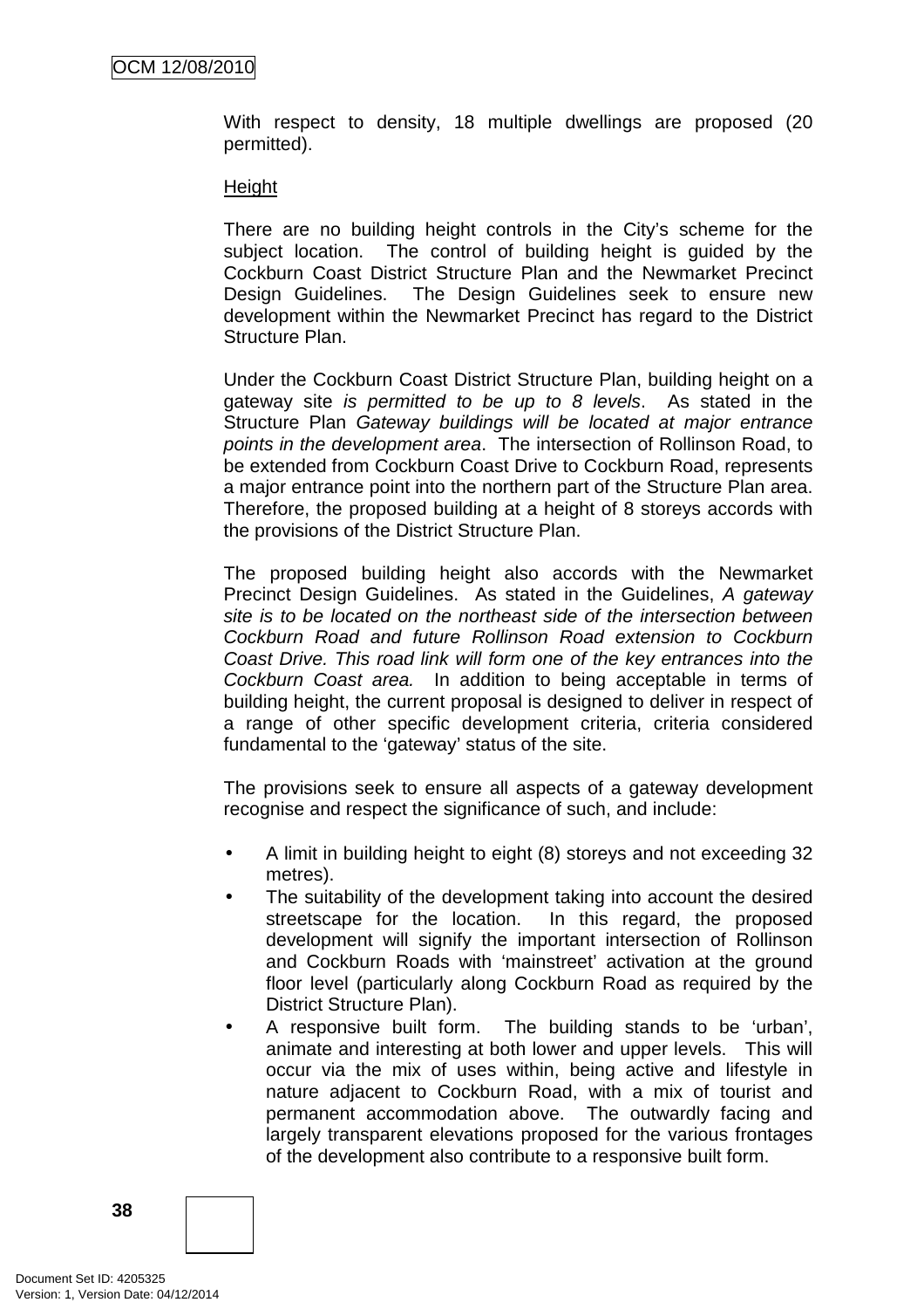With respect to density, 18 multiple dwellings are proposed (20 permitted).

Height

There are no building height controls in the City's scheme for the subject location. The control of building height is guided by the Cockburn Coast District Structure Plan and the Newmarket Precinct Design Guidelines. The Design Guidelines seek to ensure new development within the Newmarket Precinct has regard to the District Structure Plan.

Under the Cockburn Coast District Structure Plan, building height on a gateway site *is permitted to be up to 8 levels*. As stated in the Structure Plan *Gateway buildings will be located at major entrance points in the development area*. The intersection of Rollinson Road, to be extended from Cockburn Coast Drive to Cockburn Road, represents a major entrance point into the northern part of the Structure Plan area. Therefore, the proposed building at a height of 8 storeys accords with the provisions of the District Structure Plan.

The proposed building height also accords with the Newmarket Precinct Design Guidelines. As stated in the Guidelines, *A gateway site is to be located on the northeast side of the intersection between Cockburn Road and future Rollinson Road extension to Cockburn Coast Drive. This road link will form one of the key entrances into the Cockburn Coast area.* In addition to being acceptable in terms of building height, the current proposal is designed to deliver in respect of a range of other specific development criteria, criteria considered fundamental to the 'gateway' status of the site.

The provisions seek to ensure all aspects of a gateway development recognise and respect the significance of such, and include:

- A limit in building height to eight (8) storeys and not exceeding 32 metres).
- The suitability of the development taking into account the desired streetscape for the location. In this regard, the proposed development will signify the important intersection of Rollinson and Cockburn Roads with 'mainstreet' activation at the ground floor level (particularly along Cockburn Road as required by the District Structure Plan).
- A responsive built form. The building stands to be 'urban', animate and interesting at both lower and upper levels. This will occur via the mix of uses within, being active and lifestyle in nature adjacent to Cockburn Road, with a mix of tourist and permanent accommodation above. The outwardly facing and largely transparent elevations proposed for the various frontages of the development also contribute to a responsive built form.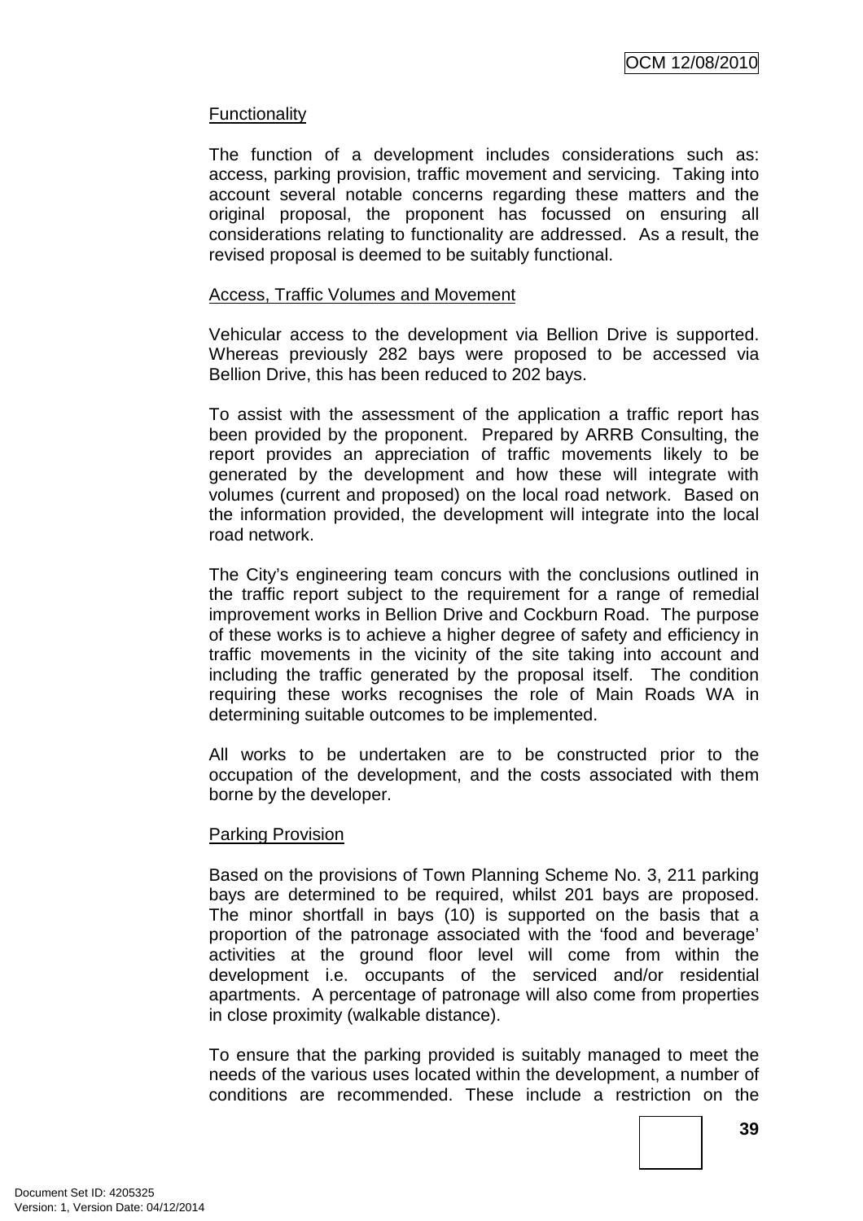Functionality

The function of a development includes considerations such as: access, parking provision, traffic movement and servicing. Taking into account several notable concerns regarding these matters and the original proposal, the proponent has focussed on ensuring all considerations relating to functionality are addressed. As a result, the revised proposal is deemed to be suitably functional.

Access, Traffic Volumes and Movement

Vehicular access to the development via Bellion Drive is supported. Whereas previously 282 bays were proposed to be accessed via Bellion Drive, this has been reduced to 202 bays.

To assist with the assessment of the application a traffic report has been provided by the proponent. Prepared by ARRB Consulting, the report provides an appreciation of traffic movements likely to be generated by the development and how these will integrate with volumes (current and proposed) on the local road network. Based on the information provided, the development will integrate into the local road network.

The City's engineering team concurs with the conclusions outlined in the traffic report subject to the requirement for a range of remedial improvement works in Bellion Drive and Cockburn Road. The purpose of these works is to achieve a higher degree of safety and efficiency in traffic movements in the vicinity of the site taking into account and including the traffic generated by the proposal itself. The condition requiring these works recognises the role of Main Roads WA in determining suitable outcomes to be implemented.

All works to be undertaken are to be constructed prior to the occupation of the development, and the costs associated with them borne by the developer.

Parking Provision

Based on the provisions of Town Planning Scheme No. 3, 211 parking bays are determined to be required, whilst 201 bays are proposed. The minor shortfall in bays (10) is supported on the basis that a proportion of the patronage associated with the 'food and beverage' activities at the ground floor level will come from within the development i.e. occupants of the serviced and/or residential apartments. A percentage of patronage will also come from properties in close proximity (walkable distance).

To ensure that the parking provided is suitably managed to meet the needs of the various uses located within the development, a number of conditions are recommended. These include a restriction on the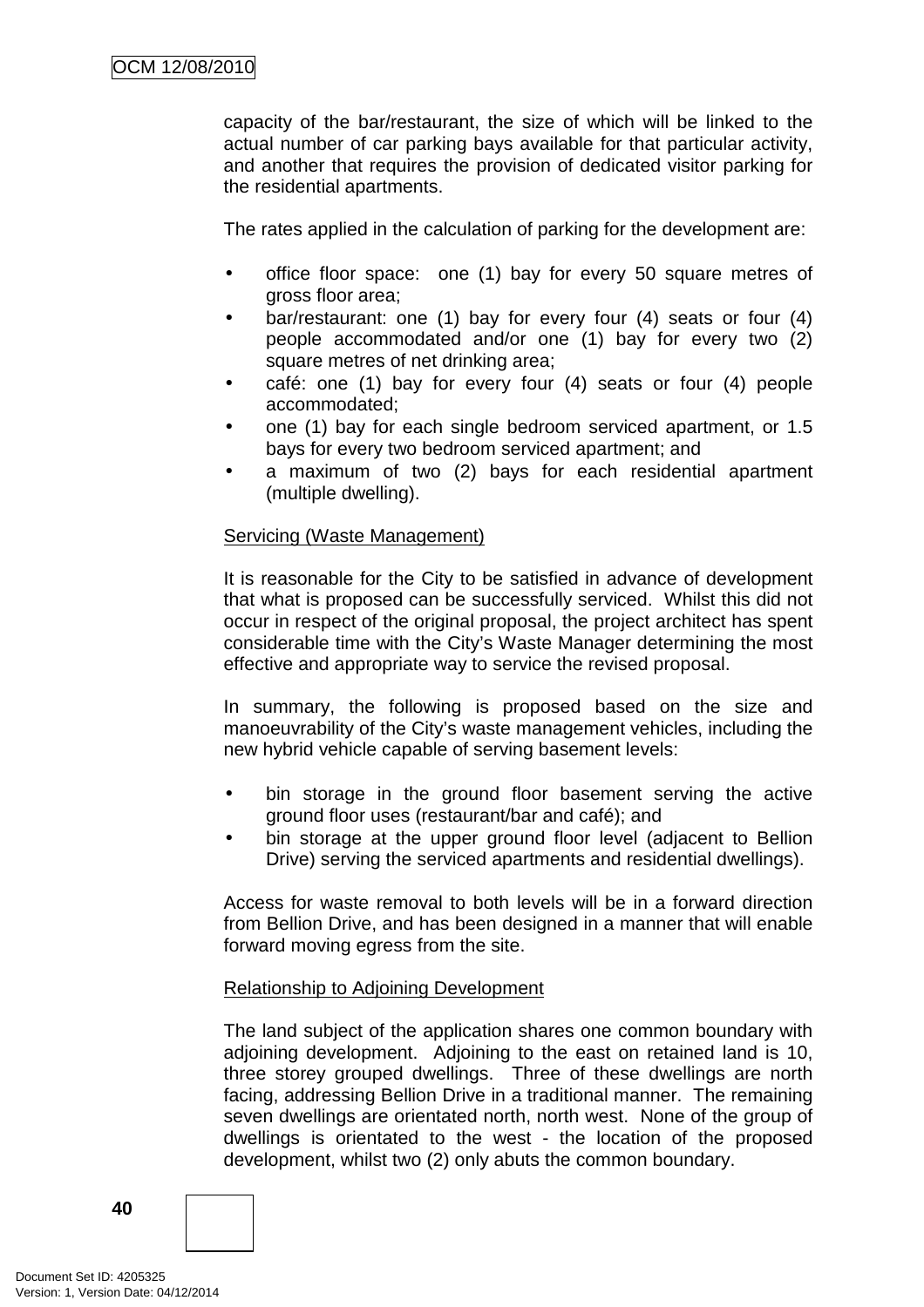capacity of the bar/restaurant, the size of which will be linked to the actual number of car parking bays available for that particular activity, and another that requires the provision of dedicated visitor parking for the residential apartments.

The rates applied in the calculation of parking for the development are:

- office floor space: one (1) bay for every 50 square metres of gross floor area;
- bar/restaurant: one (1) bay for every four (4) seats or four (4) people accommodated and/or one (1) bay for every two (2) square metres of net drinking area;
- café: one (1) bay for every four (4) seats or four (4) people accommodated;
- one (1) bay for each single bedroom serviced apartment, or 1.5 bays for every two bedroom serviced apartment; and
- a maximum of two (2) bays for each residential apartment (multiple dwelling).

Servicing (Waste Management)

It is reasonable for the City to be satisfied in advance of development that what is proposed can be successfully serviced. Whilst this did not occur in respect of the original proposal, the project architect has spent considerable time with the City's Waste Manager determining the most effective and appropriate way to service the revised proposal.

In summary, the following is proposed based on the size and manoeuvrability of the City's waste management vehicles, including the new hybrid vehicle capable of serving basement levels:

- bin storage in the ground floor basement serving the active ground floor uses (restaurant/bar and café); and
- bin storage at the upper ground floor level (adjacent to Bellion Drive) serving the serviced apartments and residential dwellings).

Access for waste removal to both levels will be in a forward direction from Bellion Drive, and has been designed in a manner that will enable forward moving egress from the site.

Relationship to Adjoining Development

The land subject of the application shares one common boundary with adjoining development. Adjoining to the east on retained land is 10, three storey grouped dwellings. Three of these dwellings are north facing, addressing Bellion Drive in a traditional manner. The remaining seven dwellings are orientated north, north west. None of the group of dwellings is orientated to the west - the location of the proposed development, whilst two (2) only abuts the common boundary.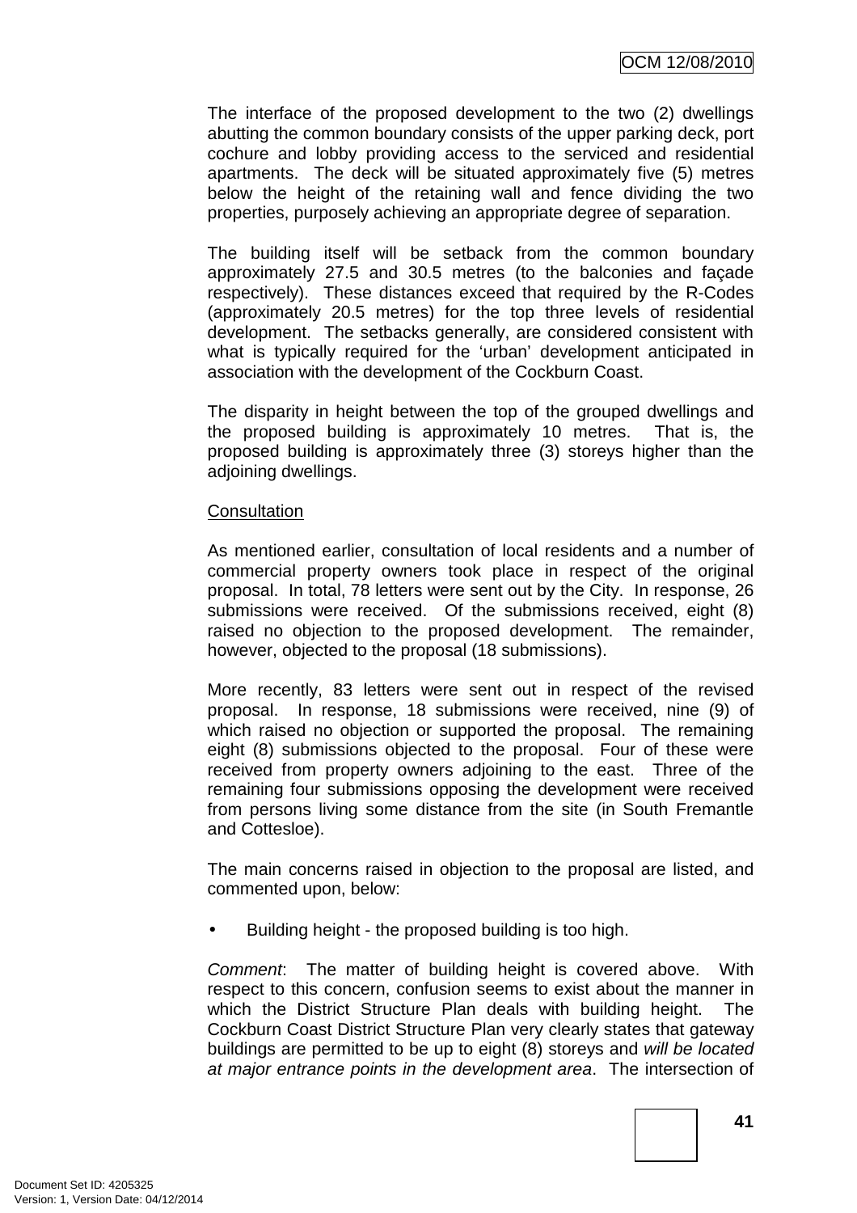The interface of the proposed development to the two (2) dwellings abutting the common boundary consists of the upper parking deck, port cochure and lobby providing access to the serviced and residential apartments. The deck will be situated approximately five (5) metres below the height of the retaining wall and fence dividing the two properties, purposely achieving an appropriate degree of separation.

The building itself will be setback from the common boundary approximately 27.5 and 30.5 metres (to the balconies and façade respectively). These distances exceed that required by the R-Codes (approximately 20.5 metres) for the top three levels of residential development. The setbacks generally, are considered consistent with what is typically required for the 'urban' development anticipated in association with the development of the Cockburn Coast.

The disparity in height between the top of the grouped dwellings and the proposed building is approximately 10 metres. That is, the proposed building is approximately three (3) storeys higher than the adjoining dwellings.

<u>Consultation</u>

As mentioned earlier, consultation of local residents and a number of commercial property owners took place in respect of the original proposal. In total, 78 letters were sent out by the City. In response, 26 submissions were received. Of the submissions received, eight (8) raised no objection to the proposed development. The remainder, however, objected to the proposal (18 submissions).

More recently, 83 letters were sent out in respect of the revised proposal. In response, 18 submissions were received, nine (9) of which raised no objection or supported the proposal. The remaining eight (8) submissions objected to the proposal. Four of these were received from property owners adjoining to the east. Three of the remaining four submissions opposing the development were received from persons living some distance from the site (in South Fremantle and Cottesloe).

The main concerns raised in objection to the proposal are listed, and commented upon, below:

- Building height - the proposed building is too high.

*Comment*: The matter of building height is covered above. With respect to this concern, confusion seems to exist about the manner in which the District Structure Plan deals with building height. The Cockburn Coast District Structure Plan very clearly states that gateway buildings are permitted to be up to eight (8) storeys and *will be located at major entrance points in the development area*. The intersection of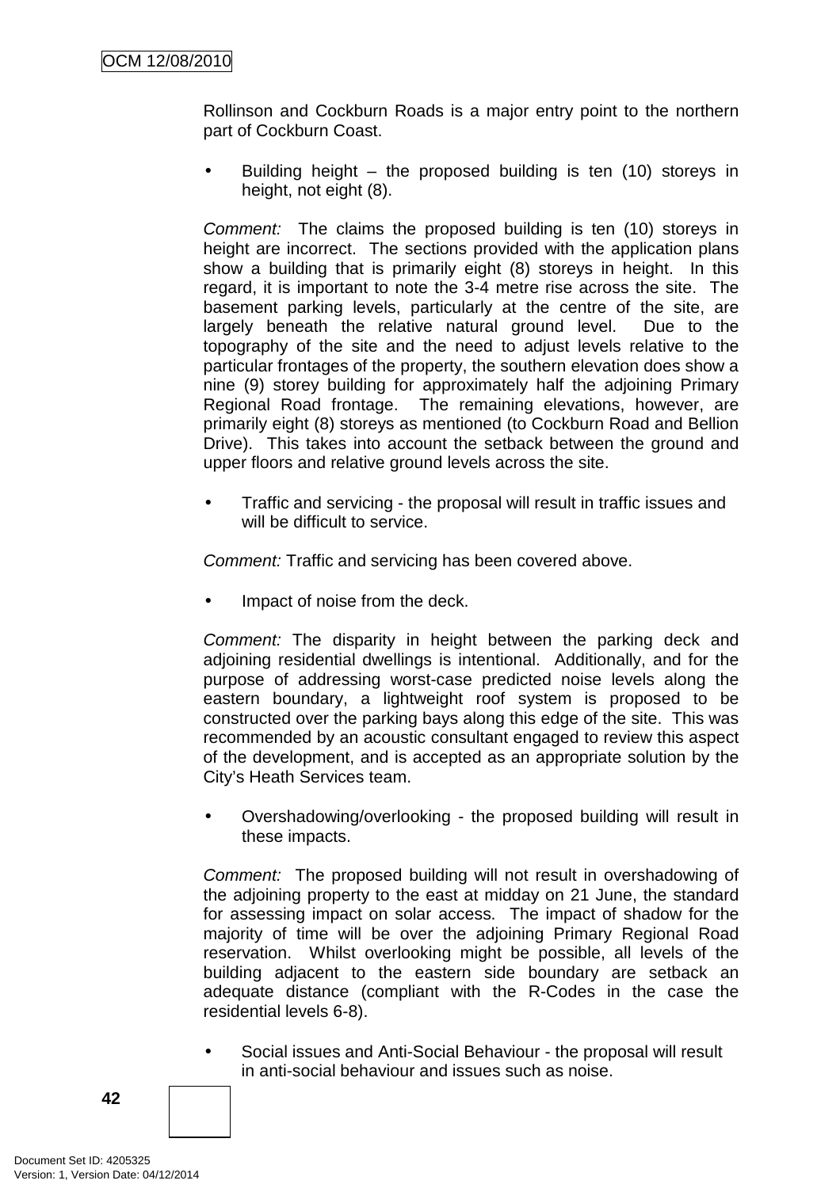Rollinson and Cockburn Roads is a major entry point to the northern part of Cockburn Coast.

- Building height – the proposed building is ten (10) storeys in height, not eight (8).

*Comment:* The claims the proposed building is ten (10) storeys in height are incorrect. The sections provided with the application plans show a building that is primarily eight (8) storeys in height. In this regard, it is important to note the 3-4 metre rise across the site. The basement parking levels, particularly at the centre of the site, are largely beneath the relative natural ground level. Due to the topography of the site and the need to adjust levels relative to the particular frontages of the property, the southern elevation does show a nine (9) storey building for approximately half the adjoining Primary Regional Road frontage. The remaining elevations, however, are primarily eight (8) storeys as mentioned (to Cockburn Road and Bellion Drive). This takes into account the setback between the ground and upper floors and relative ground levels across the site.

- Traffic and servicing - the proposal will result in traffic issues and will be difficult to service.

*Comment:* Traffic and servicing has been covered above.

- Impact of noise from the deck.

*Comment:* The disparity in height between the parking deck and adjoining residential dwellings is intentional. Additionally, and for the purpose of addressing worst-case predicted noise levels along the eastern boundary, a lightweight roof system is proposed to be constructed over the parking bays along this edge of the site. This was recommended by an acoustic consultant engaged to review this aspect of the development, and is accepted as an appropriate solution by the City's Heath Services team.

- Overshadowing/overlooking - the proposed building will result in these impacts.

*Comment:* The proposed building will not result in overshadowing of the adjoining property to the east at midday on 21 June, the standard for assessing impact on solar access. The impact of shadow for the majority of time will be over the adjoining Primary Regional Road reservation. Whilst overlooking might be possible, all levels of the building adjacent to the eastern side boundary are setback an adequate distance (compliant with the R-Codes in the case the residential levels 6-8).

- Social issues and Anti-Social Behaviour - the proposal will result in anti-social behaviour and issues such as noise.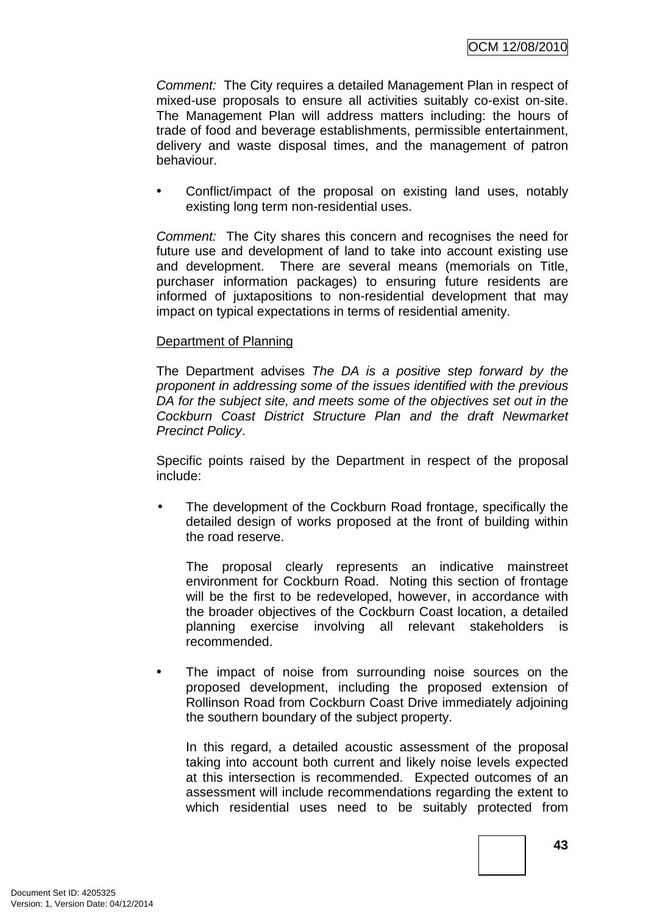*Comment:* The City requires a detailed Management Plan in respect of mixed-use proposals to ensure all activities suitably co-exist on-site. The Management Plan will address matters including: the hours of trade of food and beverage establishments, permissible entertainment, delivery and waste disposal times, and the management of patron behaviour.

- Conflict/impact of the proposal on existing land uses, notably existing long term non-residential uses.

*Comment:* The City shares this concern and recognises the need for future use and development of land to take into account existing use and development. There are several means (memorials on Title, purchaser information packages) to ensuring future residents are informed of juxtapositions to non-residential development that may impact on typical expectations in terms of residential amenity.

<u>Department of Planning</u>

The Department advises *The DA is a positive step forward by the proponent in addressing some of the issues identified with the previous DA for the subject site, and meets some of the objectives set out in the Cockburn Coast District Structure Plan and the draft Newmarket Precinct Policy*.

Specific points raised by the Department in respect of the proposal include:

- The development of the Cockburn Road frontage, specifically the detailed design of works proposed at the front of building within the road reserve.

  The proposal clearly represents an indicative mainstreet environment for Cockburn Road. Noting this section of frontage will be the first to be redeveloped, however, in accordance with the broader objectives of the Cockburn Coast location, a detailed planning exercise involving all relevant stakeholders is recommended.

- The impact of noise from surrounding noise sources on the proposed development, including the proposed extension of Rollinson Road from Cockburn Coast Drive immediately adjoining the southern boundary of the subject property.

  In this regard, a detailed acoustic assessment of the proposal taking into account both current and likely noise levels expected at this intersection is recommended. Expected outcomes of an assessment will include recommendations regarding the extent to which residential uses need to be suitably protected from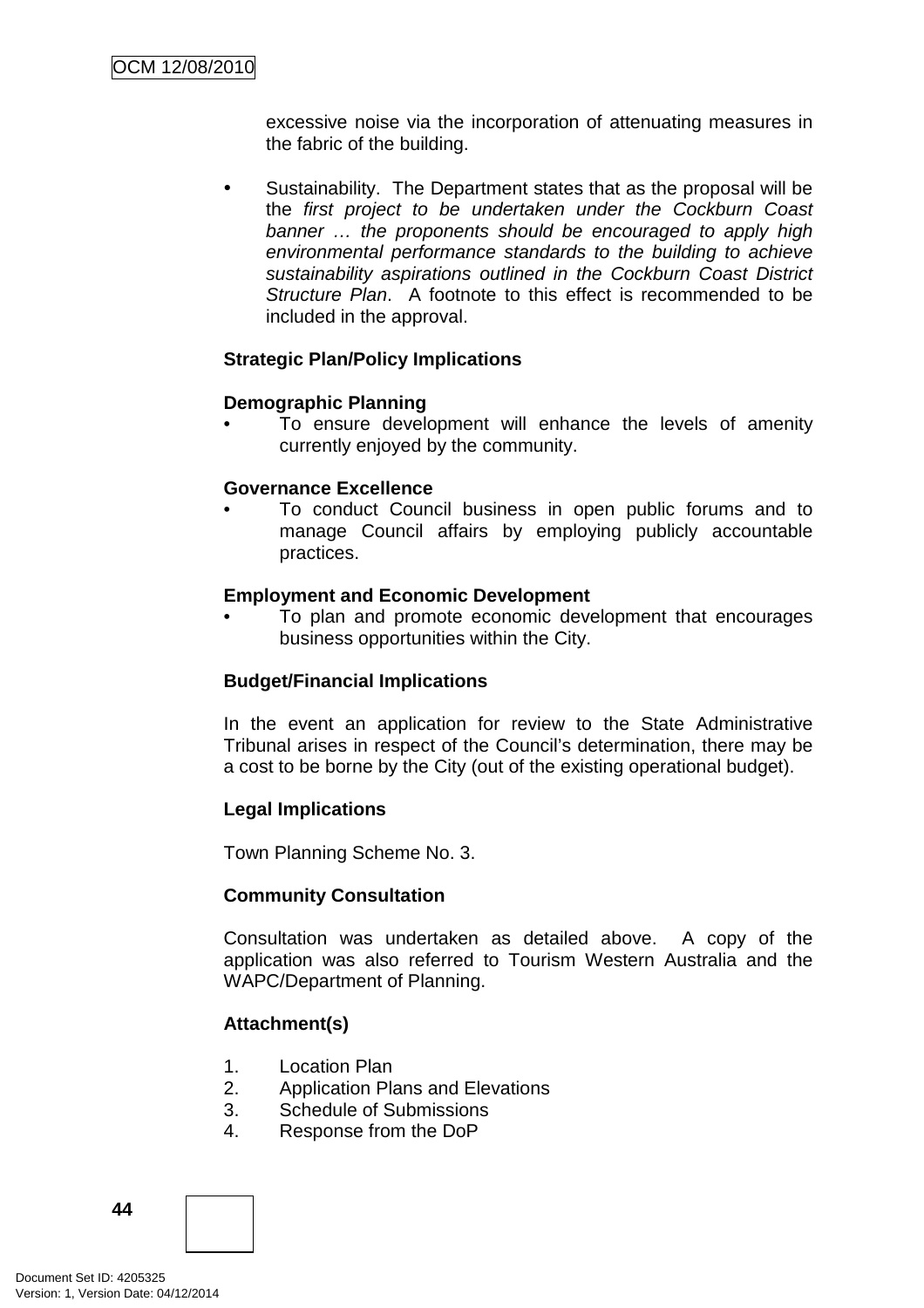excessive noise via the incorporation of attenuating measures in the fabric of the building.

- Sustainability. The Department states that as the proposal will be the *first project to be undertaken under the Cockburn Coast banner … the proponents should be encouraged to apply high environmental performance standards to the building to achieve sustainability aspirations outlined in the Cockburn Coast District Structure Plan*. A footnote to this effect is recommended to be included in the approval.

**Strategic Plan/Policy Implications**

**Demographic Planning**

- To ensure development will enhance the levels of amenity currently enjoyed by the community.

**Governance Excellence**

- To conduct Council business in open public forums and to manage Council affairs by employing publicly accountable practices.

**Employment and Economic Development**

- To plan and promote economic development that encourages business opportunities within the City.

**Budget/Financial Implications**

In the event an application for review to the State Administrative Tribunal arises in respect of the Council's determination, there may be a cost to be borne by the City (out of the existing operational budget).

**Legal Implications**

Town Planning Scheme No. 3.

**Community Consultation**

Consultation was undertaken as detailed above. A copy of the application was also referred to Tourism Western Australia and the WAPC/Department of Planning.

**Attachment(s)**

1. Location Plan
2. Application Plans and Elevations
3. Schedule of Submissions
4. Response from the DoP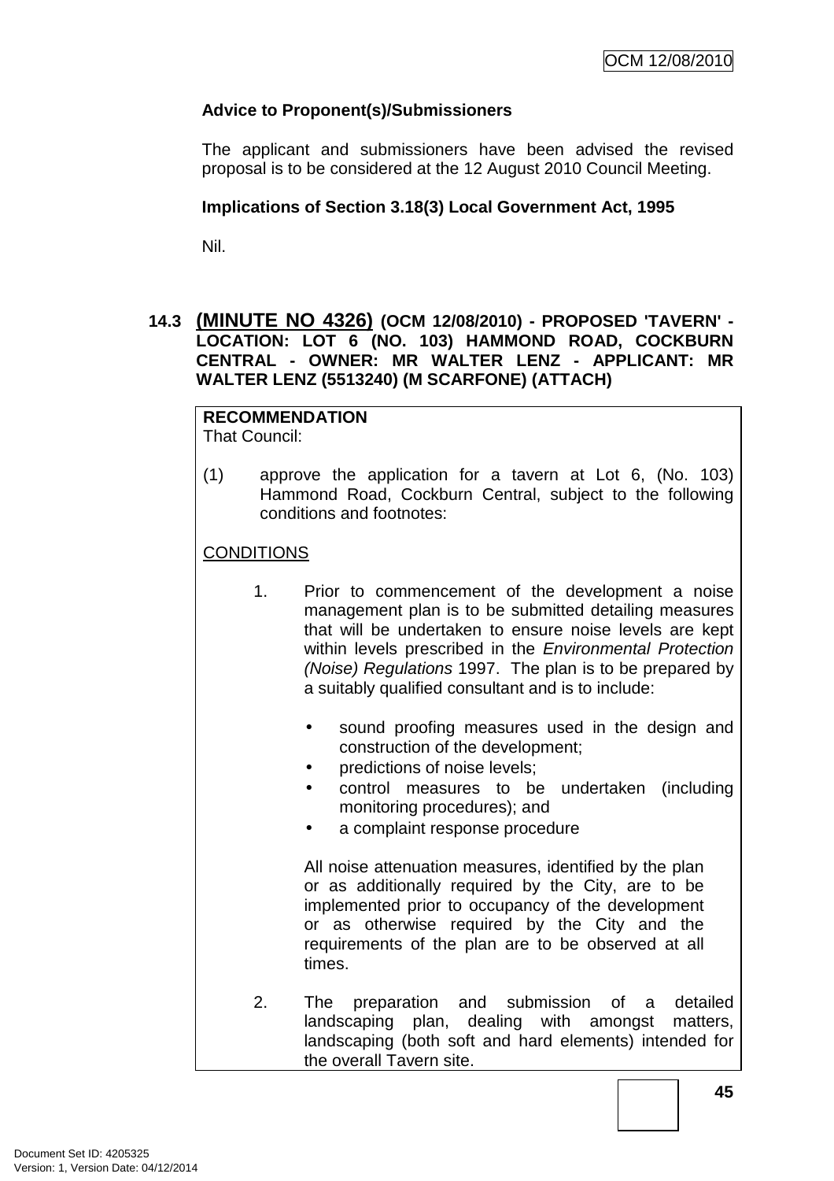**Advice to Proponent(s)/Submissioners**

The applicant and submissioners have been advised the revised proposal is to be considered at the 12 August 2010 Council Meeting.

**Implications of Section 3.18(3) Local Government Act, 1995**

Nil.

## 14.3 (MINUTE NO 4326) (OCM 12/08/2010) - PROPOSED 'TAVERN' - LOCATION: LOT 6 (NO. 103) HAMMOND ROAD, COCKBURN CENTRAL - OWNER: MR WALTER LENZ - APPLICANT: MR WALTER LENZ (5513240) (M SCARFONE) (ATTACH)

**RECOMMENDATION**

That Council:

(1) approve the application for a tavern at Lot 6, (No. 103) Hammond Road, Cockburn Central, subject to the following conditions and footnotes:

CONDITIONS

1. Prior to commencement of the development a noise management plan is to be submitted detailing measures that will be undertaken to ensure noise levels are kept within levels prescribed in the *Environmental Protection (Noise) Regulations* 1997. The plan is to be prepared by a suitably qualified consultant and is to include:

   - sound proofing measures used in the design and construction of the development;
   - predictions of noise levels;
   - control measures to be undertaken (including monitoring procedures); and
   - a complaint response procedure

   All noise attenuation measures, identified by the plan or as additionally required by the City, are to be implemented prior to occupancy of the development or as otherwise required by the City and the requirements of the plan are to be observed at all times.

2. The preparation and submission of a detailed landscaping plan, dealing with amongst matters, landscaping (both soft and hard elements) intended for the overall Tavern site.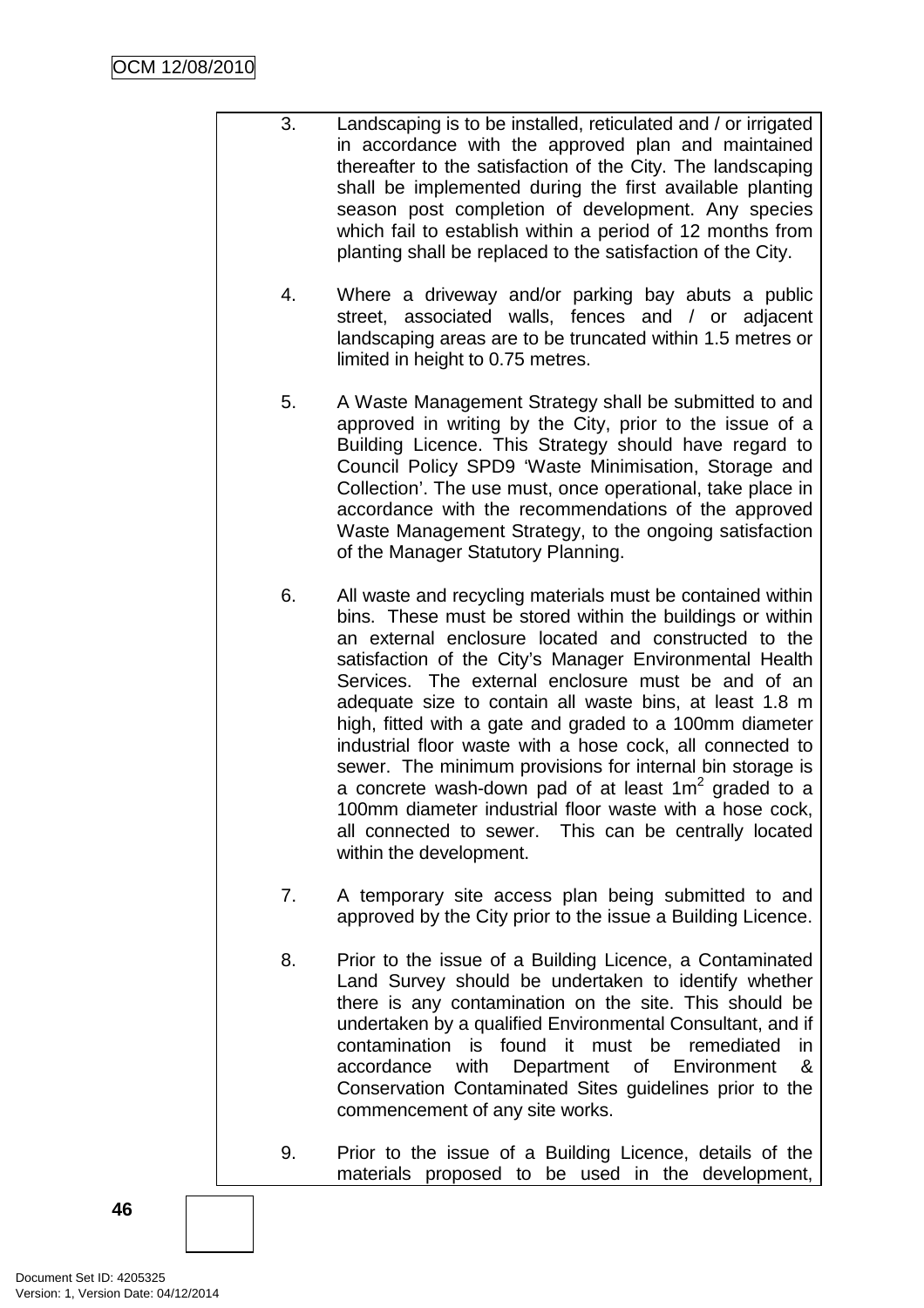3. Landscaping is to be installed, reticulated and / or irrigated in accordance with the approved plan and maintained thereafter to the satisfaction of the City. The landscaping shall be implemented during the first available planting season post completion of development. Any species which fail to establish within a period of 12 months from planting shall be replaced to the satisfaction of the City.

4. Where a driveway and/or parking bay abuts a public street, associated walls, fences and / or adjacent landscaping areas are to be truncated within 1.5 metres or limited in height to 0.75 metres.

5. A Waste Management Strategy shall be submitted to and approved in writing by the City, prior to the issue of a Building Licence. This Strategy should have regard to Council Policy SPD9 'Waste Minimisation, Storage and Collection'. The use must, once operational, take place in accordance with the recommendations of the approved Waste Management Strategy, to the ongoing satisfaction of the Manager Statutory Planning.

6. All waste and recycling materials must be contained within bins. These must be stored within the buildings or within an external enclosure located and constructed to the satisfaction of the City's Manager Environmental Health Services. The external enclosure must be and of an adequate size to contain all waste bins, at least 1.8 m high, fitted with a gate and graded to a 100mm diameter industrial floor waste with a hose cock, all connected to sewer. The minimum provisions for internal bin storage is a concrete wash-down pad of at least $1m^2$ graded to a 100mm diameter industrial floor waste with a hose cock, all connected to sewer. This can be centrally located within the development.

7. A temporary site access plan being submitted to and approved by the City prior to the issue a Building Licence.

8. Prior to the issue of a Building Licence, a Contaminated Land Survey should be undertaken to identify whether there is any contamination on the site. This should be undertaken by a qualified Environmental Consultant, and if contamination is found it must be remediated in accordance with Department of Environment & Conservation Contaminated Sites guidelines prior to the commencement of any site works.

9. Prior to the issue of a Building Licence, details of the materials proposed to be used in the development,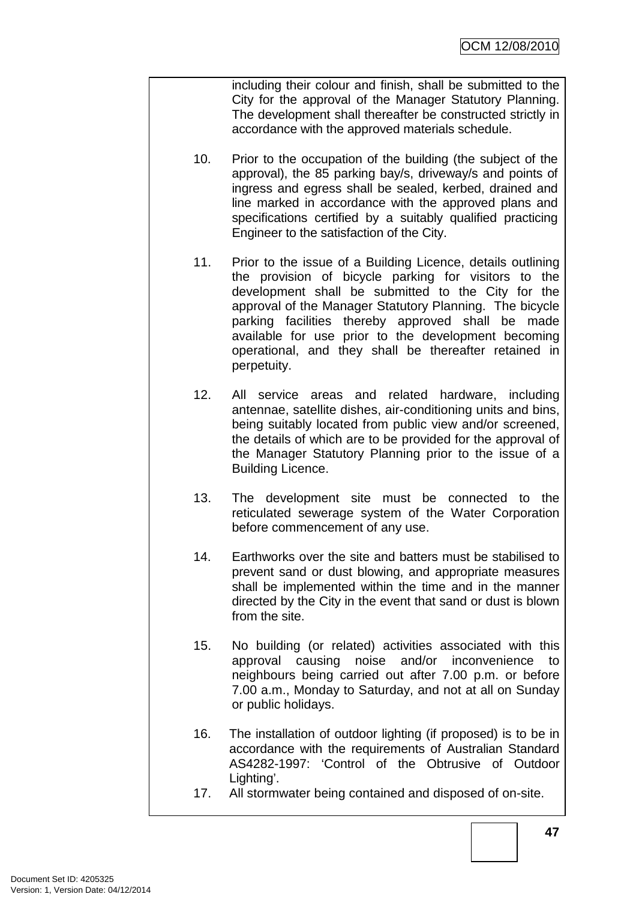including their colour and finish, shall be submitted to the City for the approval of the Manager Statutory Planning. The development shall thereafter be constructed strictly in accordance with the approved materials schedule.

10. Prior to the occupation of the building (the subject of the approval), the 85 parking bay/s, driveway/s and points of ingress and egress shall be sealed, kerbed, drained and line marked in accordance with the approved plans and specifications certified by a suitably qualified practicing Engineer to the satisfaction of the City.

11. Prior to the issue of a Building Licence, details outlining the provision of bicycle parking for visitors to the development shall be submitted to the City for the approval of the Manager Statutory Planning. The bicycle parking facilities thereby approved shall be made available for use prior to the development becoming operational, and they shall be thereafter retained in perpetuity.

12. All service areas and related hardware, including antennae, satellite dishes, air-conditioning units and bins, being suitably located from public view and/or screened, the details of which are to be provided for the approval of the Manager Statutory Planning prior to the issue of a Building Licence.

13. The development site must be connected to the reticulated sewerage system of the Water Corporation before commencement of any use.

14. Earthworks over the site and batters must be stabilised to prevent sand or dust blowing, and appropriate measures shall be implemented within the time and in the manner directed by the City in the event that sand or dust is blown from the site.

15. No building (or related) activities associated with this approval causing noise and/or inconvenience to neighbours being carried out after 7.00 p.m. or before 7.00 a.m., Monday to Saturday, and not at all on Sunday or public holidays.

16. The installation of outdoor lighting (if proposed) is to be in accordance with the requirements of Australian Standard AS4282-1997: 'Control of the Obtrusive of Outdoor Lighting'.

17. All stormwater being contained and disposed of on-site.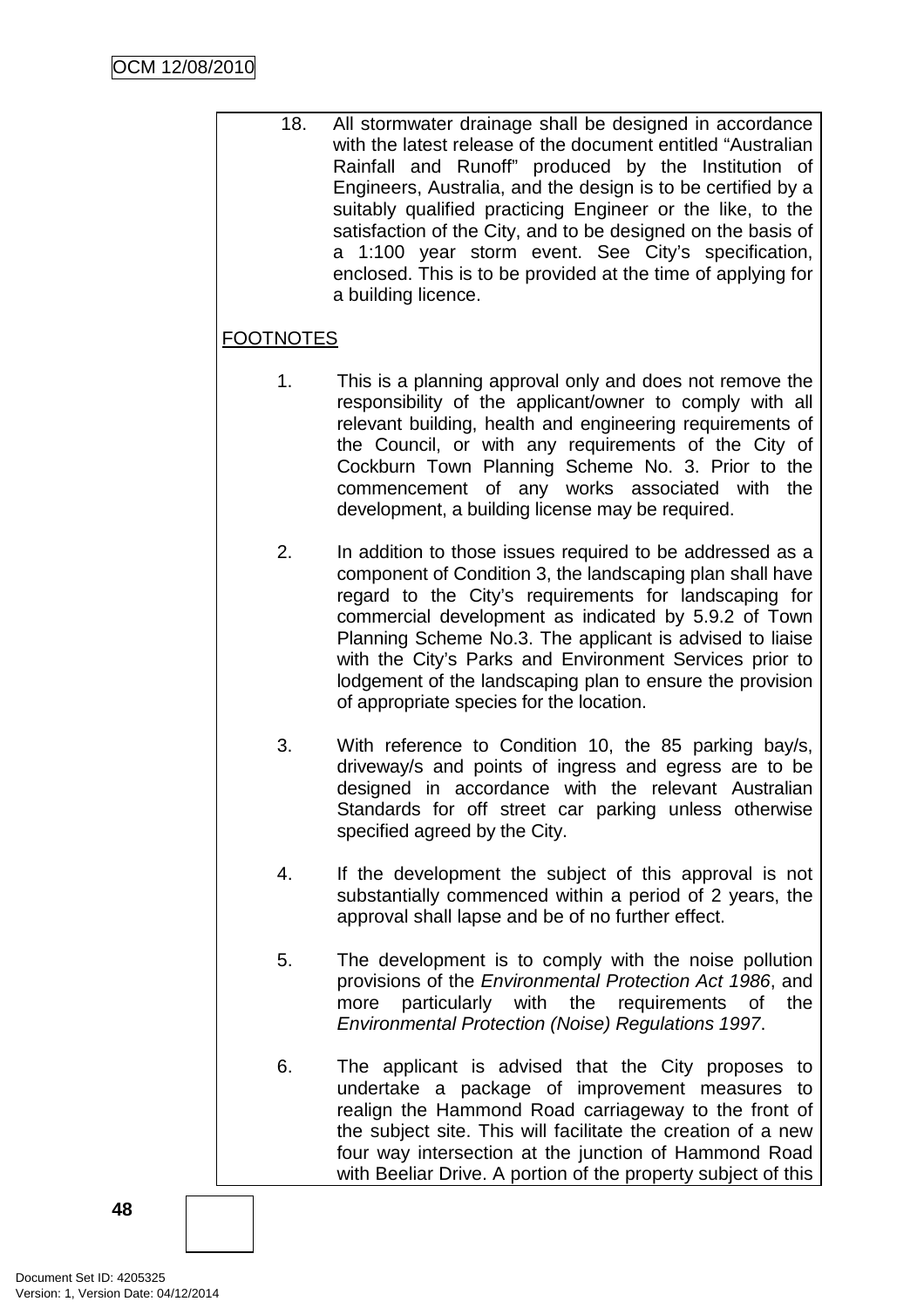18. All stormwater drainage shall be designed in accordance with the latest release of the document entitled "Australian Rainfall and Runoff" produced by the Institution of Engineers, Australia, and the design is to be certified by a suitably qualified practicing Engineer or the like, to the satisfaction of the City, and to be designed on the basis of a 1:100 year storm event. See City's specification, enclosed. This is to be provided at the time of applying for a building licence.

FOOTNOTES

1. This is a planning approval only and does not remove the responsibility of the applicant/owner to comply with all relevant building, health and engineering requirements of the Council, or with any requirements of the City of Cockburn Town Planning Scheme No. 3. Prior to the commencement of any works associated with the development, a building license may be required.

2. In addition to those issues required to be addressed as a component of Condition 3, the landscaping plan shall have regard to the City's requirements for landscaping for commercial development as indicated by 5.9.2 of Town Planning Scheme No.3. The applicant is advised to liaise with the City's Parks and Environment Services prior to lodgement of the landscaping plan to ensure the provision of appropriate species for the location.

3. With reference to Condition 10, the 85 parking bay/s, driveway/s and points of ingress and egress are to be designed in accordance with the relevant Australian Standards for off street car parking unless otherwise specified agreed by the City.

4. If the development the subject of this approval is not substantially commenced within a period of 2 years, the approval shall lapse and be of no further effect.

5. The development is to comply with the noise pollution provisions of the *Environmental Protection Act 1986*, and more particularly with the requirements of the *Environmental Protection (Noise) Regulations 1997*.

6. The applicant is advised that the City proposes to undertake a package of improvement measures to realign the Hammond Road carriageway to the front of the subject site. This will facilitate the creation of a new four way intersection at the junction of Hammond Road with Beeliar Drive. A portion of the property subject of this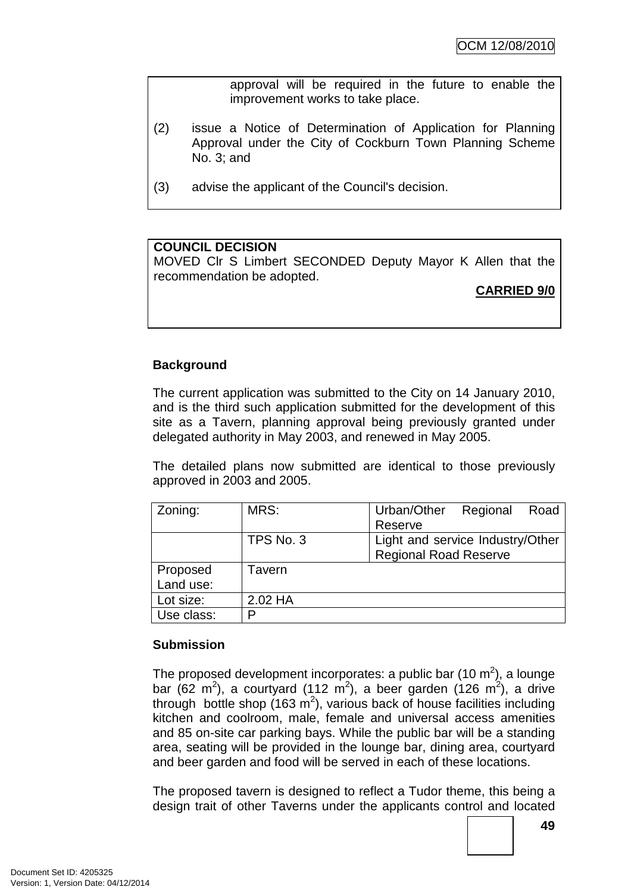approval will be required in the future to enable the improvement works to take place.

(2) issue a Notice of Determination of Application for Planning Approval under the City of Cockburn Town Planning Scheme No. 3; and

(3) advise the applicant of the Council's decision.

**COUNCIL DECISION**
MOVED Clr S Limbert SECONDED Deputy Mayor K Allen that the recommendation be adopted.

**CARRIED 9/0**

**Background**

The current application was submitted to the City on 14 January 2010, and is the third such application submitted for the development of this site as a Tavern, planning approval being previously granted under delegated authority in May 2003, and renewed in May 2005.

The detailed plans now submitted are identical to those previously approved in 2003 and 2005.

| Zoning: | MRS: | Urban/Other Regional Road Reserve |
|---|---|---|
| | TPS No. 3 | Light and service Industry/Other Regional Road Reserve |
| Proposed Land use: | Tavern | |
| Lot size: | 2.02 HA | |
| Use class: | P | |

**Submission**

The proposed development incorporates: a public bar (10 $m^2$), a lounge bar (62 $m^2$), a courtyard (112 $m^2$), a beer garden (126 $m^2$), a drive through bottle shop (163 $m^2$), various back of house facilities including kitchen and coolroom, male, female and universal access amenities and 85 on-site car parking bays. While the public bar will be a standing area, seating will be provided in the lounge bar, dining area, courtyard and beer garden and food will be served in each of these locations.

The proposed tavern is designed to reflect a Tudor theme, this being a design trait of other Taverns under the applicants control and located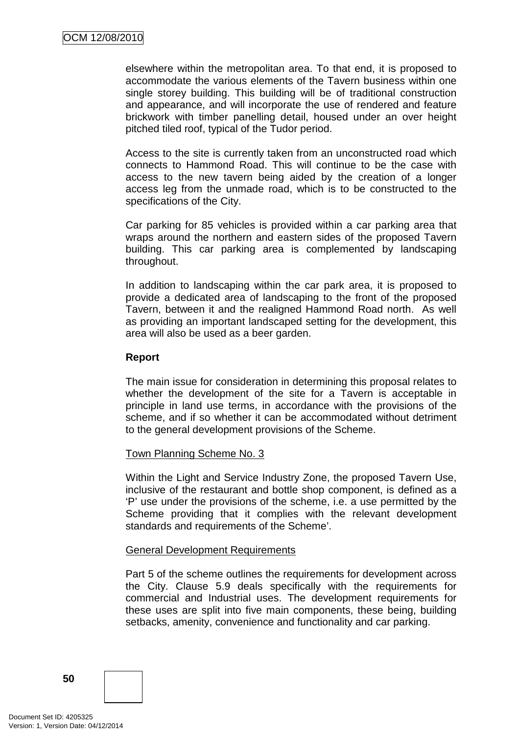elsewhere within the metropolitan area. To that end, it is proposed to accommodate the various elements of the Tavern business within one single storey building. This building will be of traditional construction and appearance, and will incorporate the use of rendered and feature brickwork with timber panelling detail, housed under an over height pitched tiled roof, typical of the Tudor period.

Access to the site is currently taken from an unconstructed road which connects to Hammond Road. This will continue to be the case with access to the new tavern being aided by the creation of a longer access leg from the unmade road, which is to be constructed to the specifications of the City.

Car parking for 85 vehicles is provided within a car parking area that wraps around the northern and eastern sides of the proposed Tavern building. This car parking area is complemented by landscaping throughout.

In addition to landscaping within the car park area, it is proposed to provide a dedicated area of landscaping to the front of the proposed Tavern, between it and the realigned Hammond Road north. As well as providing an important landscaped setting for the development, this area will also be used as a beer garden.

**Report**

The main issue for consideration in determining this proposal relates to whether the development of the site for a Tavern is acceptable in principle in land use terms, in accordance with the provisions of the scheme, and if so whether it can be accommodated without detriment to the general development provisions of the Scheme.

Town Planning Scheme No. 3

Within the Light and Service Industry Zone, the proposed Tavern Use, inclusive of the restaurant and bottle shop component, is defined as a 'P' use under the provisions of the scheme, i.e. a use permitted by the Scheme providing that it complies with the relevant development standards and requirements of the Scheme'.

General Development Requirements

Part 5 of the scheme outlines the requirements for development across the City. Clause 5.9 deals specifically with the requirements for commercial and Industrial uses. The development requirements for these uses are split into five main components, these being, building setbacks, amenity, convenience and functionality and car parking.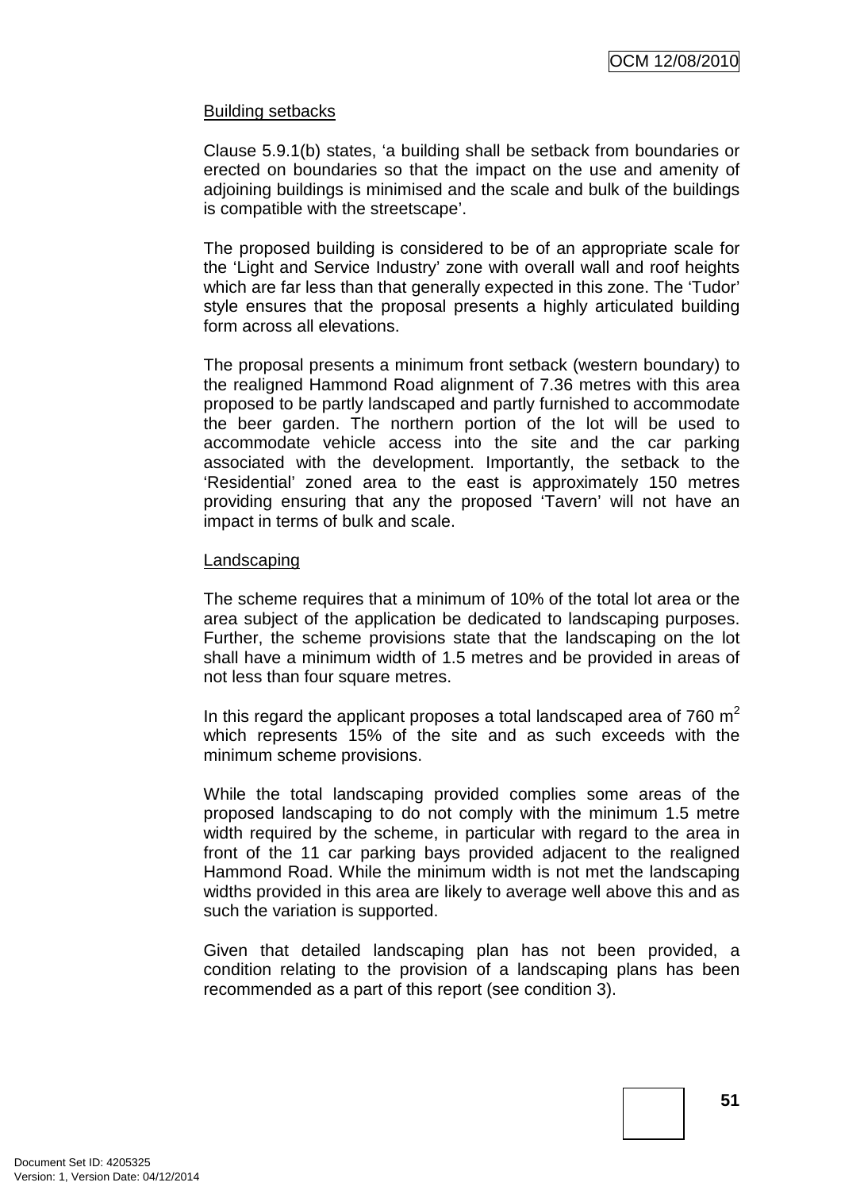Building setbacks

Clause 5.9.1(b) states, 'a building shall be setback from boundaries or erected on boundaries so that the impact on the use and amenity of adjoining buildings is minimised and the scale and bulk of the buildings is compatible with the streetscape'.

The proposed building is considered to be of an appropriate scale for the 'Light and Service Industry' zone with overall wall and roof heights which are far less than that generally expected in this zone. The 'Tudor' style ensures that the proposal presents a highly articulated building form across all elevations.

The proposal presents a minimum front setback (western boundary) to the realigned Hammond Road alignment of 7.36 metres with this area proposed to be partly landscaped and partly furnished to accommodate the beer garden. The northern portion of the lot will be used to accommodate vehicle access into the site and the car parking associated with the development. Importantly, the setback to the 'Residential' zoned area to the east is approximately 150 metres providing ensuring that any the proposed 'Tavern' will not have an impact in terms of bulk and scale.

Landscaping

The scheme requires that a minimum of 10% of the total lot area or the area subject of the application be dedicated to landscaping purposes. Further, the scheme provisions state that the landscaping on the lot shall have a minimum width of 1.5 metres and be provided in areas of not less than four square metres.

In this regard the applicant proposes a total landscaped area of 760 m$^2$ which represents 15% of the site and as such exceeds with the minimum scheme provisions.

While the total landscaping provided complies some areas of the proposed landscaping to do not comply with the minimum 1.5 metre width required by the scheme, in particular with regard to the area in front of the 11 car parking bays provided adjacent to the realigned Hammond Road. While the minimum width is not met the landscaping widths provided in this area are likely to average well above this and as such the variation is supported.

Given that detailed landscaping plan has not been provided, a condition relating to the provision of a landscaping plans has been recommended as a part of this report (see condition 3).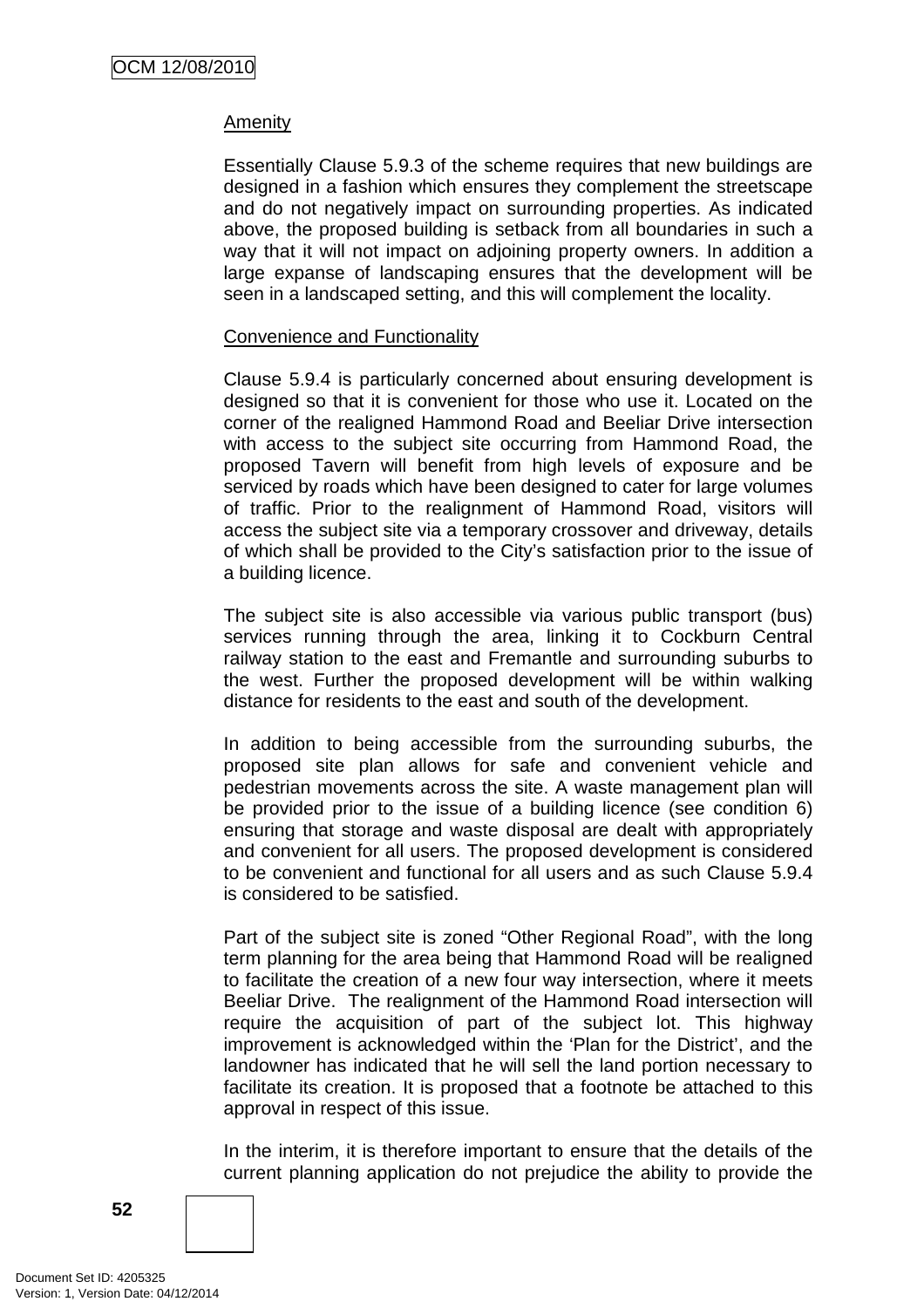Amenity

Essentially Clause 5.9.3 of the scheme requires that new buildings are designed in a fashion which ensures they complement the streetscape and do not negatively impact on surrounding properties. As indicated above, the proposed building is setback from all boundaries in such a way that it will not impact on adjoining property owners. In addition a large expanse of landscaping ensures that the development will be seen in a landscaped setting, and this will complement the locality.

Convenience and Functionality

Clause 5.9.4 is particularly concerned about ensuring development is designed so that it is convenient for those who use it. Located on the corner of the realigned Hammond Road and Beeliar Drive intersection with access to the subject site occurring from Hammond Road, the proposed Tavern will benefit from high levels of exposure and be serviced by roads which have been designed to cater for large volumes of traffic. Prior to the realignment of Hammond Road, visitors will access the subject site via a temporary crossover and driveway, details of which shall be provided to the City's satisfaction prior to the issue of a building licence.

The subject site is also accessible via various public transport (bus) services running through the area, linking it to Cockburn Central railway station to the east and Fremantle and surrounding suburbs to the west. Further the proposed development will be within walking distance for residents to the east and south of the development.

In addition to being accessible from the surrounding suburbs, the proposed site plan allows for safe and convenient vehicle and pedestrian movements across the site. A waste management plan will be provided prior to the issue of a building licence (see condition 6) ensuring that storage and waste disposal are dealt with appropriately and convenient for all users. The proposed development is considered to be convenient and functional for all users and as such Clause 5.9.4 is considered to be satisfied.

Part of the subject site is zoned "Other Regional Road", with the long term planning for the area being that Hammond Road will be realigned to facilitate the creation of a new four way intersection, where it meets Beeliar Drive. The realignment of the Hammond Road intersection will require the acquisition of part of the subject lot. This highway improvement is acknowledged within the 'Plan for the District', and the landowner has indicated that he will sell the land portion necessary to facilitate its creation. It is proposed that a footnote be attached to this approval in respect of this issue.

In the interim, it is therefore important to ensure that the details of the current planning application do not prejudice the ability to provide the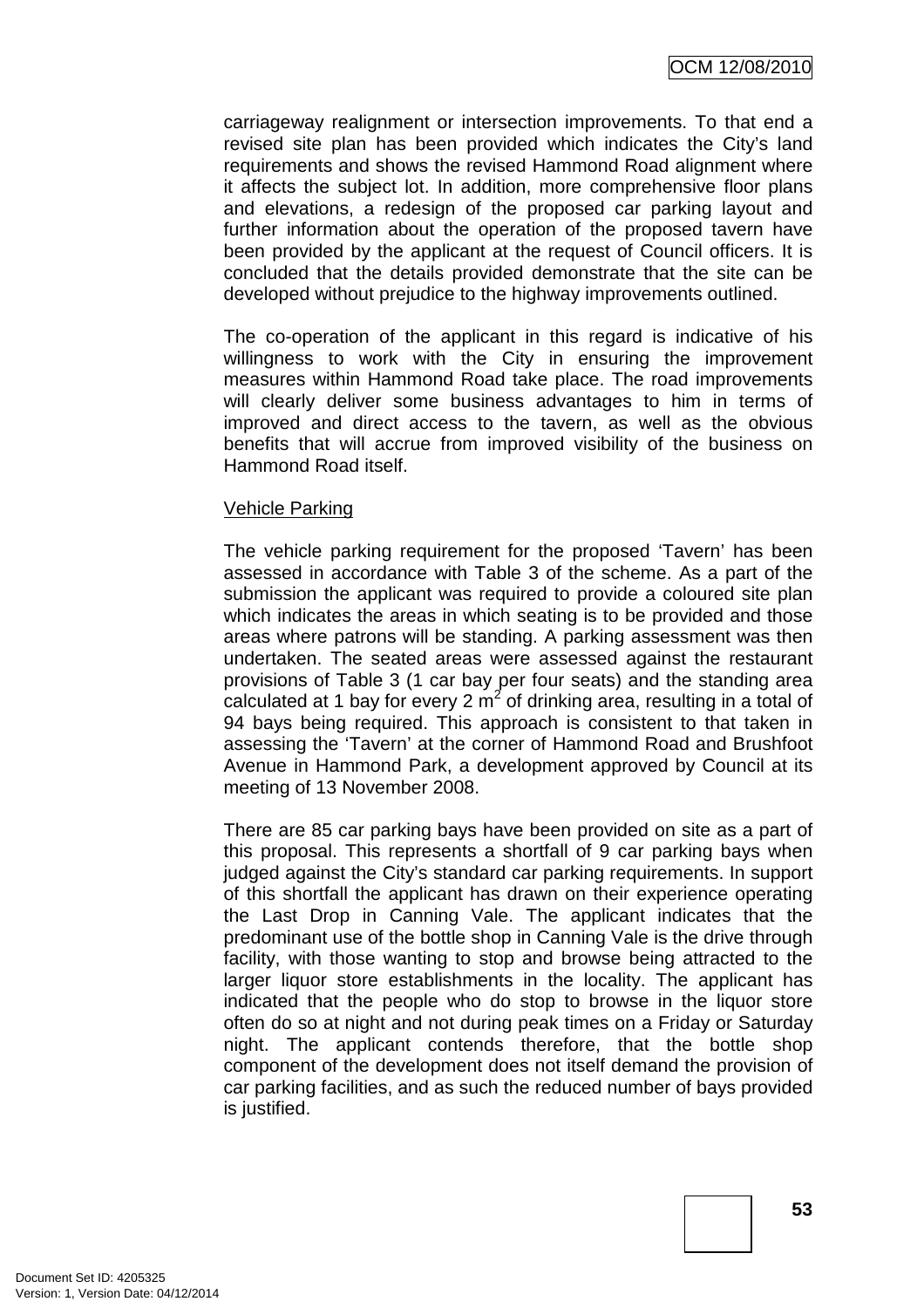carriageway realignment or intersection improvements. To that end a revised site plan has been provided which indicates the City's land requirements and shows the revised Hammond Road alignment where it affects the subject lot. In addition, more comprehensive floor plans and elevations, a redesign of the proposed car parking layout and further information about the operation of the proposed tavern have been provided by the applicant at the request of Council officers. It is concluded that the details provided demonstrate that the site can be developed without prejudice to the highway improvements outlined.

The co-operation of the applicant in this regard is indicative of his willingness to work with the City in ensuring the improvement measures within Hammond Road take place. The road improvements will clearly deliver some business advantages to him in terms of improved and direct access to the tavern, as well as the obvious benefits that will accrue from improved visibility of the business on Hammond Road itself.

Vehicle Parking

The vehicle parking requirement for the proposed 'Tavern' has been assessed in accordance with Table 3 of the scheme. As a part of the submission the applicant was required to provide a coloured site plan which indicates the areas in which seating is to be provided and those areas where patrons will be standing. A parking assessment was then undertaken. The seated areas were assessed against the restaurant provisions of Table 3 (1 car bay per four seats) and the standing area calculated at 1 bay for every 2 $m^2$ of drinking area, resulting in a total of 94 bays being required. This approach is consistent to that taken in assessing the 'Tavern' at the corner of Hammond Road and Brushfoot Avenue in Hammond Park, a development approved by Council at its meeting of 13 November 2008.

There are 85 car parking bays have been provided on site as a part of this proposal. This represents a shortfall of 9 car parking bays when judged against the City's standard car parking requirements. In support of this shortfall the applicant has drawn on their experience operating the Last Drop in Canning Vale. The applicant indicates that the predominant use of the bottle shop in Canning Vale is the drive through facility, with those wanting to stop and browse being attracted to the larger liquor store establishments in the locality. The applicant has indicated that the people who do stop to browse in the liquor store often do so at night and not during peak times on a Friday or Saturday night. The applicant contends therefore, that the bottle shop component of the development does not itself demand the provision of car parking facilities, and as such the reduced number of bays provided is justified.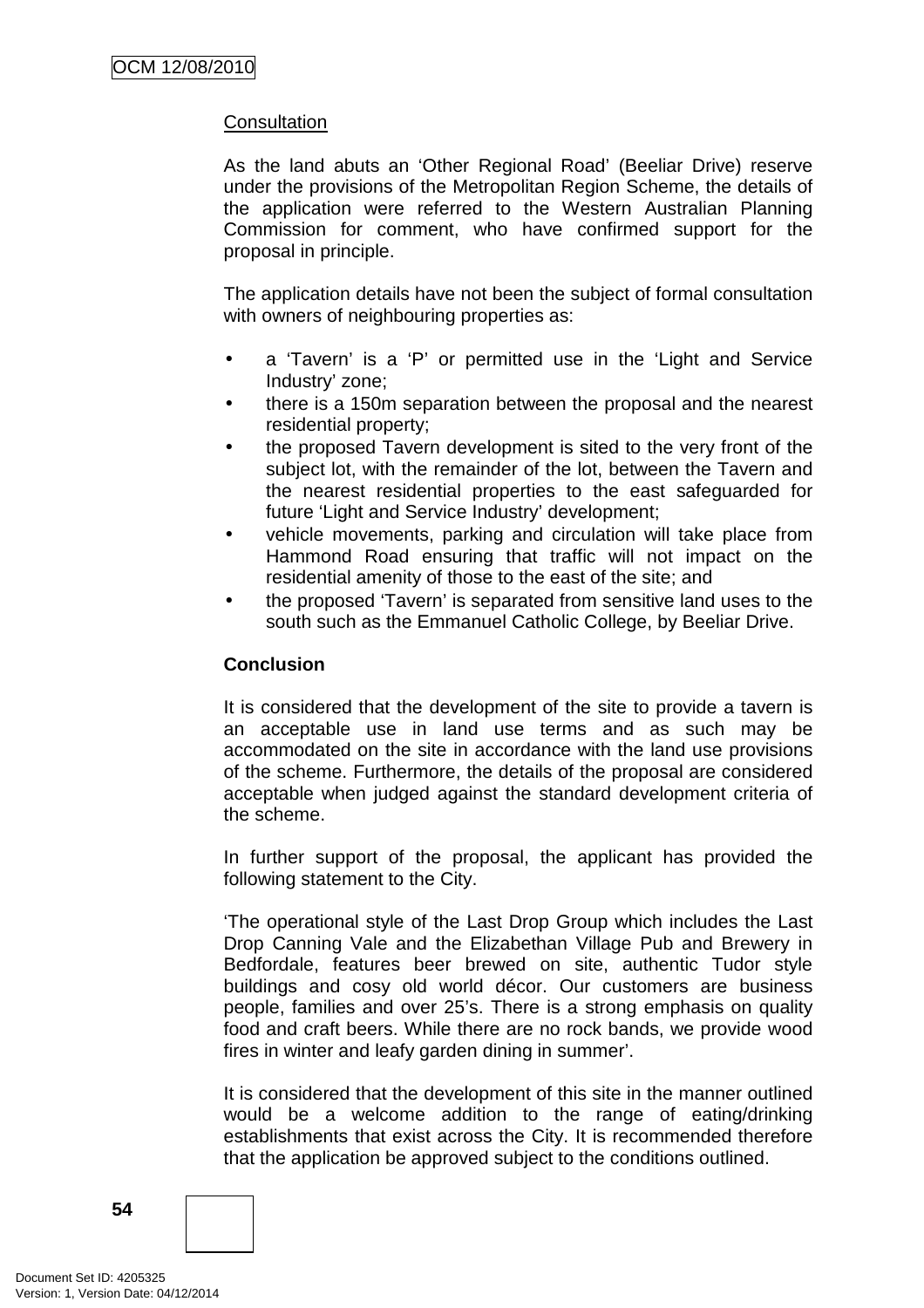Consultation

As the land abuts an 'Other Regional Road' (Beeliar Drive) reserve under the provisions of the Metropolitan Region Scheme, the details of the application were referred to the Western Australian Planning Commission for comment, who have confirmed support for the proposal in principle.

The application details have not been the subject of formal consultation with owners of neighbouring properties as:

- a 'Tavern' is a 'P' or permitted use in the 'Light and Service Industry' zone;
- there is a 150m separation between the proposal and the nearest residential property;
- the proposed Tavern development is sited to the very front of the subject lot, with the remainder of the lot, between the Tavern and the nearest residential properties to the east safeguarded for future 'Light and Service Industry' development;
- vehicle movements, parking and circulation will take place from Hammond Road ensuring that traffic will not impact on the residential amenity of those to the east of the site; and
- the proposed 'Tavern' is separated from sensitive land uses to the south such as the Emmanuel Catholic College, by Beeliar Drive.

**Conclusion**

It is considered that the development of the site to provide a tavern is an acceptable use in land use terms and as such may be accommodated on the site in accordance with the land use provisions of the scheme. Furthermore, the details of the proposal are considered acceptable when judged against the standard development criteria of the scheme.

In further support of the proposal, the applicant has provided the following statement to the City.

'The operational style of the Last Drop Group which includes the Last Drop Canning Vale and the Elizabethan Village Pub and Brewery in Bedfordale, features beer brewed on site, authentic Tudor style buildings and cosy old world décor. Our customers are business people, families and over 25's. There is a strong emphasis on quality food and craft beers. While there are no rock bands, we provide wood fires in winter and leafy garden dining in summer'.

It is considered that the development of this site in the manner outlined would be a welcome addition to the range of eating/drinking establishments that exist across the City. It is recommended therefore that the application be approved subject to the conditions outlined.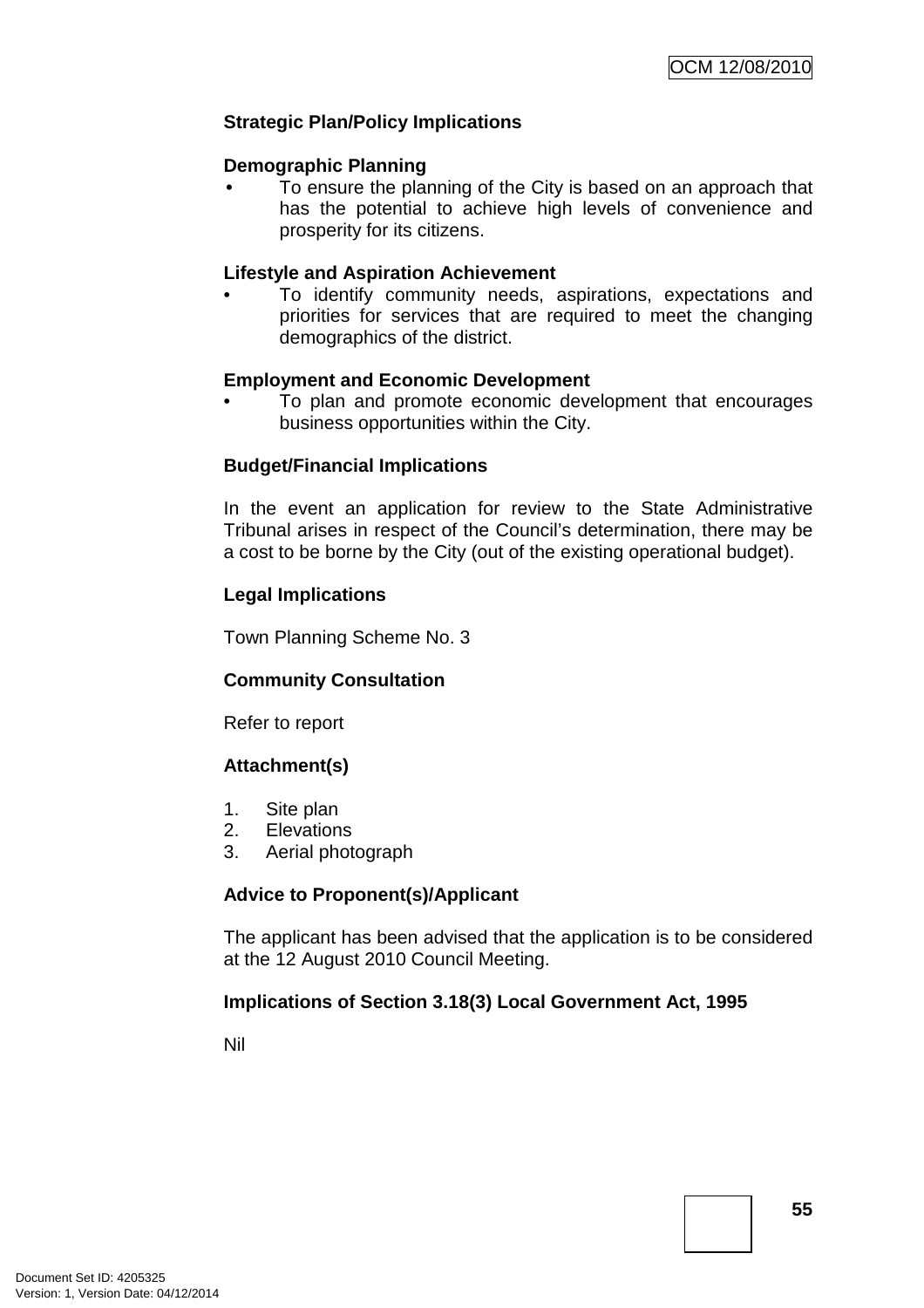**Strategic Plan/Policy Implications**

**Demographic Planning**

- To ensure the planning of the City is based on an approach that has the potential to achieve high levels of convenience and prosperity for its citizens.

**Lifestyle and Aspiration Achievement**

- To identify community needs, aspirations, expectations and priorities for services that are required to meet the changing demographics of the district.

**Employment and Economic Development**

- To plan and promote economic development that encourages business opportunities within the City.

**Budget/Financial Implications**

In the event an application for review to the State Administrative Tribunal arises in respect of the Council's determination, there may be a cost to be borne by the City (out of the existing operational budget).

**Legal Implications**

Town Planning Scheme No. 3

**Community Consultation**

Refer to report

**Attachment(s)**

1. Site plan
2. Elevations
3. Aerial photograph

**Advice to Proponent(s)/Applicant**

The applicant has been advised that the application is to be considered at the 12 August 2010 Council Meeting.

**Implications of Section 3.18(3) Local Government Act, 1995**

Nil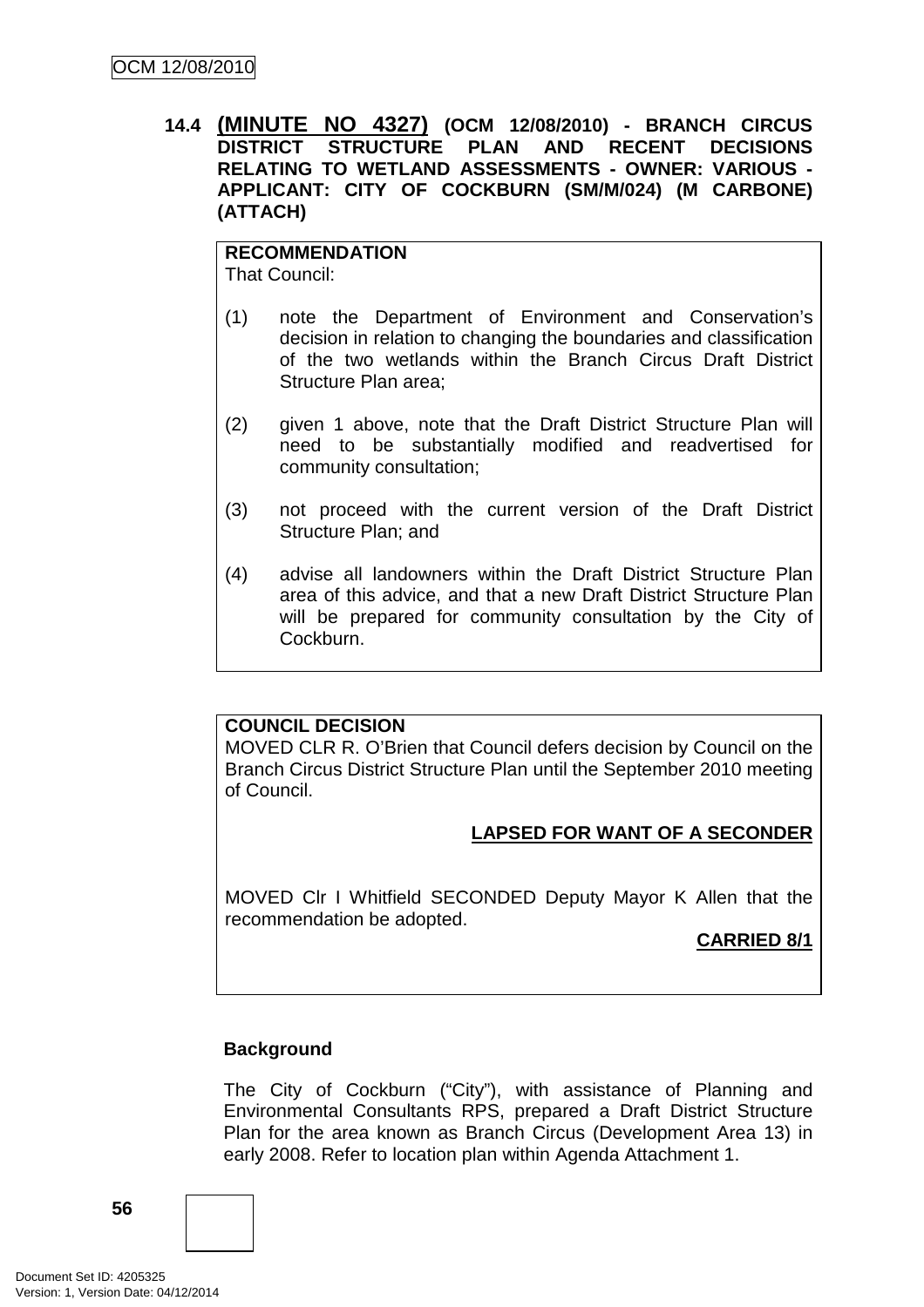**14.4 (MINUTE NO 4327) (OCM 12/08/2010) - BRANCH CIRCUS DISTRICT STRUCTURE PLAN AND RECENT DECISIONS RELATING TO WETLAND ASSESSMENTS - OWNER: VARIOUS - APPLICANT: CITY OF COCKBURN (SM/M/024) (M CARBONE) (ATTACH)**

**RECOMMENDATION**
That Council:

(1) note the Department of Environment and Conservation's decision in relation to changing the boundaries and classification of the two wetlands within the Branch Circus Draft District Structure Plan area;

(2) given 1 above, note that the Draft District Structure Plan will need to be substantially modified and readvertised for community consultation;

(3) not proceed with the current version of the Draft District Structure Plan; and

(4) advise all landowners within the Draft District Structure Plan area of this advice, and that a new Draft District Structure Plan will be prepared for community consultation by the City of Cockburn.

**COUNCIL DECISION**
MOVED CLR R. O'Brien that Council defers decision by Council on the Branch Circus District Structure Plan until the September 2010 meeting of Council.

**LAPSED FOR WANT OF A SECONDER**

MOVED Clr I Whitfield SECONDED Deputy Mayor K Allen that the recommendation be adopted.

**CARRIED 8/1**

**Background**

The City of Cockburn ("City"), with assistance of Planning and Environmental Consultants RPS, prepared a Draft District Structure Plan for the area known as Branch Circus (Development Area 13) in early 2008. Refer to location plan within Agenda Attachment 1.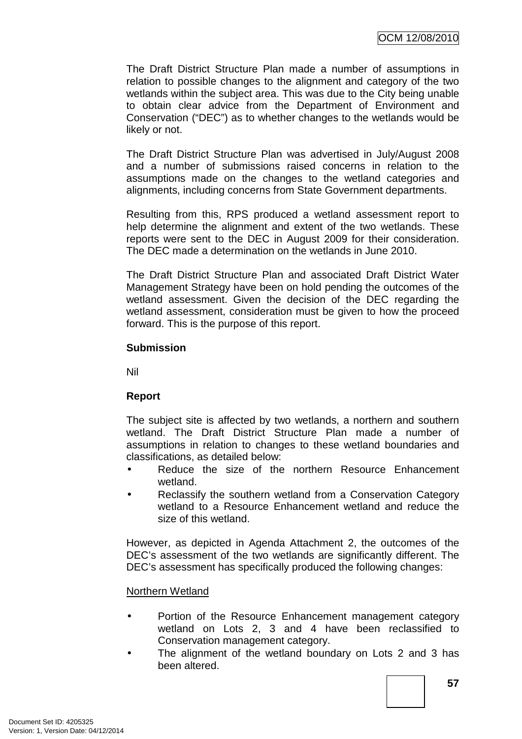The Draft District Structure Plan made a number of assumptions in relation to possible changes to the alignment and category of the two wetlands within the subject area. This was due to the City being unable to obtain clear advice from the Department of Environment and Conservation ("DEC") as to whether changes to the wetlands would be likely or not.

The Draft District Structure Plan was advertised in July/August 2008 and a number of submissions raised concerns in relation to the assumptions made on the changes to the wetland categories and alignments, including concerns from State Government departments.

Resulting from this, RPS produced a wetland assessment report to help determine the alignment and extent of the two wetlands. These reports were sent to the DEC in August 2009 for their consideration. The DEC made a determination on the wetlands in June 2010.

The Draft District Structure Plan and associated Draft District Water Management Strategy have been on hold pending the outcomes of the wetland assessment. Given the decision of the DEC regarding the wetland assessment, consideration must be given to how the proceed forward. This is the purpose of this report.

**Submission**

Nil

**Report**

The subject site is affected by two wetlands, a northern and southern wetland. The Draft District Structure Plan made a number of assumptions in relation to changes to these wetland boundaries and classifications, as detailed below:

- Reduce the size of the northern Resource Enhancement wetland.
- Reclassify the southern wetland from a Conservation Category wetland to a Resource Enhancement wetland and reduce the size of this wetland.

However, as depicted in Agenda Attachment 2, the outcomes of the DEC's assessment of the two wetlands are significantly different. The DEC's assessment has specifically produced the following changes:

Northern Wetland

- Portion of the Resource Enhancement management category wetland on Lots 2, 3 and 4 have been reclassified to Conservation management category.
- The alignment of the wetland boundary on Lots 2 and 3 has been altered.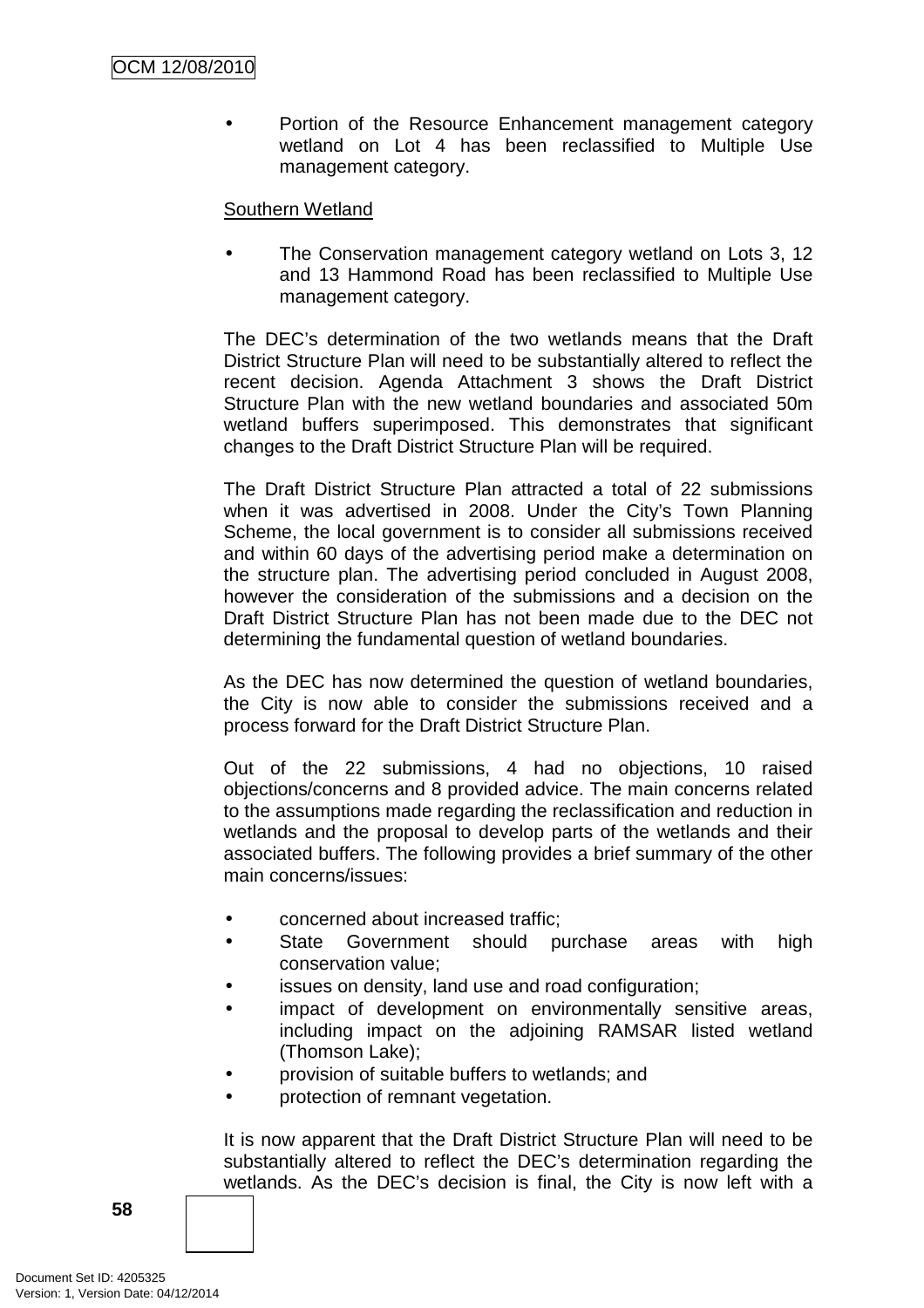- Portion of the Resource Enhancement management category wetland on Lot 4 has been reclassified to Multiple Use management category.

Southern Wetland

- The Conservation management category wetland on Lots 3, 12 and 13 Hammond Road has been reclassified to Multiple Use management category.

The DEC's determination of the two wetlands means that the Draft District Structure Plan will need to be substantially altered to reflect the recent decision. Agenda Attachment 3 shows the Draft District Structure Plan with the new wetland boundaries and associated 50m wetland buffers superimposed. This demonstrates that significant changes to the Draft District Structure Plan will be required.

The Draft District Structure Plan attracted a total of 22 submissions when it was advertised in 2008. Under the City's Town Planning Scheme, the local government is to consider all submissions received and within 60 days of the advertising period make a determination on the structure plan. The advertising period concluded in August 2008, however the consideration of the submissions and a decision on the Draft District Structure Plan has not been made due to the DEC not determining the fundamental question of wetland boundaries.

As the DEC has now determined the question of wetland boundaries, the City is now able to consider the submissions received and a process forward for the Draft District Structure Plan.

Out of the 22 submissions, 4 had no objections, 10 raised objections/concerns and 8 provided advice. The main concerns related to the assumptions made regarding the reclassification and reduction in wetlands and the proposal to develop parts of the wetlands and their associated buffers. The following provides a brief summary of the other main concerns/issues:

- concerned about increased traffic;
- State Government should purchase areas with high conservation value;
- issues on density, land use and road configuration;
- impact of development on environmentally sensitive areas, including impact on the adjoining RAMSAR listed wetland (Thomson Lake);
- provision of suitable buffers to wetlands; and
- protection of remnant vegetation.

It is now apparent that the Draft District Structure Plan will need to be substantially altered to reflect the DEC's determination regarding the wetlands. As the DEC's decision is final, the City is now left with a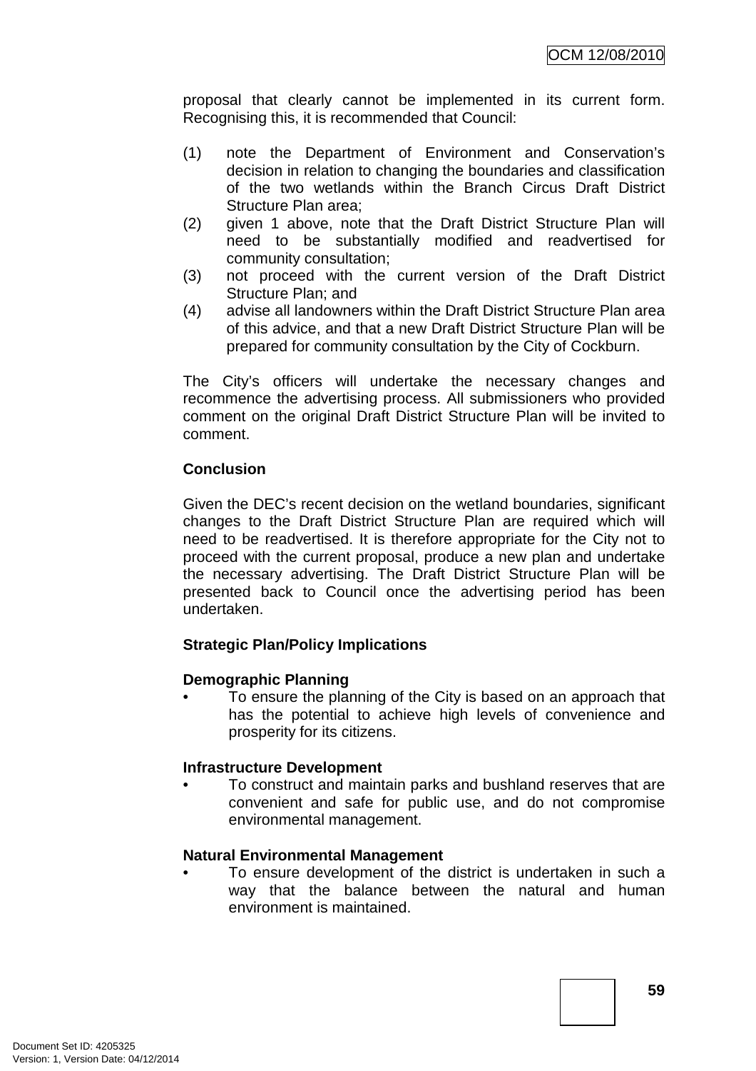proposal that clearly cannot be implemented in its current form. Recognising this, it is recommended that Council:

(1) note the Department of Environment and Conservation's decision in relation to changing the boundaries and classification of the two wetlands within the Branch Circus Draft District Structure Plan area;
(2) given 1 above, note that the Draft District Structure Plan will need to be substantially modified and readvertised for community consultation;
(3) not proceed with the current version of the Draft District Structure Plan; and
(4) advise all landowners within the Draft District Structure Plan area of this advice, and that a new Draft District Structure Plan will be prepared for community consultation by the City of Cockburn.

The City's officers will undertake the necessary changes and recommence the advertising process. All submissioners who provided comment on the original Draft District Structure Plan will be invited to comment.

**Conclusion**

Given the DEC's recent decision on the wetland boundaries, significant changes to the Draft District Structure Plan are required which will need to be readvertised. It is therefore appropriate for the City not to proceed with the current proposal, produce a new plan and undertake the necessary advertising. The Draft District Structure Plan will be presented back to Council once the advertising period has been undertaken.

**Strategic Plan/Policy Implications**

**Demographic Planning**

- To ensure the planning of the City is based on an approach that has the potential to achieve high levels of convenience and prosperity for its citizens.

**Infrastructure Development**

- To construct and maintain parks and bushland reserves that are convenient and safe for public use, and do not compromise environmental management.

**Natural Environmental Management**

- To ensure development of the district is undertaken in such a way that the balance between the natural and human environment is maintained.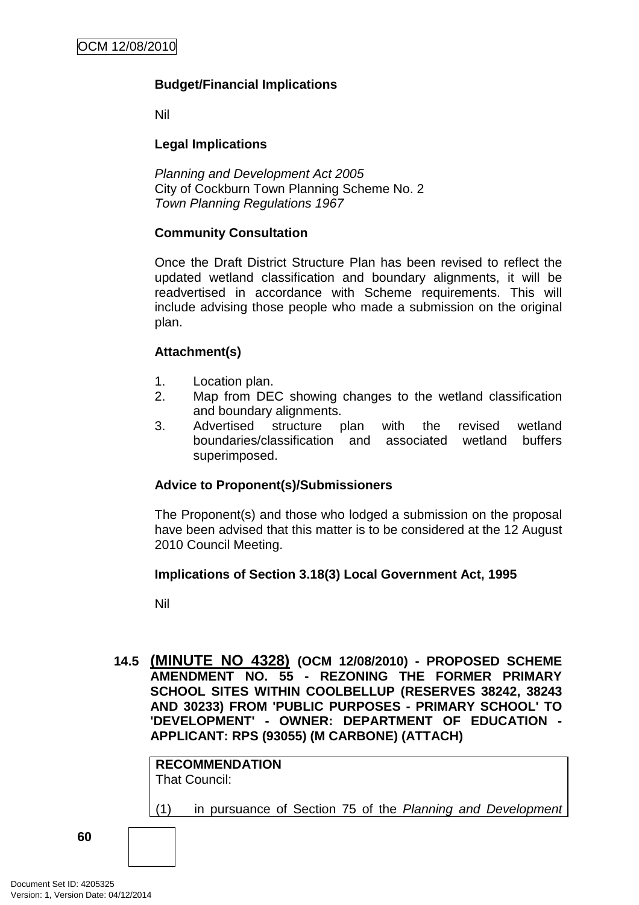**Budget/Financial Implications**

Nil

**Legal Implications**

*Planning and Development Act 2005*
City of Cockburn Town Planning Scheme No. 2
*Town Planning Regulations 1967*

**Community Consultation**

Once the Draft District Structure Plan has been revised to reflect the updated wetland classification and boundary alignments, it will be readvertised in accordance with Scheme requirements. This will include advising those people who made a submission on the original plan.

**Attachment(s)**

1. Location plan.
2. Map from DEC showing changes to the wetland classification and boundary alignments.
3. Advertised structure plan with the revised wetland boundaries/classification and associated wetland buffers superimposed.

**Advice to Proponent(s)/Submissioners**

The Proponent(s) and those who lodged a submission on the proposal have been advised that this matter is to be considered at the 12 August 2010 Council Meeting.

**Implications of Section 3.18(3) Local Government Act, 1995**

Nil

## 14.5 (MINUTE NO 4328) (OCM 12/08/2010) - PROPOSED SCHEME AMENDMENT NO. 55 - REZONING THE FORMER PRIMARY SCHOOL SITES WITHIN COOLBELLUP (RESERVES 38242, 38243 AND 30233) FROM 'PUBLIC PURPOSES - PRIMARY SCHOOL' TO 'DEVELOPMENT' - OWNER: DEPARTMENT OF EDUCATION - APPLICANT: RPS (93055) (M CARBONE) (ATTACH)

**RECOMMENDATION**
That Council:

(1) in pursuance of Section 75 of the *Planning and Development*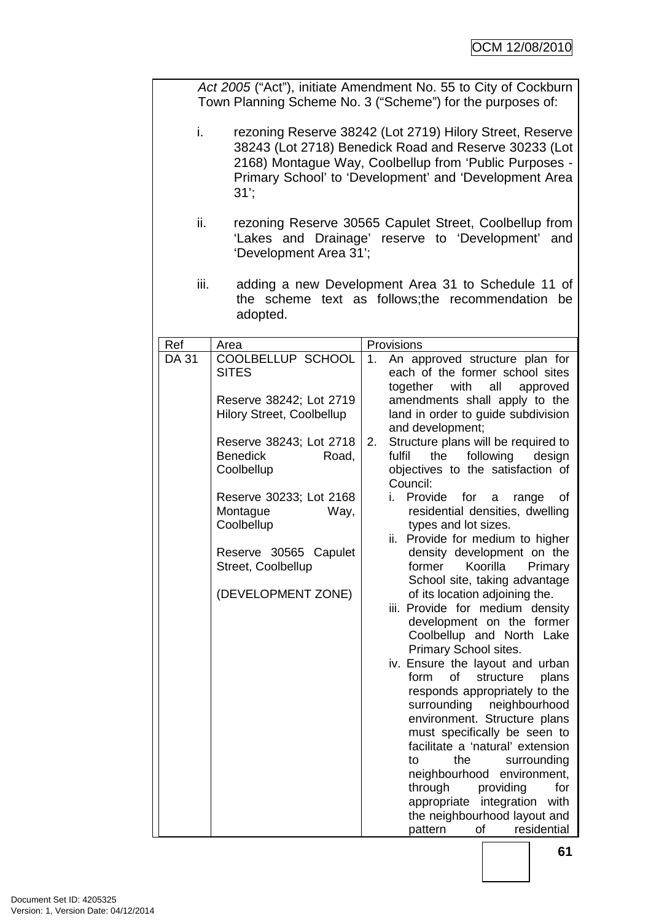*Act 2005* ("Act"), initiate Amendment No. 55 to City of Cockburn Town Planning Scheme No. 3 ("Scheme") for the purposes of:

i. rezoning Reserve 38242 (Lot 2719) Hilory Street, Reserve 38243 (Lot 2718) Benedick Road and Reserve 30233 (Lot 2168) Montague Way, Coolbellup from 'Public Purposes - Primary School' to 'Development' and 'Development Area 31';

ii. rezoning Reserve 30565 Capulet Street, Coolbellup from 'Lakes and Drainage' reserve to 'Development' and 'Development Area 31';

iii. adding a new Development Area 31 to Schedule 11 of the scheme text as follows;the recommendation be adopted.

| Ref | Area | Provisions |
|---|---|---|
| DA 31 | COOLBELLUP SCHOOL SITES<br><br>Reserve 38242; Lot 2719 Hilory Street, Coolbellup<br><br>Reserve 38243; Lot 2718 Benedick Road, Coolbellup<br><br>Reserve 30233; Lot 2168 Montague Way, Coolbellup<br><br>Reserve 30565 Capulet Street, Coolbellup<br><br>(DEVELOPMENT ZONE) | 1. An approved structure plan for each of the former school sites together with all approved amendments shall apply to the land in order to guide subdivision and development;<br>2. Structure plans will be required to fulfil the following design objectives to the satisfaction of Council:<br>i. Provide for a range of residential densities, dwelling types and lot sizes.<br>ii. Provide for medium to higher density development on the former Koorilla Primary School site, taking advantage of its location adjoining the.<br>iii. Provide for medium density development on the former Coolbellup and North Lake Primary School sites.<br>iv. Ensure the layout and urban form of structure plans responds appropriately to the surrounding neighbourhood environment. Structure plans must specifically be seen to facilitate a 'natural' extension to the surrounding neighbourhood environment, through providing for appropriate integration with the neighbourhood layout and pattern of residential |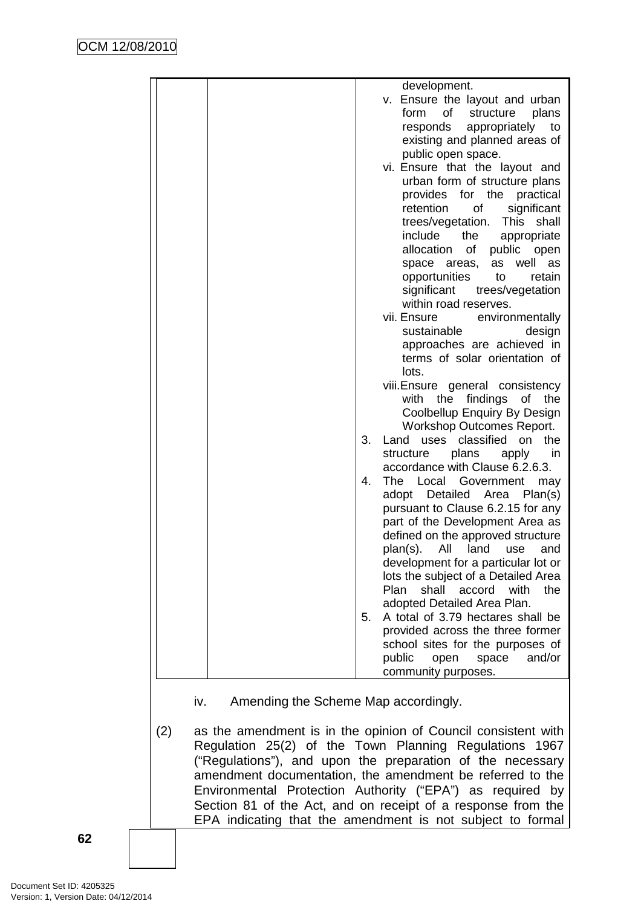| | | development.<br>v. Ensure the layout and urban form of structure plans responds appropriately to existing and planned areas of public open space.<br>vi. Ensure that the layout and urban form of structure plans provides for the practical retention of significant trees/vegetation. This shall include the appropriate allocation of public open space areas, as well as opportunities to retain significant trees/vegetation within road reserves.<br>vii. Ensure environmentally sustainable design approaches are achieved in terms of solar orientation of lots.<br>viii. Ensure general consistency with the findings of the Coolbellup Enquiry By Design Workshop Outcomes Report.<br>3. Land uses classified on the structure plans apply in accordance with Clause 6.2.6.3.<br>4. The Local Government may adopt Detailed Area Plan(s) pursuant to Clause 6.2.15 for any part of the Development Area as defined on the approved structure plan(s). All land use and development for a particular lot or lots the subject of a Detailed Area Plan shall accord with the adopted Detailed Area Plan.<br>5. A total of 3.79 hectares shall be provided across the three former school sites for the purposes of public open space and/or community purposes. |
|---|---|---|

iv. Amending the Scheme Map accordingly.

(2) as the amendment is in the opinion of Council consistent with Regulation 25(2) of the Town Planning Regulations 1967 ("Regulations"), and upon the preparation of the necessary amendment documentation, the amendment be referred to the Environmental Protection Authority ("EPA") as required by Section 81 of the Act, and on receipt of a response from the EPA indicating that the amendment is not subject to formal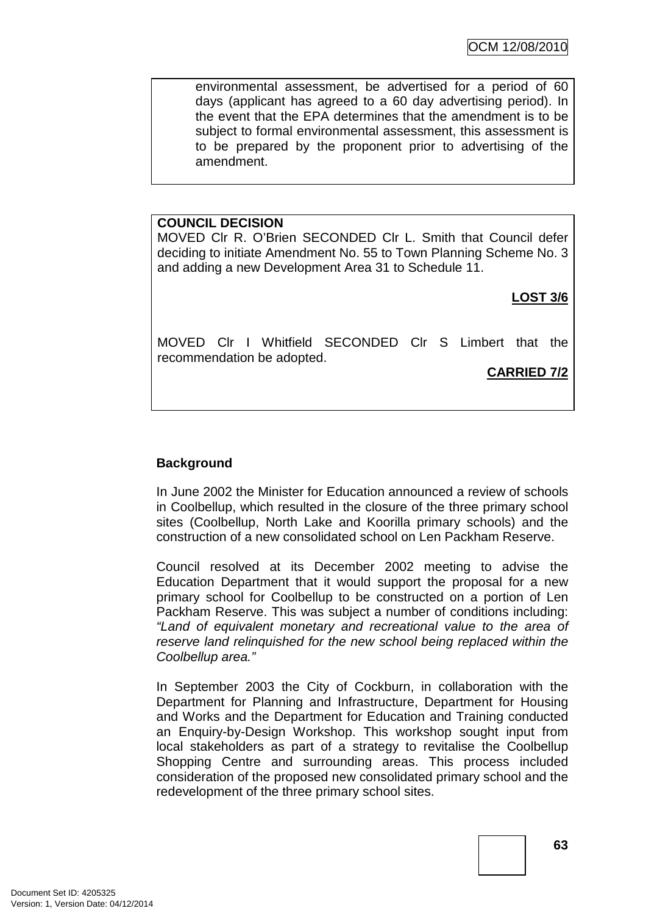environmental assessment, be advertised for a period of 60 days (applicant has agreed to a 60 day advertising period). In the event that the EPA determines that the amendment is to be subject to formal environmental assessment, this assessment is to be prepared by the proponent prior to advertising of the amendment.

**COUNCIL DECISION**

MOVED Clr R. O'Brien SECONDED Clr L. Smith that Council defer deciding to initiate Amendment No. 55 to Town Planning Scheme No. 3 and adding a new Development Area 31 to Schedule 11.

**LOST 3/6**

MOVED Clr I Whitfield SECONDED Clr S Limbert that the recommendation be adopted.

**CARRIED 7/2**

**Background**

In June 2002 the Minister for Education announced a review of schools in Coolbellup, which resulted in the closure of the three primary school sites (Coolbellup, North Lake and Koorilla primary schools) and the construction of a new consolidated school on Len Packham Reserve.

Council resolved at its December 2002 meeting to advise the Education Department that it would support the proposal for a new primary school for Coolbellup to be constructed on a portion of Len Packham Reserve. This was subject a number of conditions including: *"Land of equivalent monetary and recreational value to the area of reserve land relinquished for the new school being replaced within the Coolbellup area."*

In September 2003 the City of Cockburn, in collaboration with the Department for Planning and Infrastructure, Department for Housing and Works and the Department for Education and Training conducted an Enquiry-by-Design Workshop. This workshop sought input from local stakeholders as part of a strategy to revitalise the Coolbellup Shopping Centre and surrounding areas. This process included consideration of the proposed new consolidated primary school and the redevelopment of the three primary school sites.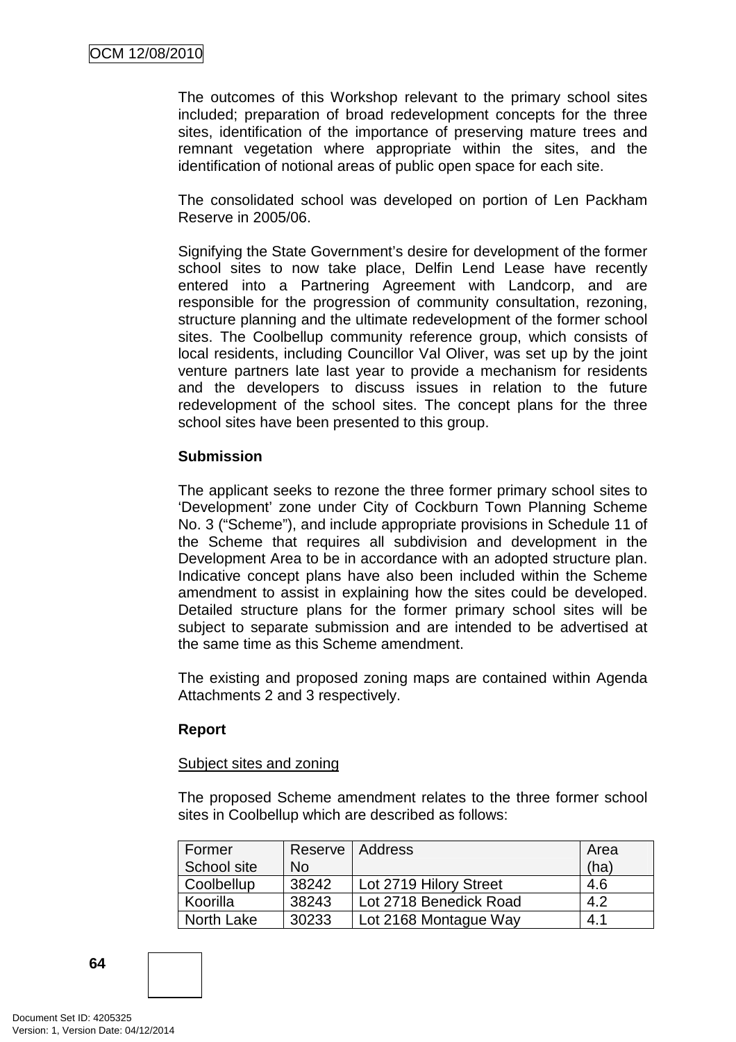The outcomes of this Workshop relevant to the primary school sites included; preparation of broad redevelopment concepts for the three sites, identification of the importance of preserving mature trees and remnant vegetation where appropriate within the sites, and the identification of notional areas of public open space for each site.

The consolidated school was developed on portion of Len Packham Reserve in 2005/06.

Signifying the State Government's desire for development of the former school sites to now take place, Delfin Lend Lease have recently entered into a Partnering Agreement with Landcorp, and are responsible for the progression of community consultation, rezoning, structure planning and the ultimate redevelopment of the former school sites. The Coolbellup community reference group, which consists of local residents, including Councillor Val Oliver, was set up by the joint venture partners late last year to provide a mechanism for residents and the developers to discuss issues in relation to the future redevelopment of the school sites. The concept plans for the three school sites have been presented to this group.

**Submission**

The applicant seeks to rezone the three former primary school sites to 'Development' zone under City of Cockburn Town Planning Scheme No. 3 ("Scheme"), and include appropriate provisions in Schedule 11 of the Scheme that requires all subdivision and development in the Development Area to be in accordance with an adopted structure plan. Indicative concept plans have also been included within the Scheme amendment to assist in explaining how the sites could be developed. Detailed structure plans for the former primary school sites will be subject to separate submission and are intended to be advertised at the same time as this Scheme amendment.

The existing and proposed zoning maps are contained within Agenda Attachments 2 and 3 respectively.

**Report**

Subject sites and zoning

The proposed Scheme amendment relates to the three former school sites in Coolbellup which are described as follows:

| Former School site | Reserve No | Address | Area (ha) |
|---|---|---|---|
| Coolbellup | 38242 | Lot 2719 Hilory Street | 4.6 |
| Koorilla | 38243 | Lot 2718 Benedick Road | 4.2 |
| North Lake | 30233 | Lot 2168 Montague Way | 4.1 |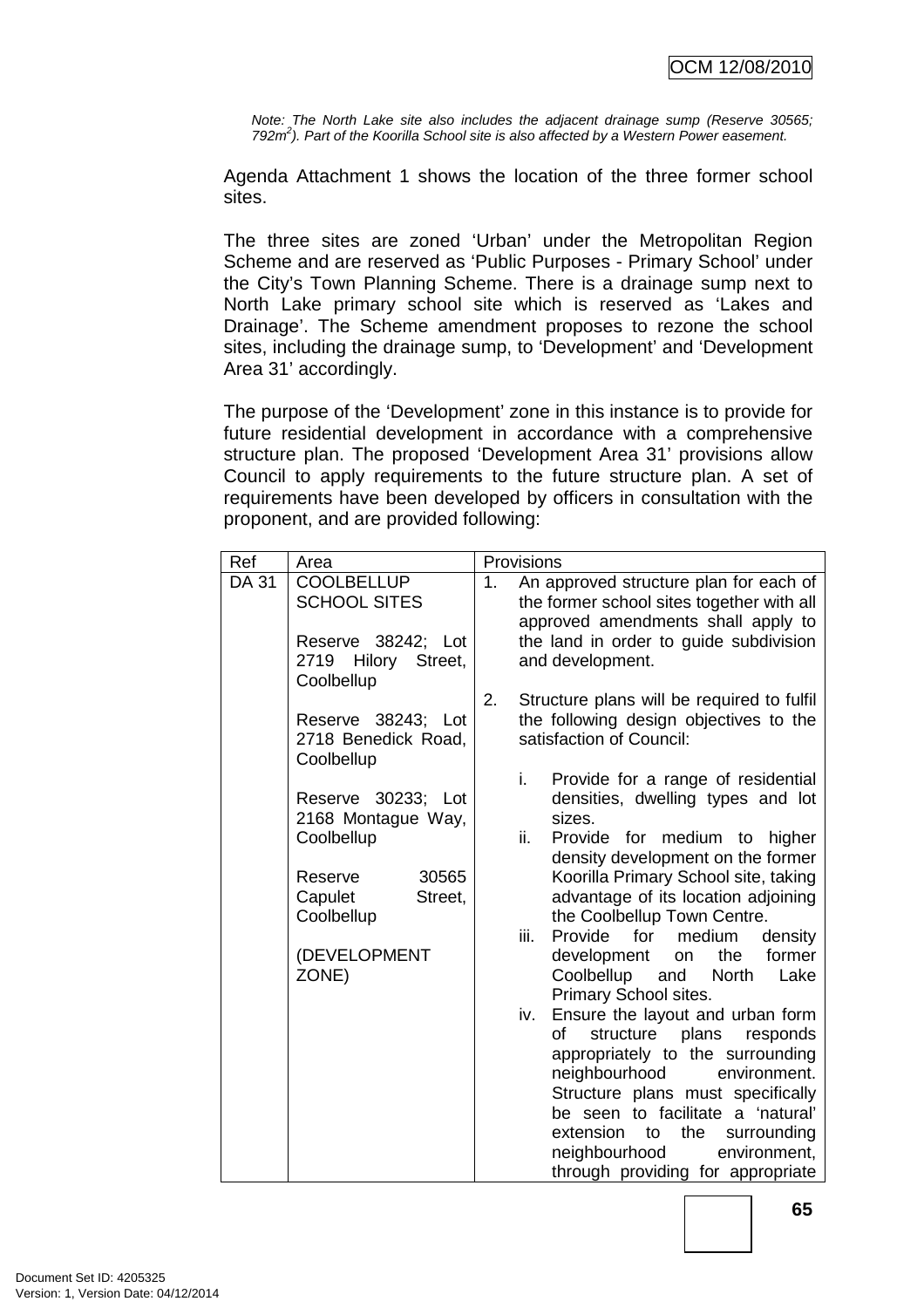*Note: The North Lake site also includes the adjacent drainage sump (Reserve 30565; 792m$^2$). Part of the Koorilla School site is also affected by a Western Power easement.*

Agenda Attachment 1 shows the location of the three former school sites.

The three sites are zoned 'Urban' under the Metropolitan Region Scheme and are reserved as 'Public Purposes - Primary School' under the City's Town Planning Scheme. There is a drainage sump next to North Lake primary school site which is reserved as 'Lakes and Drainage'. The Scheme amendment proposes to rezone the school sites, including the drainage sump, to 'Development' and 'Development Area 31' accordingly.

The purpose of the 'Development' zone in this instance is to provide for future residential development in accordance with a comprehensive structure plan. The proposed 'Development Area 31' provisions allow Council to apply requirements to the future structure plan. A set of requirements have been developed by officers in consultation with the proponent, and are provided following:

| Ref | Area | Provisions |
|---|---|---|
| DA 31 | COOLBELLUP SCHOOL SITES<br><br>Reserve 38242; Lot 2719 Hilory Street, Coolbellup<br><br>Reserve 38243; Lot 2718 Benedick Road, Coolbellup<br><br>Reserve 30233; Lot 2168 Montague Way, Coolbellup<br><br>Reserve 30565 Capulet Street, Coolbellup<br><br>(DEVELOPMENT ZONE) | 1. An approved structure plan for each of the former school sites together with all approved amendments shall apply to the land in order to guide subdivision and development.<br><br>2. Structure plans will be required to fulfil the following design objectives to the satisfaction of Council:<br><br>i. Provide for a range of residential densities, dwelling types and lot sizes.<br>ii. Provide for medium to higher density development on the former Koorilla Primary School site, taking advantage of its location adjoining the Coolbellup Town Centre.<br>iii. Provide for medium density development on the former Coolbellup and North Lake Primary School sites.<br>iv. Ensure the layout and urban form of structure plans responds appropriately to the surrounding neighbourhood environment. Structure plans must specifically be seen to facilitate a 'natural' extension to the surrounding neighbourhood environment, through providing for appropriate |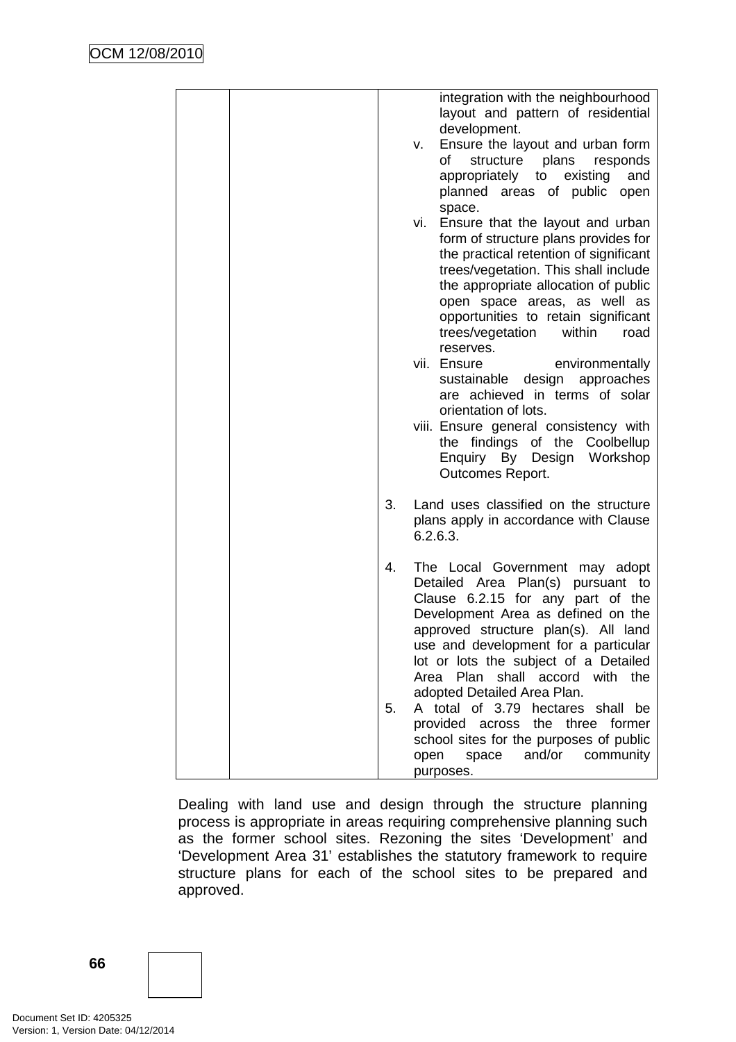| | | integration with the neighbourhood layout and pattern of residential development.<br>v. Ensure the layout and urban form of structure plans responds appropriately to existing and planned areas of public open space.<br>vi. Ensure that the layout and urban form of structure plans provides for the practical retention of significant trees/vegetation. This shall include the appropriate allocation of public open space areas, as well as opportunities to retain significant trees/vegetation within road reserves.<br>vii. Ensure environmentally sustainable design approaches are achieved in terms of solar orientation of lots.<br>viii. Ensure general consistency with the findings of the Coolbellup Enquiry By Design Workshop Outcomes Report.<br><br>3. Land uses classified on the structure plans apply in accordance with Clause 6.2.6.3.<br><br>4. The Local Government may adopt Detailed Area Plan(s) pursuant to Clause 6.2.15 for any part of the Development Area as defined on the approved structure plan(s). All land use and development for a particular lot or lots the subject of a Detailed Area Plan shall accord with the adopted Detailed Area Plan.<br>5. A total of 3.79 hectares shall be provided across the three former school sites for the purposes of public open space and/or community purposes. |
|---|---|---|

Dealing with land use and design through the structure planning process is appropriate in areas requiring comprehensive planning such as the former school sites. Rezoning the sites ‘Development’ and ‘Development Area 31’ establishes the statutory framework to require structure plans for each of the school sites to be prepared and approved.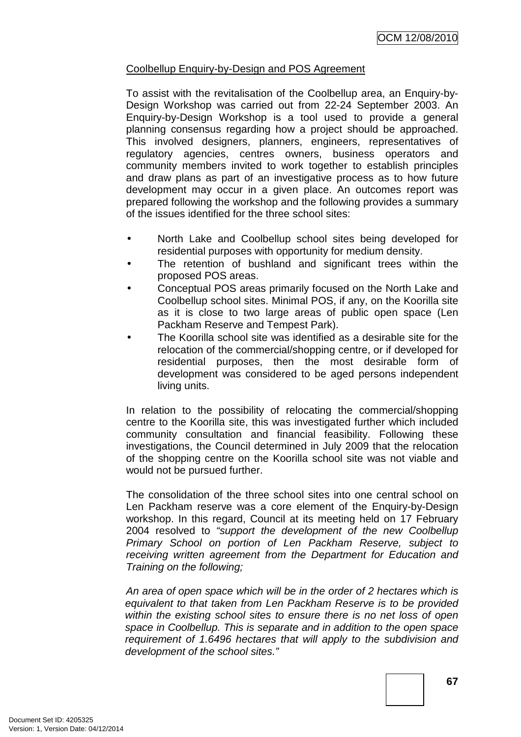Coolbellup Enquiry-by-Design and POS Agreement

To assist with the revitalisation of the Coolbellup area, an Enquiry-by-Design Workshop was carried out from 22-24 September 2003. An Enquiry-by-Design Workshop is a tool used to provide a general planning consensus regarding how a project should be approached. This involved designers, planners, engineers, representatives of regulatory agencies, centres owners, business operators and community members invited to work together to establish principles and draw plans as part of an investigative process as to how future development may occur in a given place. An outcomes report was prepared following the workshop and the following provides a summary of the issues identified for the three school sites:

- North Lake and Coolbellup school sites being developed for residential purposes with opportunity for medium density.
- The retention of bushland and significant trees within the proposed POS areas.
- Conceptual POS areas primarily focused on the North Lake and Coolbellup school sites. Minimal POS, if any, on the Koorilla site as it is close to two large areas of public open space (Len Packham Reserve and Tempest Park).
- The Koorilla school site was identified as a desirable site for the relocation of the commercial/shopping centre, or if developed for residential purposes, then the most desirable form of development was considered to be aged persons independent living units.

In relation to the possibility of relocating the commercial/shopping centre to the Koorilla site, this was investigated further which included community consultation and financial feasibility. Following these investigations, the Council determined in July 2009 that the relocation of the shopping centre on the Koorilla school site was not viable and would not be pursued further.

The consolidation of the three school sites into one central school on Len Packham reserve was a core element of the Enquiry-by-Design workshop. In this regard, Council at its meeting held on 17 February 2004 resolved to *"support the development of the new Coolbellup Primary School on portion of Len Packham Reserve, subject to receiving written agreement from the Department for Education and Training on the following;*

*An area of open space which will be in the order of 2 hectares which is equivalent to that taken from Len Packham Reserve is to be provided within the existing school sites to ensure there is no net loss of open space in Coolbellup. This is separate and in addition to the open space requirement of 1.6496 hectares that will apply to the subdivision and development of the school sites."*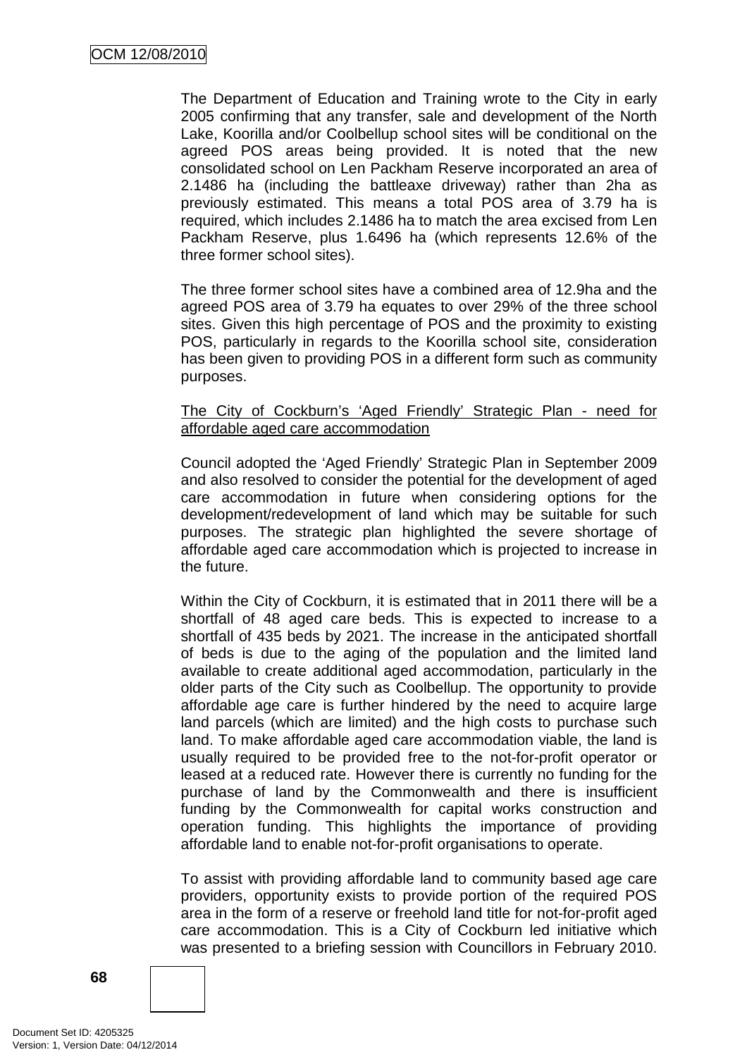The Department of Education and Training wrote to the City in early 2005 confirming that any transfer, sale and development of the North Lake, Koorilla and/or Coolbellup school sites will be conditional on the agreed POS areas being provided. It is noted that the new consolidated school on Len Packham Reserve incorporated an area of 2.1486 ha (including the battleaxe driveway) rather than 2ha as previously estimated. This means a total POS area of 3.79 ha is required, which includes 2.1486 ha to match the area excised from Len Packham Reserve, plus 1.6496 ha (which represents 12.6% of the three former school sites).

The three former school sites have a combined area of 12.9ha and the agreed POS area of 3.79 ha equates to over 29% of the three school sites. Given this high percentage of POS and the proximity to existing POS, particularly in regards to the Koorilla school site, consideration has been given to providing POS in a different form such as community purposes.

<u>The City of Cockburn's 'Aged Friendly' Strategic Plan - need for affordable aged care accommodation</u>

Council adopted the 'Aged Friendly' Strategic Plan in September 2009 and also resolved to consider the potential for the development of aged care accommodation in future when considering options for the development/redevelopment of land which may be suitable for such purposes. The strategic plan highlighted the severe shortage of affordable aged care accommodation which is projected to increase in the future.

Within the City of Cockburn, it is estimated that in 2011 there will be a shortfall of 48 aged care beds. This is expected to increase to a shortfall of 435 beds by 2021. The increase in the anticipated shortfall of beds is due to the aging of the population and the limited land available to create additional aged accommodation, particularly in the older parts of the City such as Coolbellup. The opportunity to provide affordable age care is further hindered by the need to acquire large land parcels (which are limited) and the high costs to purchase such land. To make affordable aged care accommodation viable, the land is usually required to be provided free to the not-for-profit operator or leased at a reduced rate. However there is currently no funding for the purchase of land by the Commonwealth and there is insufficient funding by the Commonwealth for capital works construction and operation funding. This highlights the importance of providing affordable land to enable not-for-profit organisations to operate.

To assist with providing affordable land to community based age care providers, opportunity exists to provide portion of the required POS area in the form of a reserve or freehold land title for not-for-profit aged care accommodation. This is a City of Cockburn led initiative which was presented to a briefing session with Councillors in February 2010.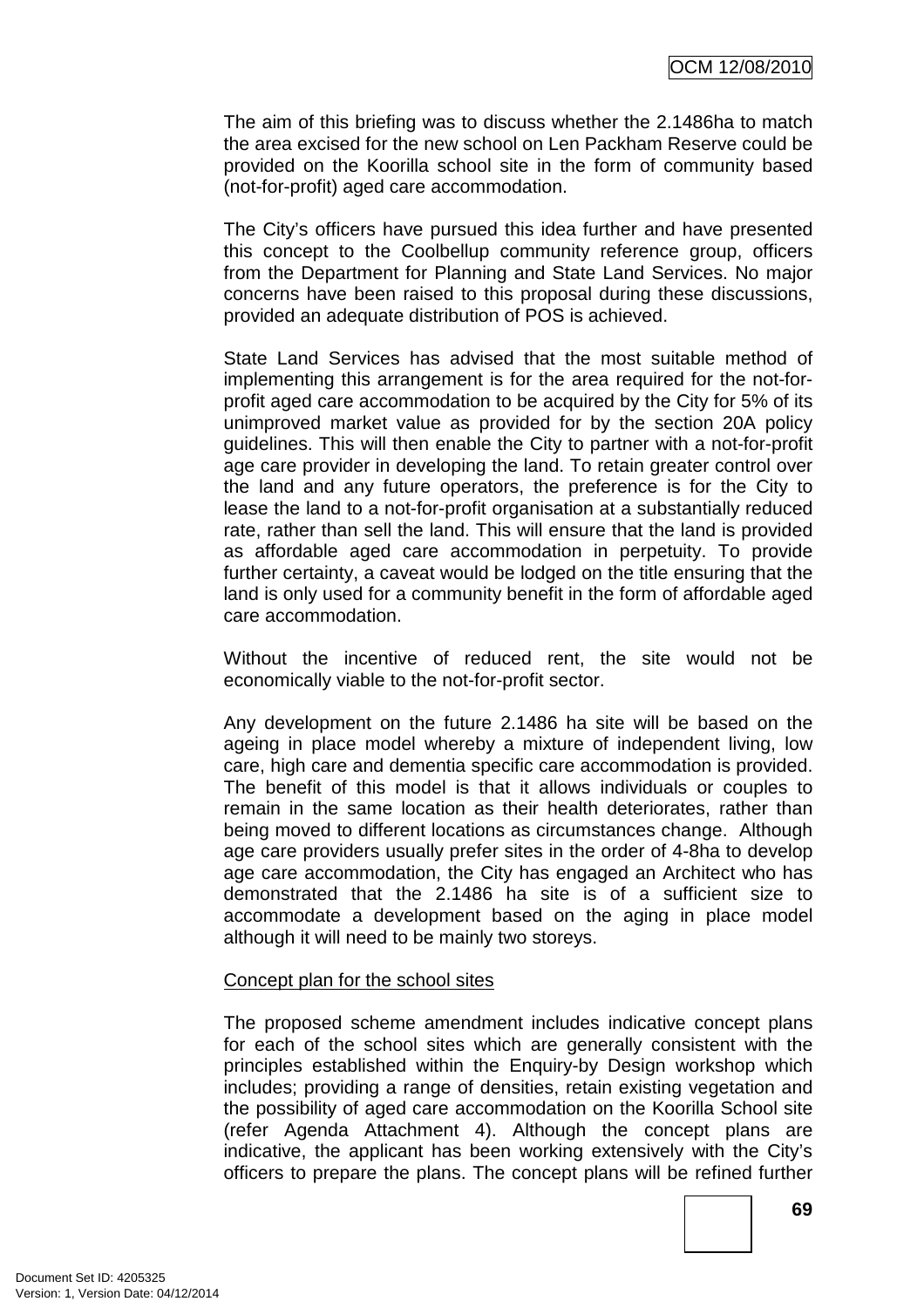The aim of this briefing was to discuss whether the 2.1486ha to match the area excised for the new school on Len Packham Reserve could be provided on the Koorilla school site in the form of community based (not-for-profit) aged care accommodation.

The City's officers have pursued this idea further and have presented this concept to the Coolbellup community reference group, officers from the Department for Planning and State Land Services. No major concerns have been raised to this proposal during these discussions, provided an adequate distribution of POS is achieved.

State Land Services has advised that the most suitable method of implementing this arrangement is for the area required for the not-for-profit aged care accommodation to be acquired by the City for 5% of its unimproved market value as provided for by the section 20A policy guidelines. This will then enable the City to partner with a not-for-profit age care provider in developing the land. To retain greater control over the land and any future operators, the preference is for the City to lease the land to a not-for-profit organisation at a substantially reduced rate, rather than sell the land. This will ensure that the land is provided as affordable aged care accommodation in perpetuity. To provide further certainty, a caveat would be lodged on the title ensuring that the land is only used for a community benefit in the form of affordable aged care accommodation.

Without the incentive of reduced rent, the site would not be economically viable to the not-for-profit sector.

Any development on the future 2.1486 ha site will be based on the ageing in place model whereby a mixture of independent living, low care, high care and dementia specific care accommodation is provided. The benefit of this model is that it allows individuals or couples to remain in the same location as their health deteriorates, rather than being moved to different locations as circumstances change. Although age care providers usually prefer sites in the order of 4-8ha to develop age care accommodation, the City has engaged an Architect who has demonstrated that the 2.1486 ha site is of a sufficient size to accommodate a development based on the aging in place model although it will need to be mainly two storeys.

Concept plan for the school sites

The proposed scheme amendment includes indicative concept plans for each of the school sites which are generally consistent with the principles established within the Enquiry-by Design workshop which includes; providing a range of densities, retain existing vegetation and the possibility of aged care accommodation on the Koorilla School site (refer Agenda Attachment 4). Although the concept plans are indicative, the applicant has been working extensively with the City's officers to prepare the plans. The concept plans will be refined further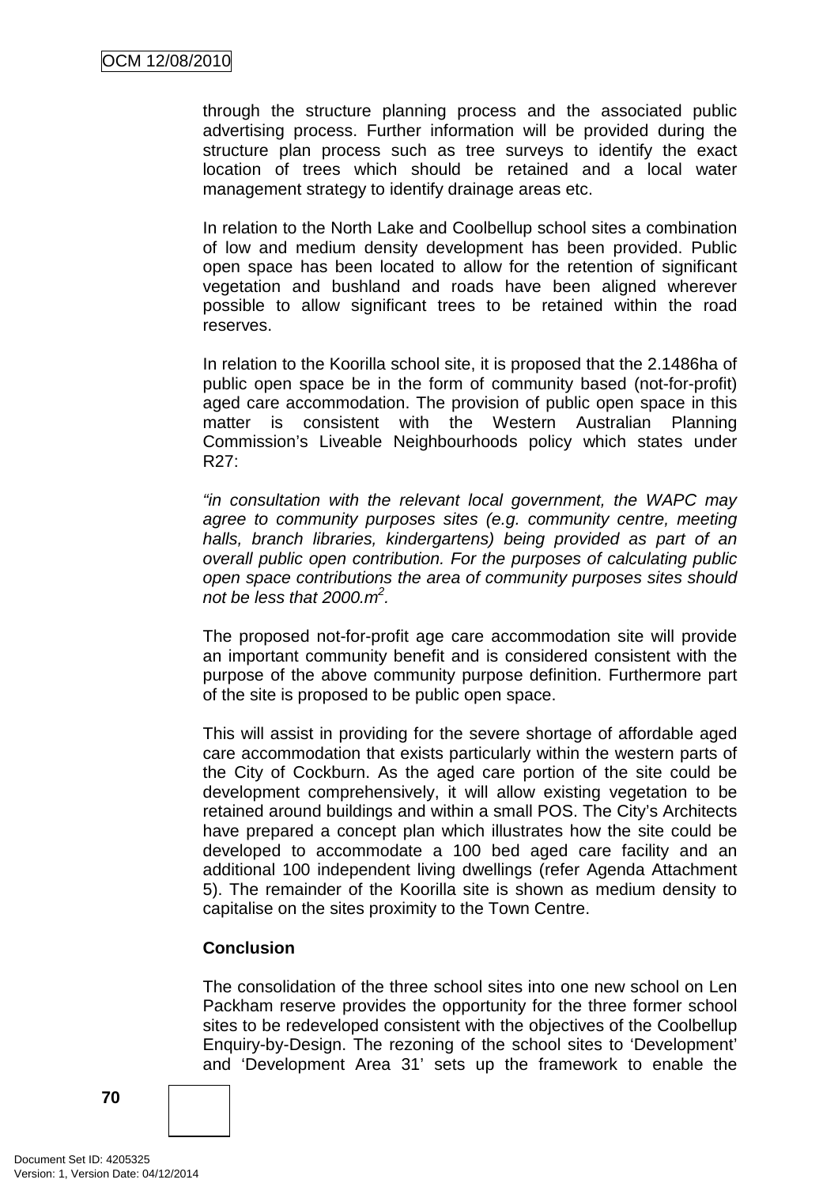through the structure planning process and the associated public advertising process. Further information will be provided during the structure plan process such as tree surveys to identify the exact location of trees which should be retained and a local water management strategy to identify drainage areas etc.

In relation to the North Lake and Coolbellup school sites a combination of low and medium density development has been provided. Public open space has been located to allow for the retention of significant vegetation and bushland and roads have been aligned wherever possible to allow significant trees to be retained within the road reserves.

In relation to the Koorilla school site, it is proposed that the 2.1486ha of public open space be in the form of community based (not-for-profit) aged care accommodation. The provision of public open space in this matter is consistent with the Western Australian Planning Commission's Liveable Neighbourhoods policy which states under R27:

*"in consultation with the relevant local government, the WAPC may agree to community purposes sites (e.g. community centre, meeting halls, branch libraries, kindergartens) being provided as part of an overall public open contribution. For the purposes of calculating public open space contributions the area of community purposes sites should not be less that 2000.m$^2$.*

The proposed not-for-profit age care accommodation site will provide an important community benefit and is considered consistent with the purpose of the above community purpose definition. Furthermore part of the site is proposed to be public open space.

This will assist in providing for the severe shortage of affordable aged care accommodation that exists particularly within the western parts of the City of Cockburn. As the aged care portion of the site could be development comprehensively, it will allow existing vegetation to be retained around buildings and within a small POS. The City's Architects have prepared a concept plan which illustrates how the site could be developed to accommodate a 100 bed aged care facility and an additional 100 independent living dwellings (refer Agenda Attachment 5). The remainder of the Koorilla site is shown as medium density to capitalise on the sites proximity to the Town Centre.

**Conclusion**

The consolidation of the three school sites into one new school on Len Packham reserve provides the opportunity for the three former school sites to be redeveloped consistent with the objectives of the Coolbellup Enquiry-by-Design. The rezoning of the school sites to 'Development' and 'Development Area 31' sets up the framework to enable the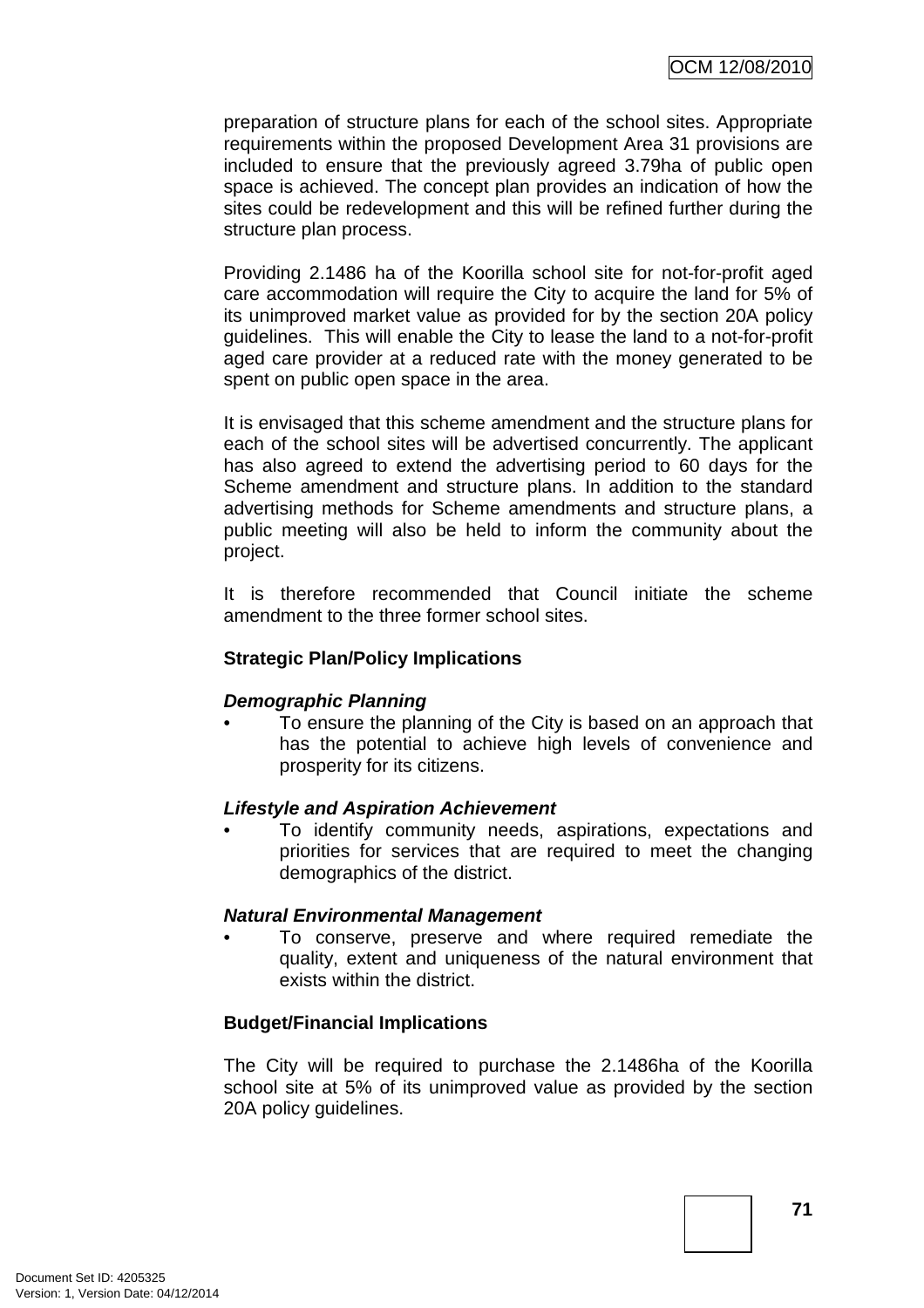preparation of structure plans for each of the school sites. Appropriate requirements within the proposed Development Area 31 provisions are included to ensure that the previously agreed 3.79ha of public open space is achieved. The concept plan provides an indication of how the sites could be redevelopment and this will be refined further during the structure plan process.

Providing 2.1486 ha of the Koorilla school site for not-for-profit aged care accommodation will require the City to acquire the land for 5% of its unimproved market value as provided for by the section 20A policy guidelines. This will enable the City to lease the land to a not-for-profit aged care provider at a reduced rate with the money generated to be spent on public open space in the area.

It is envisaged that this scheme amendment and the structure plans for each of the school sites will be advertised concurrently. The applicant has also agreed to extend the advertising period to 60 days for the Scheme amendment and structure plans. In addition to the standard advertising methods for Scheme amendments and structure plans, a public meeting will also be held to inform the community about the project.

It is therefore recommended that Council initiate the scheme amendment to the three former school sites.

**Strategic Plan/Policy Implications**

***Demographic Planning***

- To ensure the planning of the City is based on an approach that has the potential to achieve high levels of convenience and prosperity for its citizens.

***Lifestyle and Aspiration Achievement***

- To identify community needs, aspirations, expectations and priorities for services that are required to meet the changing demographics of the district.

***Natural Environmental Management***

- To conserve, preserve and where required remediate the quality, extent and uniqueness of the natural environment that exists within the district.

**Budget/Financial Implications**

The City will be required to purchase the 2.1486ha of the Koorilla school site at 5% of its unimproved value as provided by the section 20A policy guidelines.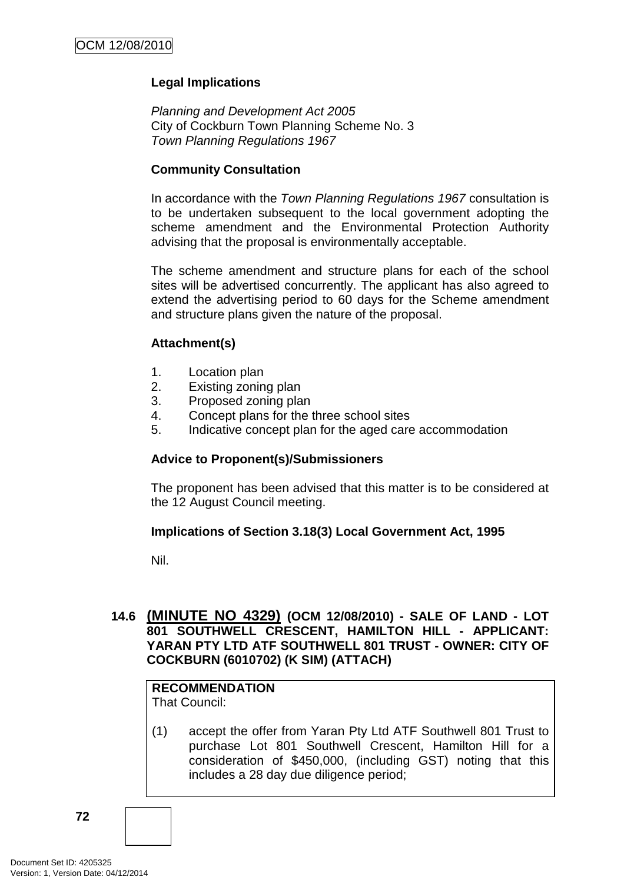### Legal Implications

*Planning and Development Act 2005*
City of Cockburn Town Planning Scheme No. 3
*Town Planning Regulations 1967*

### Community Consultation

In accordance with the *Town Planning Regulations 1967* consultation is to be undertaken subsequent to the local government adopting the scheme amendment and the Environmental Protection Authority advising that the proposal is environmentally acceptable.

The scheme amendment and structure plans for each of the school sites will be advertised concurrently. The applicant has also agreed to extend the advertising period to 60 days for the Scheme amendment and structure plans given the nature of the proposal.

### Attachment(s)

1. Location plan
2. Existing zoning plan
3. Proposed zoning plan
4. Concept plans for the three school sites
5. Indicative concept plan for the aged care accommodation

### Advice to Proponent(s)/Submissioners

The proponent has been advised that this matter is to be considered at the 12 August Council meeting.

### Implications of Section 3.18(3) Local Government Act, 1995

Nil.

## 14.6 (MINUTE NO 4329) (OCM 12/08/2010) - SALE OF LAND - LOT 801 SOUTHWELL CRESCENT, HAMILTON HILL - APPLICANT: YARAN PTY LTD ATF SOUTHWELL 801 TRUST - OWNER: CITY OF COCKBURN (6010702) (K SIM) (ATTACH)

**RECOMMENDATION**
That Council:

(1) accept the offer from Yaran Pty Ltd ATF Southwell 801 Trust to purchase Lot 801 Southwell Crescent, Hamilton Hill for a consideration of $450,000, (including GST) noting that this includes a 28 day due diligence period;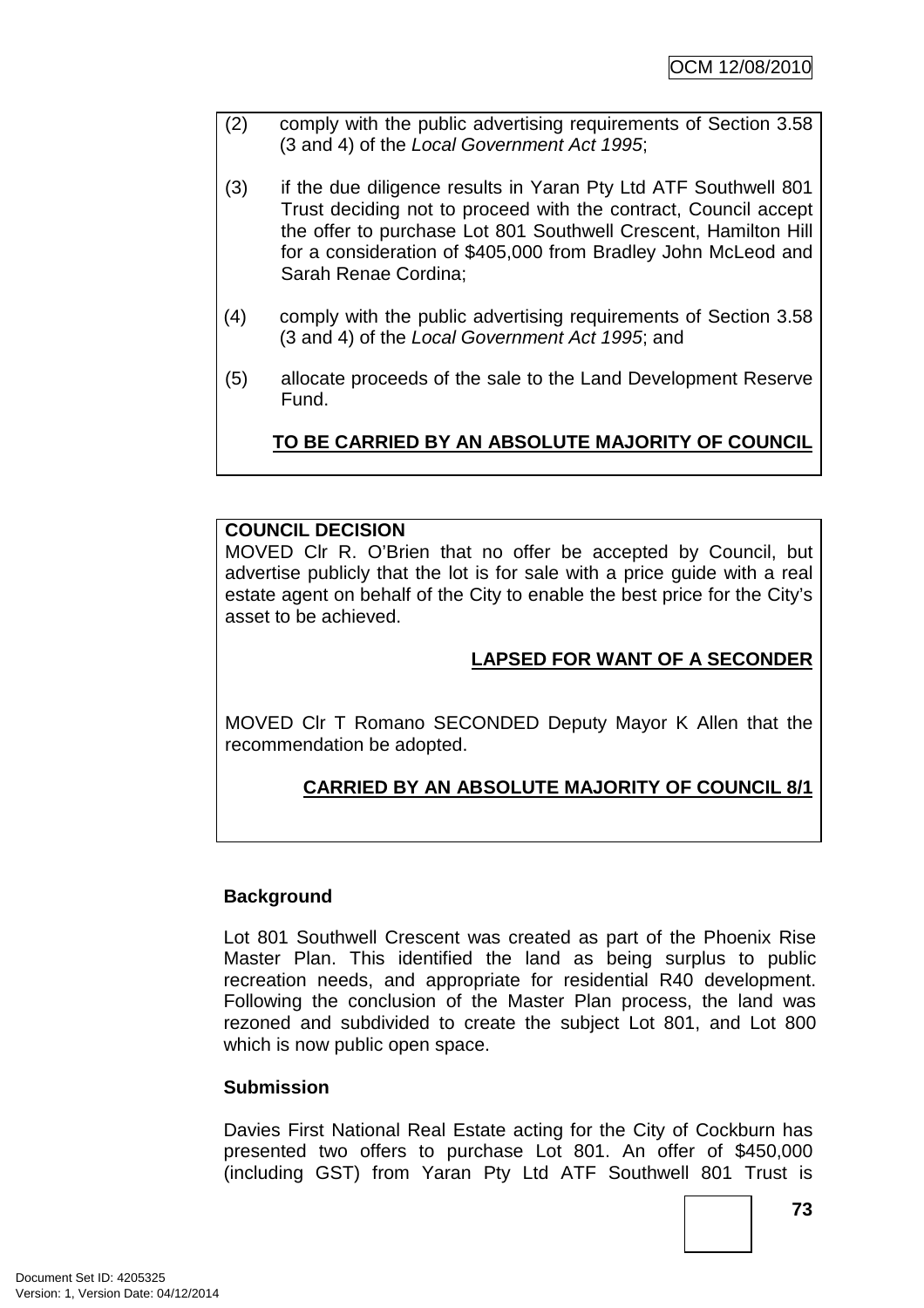(2) comply with the public advertising requirements of Section 3.58 (3 and 4) of the *Local Government Act 1995*;

(3) if the due diligence results in Yaran Pty Ltd ATF Southwell 801 Trust deciding not to proceed with the contract, Council accept the offer to purchase Lot 801 Southwell Crescent, Hamilton Hill for a consideration of $405,000 from Bradley John McLeod and Sarah Renae Cordina;

(4) comply with the public advertising requirements of Section 3.58 (3 and 4) of the *Local Government Act 1995*; and

(5) allocate proceeds of the sale to the Land Development Reserve Fund.

**TO BE CARRIED BY AN ABSOLUTE MAJORITY OF COUNCIL**

**COUNCIL DECISION**

MOVED Clr R. O'Brien that no offer be accepted by Council, but advertise publicly that the lot is for sale with a price guide with a real estate agent on behalf of the City to enable the best price for the City's asset to be achieved.

**LAPSED FOR WANT OF A SECONDER**

MOVED Clr T Romano SECONDED Deputy Mayor K Allen that the recommendation be adopted.

**CARRIED BY AN ABSOLUTE MAJORITY OF COUNCIL 8/1**

**Background**

Lot 801 Southwell Crescent was created as part of the Phoenix Rise Master Plan. This identified the land as being surplus to public recreation needs, and appropriate for residential R40 development. Following the conclusion of the Master Plan process, the land was rezoned and subdivided to create the subject Lot 801, and Lot 800 which is now public open space.

**Submission**

Davies First National Real Estate acting for the City of Cockburn has presented two offers to purchase Lot 801. An offer of $450,000 (including GST) from Yaran Pty Ltd ATF Southwell 801 Trust is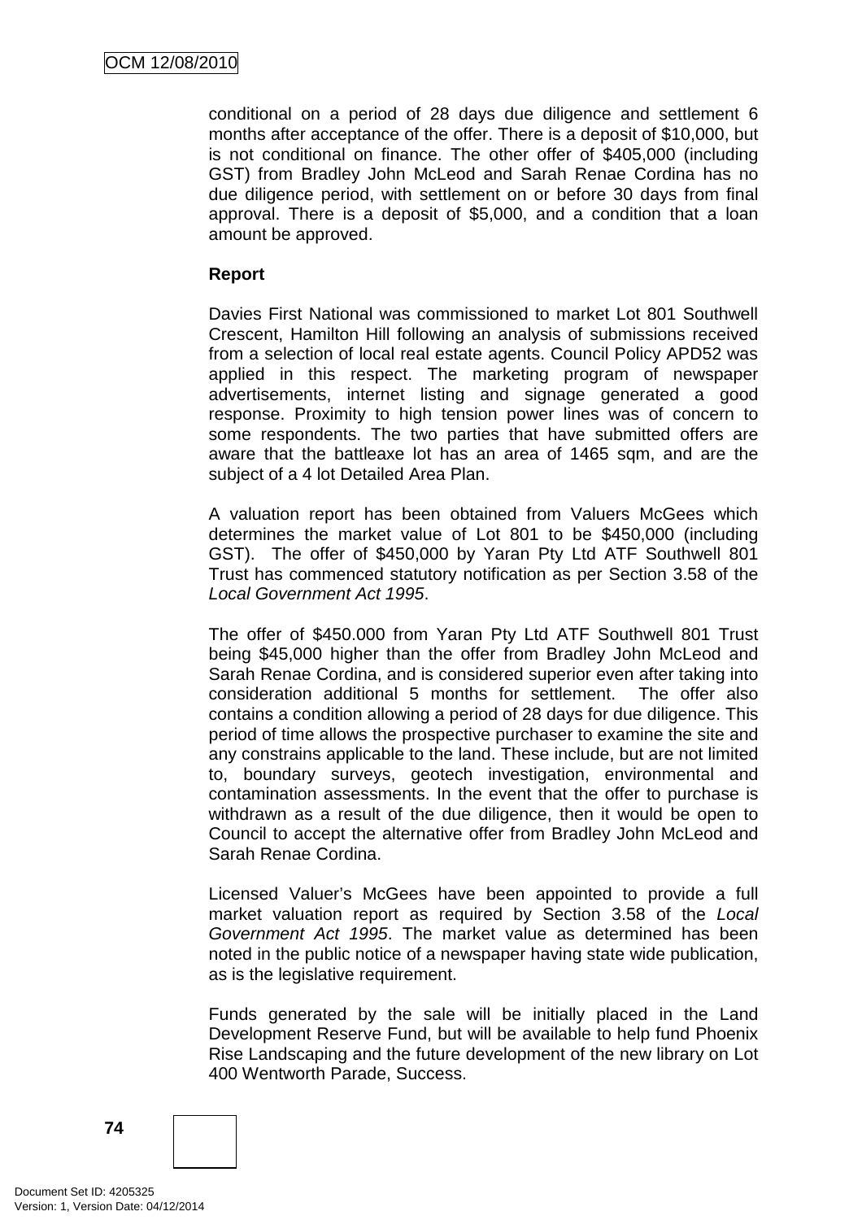conditional on a period of 28 days due diligence and settlement 6 months after acceptance of the offer. There is a deposit of $10,000, but is not conditional on finance. The other offer of $405,000 (including GST) from Bradley John McLeod and Sarah Renae Cordina has no due diligence period, with settlement on or before 30 days from final approval. There is a deposit of $5,000, and a condition that a loan amount be approved.

**Report**

Davies First National was commissioned to market Lot 801 Southwell Crescent, Hamilton Hill following an analysis of submissions received from a selection of local real estate agents. Council Policy APD52 was applied in this respect. The marketing program of newspaper advertisements, internet listing and signage generated a good response. Proximity to high tension power lines was of concern to some respondents. The two parties that have submitted offers are aware that the battleaxe lot has an area of 1465 sqm, and are the subject of a 4 lot Detailed Area Plan.

A valuation report has been obtained from Valuers McGees which determines the market value of Lot 801 to be $450,000 (including GST). The offer of $450,000 by Yaran Pty Ltd ATF Southwell 801 Trust has commenced statutory notification as per Section 3.58 of the *Local Government Act 1995*.

The offer of $450.000 from Yaran Pty Ltd ATF Southwell 801 Trust being $45,000 higher than the offer from Bradley John McLeod and Sarah Renae Cordina, and is considered superior even after taking into consideration additional 5 months for settlement. The offer also contains a condition allowing a period of 28 days for due diligence. This period of time allows the prospective purchaser to examine the site and any constrains applicable to the land. These include, but are not limited to, boundary surveys, geotech investigation, environmental and contamination assessments. In the event that the offer to purchase is withdrawn as a result of the due diligence, then it would be open to Council to accept the alternative offer from Bradley John McLeod and Sarah Renae Cordina.

Licensed Valuer's McGees have been appointed to provide a full market valuation report as required by Section 3.58 of the *Local Government Act 1995*. The market value as determined has been noted in the public notice of a newspaper having state wide publication, as is the legislative requirement.

Funds generated by the sale will be initially placed in the Land Development Reserve Fund, but will be available to help fund Phoenix Rise Landscaping and the future development of the new library on Lot 400 Wentworth Parade, Success.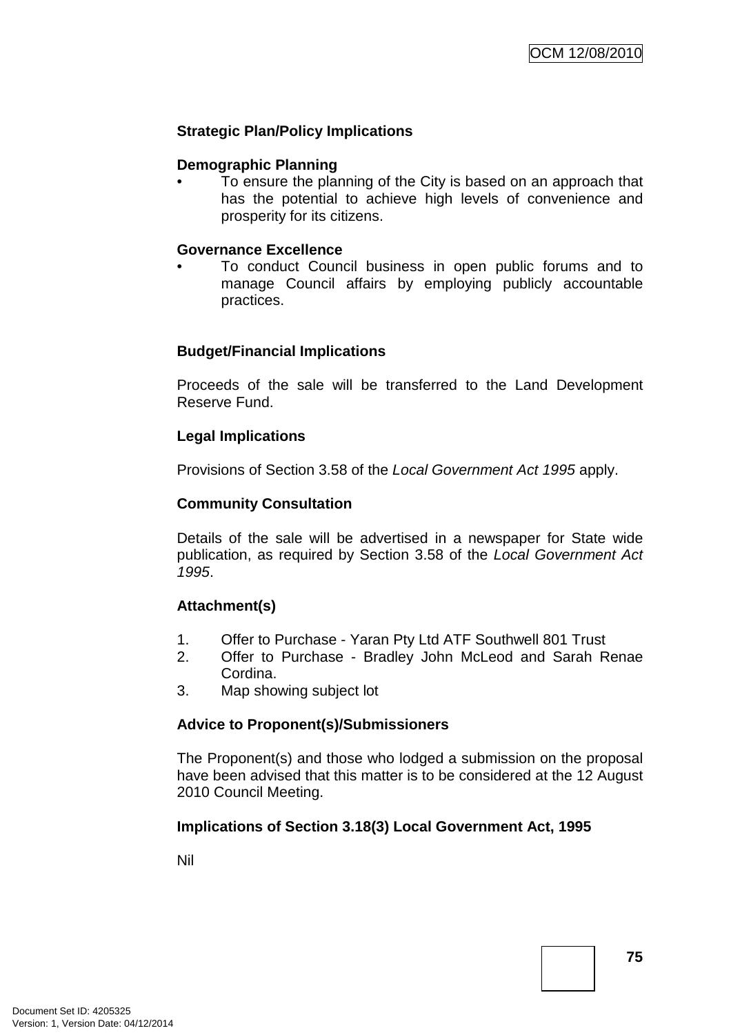**Strategic Plan/Policy Implications**

**Demographic Planning**

- To ensure the planning of the City is based on an approach that has the potential to achieve high levels of convenience and prosperity for its citizens.

**Governance Excellence**

- To conduct Council business in open public forums and to manage Council affairs by employing publicly accountable practices.

**Budget/Financial Implications**

Proceeds of the sale will be transferred to the Land Development Reserve Fund.

**Legal Implications**

Provisions of Section 3.58 of the *Local Government Act 1995* apply.

**Community Consultation**

Details of the sale will be advertised in a newspaper for State wide publication, as required by Section 3.58 of the *Local Government Act 1995*.

**Attachment(s)**

1. Offer to Purchase - Yaran Pty Ltd ATF Southwell 801 Trust
2. Offer to Purchase - Bradley John McLeod and Sarah Renae Cordina.
3. Map showing subject lot

**Advice to Proponent(s)/Submissioners**

The Proponent(s) and those who lodged a submission on the proposal have been advised that this matter is to be considered at the 12 August 2010 Council Meeting.

**Implications of Section 3.18(3) Local Government Act, 1995**

Nil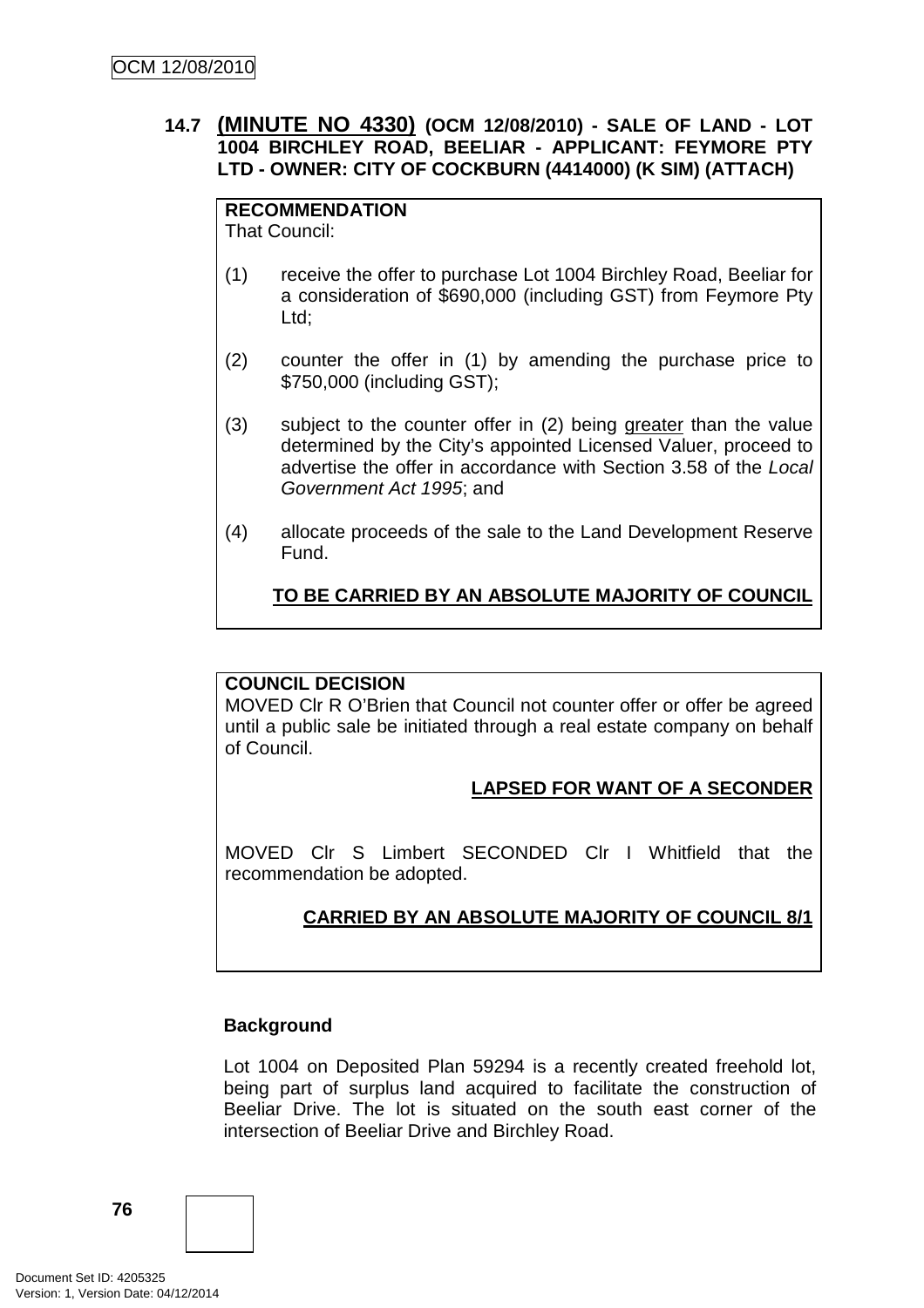### 14.7 (MINUTE NO 4330) (OCM 12/08/2010) - SALE OF LAND - LOT 1004 BIRCHLEY ROAD, BEELIAR - APPLICANT: FEYMORE PTY LTD - OWNER: CITY OF COCKBURN (4414000) (K SIM) (ATTACH)

**RECOMMENDATION**

That Council:

(1) receive the offer to purchase Lot 1004 Birchley Road, Beeliar for a consideration of $690,000 (including GST) from Feymore Pty Ltd;

(2) counter the offer in (1) by amending the purchase price to $750,000 (including GST);

(3) subject to the counter offer in (2) being greater than the value determined by the City's appointed Licensed Valuer, proceed to advertise the offer in accordance with Section 3.58 of the *Local Government Act 1995*; and

(4) allocate proceeds of the sale to the Land Development Reserve Fund.

**TO BE CARRIED BY AN ABSOLUTE MAJORITY OF COUNCIL**

**COUNCIL DECISION**

MOVED Clr R O'Brien that Council not counter offer or offer be agreed until a public sale be initiated through a real estate company on behalf of Council.

**LAPSED FOR WANT OF A SECONDER**

MOVED Clr S Limbert SECONDED Clr I Whitfield that the recommendation be adopted.

**CARRIED BY AN ABSOLUTE MAJORITY OF COUNCIL 8/1**

**Background**

Lot 1004 on Deposited Plan 59294 is a recently created freehold lot, being part of surplus land acquired to facilitate the construction of Beeliar Drive. The lot is situated on the south east corner of the intersection of Beeliar Drive and Birchley Road.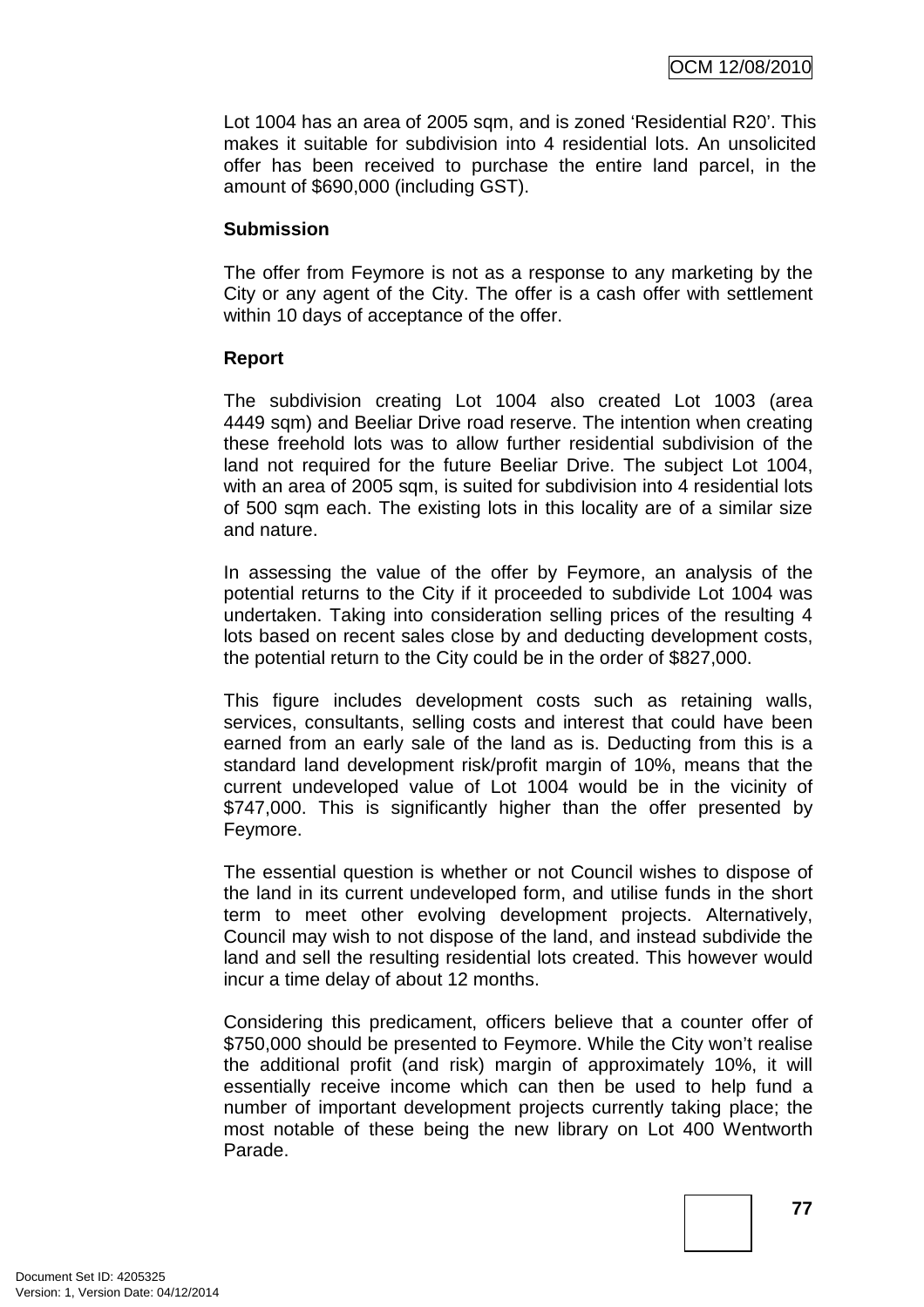Lot 1004 has an area of 2005 sqm, and is zoned 'Residential R20'. This makes it suitable for subdivision into 4 residential lots. An unsolicited offer has been received to purchase the entire land parcel, in the amount of $690,000 (including GST).

**Submission**

The offer from Feymore is not as a response to any marketing by the City or any agent of the City. The offer is a cash offer with settlement within 10 days of acceptance of the offer.

**Report**

The subdivision creating Lot 1004 also created Lot 1003 (area 4449 sqm) and Beeliar Drive road reserve. The intention when creating these freehold lots was to allow further residential subdivision of the land not required for the future Beeliar Drive. The subject Lot 1004, with an area of 2005 sqm, is suited for subdivision into 4 residential lots of 500 sqm each. The existing lots in this locality are of a similar size and nature.

In assessing the value of the offer by Feymore, an analysis of the potential returns to the City if it proceeded to subdivide Lot 1004 was undertaken. Taking into consideration selling prices of the resulting 4 lots based on recent sales close by and deducting development costs, the potential return to the City could be in the order of $827,000.

This figure includes development costs such as retaining walls, services, consultants, selling costs and interest that could have been earned from an early sale of the land as is. Deducting from this is a standard land development risk/profit margin of 10%, means that the current undeveloped value of Lot 1004 would be in the vicinity of $747,000. This is significantly higher than the offer presented by Feymore.

The essential question is whether or not Council wishes to dispose of the land in its current undeveloped form, and utilise funds in the short term to meet other evolving development projects. Alternatively, Council may wish to not dispose of the land, and instead subdivide the land and sell the resulting residential lots created. This however would incur a time delay of about 12 months.

Considering this predicament, officers believe that a counter offer of $750,000 should be presented to Feymore. While the City won't realise the additional profit (and risk) margin of approximately 10%, it will essentially receive income which can then be used to help fund a number of important development projects currently taking place; the most notable of these being the new library on Lot 400 Wentworth Parade.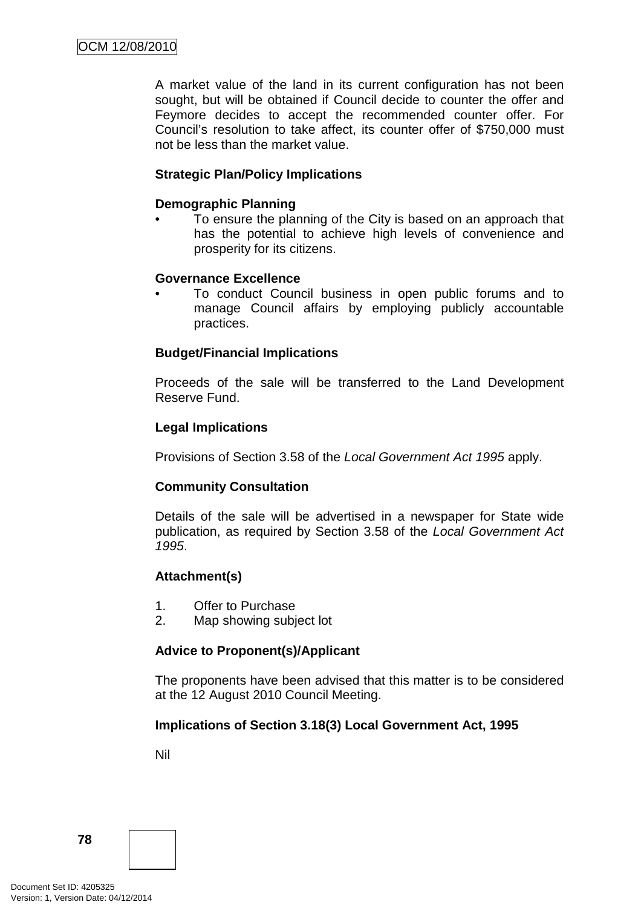A market value of the land in its current configuration has not been sought, but will be obtained if Council decide to counter the offer and Feymore decides to accept the recommended counter offer. For Council's resolution to take affect, its counter offer of $750,000 must not be less than the market value.

**Strategic Plan/Policy Implications**

**Demographic Planning**

- To ensure the planning of the City is based on an approach that has the potential to achieve high levels of convenience and prosperity for its citizens.

**Governance Excellence**

- To conduct Council business in open public forums and to manage Council affairs by employing publicly accountable practices.

**Budget/Financial Implications**

Proceeds of the sale will be transferred to the Land Development Reserve Fund.

**Legal Implications**

Provisions of Section 3.58 of the *Local Government Act 1995* apply.

**Community Consultation**

Details of the sale will be advertised in a newspaper for State wide publication, as required by Section 3.58 of the *Local Government Act 1995*.

**Attachment(s)**

1. Offer to Purchase
2. Map showing subject lot

**Advice to Proponent(s)/Applicant**

The proponents have been advised that this matter is to be considered at the 12 August 2010 Council Meeting.

**Implications of Section 3.18(3) Local Government Act, 1995**

Nil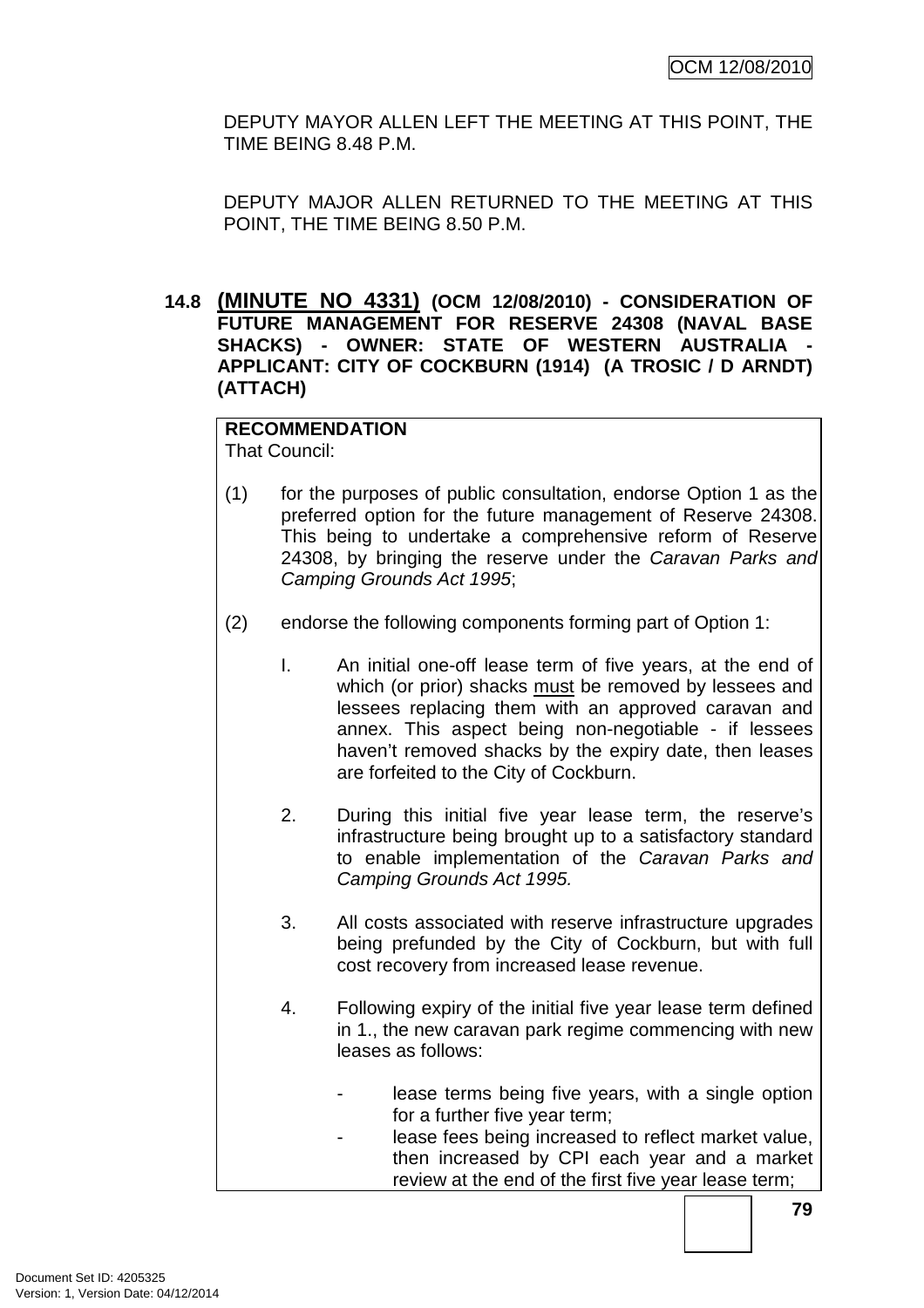DEPUTY MAYOR ALLEN LEFT THE MEETING AT THIS POINT, THE TIME BEING 8.48 P.M.

DEPUTY MAJOR ALLEN RETURNED TO THE MEETING AT THIS POINT, THE TIME BEING 8.50 P.M.

**14.8 <u>(MINUTE NO 4331)</u> (OCM 12/08/2010) - CONSIDERATION OF FUTURE MANAGEMENT FOR RESERVE 24308 (NAVAL BASE SHACKS) - OWNER: STATE OF WESTERN AUSTRALIA - APPLICANT: CITY OF COCKBURN (1914) (A TROSIC / D ARNDT) (ATTACH)**

**RECOMMENDATION**

That Council:

(1) for the purposes of public consultation, endorse Option 1 as the preferred option for the future management of Reserve 24308. This being to undertake a comprehensive reform of Reserve 24308, by bringing the reserve under the *Caravan Parks and Camping Grounds Act 1995*;

(2) endorse the following components forming part of Option 1:

I. An initial one-off lease term of five years, at the end of which (or prior) shacks <u>must</u> be removed by lessees and lessees replacing them with an approved caravan and annex. This aspect being non-negotiable - if lessees haven't removed shacks by the expiry date, then leases are forfeited to the City of Cockburn.

2. During this initial five year lease term, the reserve's infrastructure being brought up to a satisfactory standard to enable implementation of the *Caravan Parks and Camping Grounds Act 1995.*

3. All costs associated with reserve infrastructure upgrades being prefunded by the City of Cockburn, but with full cost recovery from increased lease revenue.

4. Following expiry of the initial five year lease term defined in 1., the new caravan park regime commencing with new leases as follows:

- lease terms being five years, with a single option for a further five year term;
- lease fees being increased to reflect market value, then increased by CPI each year and a market review at the end of the first five year lease term;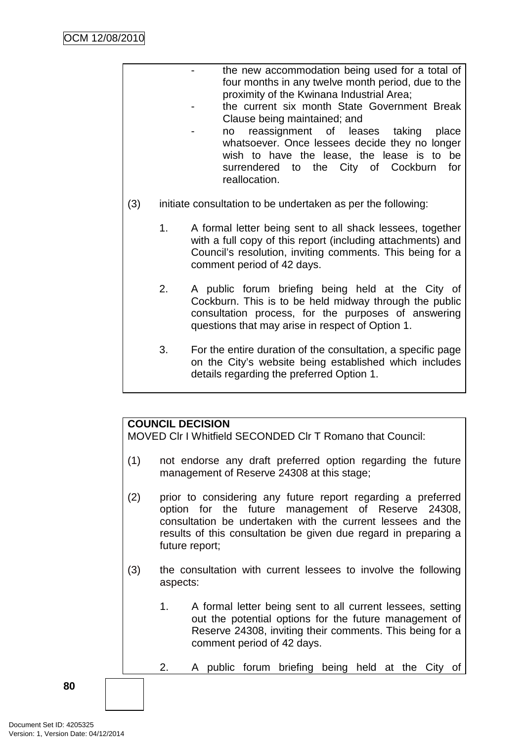- the new accommodation being used for a total of four months in any twelve month period, due to the proximity of the Kwinana Industrial Area;
- the current six month State Government Break Clause being maintained; and
- no reassignment of leases taking place whatsoever. Once lessees decide they no longer wish to have the lease, the lease is to be surrendered to the City of Cockburn for reallocation.

(3) initiate consultation to be undertaken as per the following:

1. A formal letter being sent to all shack lessees, together with a full copy of this report (including attachments) and Council's resolution, inviting comments. This being for a comment period of 42 days.

2. A public forum briefing being held at the City of Cockburn. This is to be held midway through the public consultation process, for the purposes of answering questions that may arise in respect of Option 1.

3. For the entire duration of the consultation, a specific page on the City's website being established which includes details regarding the preferred Option 1.

**COUNCIL DECISION**

MOVED Clr I Whitfield SECONDED Clr T Romano that Council:

(1) not endorse any draft preferred option regarding the future management of Reserve 24308 at this stage;

(2) prior to considering any future report regarding a preferred option for the future management of Reserve 24308, consultation be undertaken with the current lessees and the results of this consultation be given due regard in preparing a future report;

(3) the consultation with current lessees to involve the following aspects:

1. A formal letter being sent to all current lessees, setting out the potential options for the future management of Reserve 24308, inviting their comments. This being for a comment period of 42 days.

2. A public forum briefing being held at the City of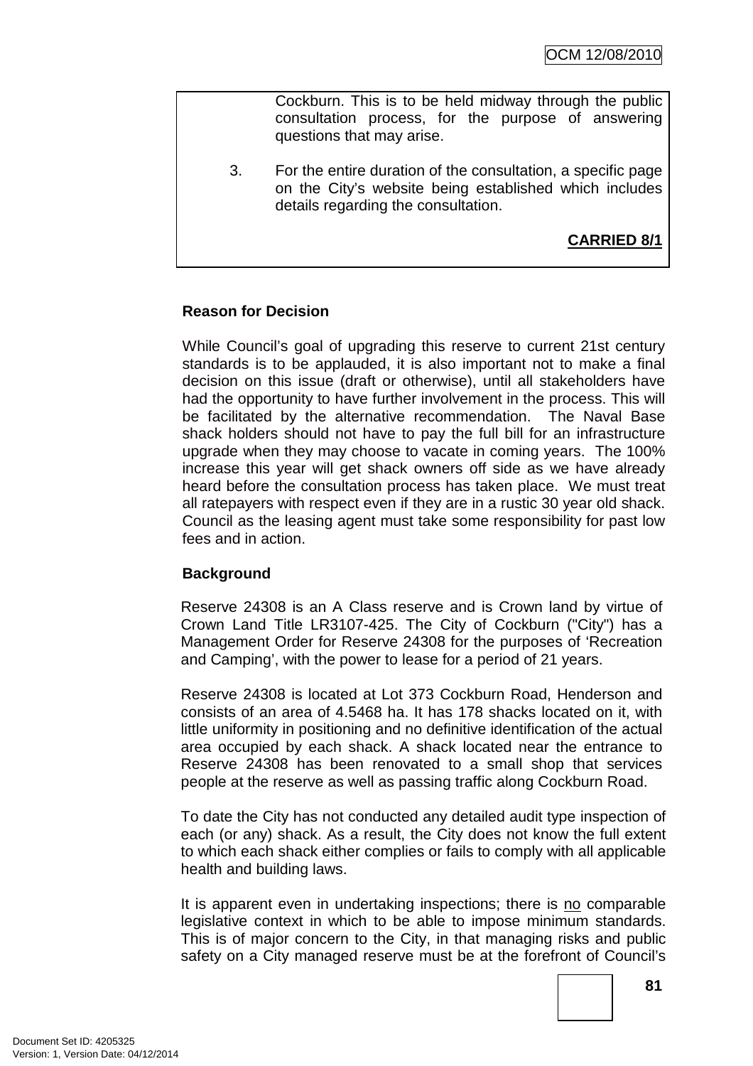Cockburn. This is to be held midway through the public consultation process, for the purpose of answering questions that may arise.

3. For the entire duration of the consultation, a specific page on the City's website being established which includes details regarding the consultation.

**CARRIED 8/1**

**Reason for Decision**

While Council's goal of upgrading this reserve to current 21st century standards is to be applauded, it is also important not to make a final decision on this issue (draft or otherwise), until all stakeholders have had the opportunity to have further involvement in the process. This will be facilitated by the alternative recommendation. The Naval Base shack holders should not have to pay the full bill for an infrastructure upgrade when they may choose to vacate in coming years. The 100% increase this year will get shack owners off side as we have already heard before the consultation process has taken place. We must treat all ratepayers with respect even if they are in a rustic 30 year old shack. Council as the leasing agent must take some responsibility for past low fees and in action.

**Background**

Reserve 24308 is an A Class reserve and is Crown land by virtue of Crown Land Title LR3107-425. The City of Cockburn ("City") has a Management Order for Reserve 24308 for the purposes of 'Recreation and Camping', with the power to lease for a period of 21 years.

Reserve 24308 is located at Lot 373 Cockburn Road, Henderson and consists of an area of 4.5468 ha. It has 178 shacks located on it, with little uniformity in positioning and no definitive identification of the actual area occupied by each shack. A shack located near the entrance to Reserve 24308 has been renovated to a small shop that services people at the reserve as well as passing traffic along Cockburn Road.

To date the City has not conducted any detailed audit type inspection of each (or any) shack. As a result, the City does not know the full extent to which each shack either complies or fails to comply with all applicable health and building laws.

It is apparent even in undertaking inspections; there is no comparable legislative context in which to be able to impose minimum standards. This is of major concern to the City, in that managing risks and public safety on a City managed reserve must be at the forefront of Council's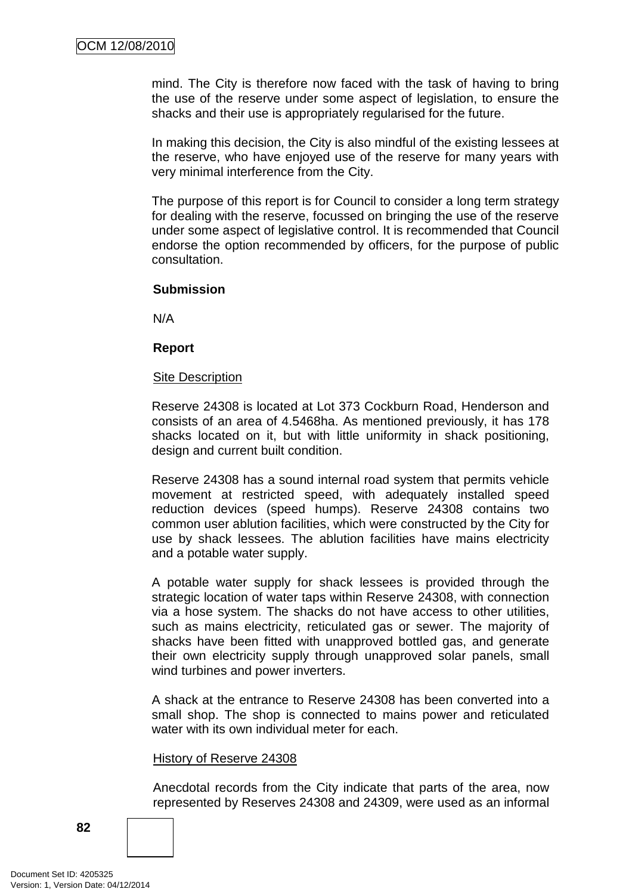mind. The City is therefore now faced with the task of having to bring the use of the reserve under some aspect of legislation, to ensure the shacks and their use is appropriately regularised for the future.

In making this decision, the City is also mindful of the existing lessees at the reserve, who have enjoyed use of the reserve for many years with very minimal interference from the City.

The purpose of this report is for Council to consider a long term strategy for dealing with the reserve, focussed on bringing the use of the reserve under some aspect of legislative control. It is recommended that Council endorse the option recommended by officers, for the purpose of public consultation.

**Submission**

N/A

**Report**

Site Description

Reserve 24308 is located at Lot 373 Cockburn Road, Henderson and consists of an area of 4.5468ha. As mentioned previously, it has 178 shacks located on it, but with little uniformity in shack positioning, design and current built condition.

Reserve 24308 has a sound internal road system that permits vehicle movement at restricted speed, with adequately installed speed reduction devices (speed humps). Reserve 24308 contains two common user ablution facilities, which were constructed by the City for use by shack lessees. The ablution facilities have mains electricity and a potable water supply.

A potable water supply for shack lessees is provided through the strategic location of water taps within Reserve 24308, with connection via a hose system. The shacks do not have access to other utilities, such as mains electricity, reticulated gas or sewer. The majority of shacks have been fitted with unapproved bottled gas, and generate their own electricity supply through unapproved solar panels, small wind turbines and power inverters.

A shack at the entrance to Reserve 24308 has been converted into a small shop. The shop is connected to mains power and reticulated water with its own individual meter for each.

History of Reserve 24308

Anecdotal records from the City indicate that parts of the area, now represented by Reserves 24308 and 24309, were used as an informal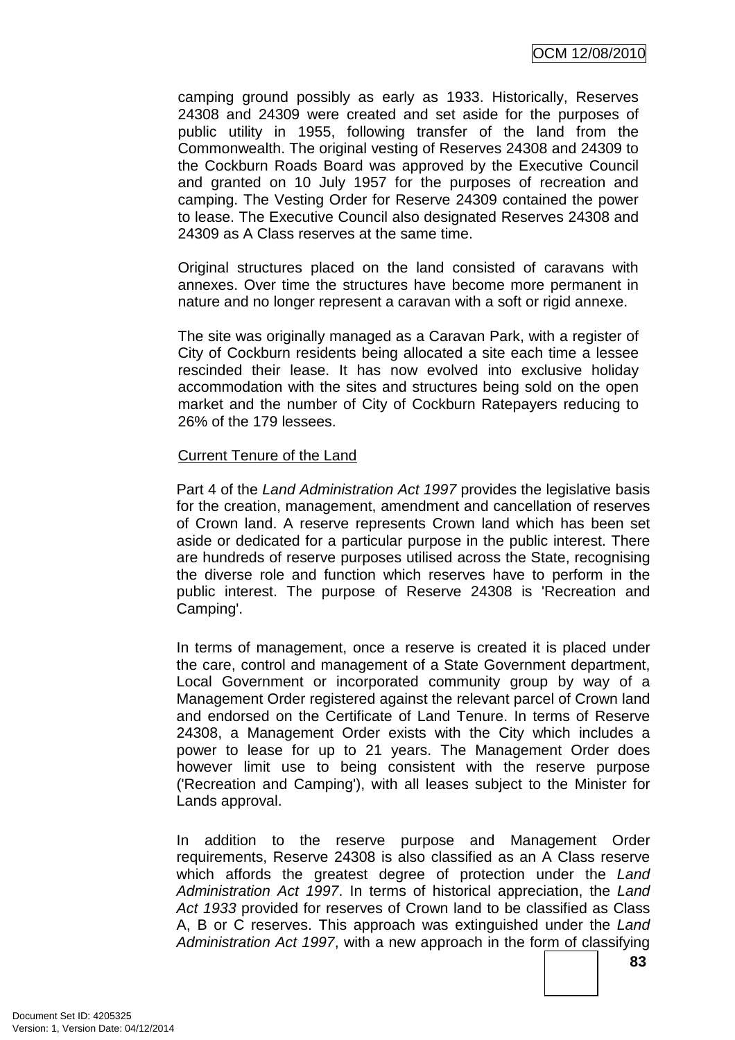camping ground possibly as early as 1933. Historically, Reserves 24308 and 24309 were created and set aside for the purposes of public utility in 1955, following transfer of the land from the Commonwealth. The original vesting of Reserves 24308 and 24309 to the Cockburn Roads Board was approved by the Executive Council and granted on 10 July 1957 for the purposes of recreation and camping. The Vesting Order for Reserve 24309 contained the power to lease. The Executive Council also designated Reserves 24308 and 24309 as A Class reserves at the same time.

Original structures placed on the land consisted of caravans with annexes. Over time the structures have become more permanent in nature and no longer represent a caravan with a soft or rigid annexe.

The site was originally managed as a Caravan Park, with a register of City of Cockburn residents being allocated a site each time a lessee rescinded their lease. It has now evolved into exclusive holiday accommodation with the sites and structures being sold on the open market and the number of City of Cockburn Ratepayers reducing to 26% of the 179 lessees.

Current Tenure of the Land

Part 4 of the *Land Administration Act 1997* provides the legislative basis for the creation, management, amendment and cancellation of reserves of Crown land. A reserve represents Crown land which has been set aside or dedicated for a particular purpose in the public interest. There are hundreds of reserve purposes utilised across the State, recognising the diverse role and function which reserves have to perform in the public interest. The purpose of Reserve 24308 is 'Recreation and Camping'.

In terms of management, once a reserve is created it is placed under the care, control and management of a State Government department, Local Government or incorporated community group by way of a Management Order registered against the relevant parcel of Crown land and endorsed on the Certificate of Land Tenure. In terms of Reserve 24308, a Management Order exists with the City which includes a power to lease for up to 21 years. The Management Order does however limit use to being consistent with the reserve purpose ('Recreation and Camping'), with all leases subject to the Minister for Lands approval.

In addition to the reserve purpose and Management Order requirements, Reserve 24308 is also classified as an A Class reserve which affords the greatest degree of protection under the *Land Administration Act 1997*. In terms of historical appreciation, the *Land Act 1933* provided for reserves of Crown land to be classified as Class A, B or C reserves. This approach was extinguished under the *Land Administration Act 1997*, with a new approach in the form of classifying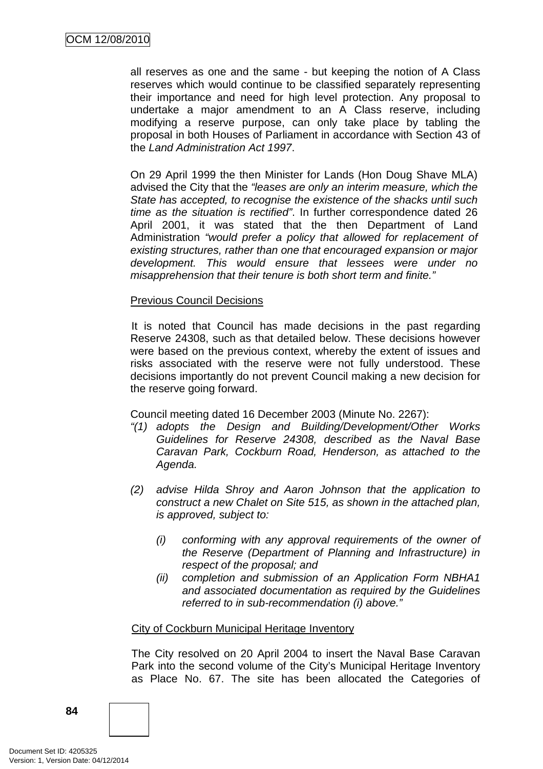all reserves as one and the same - but keeping the notion of A Class reserves which would continue to be classified separately representing their importance and need for high level protection. Any proposal to undertake a major amendment to an A Class reserve, including modifying a reserve purpose, can only take place by tabling the proposal in both Houses of Parliament in accordance with Section 43 of the *Land Administration Act 1997*.

On 29 April 1999 the then Minister for Lands (Hon Doug Shave MLA) advised the City that the *"leases are only an interim measure, which the State has accepted, to recognise the existence of the shacks until such time as the situation is rectified"*. In further correspondence dated 26 April 2001, it was stated that the then Department of Land Administration *"would prefer a policy that allowed for replacement of existing structures, rather than one that encouraged expansion or major development. This would ensure that lessees were under no misapprehension that their tenure is both short term and finite."*

Previous Council Decisions

It is noted that Council has made decisions in the past regarding Reserve 24308, such as that detailed below. These decisions however were based on the previous context, whereby the extent of issues and risks associated with the reserve were not fully understood. These decisions importantly do not prevent Council making a new decision for the reserve going forward.

Council meeting dated 16 December 2003 (Minute No. 2267):

*"(1) adopts the Design and Building/Development/Other Works Guidelines for Reserve 24308, described as the Naval Base Caravan Park, Cockburn Road, Henderson, as attached to the Agenda.*

*(2) advise Hilda Shroy and Aaron Johnson that the application to construct a new Chalet on Site 515, as shown in the attached plan, is approved, subject to:*

*(i) conforming with any approval requirements of the owner of the Reserve (Department of Planning and Infrastructure) in respect of the proposal; and*

*(ii) completion and submission of an Application Form NBHA1 and associated documentation as required by the Guidelines referred to in sub-recommendation (i) above."*

City of Cockburn Municipal Heritage Inventory

The City resolved on 20 April 2004 to insert the Naval Base Caravan Park into the second volume of the City's Municipal Heritage Inventory as Place No. 67. The site has been allocated the Categories of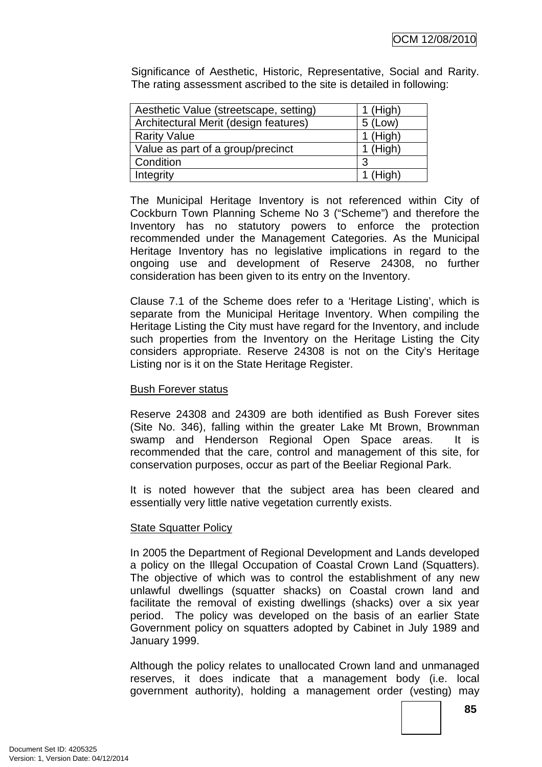Significance of Aesthetic, Historic, Representative, Social and Rarity. The rating assessment ascribed to the site is detailed in following:

| Aesthetic Value (streetscape, setting) | 1 (High) |
|---|---|
| Architectural Merit (design features) | 5 (Low) |
| Rarity Value | 1 (High) |
| Value as part of a group/precinct | 1 (High) |
| Condition | 3 |
| Integrity | 1 (High) |

The Municipal Heritage Inventory is not referenced within City of Cockburn Town Planning Scheme No 3 ("Scheme") and therefore the Inventory has no statutory powers to enforce the protection recommended under the Management Categories. As the Municipal Heritage Inventory has no legislative implications in regard to the ongoing use and development of Reserve 24308, no further consideration has been given to its entry on the Inventory.

Clause 7.1 of the Scheme does refer to a 'Heritage Listing', which is separate from the Municipal Heritage Inventory. When compiling the Heritage Listing the City must have regard for the Inventory, and include such properties from the Inventory on the Heritage Listing the City considers appropriate. Reserve 24308 is not on the City's Heritage Listing nor is it on the State Heritage Register.

Bush Forever status

Reserve 24308 and 24309 are both identified as Bush Forever sites (Site No. 346), falling within the greater Lake Mt Brown, Brownman swamp and Henderson Regional Open Space areas. It is recommended that the care, control and management of this site, for conservation purposes, occur as part of the Beeliar Regional Park.

It is noted however that the subject area has been cleared and essentially very little native vegetation currently exists.

State Squatter Policy

In 2005 the Department of Regional Development and Lands developed a policy on the Illegal Occupation of Coastal Crown Land (Squatters). The objective of which was to control the establishment of any new unlawful dwellings (squatter shacks) on Coastal crown land and facilitate the removal of existing dwellings (shacks) over a six year period. The policy was developed on the basis of an earlier State Government policy on squatters adopted by Cabinet in July 1989 and January 1999.

Although the policy relates to unallocated Crown land and unmanaged reserves, it does indicate that a management body (i.e. local government authority), holding a management order (vesting) may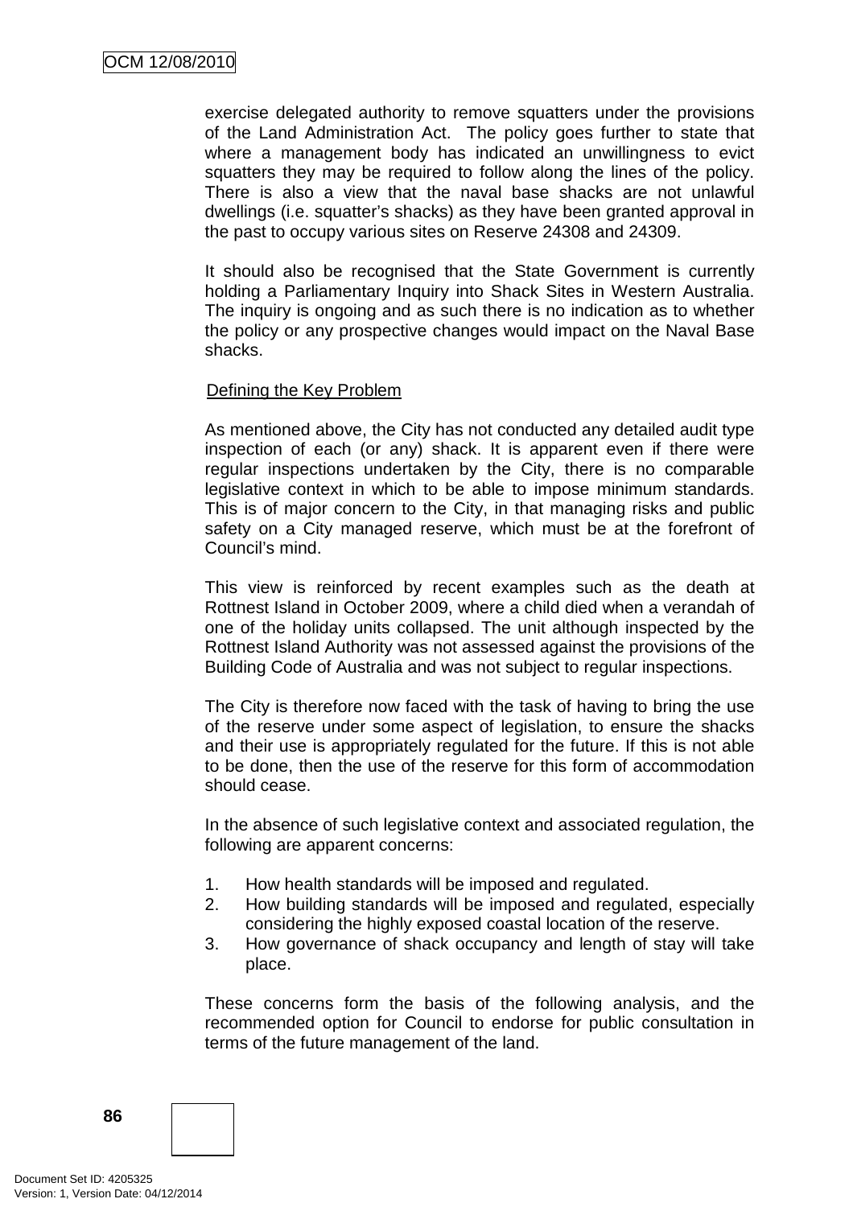exercise delegated authority to remove squatters under the provisions of the Land Administration Act. The policy goes further to state that where a management body has indicated an unwillingness to evict squatters they may be required to follow along the lines of the policy. There is also a view that the naval base shacks are not unlawful dwellings (i.e. squatter's shacks) as they have been granted approval in the past to occupy various sites on Reserve 24308 and 24309.

It should also be recognised that the State Government is currently holding a Parliamentary Inquiry into Shack Sites in Western Australia. The inquiry is ongoing and as such there is no indication as to whether the policy or any prospective changes would impact on the Naval Base shacks.

Defining the Key Problem

As mentioned above, the City has not conducted any detailed audit type inspection of each (or any) shack. It is apparent even if there were regular inspections undertaken by the City, there is no comparable legislative context in which to be able to impose minimum standards. This is of major concern to the City, in that managing risks and public safety on a City managed reserve, which must be at the forefront of Council's mind.

This view is reinforced by recent examples such as the death at Rottnest Island in October 2009, where a child died when a verandah of one of the holiday units collapsed. The unit although inspected by the Rottnest Island Authority was not assessed against the provisions of the Building Code of Australia and was not subject to regular inspections.

The City is therefore now faced with the task of having to bring the use of the reserve under some aspect of legislation, to ensure the shacks and their use is appropriately regulated for the future. If this is not able to be done, then the use of the reserve for this form of accommodation should cease.

In the absence of such legislative context and associated regulation, the following are apparent concerns:

1. How health standards will be imposed and regulated.
2. How building standards will be imposed and regulated, especially considering the highly exposed coastal location of the reserve.
3. How governance of shack occupancy and length of stay will take place.

These concerns form the basis of the following analysis, and the recommended option for Council to endorse for public consultation in terms of the future management of the land.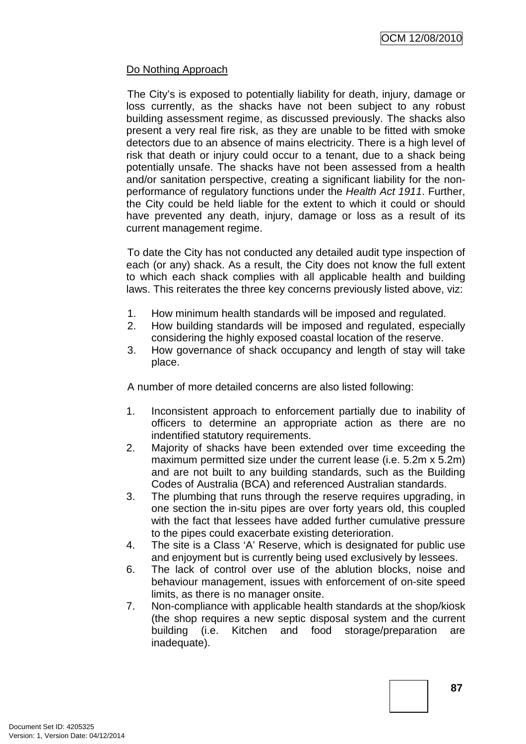Do Nothing Approach

The City's is exposed to potentially liability for death, injury, damage or loss currently, as the shacks have not been subject to any robust building assessment regime, as discussed previously. The shacks also present a very real fire risk, as they are unable to be fitted with smoke detectors due to an absence of mains electricity. There is a high level of risk that death or injury could occur to a tenant, due to a shack being potentially unsafe. The shacks have not been assessed from a health and/or sanitation perspective, creating a significant liability for the non-performance of regulatory functions under the *Health Act 1911*. Further, the City could be held liable for the extent to which it could or should have prevented any death, injury, damage or loss as a result of its current management regime.

To date the City has not conducted any detailed audit type inspection of each (or any) shack. As a result, the City does not know the full extent to which each shack complies with all applicable health and building laws. This reiterates the three key concerns previously listed above, viz:

1. How minimum health standards will be imposed and regulated.
2. How building standards will be imposed and regulated, especially considering the highly exposed coastal location of the reserve.
3. How governance of shack occupancy and length of stay will take place.

A number of more detailed concerns are also listed following:

1. Inconsistent approach to enforcement partially due to inability of officers to determine an appropriate action as there are no indentified statutory requirements.
2. Majority of shacks have been extended over time exceeding the maximum permitted size under the current lease (i.e. 5.2m x 5.2m) and are not built to any building standards, such as the Building Codes of Australia (BCA) and referenced Australian standards.
3. The plumbing that runs through the reserve requires upgrading, in one section the in-situ pipes are over forty years old, this coupled with the fact that lessees have added further cumulative pressure to the pipes could exacerbate existing deterioration.
4. The site is a Class 'A' Reserve, which is designated for public use and enjoyment but is currently being used exclusively by lessees.

6. The lack of control over use of the ablution blocks, noise and behaviour management, issues with enforcement of on-site speed limits, as there is no manager onsite.
7. Non-compliance with applicable health standards at the shop/kiosk (the shop requires a new septic disposal system and the current building (i.e. Kitchen and food storage/preparation are inadequate).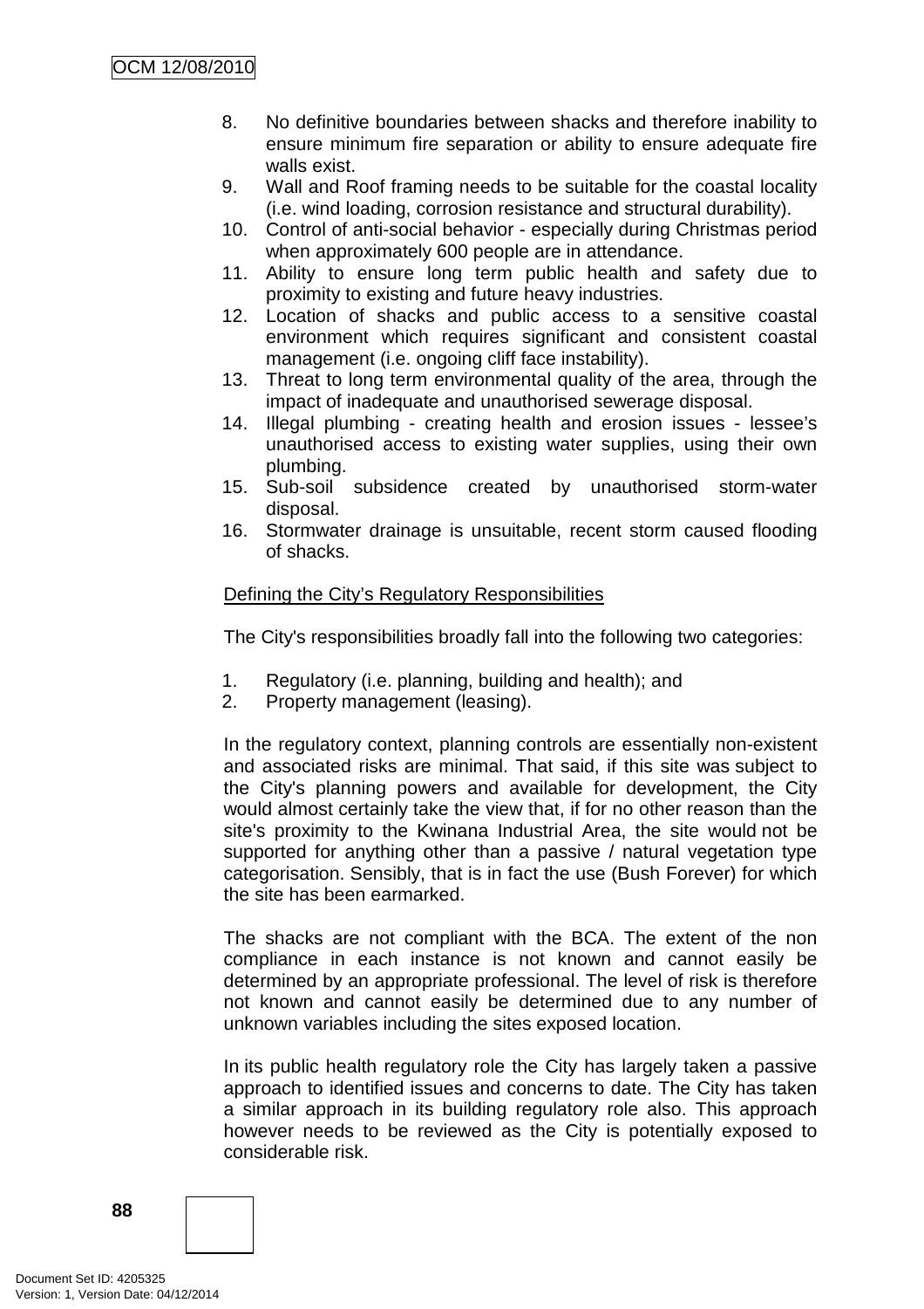8. No definitive boundaries between shacks and therefore inability to ensure minimum fire separation or ability to ensure adequate fire walls exist.
9. Wall and Roof framing needs to be suitable for the coastal locality (i.e. wind loading, corrosion resistance and structural durability).
10. Control of anti-social behavior - especially during Christmas period when approximately 600 people are in attendance.
11. Ability to ensure long term public health and safety due to proximity to existing and future heavy industries.
12. Location of shacks and public access to a sensitive coastal environment which requires significant and consistent coastal management (i.e. ongoing cliff face instability).
13. Threat to long term environmental quality of the area, through the impact of inadequate and unauthorised sewerage disposal.
14. Illegal plumbing - creating health and erosion issues - lessee's unauthorised access to existing water supplies, using their own plumbing.
15. Sub-soil subsidence created by unauthorised storm-water disposal.
16. Stormwater drainage is unsuitable, recent storm caused flooding of shacks.

Defining the City's Regulatory Responsibilities

The City's responsibilities broadly fall into the following two categories:

1. Regulatory (i.e. planning, building and health); and
2. Property management (leasing).

In the regulatory context, planning controls are essentially non-existent and associated risks are minimal. That said, if this site was subject to the City's planning powers and available for development, the City would almost certainly take the view that, if for no other reason than the site's proximity to the Kwinana Industrial Area, the site would not be supported for anything other than a passive / natural vegetation type categorisation. Sensibly, that is in fact the use (Bush Forever) for which the site has been earmarked.

The shacks are not compliant with the BCA. The extent of the non compliance in each instance is not known and cannot easily be determined by an appropriate professional. The level of risk is therefore not known and cannot easily be determined due to any number of unknown variables including the sites exposed location.

In its public health regulatory role the City has largely taken a passive approach to identified issues and concerns to date. The City has taken a similar approach in its building regulatory role also. This approach however needs to be reviewed as the City is potentially exposed to considerable risk.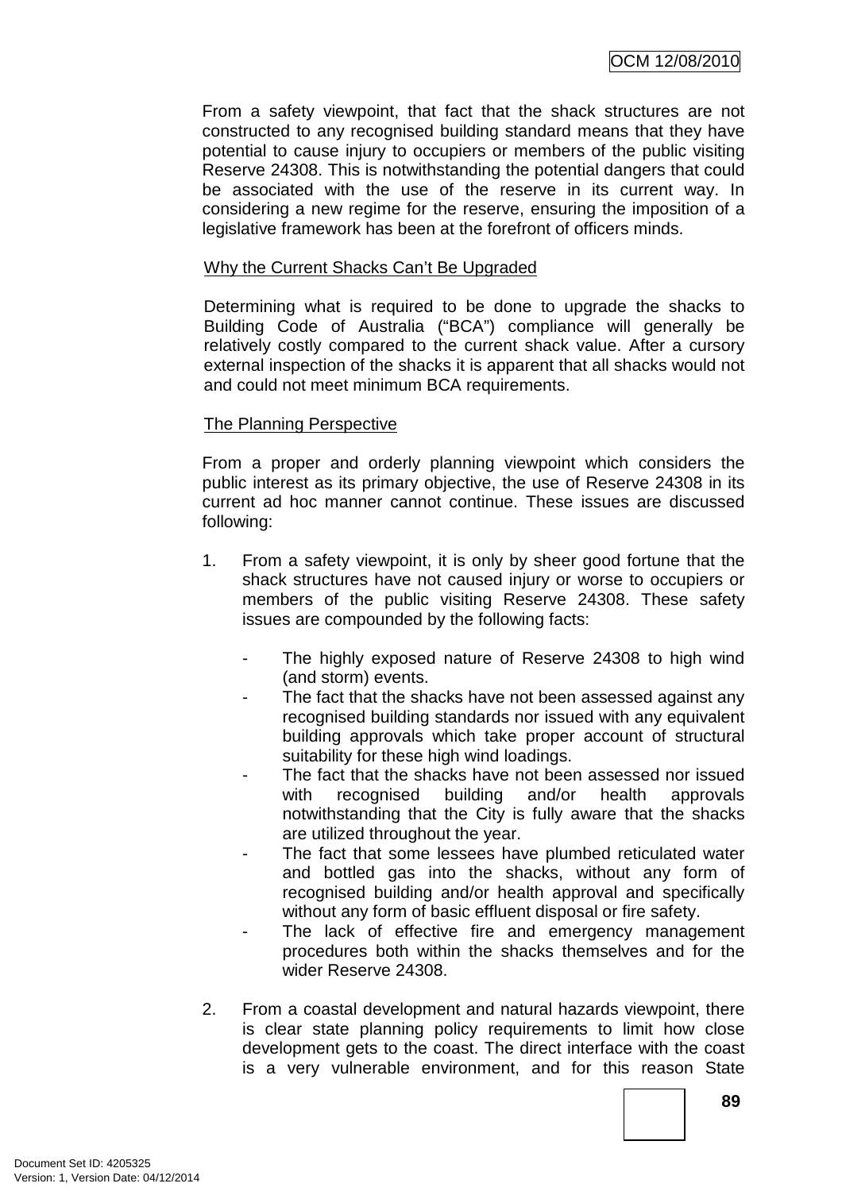From a safety viewpoint, that fact that the shack structures are not constructed to any recognised building standard means that they have potential to cause injury to occupiers or members of the public visiting Reserve 24308. This is notwithstanding the potential dangers that could be associated with the use of the reserve in its current way. In considering a new regime for the reserve, ensuring the imposition of a legislative framework has been at the forefront of officers minds.

Why the Current Shacks Can't Be Upgraded

Determining what is required to be done to upgrade the shacks to Building Code of Australia ("BCA") compliance will generally be relatively costly compared to the current shack value. After a cursory external inspection of the shacks it is apparent that all shacks would not and could not meet minimum BCA requirements.

The Planning Perspective

From a proper and orderly planning viewpoint which considers the public interest as its primary objective, the use of Reserve 24308 in its current ad hoc manner cannot continue. These issues are discussed following:

1. From a safety viewpoint, it is only by sheer good fortune that the shack structures have not caused injury or worse to occupiers or members of the public visiting Reserve 24308. These safety issues are compounded by the following facts:

   - The highly exposed nature of Reserve 24308 to high wind (and storm) events.
   - The fact that the shacks have not been assessed against any recognised building standards nor issued with any equivalent building approvals which take proper account of structural suitability for these high wind loadings.
   - The fact that the shacks have not been assessed nor issued with recognised building and/or health approvals notwithstanding that the City is fully aware that the shacks are utilized throughout the year.
   - The fact that some lessees have plumbed reticulated water and bottled gas into the shacks, without any form of recognised building and/or health approval and specifically without any form of basic effluent disposal or fire safety.
   - The lack of effective fire and emergency management procedures both within the shacks themselves and for the wider Reserve 24308.

2. From a coastal development and natural hazards viewpoint, there is clear state planning policy requirements to limit how close development gets to the coast. The direct interface with the coast is a very vulnerable environment, and for this reason State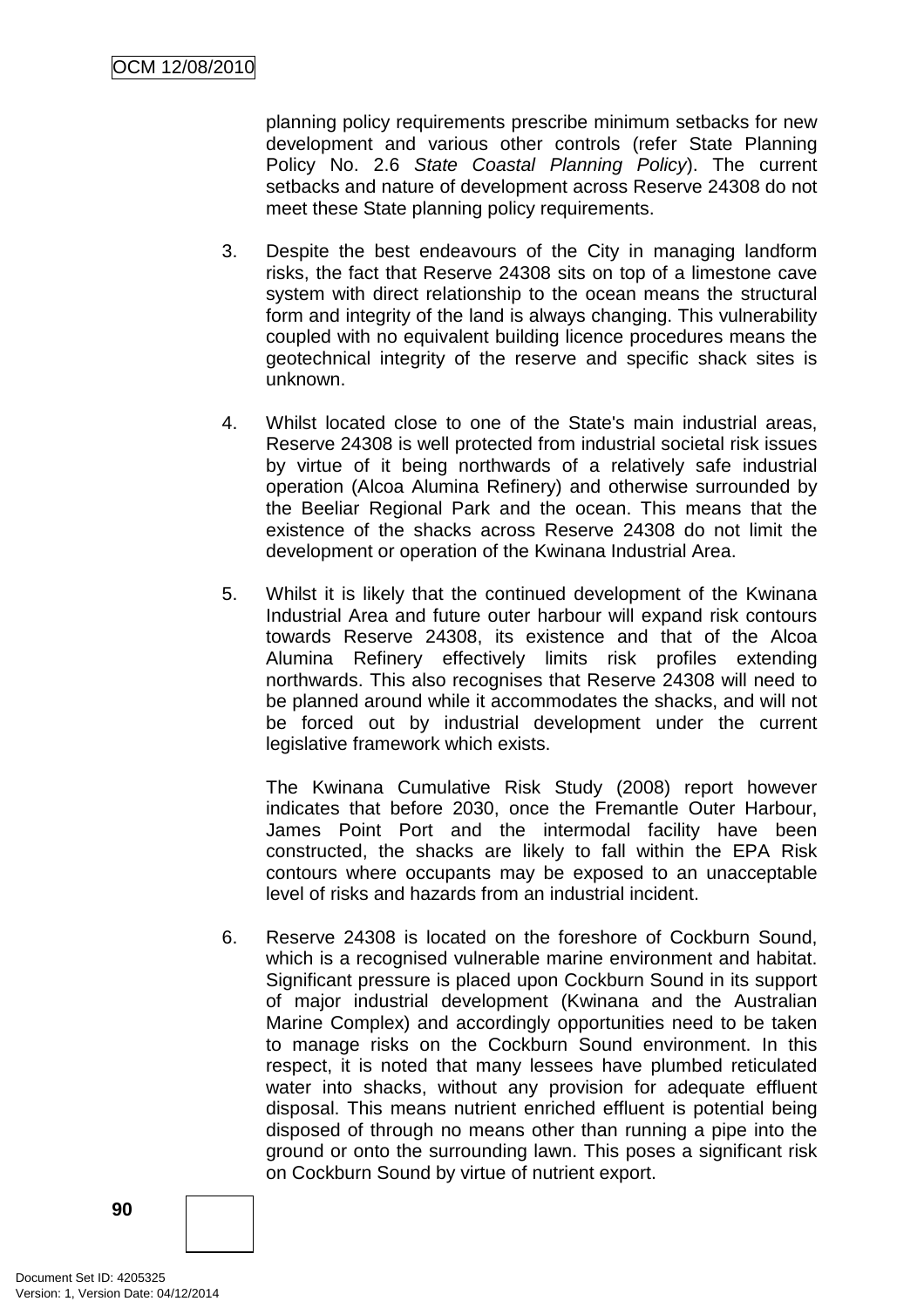planning policy requirements prescribe minimum setbacks for new development and various other controls (refer State Planning Policy No. 2.6 *State Coastal Planning Policy*). The current setbacks and nature of development across Reserve 24308 do not meet these State planning policy requirements.

3. Despite the best endeavours of the City in managing landform risks, the fact that Reserve 24308 sits on top of a limestone cave system with direct relationship to the ocean means the structural form and integrity of the land is always changing. This vulnerability coupled with no equivalent building licence procedures means the geotechnical integrity of the reserve and specific shack sites is unknown.

4. Whilst located close to one of the State's main industrial areas, Reserve 24308 is well protected from industrial societal risk issues by virtue of it being northwards of a relatively safe industrial operation (Alcoa Alumina Refinery) and otherwise surrounded by the Beeliar Regional Park and the ocean. This means that the existence of the shacks across Reserve 24308 do not limit the development or operation of the Kwinana Industrial Area.

5. Whilst it is likely that the continued development of the Kwinana Industrial Area and future outer harbour will expand risk contours towards Reserve 24308, its existence and that of the Alcoa Alumina Refinery effectively limits risk profiles extending northwards. This also recognises that Reserve 24308 will need to be planned around while it accommodates the shacks, and will not be forced out by industrial development under the current legislative framework which exists.

   The Kwinana Cumulative Risk Study (2008) report however indicates that before 2030, once the Fremantle Outer Harbour, James Point Port and the intermodal facility have been constructed, the shacks are likely to fall within the EPA Risk contours where occupants may be exposed to an unacceptable level of risks and hazards from an industrial incident.

6. Reserve 24308 is located on the foreshore of Cockburn Sound, which is a recognised vulnerable marine environment and habitat. Significant pressure is placed upon Cockburn Sound in its support of major industrial development (Kwinana and the Australian Marine Complex) and accordingly opportunities need to be taken to manage risks on the Cockburn Sound environment. In this respect, it is noted that many lessees have plumbed reticulated water into shacks, without any provision for adequate effluent disposal. This means nutrient enriched effluent is potential being disposed of through no means other than running a pipe into the ground or onto the surrounding lawn. This poses a significant risk on Cockburn Sound by virtue of nutrient export.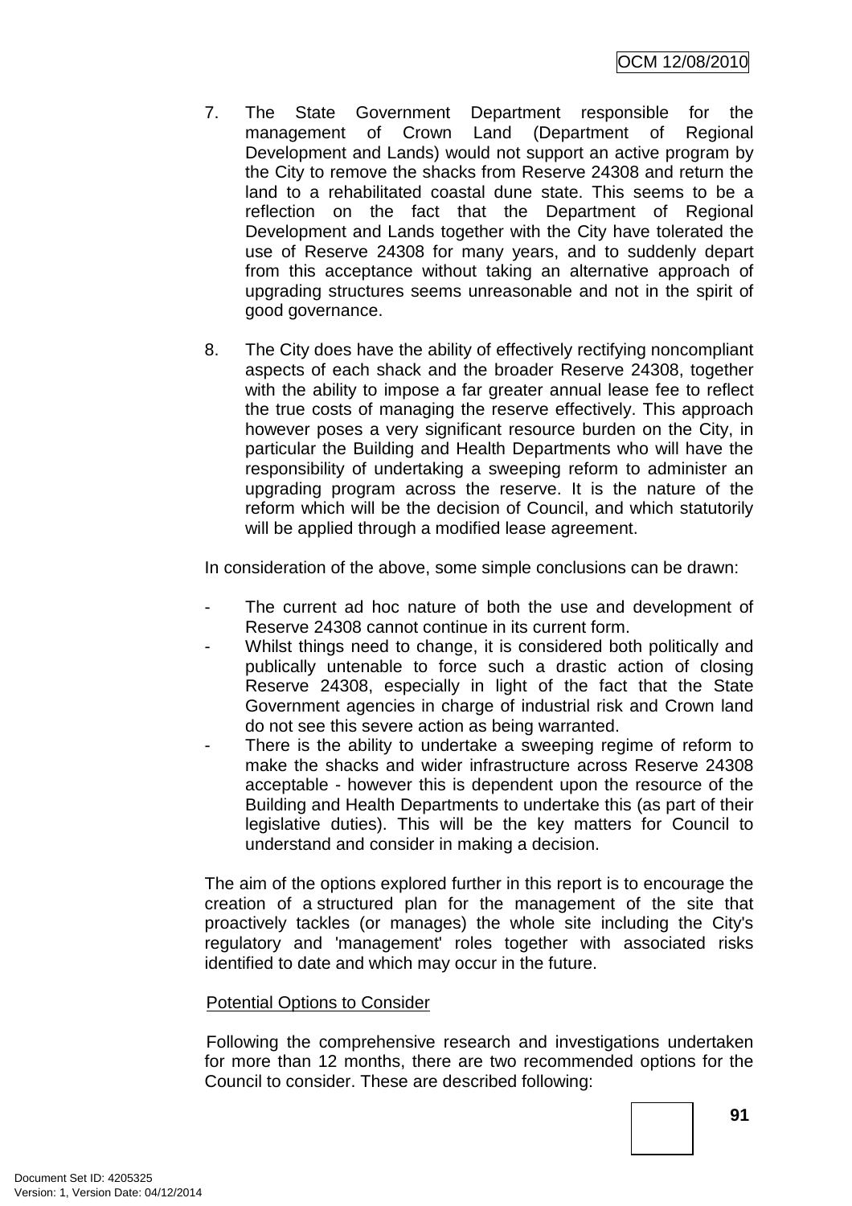7. The State Government Department responsible for the management of Crown Land (Department of Regional Development and Lands) would not support an active program by the City to remove the shacks from Reserve 24308 and return the land to a rehabilitated coastal dune state. This seems to be a reflection on the fact that the Department of Regional Development and Lands together with the City have tolerated the use of Reserve 24308 for many years, and to suddenly depart from this acceptance without taking an alternative approach of upgrading structures seems unreasonable and not in the spirit of good governance.

8. The City does have the ability of effectively rectifying noncompliant aspects of each shack and the broader Reserve 24308, together with the ability to impose a far greater annual lease fee to reflect the true costs of managing the reserve effectively. This approach however poses a very significant resource burden on the City, in particular the Building and Health Departments who will have the responsibility of undertaking a sweeping reform to administer an upgrading program across the reserve. It is the nature of the reform which will be the decision of Council, and which statutorily will be applied through a modified lease agreement.

In consideration of the above, some simple conclusions can be drawn:

- The current ad hoc nature of both the use and development of Reserve 24308 cannot continue in its current form.
- Whilst things need to change, it is considered both politically and publically untenable to force such a drastic action of closing Reserve 24308, especially in light of the fact that the State Government agencies in charge of industrial risk and Crown land do not see this severe action as being warranted.
- There is the ability to undertake a sweeping regime of reform to make the shacks and wider infrastructure across Reserve 24308 acceptable - however this is dependent upon the resource of the Building and Health Departments to undertake this (as part of their legislative duties). This will be the key matters for Council to understand and consider in making a decision.

The aim of the options explored further in this report is to encourage the creation of a structured plan for the management of the site that proactively tackles (or manages) the whole site including the City's regulatory and 'management' roles together with associated risks identified to date and which may occur in the future.

Potential Options to Consider

Following the comprehensive research and investigations undertaken for more than 12 months, there are two recommended options for the Council to consider. These are described following: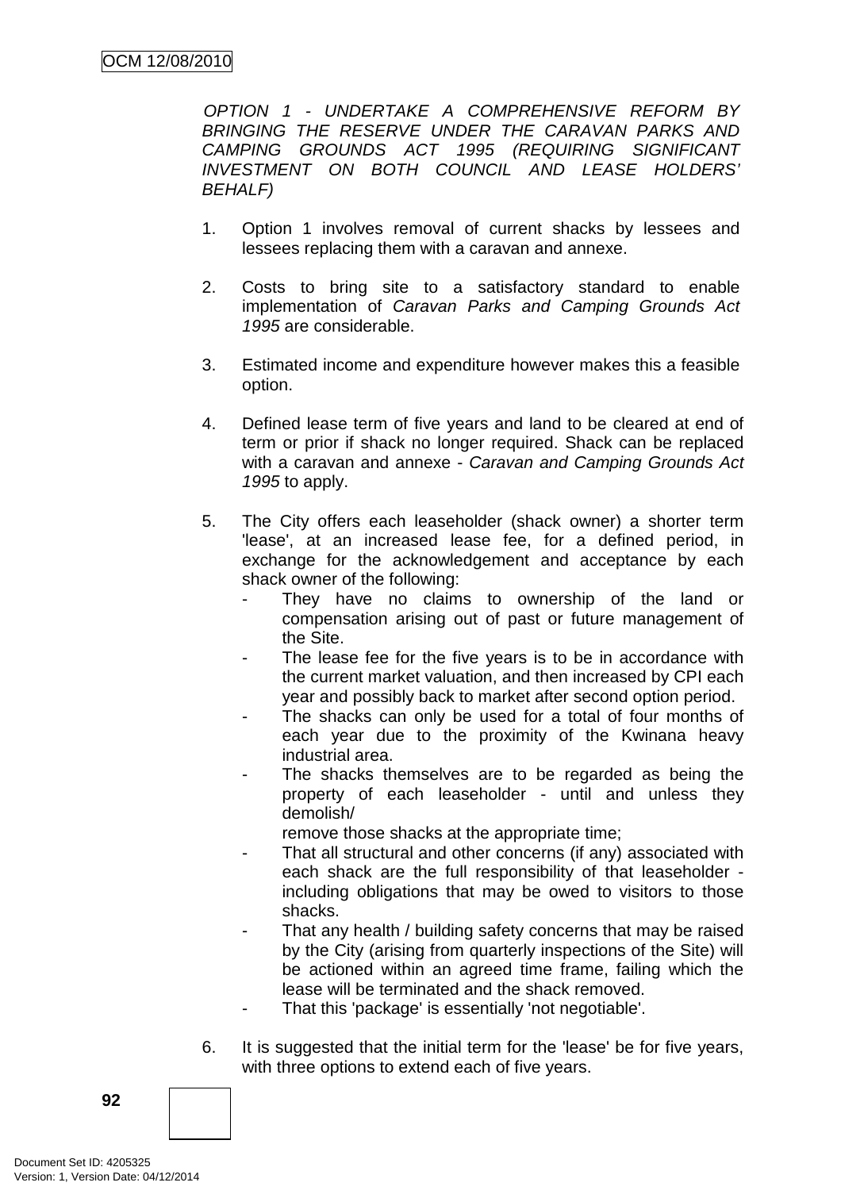*OPTION 1 - UNDERTAKE A COMPREHENSIVE REFORM BY BRINGING THE RESERVE UNDER THE CARAVAN PARKS AND CAMPING GROUNDS ACT 1995 (REQUIRING SIGNIFICANT INVESTMENT ON BOTH COUNCIL AND LEASE HOLDERS' BEHALF)*

1. Option 1 involves removal of current shacks by lessees and lessees replacing them with a caravan and annexe.

2. Costs to bring site to a satisfactory standard to enable implementation of *Caravan Parks and Camping Grounds Act 1995* are considerable.

3. Estimated income and expenditure however makes this a feasible option.

4. Defined lease term of five years and land to be cleared at end of term or prior if shack no longer required. Shack can be replaced with a caravan and annexe - *Caravan and Camping Grounds Act 1995* to apply.

5. The City offers each leaseholder (shack owner) a shorter term 'lease', at an increased lease fee, for a defined period, in exchange for the acknowledgement and acceptance by each shack owner of the following:
   - They have no claims to ownership of the land or compensation arising out of past or future management of the Site.
   - The lease fee for the five years is to be in accordance with the current market valuation, and then increased by CPI each year and possibly back to market after second option period.
   - The shacks can only be used for a total of four months of each year due to the proximity of the Kwinana heavy industrial area.
   - The shacks themselves are to be regarded as being the property of each leaseholder - until and unless they demolish/ remove those shacks at the appropriate time;
   - That all structural and other concerns (if any) associated with each shack are the full responsibility of that leaseholder - including obligations that may be owed to visitors to those shacks.
   - That any health / building safety concerns that may be raised by the City (arising from quarterly inspections of the Site) will be actioned within an agreed time frame, failing which the lease will be terminated and the shack removed.
   - That this 'package' is essentially 'not negotiable'.

6. It is suggested that the initial term for the 'lease' be for five years, with three options to extend each of five years.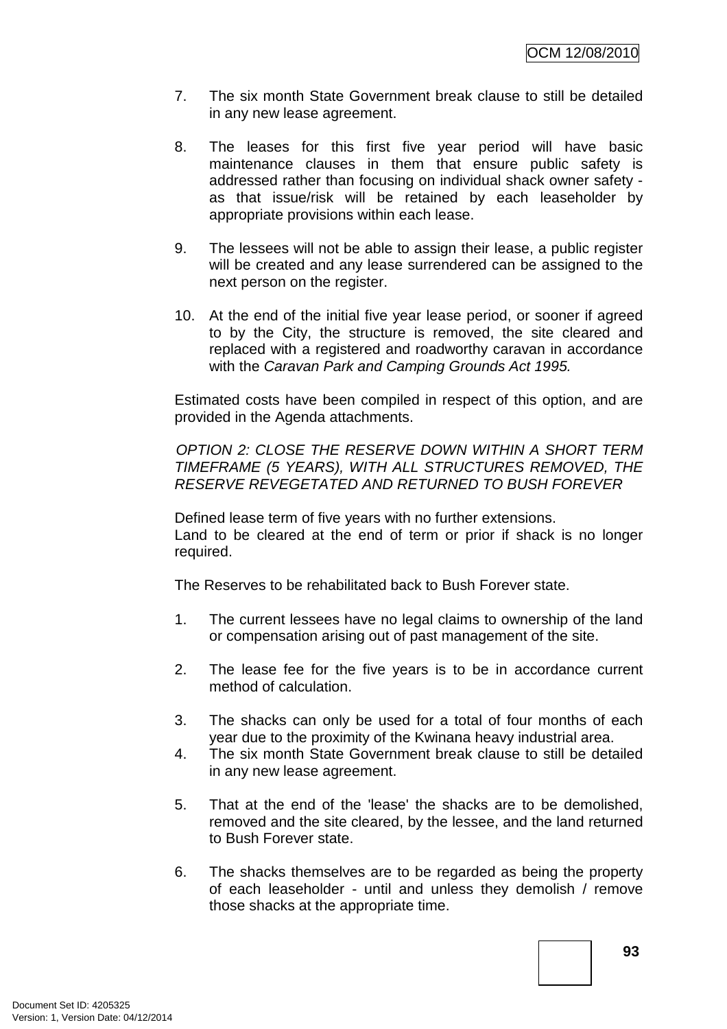7. The six month State Government break clause to still be detailed in any new lease agreement.

8. The leases for this first five year period will have basic maintenance clauses in them that ensure public safety is addressed rather than focusing on individual shack owner safety - as that issue/risk will be retained by each leaseholder by appropriate provisions within each lease.

9. The lessees will not be able to assign their lease, a public register will be created and any lease surrendered can be assigned to the next person on the register.

10. At the end of the initial five year lease period, or sooner if agreed to by the City, the structure is removed, the site cleared and replaced with a registered and roadworthy caravan in accordance with the *Caravan Park and Camping Grounds Act 1995.*

Estimated costs have been compiled in respect of this option, and are provided in the Agenda attachments.

*OPTION 2: CLOSE THE RESERVE DOWN WITHIN A SHORT TERM TIMEFRAME (5 YEARS), WITH ALL STRUCTURES REMOVED, THE RESERVE REVEGETATED AND RETURNED TO BUSH FOREVER*

Defined lease term of five years with no further extensions.
Land to be cleared at the end of term or prior if shack is no longer required.

The Reserves to be rehabilitated back to Bush Forever state.

1. The current lessees have no legal claims to ownership of the land or compensation arising out of past management of the site.

2. The lease fee for the five years is to be in accordance current method of calculation.

3. The shacks can only be used for a total of four months of each year due to the proximity of the Kwinana heavy industrial area.
4. The six month State Government break clause to still be detailed in any new lease agreement.

5. That at the end of the 'lease' the shacks are to be demolished, removed and the site cleared, by the lessee, and the land returned to Bush Forever state.

6. The shacks themselves are to be regarded as being the property of each leaseholder - until and unless they demolish / remove those shacks at the appropriate time.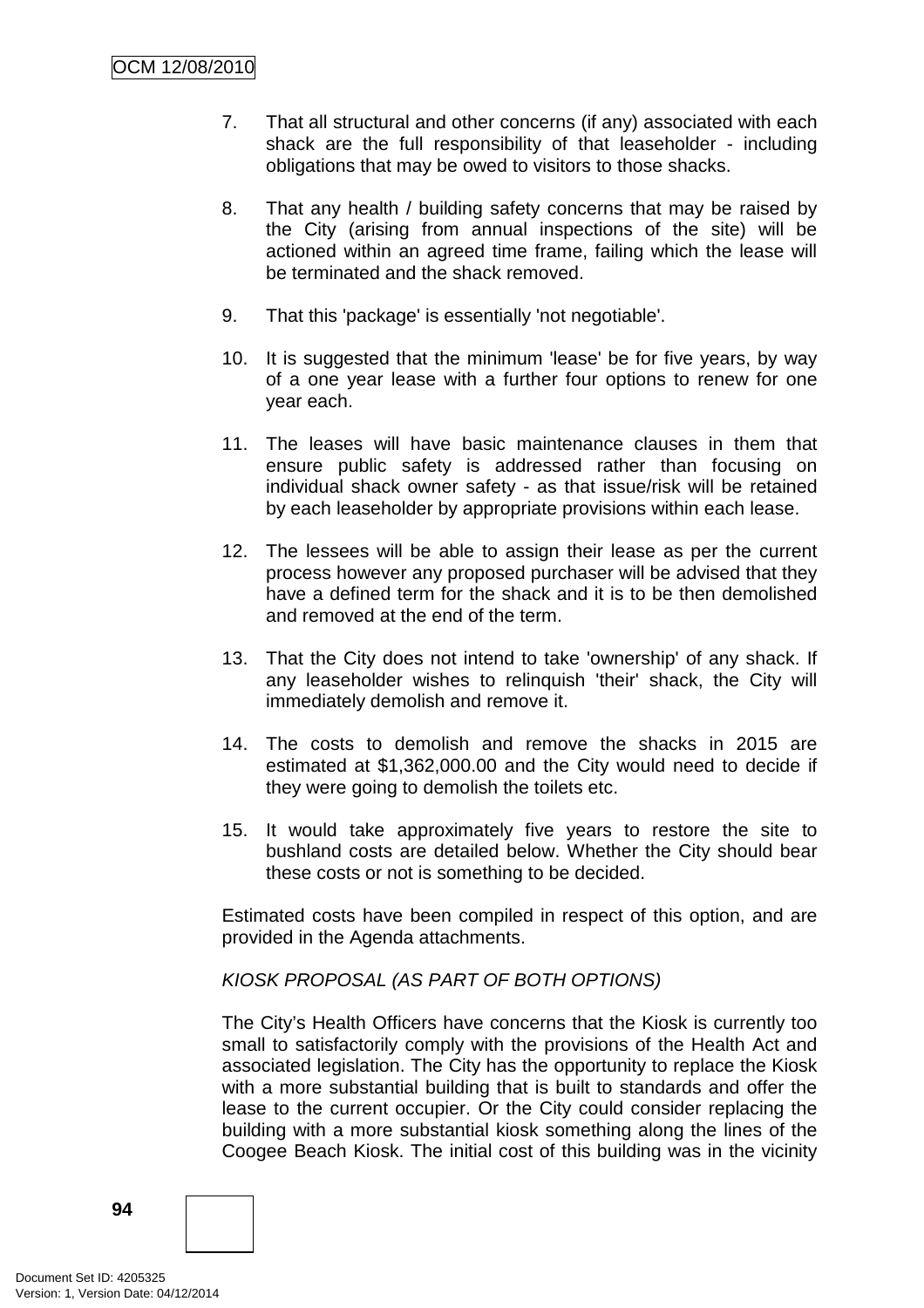7. That all structural and other concerns (if any) associated with each shack are the full responsibility of that leaseholder - including obligations that may be owed to visitors to those shacks.

8. That any health / building safety concerns that may be raised by the City (arising from annual inspections of the site) will be actioned within an agreed time frame, failing which the lease will be terminated and the shack removed.

9. That this 'package' is essentially 'not negotiable'.

10. It is suggested that the minimum 'lease' be for five years, by way of a one year lease with a further four options to renew for one year each.

11. The leases will have basic maintenance clauses in them that ensure public safety is addressed rather than focusing on individual shack owner safety - as that issue/risk will be retained by each leaseholder by appropriate provisions within each lease.

12. The lessees will be able to assign their lease as per the current process however any proposed purchaser will be advised that they have a defined term for the shack and it is to be then demolished and removed at the end of the term.

13. That the City does not intend to take 'ownership' of any shack. If any leaseholder wishes to relinquish 'their' shack, the City will immediately demolish and remove it.

14. The costs to demolish and remove the shacks in 2015 are estimated at $1,362,000.00 and the City would need to decide if they were going to demolish the toilets etc.

15. It would take approximately five years to restore the site to bushland costs are detailed below. Whether the City should bear these costs or not is something to be decided.

Estimated costs have been compiled in respect of this option, and are provided in the Agenda attachments.

*KIOSK PROPOSAL (AS PART OF BOTH OPTIONS)*

The City's Health Officers have concerns that the Kiosk is currently too small to satisfactorily comply with the provisions of the Health Act and associated legislation. The City has the opportunity to replace the Kiosk with a more substantial building that is built to standards and offer the lease to the current occupier. Or the City could consider replacing the building with a more substantial kiosk something along the lines of the Coogee Beach Kiosk. The initial cost of this building was in the vicinity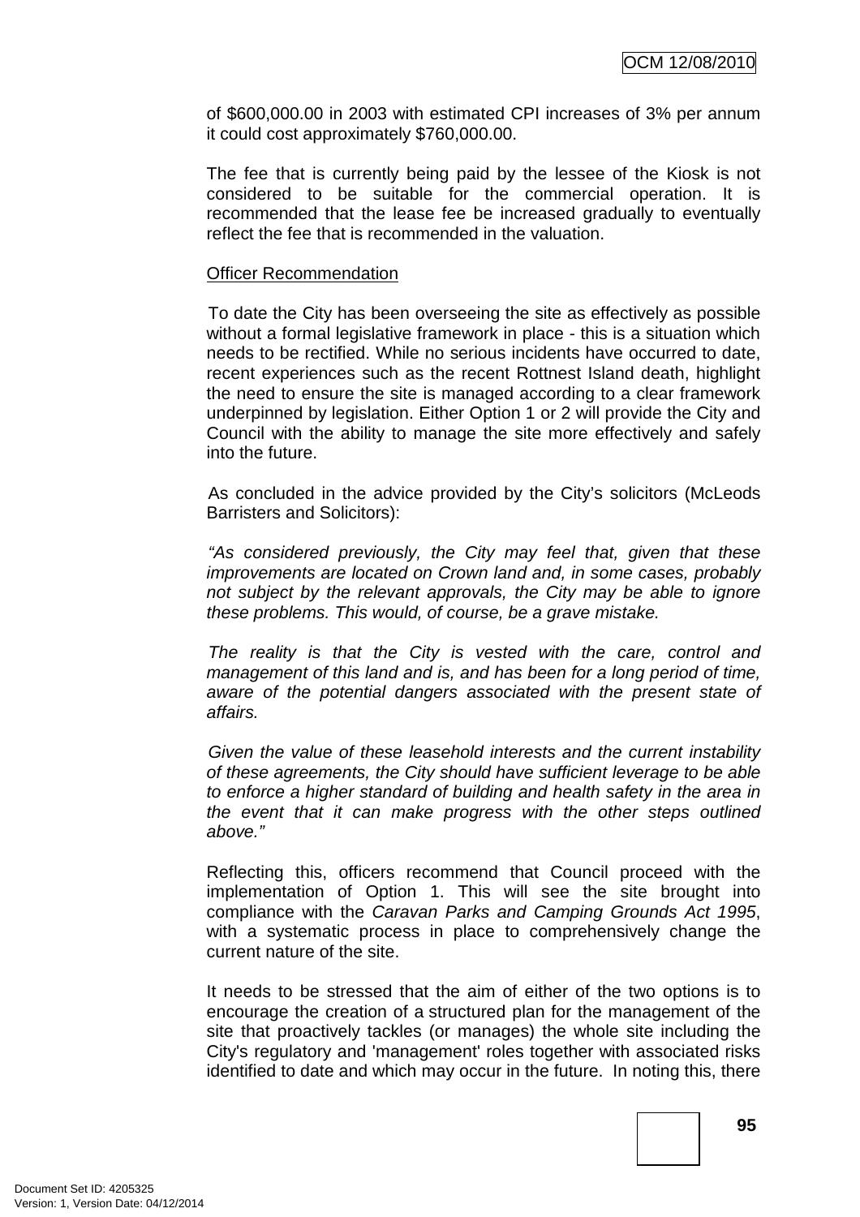of $600,000.00 in 2003 with estimated CPI increases of 3% per annum it could cost approximately $760,000.00.

The fee that is currently being paid by the lessee of the Kiosk is not considered to be suitable for the commercial operation. It is recommended that the lease fee be increased gradually to eventually reflect the fee that is recommended in the valuation.

Officer Recommendation

To date the City has been overseeing the site as effectively as possible without a formal legislative framework in place - this is a situation which needs to be rectified. While no serious incidents have occurred to date, recent experiences such as the recent Rottnest Island death, highlight the need to ensure the site is managed according to a clear framework underpinned by legislation. Either Option 1 or 2 will provide the City and Council with the ability to manage the site more effectively and safely into the future.

As concluded in the advice provided by the City's solicitors (McLeods Barristers and Solicitors):

*"As considered previously, the City may feel that, given that these improvements are located on Crown land and, in some cases, probably not subject by the relevant approvals, the City may be able to ignore these problems. This would, of course, be a grave mistake.*

*The reality is that the City is vested with the care, control and management of this land and is, and has been for a long period of time, aware of the potential dangers associated with the present state of affairs.*

*Given the value of these leasehold interests and the current instability of these agreements, the City should have sufficient leverage to be able to enforce a higher standard of building and health safety in the area in the event that it can make progress with the other steps outlined above."*

Reflecting this, officers recommend that Council proceed with the implementation of Option 1. This will see the site brought into compliance with the *Caravan Parks and Camping Grounds Act 1995*, with a systematic process in place to comprehensively change the current nature of the site.

It needs to be stressed that the aim of either of the two options is to encourage the creation of a structured plan for the management of the site that proactively tackles (or manages) the whole site including the City's regulatory and 'management' roles together with associated risks identified to date and which may occur in the future. In noting this, there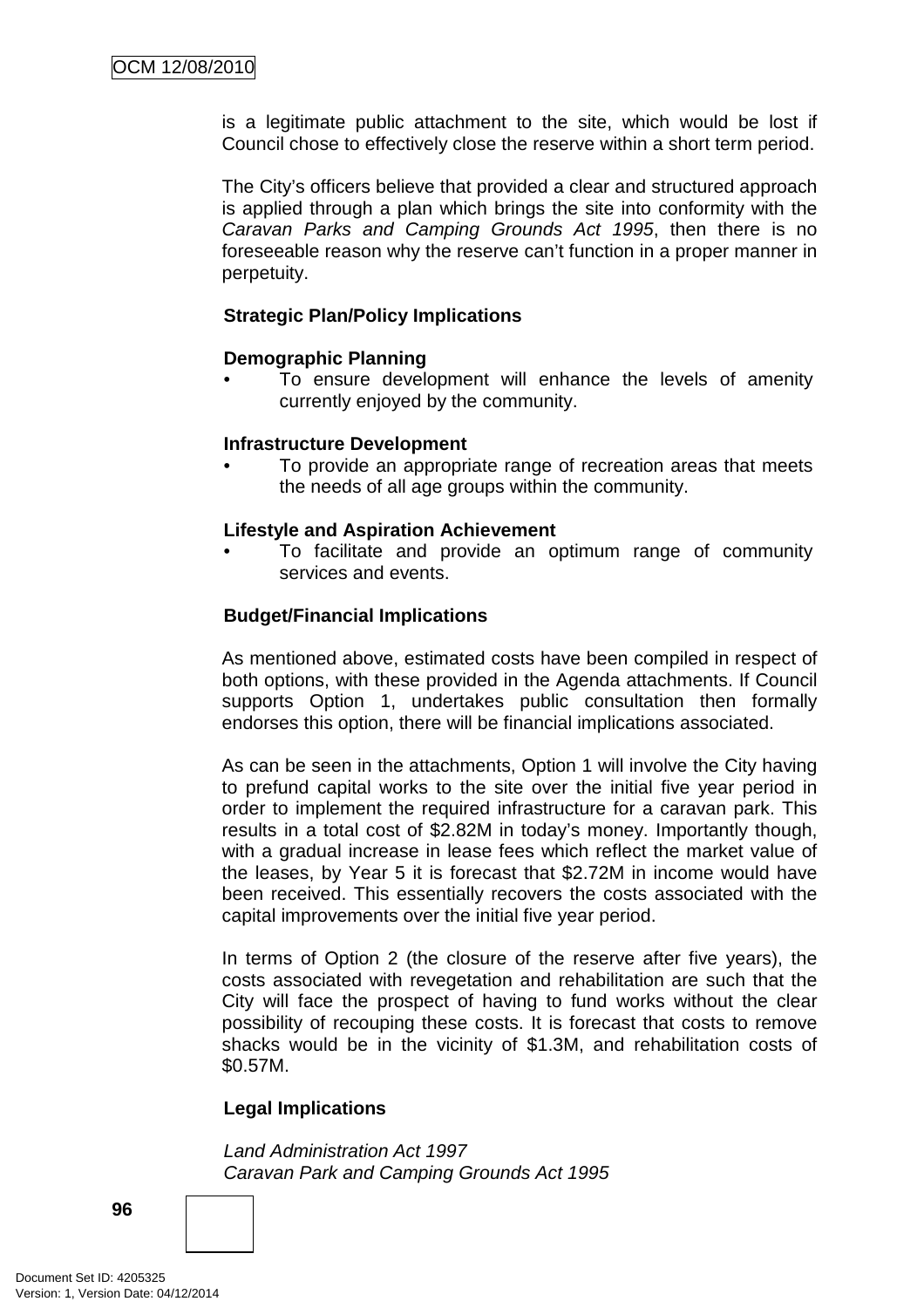is a legitimate public attachment to the site, which would be lost if Council chose to effectively close the reserve within a short term period.

The City's officers believe that provided a clear and structured approach is applied through a plan which brings the site into conformity with the *Caravan Parks and Camping Grounds Act 1995*, then there is no foreseeable reason why the reserve can't function in a proper manner in perpetuity.

**Strategic Plan/Policy Implications**

**Demographic Planning**

- To ensure development will enhance the levels of amenity currently enjoyed by the community.

**Infrastructure Development**

- To provide an appropriate range of recreation areas that meets the needs of all age groups within the community.

**Lifestyle and Aspiration Achievement**

- To facilitate and provide an optimum range of community services and events.

**Budget/Financial Implications**

As mentioned above, estimated costs have been compiled in respect of both options, with these provided in the Agenda attachments. If Council supports Option 1, undertakes public consultation then formally endorses this option, there will be financial implications associated.

As can be seen in the attachments, Option 1 will involve the City having to prefund capital works to the site over the initial five year period in order to implement the required infrastructure for a caravan park. This results in a total cost of $2.82M in today's money. Importantly though, with a gradual increase in lease fees which reflect the market value of the leases, by Year 5 it is forecast that $2.72M in income would have been received. This essentially recovers the costs associated with the capital improvements over the initial five year period.

In terms of Option 2 (the closure of the reserve after five years), the costs associated with revegetation and rehabilitation are such that the City will face the prospect of having to fund works without the clear possibility of recouping these costs. It is forecast that costs to remove shacks would be in the vicinity of $1.3M, and rehabilitation costs of $0.57M.

**Legal Implications**

*Land Administration Act 1997*
*Caravan Park and Camping Grounds Act 1995*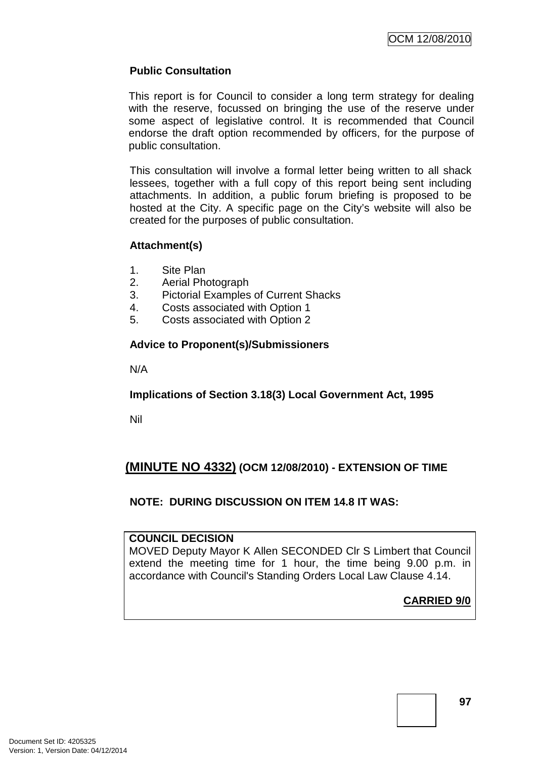**Public Consultation**

This report is for Council to consider a long term strategy for dealing with the reserve, focussed on bringing the use of the reserve under some aspect of legislative control. It is recommended that Council endorse the draft option recommended by officers, for the purpose of public consultation.

This consultation will involve a formal letter being written to all shack lessees, together with a full copy of this report being sent including attachments. In addition, a public forum briefing is proposed to be hosted at the City. A specific page on the City's website will also be created for the purposes of public consultation.

**Attachment(s)**

1. Site Plan
2. Aerial Photograph
3. Pictorial Examples of Current Shacks
4. Costs associated with Option 1
5. Costs associated with Option 2

**Advice to Proponent(s)/Submissioners**

N/A

**Implications of Section 3.18(3) Local Government Act, 1995**

Nil

## (MINUTE NO 4332) (OCM 12/08/2010) - EXTENSION OF TIME

**NOTE: DURING DISCUSSION ON ITEM 14.8 IT WAS:**

**COUNCIL DECISION**

MOVED Deputy Mayor K Allen SECONDED Clr S Limbert that Council extend the meeting time for 1 hour, the time being 9.00 p.m. in accordance with Council's Standing Orders Local Law Clause 4.14.

**CARRIED 9/0**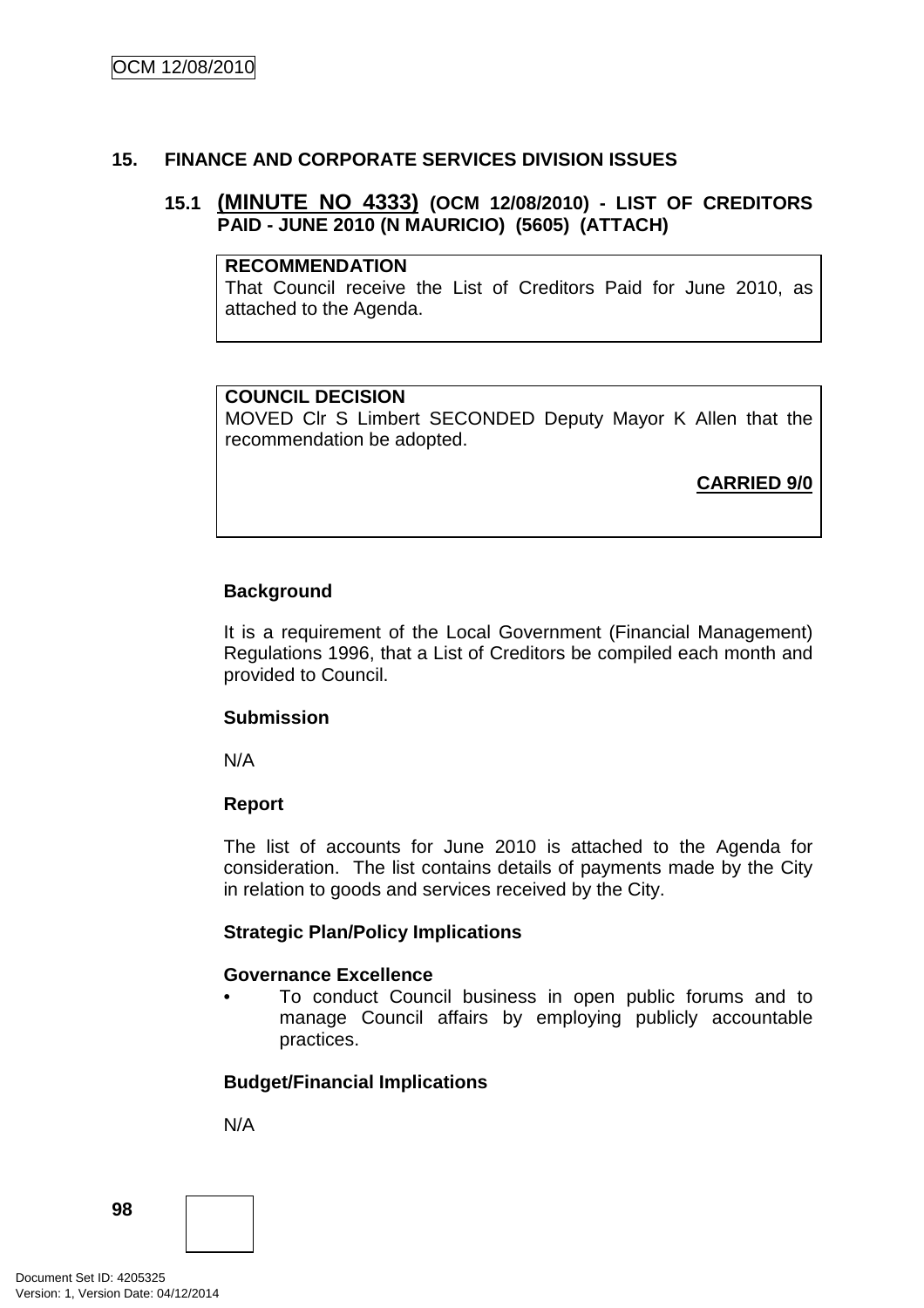## 15. FINANCE AND CORPORATE SERVICES DIVISION ISSUES

### 15.1 (MINUTE NO 4333) (OCM 12/08/2010) - LIST OF CREDITORS PAID - JUNE 2010 (N MAURICIO) (5605) (ATTACH)

**RECOMMENDATION**
That Council receive the List of Creditors Paid for June 2010, as attached to the Agenda.

**COUNCIL DECISION**
MOVED Clr S Limbert SECONDED Deputy Mayor K Allen that the recommendation be adopted.

**CARRIED 9/0**

**Background**

It is a requirement of the Local Government (Financial Management) Regulations 1996, that a List of Creditors be compiled each month and provided to Council.

**Submission**

N/A

**Report**

The list of accounts for June 2010 is attached to the Agenda for consideration. The list contains details of payments made by the City in relation to goods and services received by the City.

**Strategic Plan/Policy Implications**

**Governance Excellence**

- To conduct Council business in open public forums and to manage Council affairs by employing publicly accountable practices.

**Budget/Financial Implications**

N/A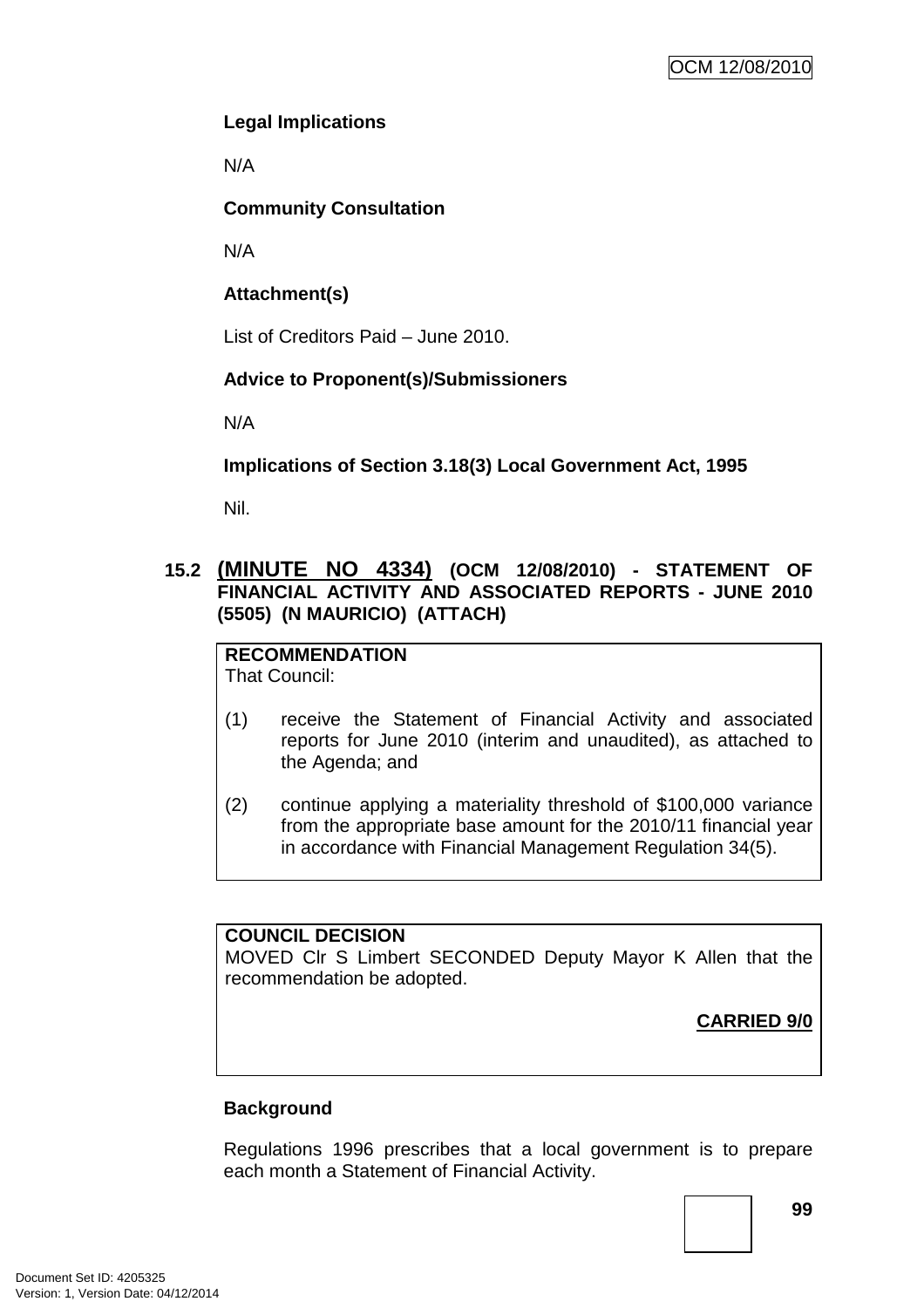**Legal Implications**

N/A

**Community Consultation**

N/A

**Attachment(s)**

List of Creditors Paid – June 2010.

**Advice to Proponent(s)/Submissioners**

N/A

**Implications of Section 3.18(3) Local Government Act, 1995**

Nil.

## 15.2 (MINUTE NO 4334) (OCM 12/08/2010) - STATEMENT OF FINANCIAL ACTIVITY AND ASSOCIATED REPORTS - JUNE 2010 (5505) (N MAURICIO) (ATTACH)

**RECOMMENDATION**
That Council:

(1) receive the Statement of Financial Activity and associated reports for June 2010 (interim and unaudited), as attached to the Agenda; and

(2) continue applying a materiality threshold of $100,000 variance from the appropriate base amount for the 2010/11 financial year in accordance with Financial Management Regulation 34(5).

**COUNCIL DECISION**
MOVED Clr S Limbert SECONDED Deputy Mayor K Allen that the recommendation be adopted.

**CARRIED 9/0**

**Background**

Regulations 1996 prescribes that a local government is to prepare each month a Statement of Financial Activity.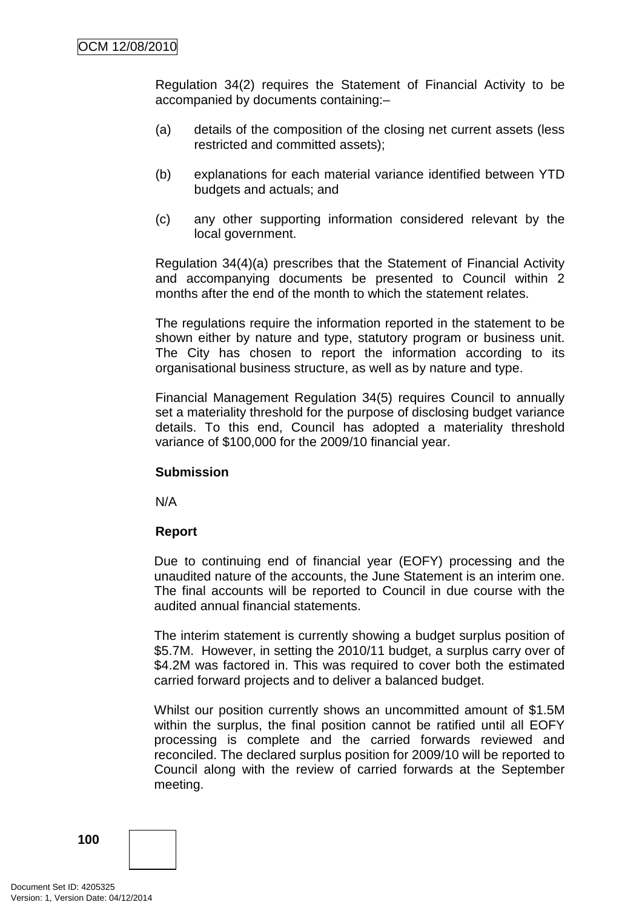Regulation 34(2) requires the Statement of Financial Activity to be accompanied by documents containing:–

(a) details of the composition of the closing net current assets (less restricted and committed assets);

(b) explanations for each material variance identified between YTD budgets and actuals; and

(c) any other supporting information considered relevant by the local government.

Regulation 34(4)(a) prescribes that the Statement of Financial Activity and accompanying documents be presented to Council within 2 months after the end of the month to which the statement relates.

The regulations require the information reported in the statement to be shown either by nature and type, statutory program or business unit. The City has chosen to report the information according to its organisational business structure, as well as by nature and type.

Financial Management Regulation 34(5) requires Council to annually set a materiality threshold for the purpose of disclosing budget variance details. To this end, Council has adopted a materiality threshold variance of $100,000 for the 2009/10 financial year.

**Submission**

N/A

**Report**

Due to continuing end of financial year (EOFY) processing and the unaudited nature of the accounts, the June Statement is an interim one. The final accounts will be reported to Council in due course with the audited annual financial statements.

The interim statement is currently showing a budget surplus position of $5.7M. However, in setting the 2010/11 budget, a surplus carry over of $4.2M was factored in. This was required to cover both the estimated carried forward projects and to deliver a balanced budget.

Whilst our position currently shows an uncommitted amount of $1.5M within the surplus, the final position cannot be ratified until all EOFY processing is complete and the carried forwards reviewed and reconciled. The declared surplus position for 2009/10 will be reported to Council along with the review of carried forwards at the September meeting.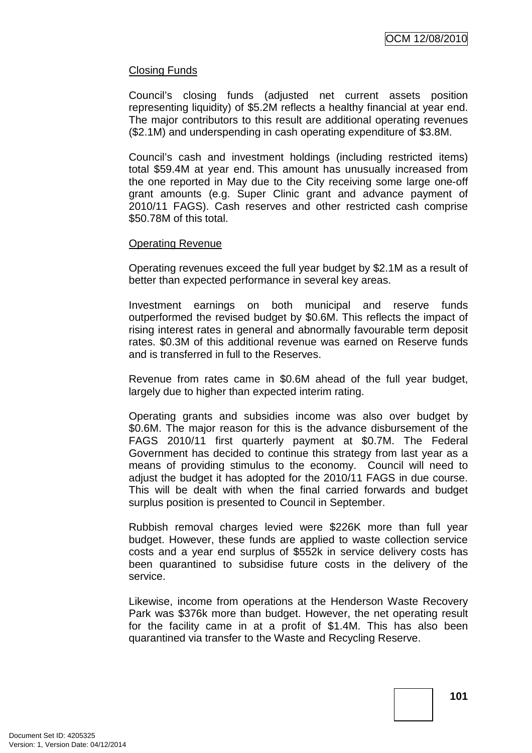Closing Funds

Council's closing funds (adjusted net current assets position representing liquidity) of $5.2M reflects a healthy financial at year end. The major contributors to this result are additional operating revenues ($2.1M) and underspending in cash operating expenditure of $3.8M.

Council's cash and investment holdings (including restricted items) total $59.4M at year end. This amount has unusually increased from the one reported in May due to the City receiving some large one-off grant amounts (e.g. Super Clinic grant and advance payment of 2010/11 FAGS). Cash reserves and other restricted cash comprise $50.78M of this total.

Operating Revenue

Operating revenues exceed the full year budget by $2.1M as a result of better than expected performance in several key areas.

Investment earnings on both municipal and reserve funds outperformed the revised budget by $0.6M. This reflects the impact of rising interest rates in general and abnormally favourable term deposit rates. $0.3M of this additional revenue was earned on Reserve funds and is transferred in full to the Reserves.

Revenue from rates came in $0.6M ahead of the full year budget, largely due to higher than expected interim rating.

Operating grants and subsidies income was also over budget by $0.6M. The major reason for this is the advance disbursement of the FAGS 2010/11 first quarterly payment at $0.7M. The Federal Government has decided to continue this strategy from last year as a means of providing stimulus to the economy. Council will need to adjust the budget it has adopted for the 2010/11 FAGS in due course. This will be dealt with when the final carried forwards and budget surplus position is presented to Council in September.

Rubbish removal charges levied were $226K more than full year budget. However, these funds are applied to waste collection service costs and a year end surplus of $552k in service delivery costs has been quarantined to subsidise future costs in the delivery of the service.

Likewise, income from operations at the Henderson Waste Recovery Park was $376k more than budget. However, the net operating result for the facility came in at a profit of $1.4M. This has also been quarantined via transfer to the Waste and Recycling Reserve.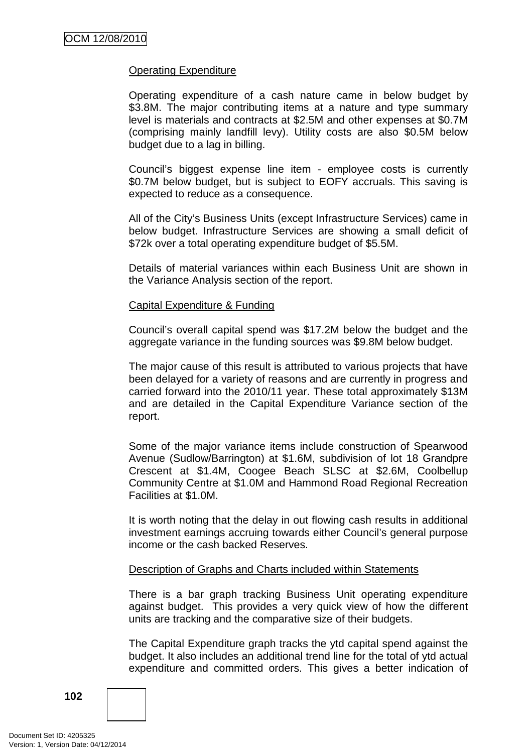Operating Expenditure

Operating expenditure of a cash nature came in below budget by $3.8M. The major contributing items at a nature and type summary level is materials and contracts at $2.5M and other expenses at $0.7M (comprising mainly landfill levy). Utility costs are also $0.5M below budget due to a lag in billing.

Council's biggest expense line item - employee costs is currently $0.7M below budget, but is subject to EOFY accruals. This saving is expected to reduce as a consequence.

All of the City's Business Units (except Infrastructure Services) came in below budget. Infrastructure Services are showing a small deficit of $72k over a total operating expenditure budget of $5.5M.

Details of material variances within each Business Unit are shown in the Variance Analysis section of the report.

Capital Expenditure & Funding

Council's overall capital spend was $17.2M below the budget and the aggregate variance in the funding sources was $9.8M below budget.

The major cause of this result is attributed to various projects that have been delayed for a variety of reasons and are currently in progress and carried forward into the 2010/11 year. These total approximately $13M and are detailed in the Capital Expenditure Variance section of the report.

Some of the major variance items include construction of Spearwood Avenue (Sudlow/Barrington) at $1.6M, subdivision of lot 18 Grandpre Crescent at $1.4M, Coogee Beach SLSC at $2.6M, Coolbellup Community Centre at $1.0M and Hammond Road Regional Recreation Facilities at $1.0M.

It is worth noting that the delay in out flowing cash results in additional investment earnings accruing towards either Council's general purpose income or the cash backed Reserves.

Description of Graphs and Charts included within Statements

There is a bar graph tracking Business Unit operating expenditure against budget. This provides a very quick view of how the different units are tracking and the comparative size of their budgets.

The Capital Expenditure graph tracks the ytd capital spend against the budget. It also includes an additional trend line for the total of ytd actual expenditure and committed orders. This gives a better indication of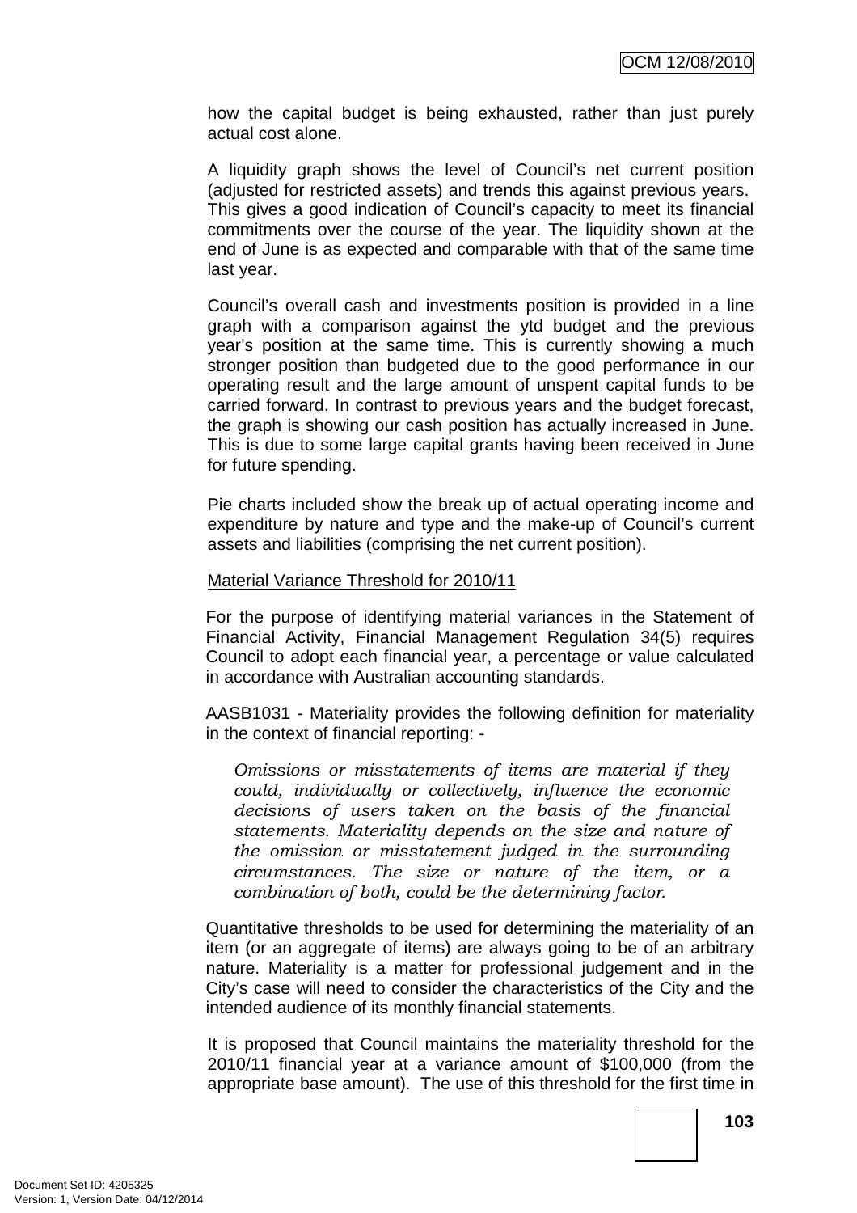how the capital budget is being exhausted, rather than just purely actual cost alone.

A liquidity graph shows the level of Council's net current position (adjusted for restricted assets) and trends this against previous years. This gives a good indication of Council's capacity to meet its financial commitments over the course of the year. The liquidity shown at the end of June is as expected and comparable with that of the same time last year.

Council's overall cash and investments position is provided in a line graph with a comparison against the ytd budget and the previous year's position at the same time. This is currently showing a much stronger position than budgeted due to the good performance in our operating result and the large amount of unspent capital funds to be carried forward. In contrast to previous years and the budget forecast, the graph is showing our cash position has actually increased in June. This is due to some large capital grants having been received in June for future spending.

Pie charts included show the break up of actual operating income and expenditure by nature and type and the make-up of Council's current assets and liabilities (comprising the net current position).

<u>Material Variance Threshold for 2010/11</u>

For the purpose of identifying material variances in the Statement of Financial Activity, Financial Management Regulation 34(5) requires Council to adopt each financial year, a percentage or value calculated in accordance with Australian accounting standards.

AASB1031 - Materiality provides the following definition for materiality in the context of financial reporting: -

> *Omissions or misstatements of items are material if they could, individually or collectively, influence the economic decisions of users taken on the basis of the financial statements. Materiality depends on the size and nature of the omission or misstatement judged in the surrounding circumstances. The size or nature of the item, or a combination of both, could be the determining factor.*

Quantitative thresholds to be used for determining the materiality of an item (or an aggregate of items) are always going to be of an arbitrary nature. Materiality is a matter for professional judgement and in the City's case will need to consider the characteristics of the City and the intended audience of its monthly financial statements.

It is proposed that Council maintains the materiality threshold for the 2010/11 financial year at a variance amount of $100,000 (from the appropriate base amount). The use of this threshold for the first time in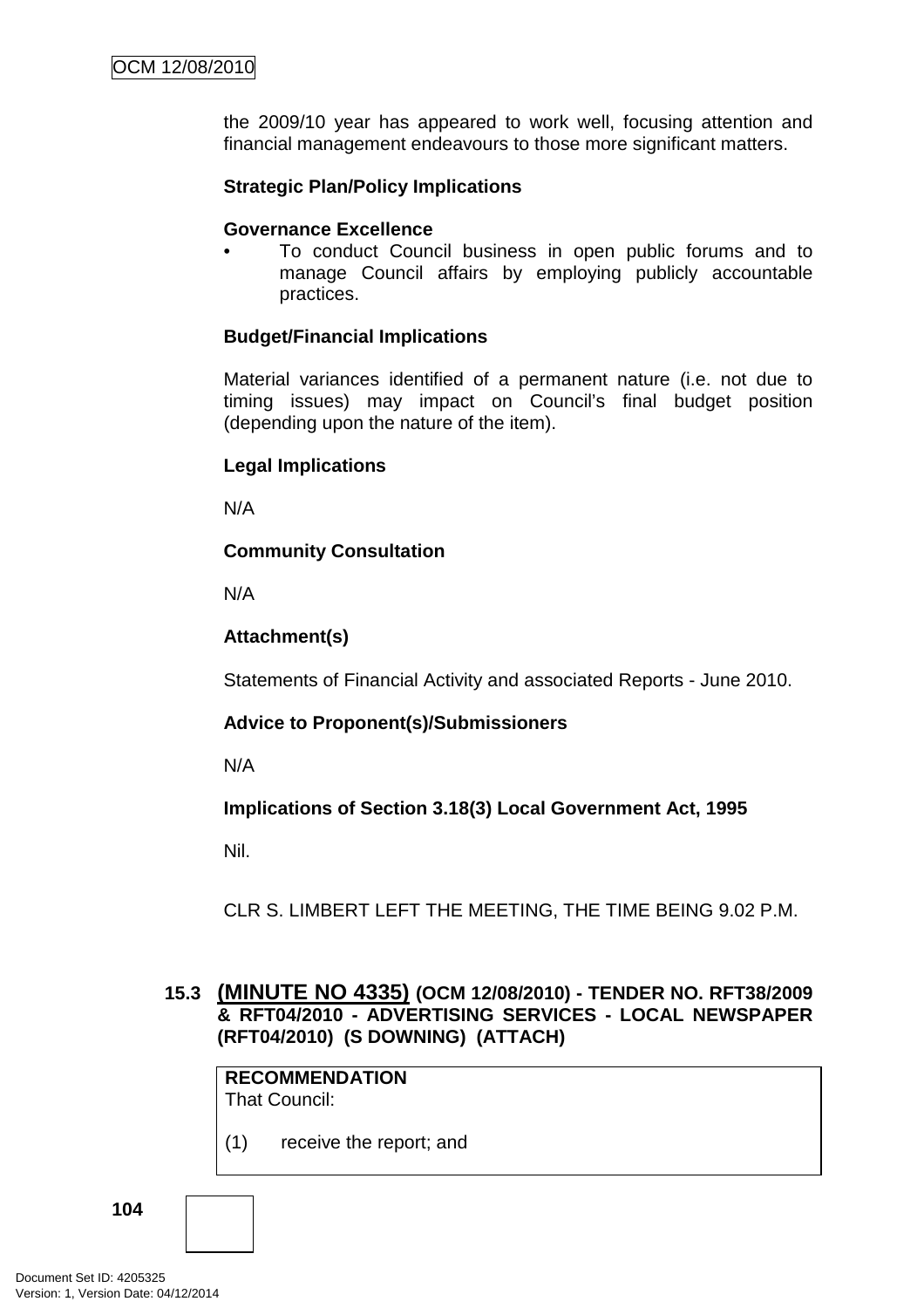the 2009/10 year has appeared to work well, focusing attention and financial management endeavours to those more significant matters.

**Strategic Plan/Policy Implications**

**Governance Excellence**

- To conduct Council business in open public forums and to manage Council affairs by employing publicly accountable practices.

**Budget/Financial Implications**

Material variances identified of a permanent nature (i.e. not due to timing issues) may impact on Council's final budget position (depending upon the nature of the item).

**Legal Implications**

N/A

**Community Consultation**

N/A

**Attachment(s)**

Statements of Financial Activity and associated Reports - June 2010.

**Advice to Proponent(s)/Submissioners**

N/A

**Implications of Section 3.18(3) Local Government Act, 1995**

Nil.

CLR S. LIMBERT LEFT THE MEETING, THE TIME BEING 9.02 P.M.

### 15.3 (MINUTE NO 4335) (OCM 12/08/2010) - TENDER NO. RFT38/2009 & RFT04/2010 - ADVERTISING SERVICES - LOCAL NEWSPAPER (RFT04/2010) (S DOWNING) (ATTACH)

**RECOMMENDATION**
That Council:

(1) receive the report; and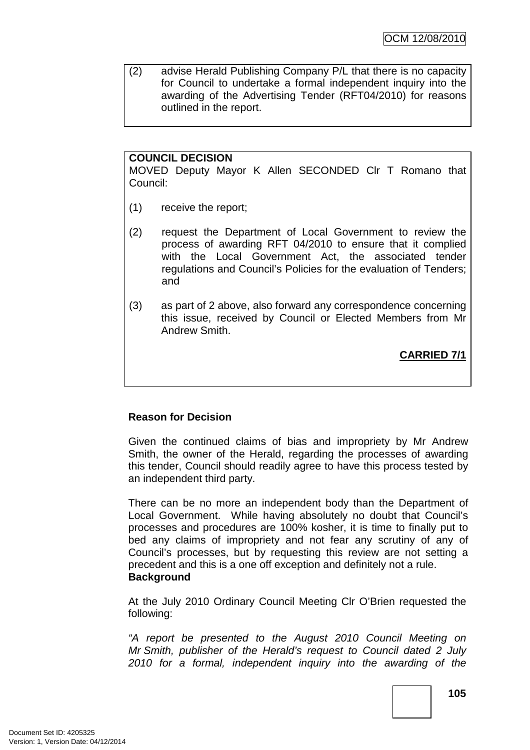(2) advise Herald Publishing Company P/L that there is no capacity for Council to undertake a formal independent inquiry into the awarding of the Advertising Tender (RFT04/2010) for reasons outlined in the report.

**COUNCIL DECISION**
MOVED Deputy Mayor K Allen SECONDED Clr T Romano that Council:

(1) receive the report;

(2) request the Department of Local Government to review the process of awarding RFT 04/2010 to ensure that it complied with the Local Government Act, the associated tender regulations and Council's Policies for the evaluation of Tenders; and

(3) as part of 2 above, also forward any correspondence concerning this issue, received by Council or Elected Members from Mr Andrew Smith.

**CARRIED 7/1**

**Reason for Decision**

Given the continued claims of bias and impropriety by Mr Andrew Smith, the owner of the Herald, regarding the processes of awarding this tender, Council should readily agree to have this process tested by an independent third party.

There can be no more an independent body than the Department of Local Government. While having absolutely no doubt that Council's processes and procedures are 100% kosher, it is time to finally put to bed any claims of impropriety and not fear any scrutiny of any of Council's processes, but by requesting this review are not setting a precedent and this is a one off exception and definitely not a rule.

**Background**

At the July 2010 Ordinary Council Meeting Clr O'Brien requested the following:

*"A report be presented to the August 2010 Council Meeting on Mr Smith, publisher of the Herald's request to Council dated 2 July 2010 for a formal, independent inquiry into the awarding of the*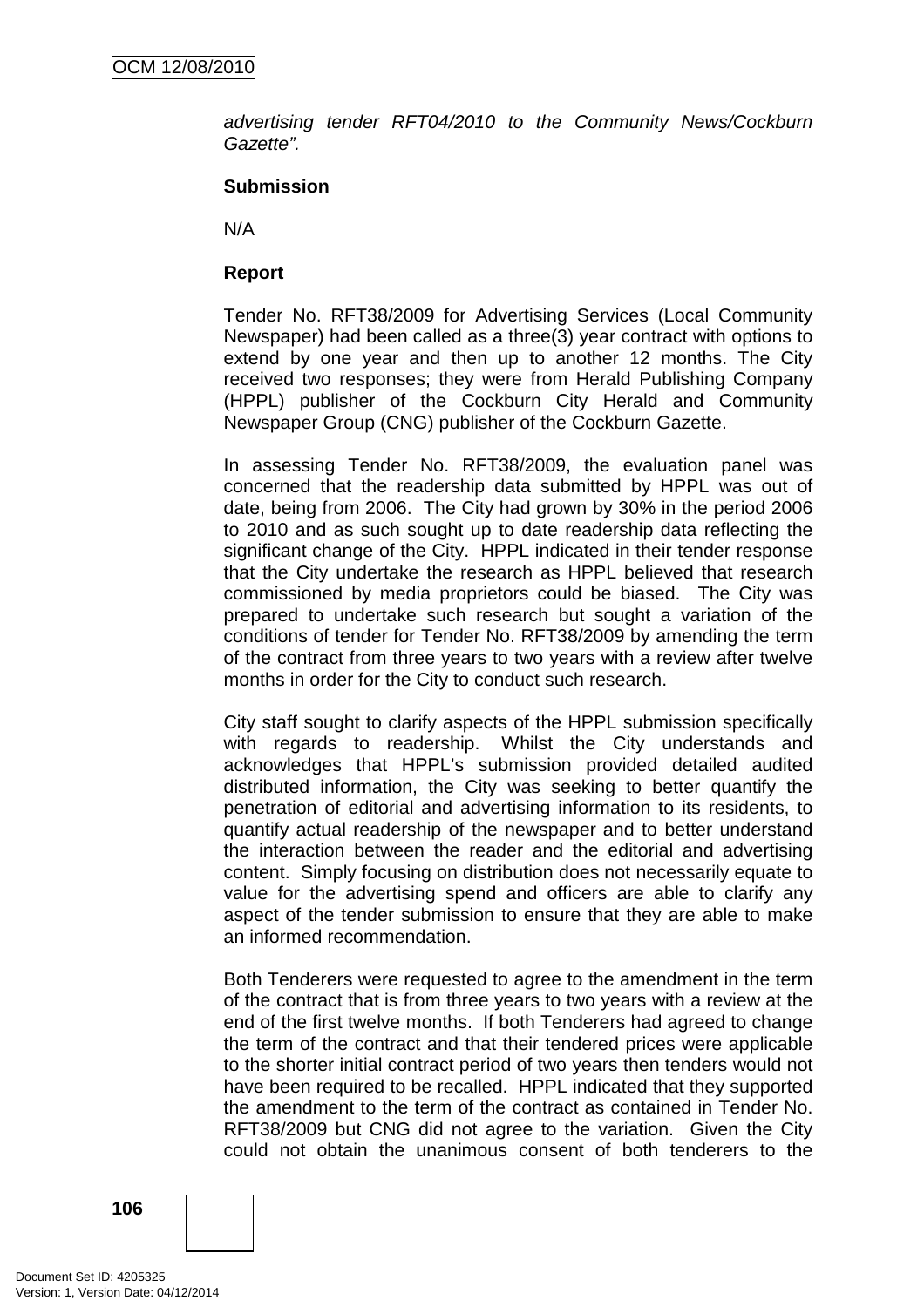*advertising tender RFT04/2010 to the Community News/Cockburn Gazette".*

**Submission**

N/A

**Report**

Tender No. RFT38/2009 for Advertising Services (Local Community Newspaper) had been called as a three(3) year contract with options to extend by one year and then up to another 12 months. The City received two responses; they were from Herald Publishing Company (HPPL) publisher of the Cockburn City Herald and Community Newspaper Group (CNG) publisher of the Cockburn Gazette.

In assessing Tender No. RFT38/2009, the evaluation panel was concerned that the readership data submitted by HPPL was out of date, being from 2006. The City had grown by 30% in the period 2006 to 2010 and as such sought up to date readership data reflecting the significant change of the City. HPPL indicated in their tender response that the City undertake the research as HPPL believed that research commissioned by media proprietors could be biased. The City was prepared to undertake such research but sought a variation of the conditions of tender for Tender No. RFT38/2009 by amending the term of the contract from three years to two years with a review after twelve months in order for the City to conduct such research.

City staff sought to clarify aspects of the HPPL submission specifically with regards to readership. Whilst the City understands and acknowledges that HPPL's submission provided detailed audited distributed information, the City was seeking to better quantify the penetration of editorial and advertising information to its residents, to quantify actual readership of the newspaper and to better understand the interaction between the reader and the editorial and advertising content. Simply focusing on distribution does not necessarily equate to value for the advertising spend and officers are able to clarify any aspect of the tender submission to ensure that they are able to make an informed recommendation.

Both Tenderers were requested to agree to the amendment in the term of the contract that is from three years to two years with a review at the end of the first twelve months. If both Tenderers had agreed to change the term of the contract and that their tendered prices were applicable to the shorter initial contract period of two years then tenders would not have been required to be recalled. HPPL indicated that they supported the amendment to the term of the contract as contained in Tender No. RFT38/2009 but CNG did not agree to the variation. Given the City could not obtain the unanimous consent of both tenderers to the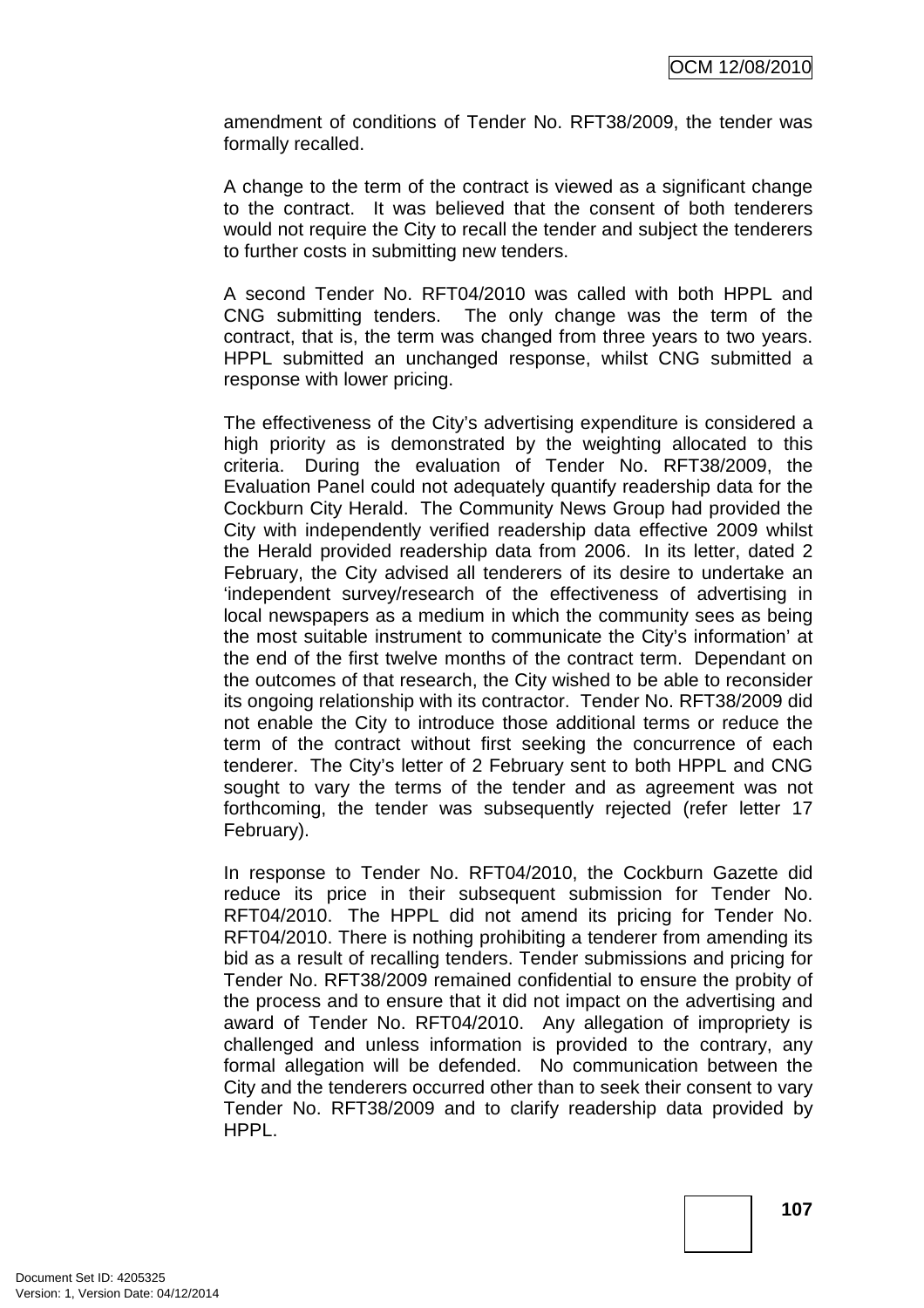amendment of conditions of Tender No. RFT38/2009, the tender was formally recalled.

A change to the term of the contract is viewed as a significant change to the contract. It was believed that the consent of both tenderers would not require the City to recall the tender and subject the tenderers to further costs in submitting new tenders.

A second Tender No. RFT04/2010 was called with both HPPL and CNG submitting tenders. The only change was the term of the contract, that is, the term was changed from three years to two years. HPPL submitted an unchanged response, whilst CNG submitted a response with lower pricing.

The effectiveness of the City's advertising expenditure is considered a high priority as is demonstrated by the weighting allocated to this criteria. During the evaluation of Tender No. RFT38/2009, the Evaluation Panel could not adequately quantify readership data for the Cockburn City Herald. The Community News Group had provided the City with independently verified readership data effective 2009 whilst the Herald provided readership data from 2006. In its letter, dated 2 February, the City advised all tenderers of its desire to undertake an 'independent survey/research of the effectiveness of advertising in local newspapers as a medium in which the community sees as being the most suitable instrument to communicate the City's information' at the end of the first twelve months of the contract term. Dependant on the outcomes of that research, the City wished to be able to reconsider its ongoing relationship with its contractor. Tender No. RFT38/2009 did not enable the City to introduce those additional terms or reduce the term of the contract without first seeking the concurrence of each tenderer. The City's letter of 2 February sent to both HPPL and CNG sought to vary the terms of the tender and as agreement was not forthcoming, the tender was subsequently rejected (refer letter 17 February).

In response to Tender No. RFT04/2010, the Cockburn Gazette did reduce its price in their subsequent submission for Tender No. RFT04/2010. The HPPL did not amend its pricing for Tender No. RFT04/2010. There is nothing prohibiting a tenderer from amending its bid as a result of recalling tenders. Tender submissions and pricing for Tender No. RFT38/2009 remained confidential to ensure the probity of the process and to ensure that it did not impact on the advertising and award of Tender No. RFT04/2010. Any allegation of impropriety is challenged and unless information is provided to the contrary, any formal allegation will be defended. No communication between the City and the tenderers occurred other than to seek their consent to vary Tender No. RFT38/2009 and to clarify readership data provided by HPPL.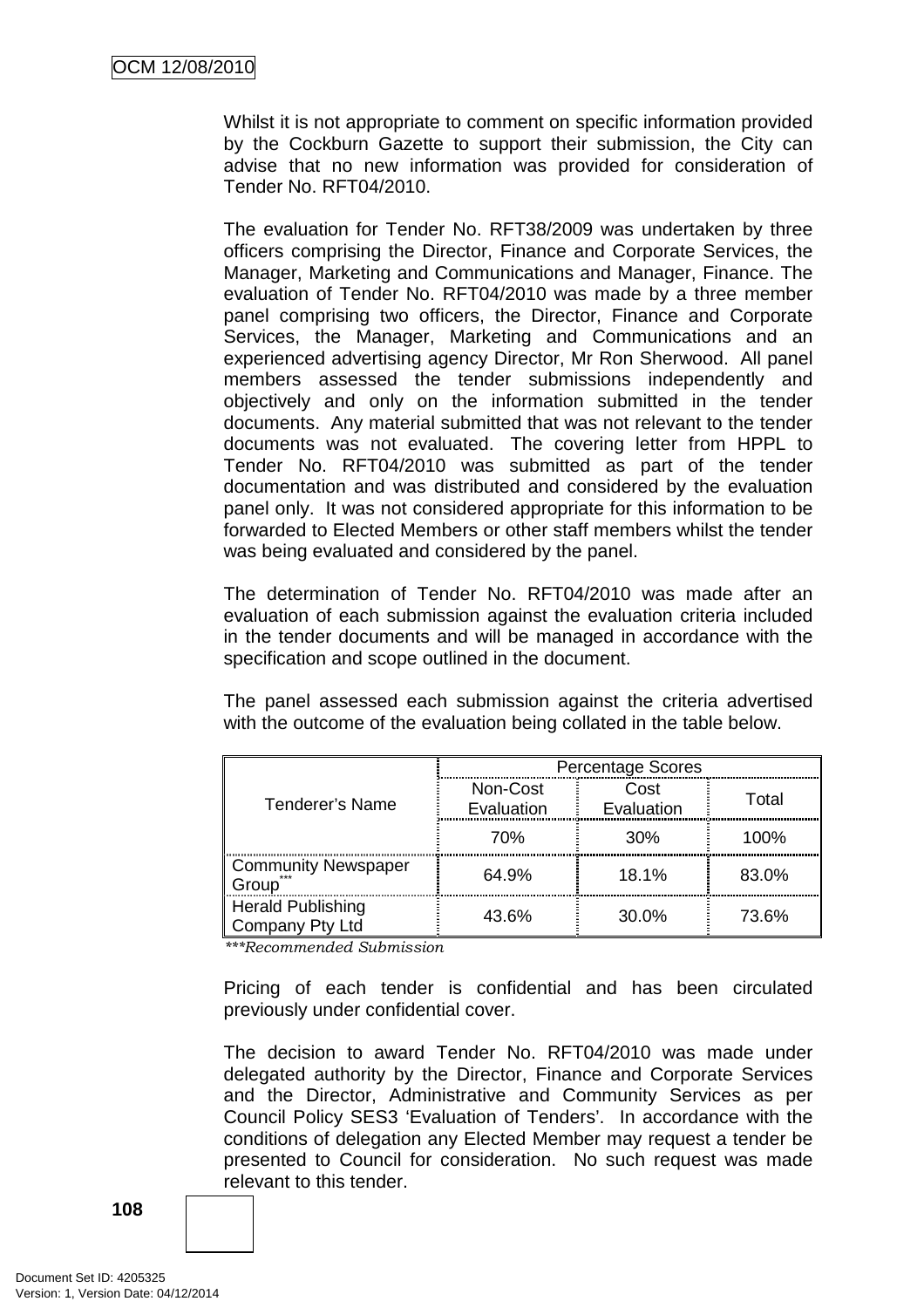Whilst it is not appropriate to comment on specific information provided by the Cockburn Gazette to support their submission, the City can advise that no new information was provided for consideration of Tender No. RFT04/2010.

The evaluation for Tender No. RFT38/2009 was undertaken by three officers comprising the Director, Finance and Corporate Services, the Manager, Marketing and Communications and Manager, Finance. The evaluation of Tender No. RFT04/2010 was made by a three member panel comprising two officers, the Director, Finance and Corporate Services, the Manager, Marketing and Communications and an experienced advertising agency Director, Mr Ron Sherwood. All panel members assessed the tender submissions independently and objectively and only on the information submitted in the tender documents. Any material submitted that was not relevant to the tender documents was not evaluated. The covering letter from HPPL to Tender No. RFT04/2010 was submitted as part of the tender documentation and was distributed and considered by the evaluation panel only. It was not considered appropriate for this information to be forwarded to Elected Members or other staff members whilst the tender was being evaluated and considered by the panel.

The determination of Tender No. RFT04/2010 was made after an evaluation of each submission against the evaluation criteria included in the tender documents and will be managed in accordance with the specification and scope outlined in the document.

The panel assessed each submission against the criteria advertised with the outcome of the evaluation being collated in the table below.

| Tenderer's Name | Percentage Scores | | |
|---|---|---|---|
| | Non-Cost Evaluation | Cost Evaluation | Total |
| | 70% | 30% | 100% |
| Community Newspaper Group*** | 64.9% | 18.1% | 83.0% |
| Herald Publishing Company Pty Ltd | 43.6% | 30.0% | 73.6% |

*\*\*\*Recommended Submission*

Pricing of each tender is confidential and has been circulated previously under confidential cover.

The decision to award Tender No. RFT04/2010 was made under delegated authority by the Director, Finance and Corporate Services and the Director, Administrative and Community Services as per Council Policy SES3 'Evaluation of Tenders'. In accordance with the conditions of delegation any Elected Member may request a tender be presented to Council for consideration. No such request was made relevant to this tender.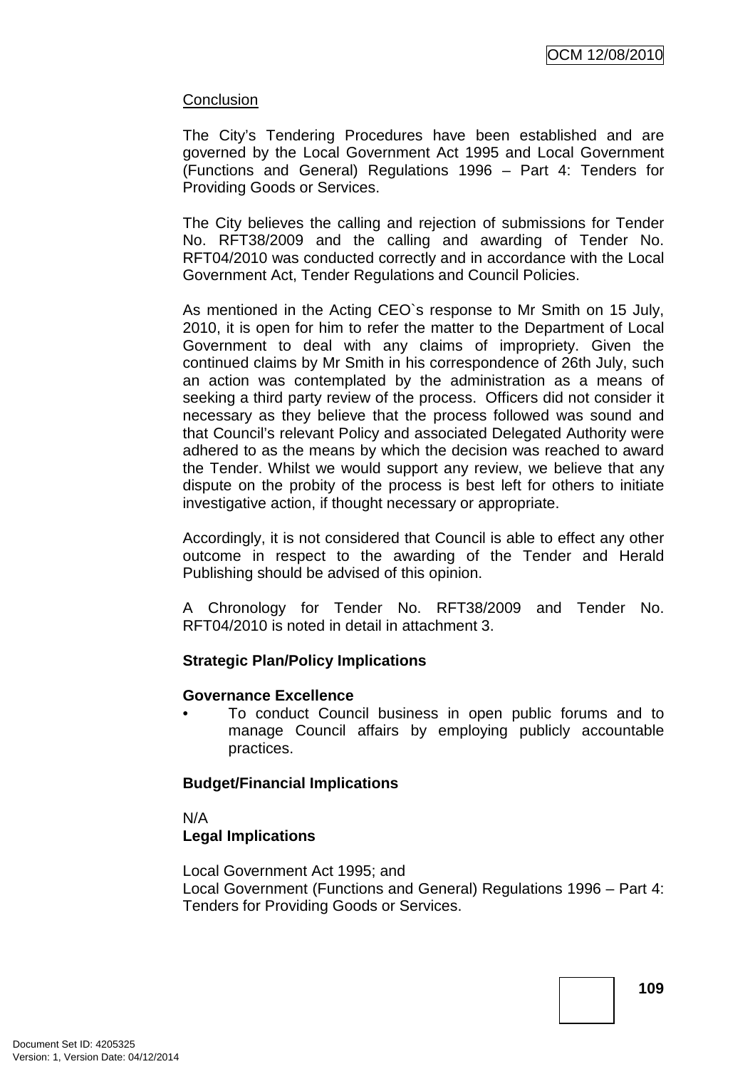Conclusion

The City's Tendering Procedures have been established and are governed by the Local Government Act 1995 and Local Government (Functions and General) Regulations 1996 – Part 4: Tenders for Providing Goods or Services.

The City believes the calling and rejection of submissions for Tender No. RFT38/2009 and the calling and awarding of Tender No. RFT04/2010 was conducted correctly and in accordance with the Local Government Act, Tender Regulations and Council Policies.

As mentioned in the Acting CEO`s response to Mr Smith on 15 July, 2010, it is open for him to refer the matter to the Department of Local Government to deal with any claims of impropriety. Given the continued claims by Mr Smith in his correspondence of 26th July, such an action was contemplated by the administration as a means of seeking a third party review of the process. Officers did not consider it necessary as they believe that the process followed was sound and that Council's relevant Policy and associated Delegated Authority were adhered to as the means by which the decision was reached to award the Tender. Whilst we would support any review, we believe that any dispute on the probity of the process is best left for others to initiate investigative action, if thought necessary or appropriate.

Accordingly, it is not considered that Council is able to effect any other outcome in respect to the awarding of the Tender and Herald Publishing should be advised of this opinion.

A Chronology for Tender No. RFT38/2009 and Tender No. RFT04/2010 is noted in detail in attachment 3.

**Strategic Plan/Policy Implications**

**Governance Excellence**

- To conduct Council business in open public forums and to manage Council affairs by employing publicly accountable practices.

**Budget/Financial Implications**

N/A

**Legal Implications**

Local Government Act 1995; and
Local Government (Functions and General) Regulations 1996 – Part 4: Tenders for Providing Goods or Services.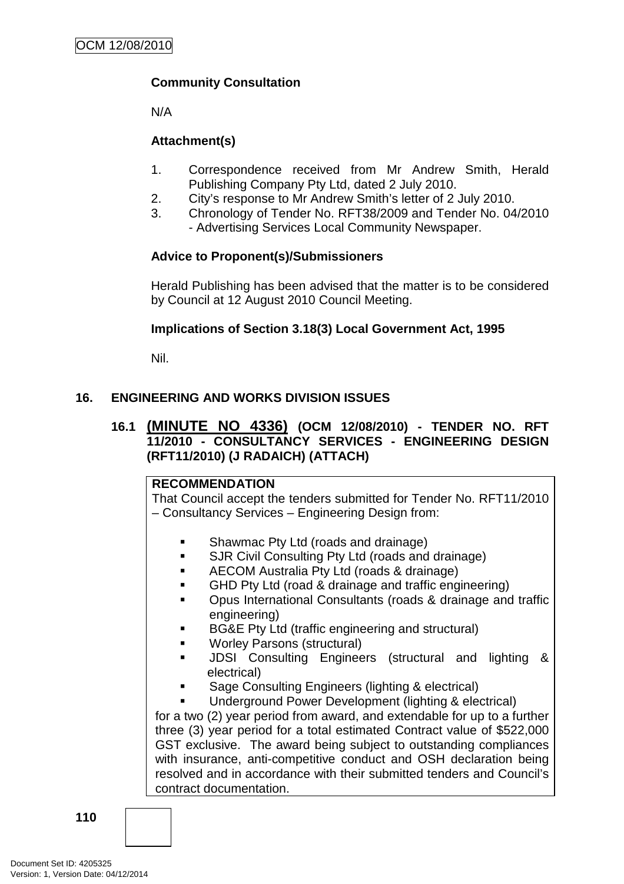**Community Consultation**

N/A

**Attachment(s)**

1. Correspondence received from Mr Andrew Smith, Herald Publishing Company Pty Ltd, dated 2 July 2010.
2. City's response to Mr Andrew Smith's letter of 2 July 2010.
3. Chronology of Tender No. RFT38/2009 and Tender No. 04/2010 - Advertising Services Local Community Newspaper.

**Advice to Proponent(s)/Submissioners**

Herald Publishing has been advised that the matter is to be considered by Council at 12 August 2010 Council Meeting.

**Implications of Section 3.18(3) Local Government Act, 1995**

Nil.

## 16. ENGINEERING AND WORKS DIVISION ISSUES

### 16.1 (MINUTE NO 4336) (OCM 12/08/2010) - TENDER NO. RFT 11/2010 - CONSULTANCY SERVICES - ENGINEERING DESIGN (RFT11/2010) (J RADAICH) (ATTACH)

**RECOMMENDATION**

That Council accept the tenders submitted for Tender No. RFT11/2010 – Consultancy Services – Engineering Design from:

- Shawmac Pty Ltd (roads and drainage)
- SJR Civil Consulting Pty Ltd (roads and drainage)
- AECOM Australia Pty Ltd (roads & drainage)
- GHD Pty Ltd (road & drainage and traffic engineering)
- Opus International Consultants (roads & drainage and traffic engineering)
- BG&E Pty Ltd (traffic engineering and structural)
- Worley Parsons (structural)
- JDSI Consulting Engineers (structural and lighting & electrical)
- Sage Consulting Engineers (lighting & electrical)
- Underground Power Development (lighting & electrical)

for a two (2) year period from award, and extendable for up to a further three (3) year period for a total estimated Contract value of $522,000 GST exclusive. The award being subject to outstanding compliances with insurance, anti-competitive conduct and OSH declaration being resolved and in accordance with their submitted tenders and Council's contract documentation.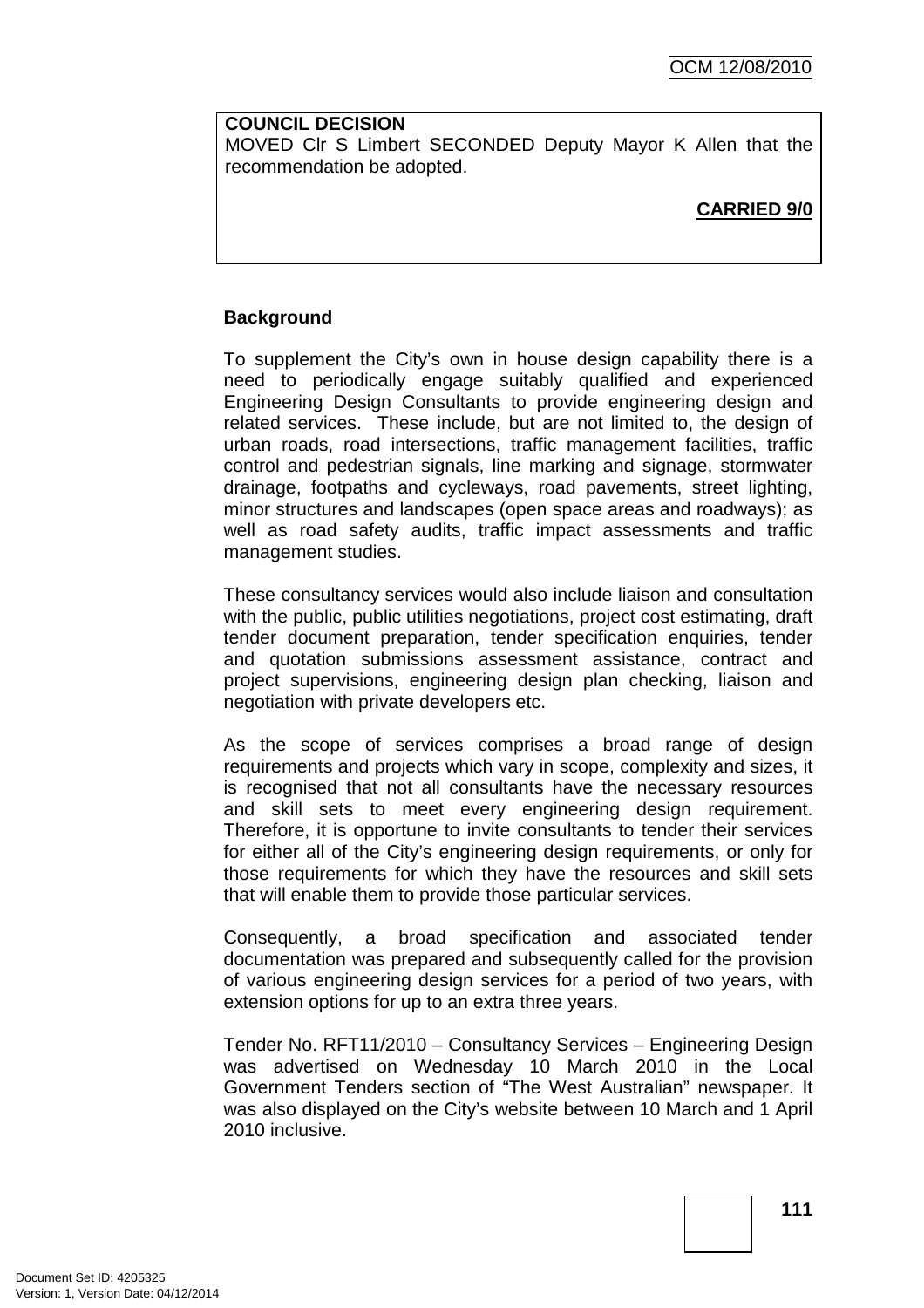**COUNCIL DECISION**
MOVED Clr S Limbert SECONDED Deputy Mayor K Allen that the recommendation be adopted.

**CARRIED 9/0**

**Background**

To supplement the City's own in house design capability there is a need to periodically engage suitably qualified and experienced Engineering Design Consultants to provide engineering design and related services. These include, but are not limited to, the design of urban roads, road intersections, traffic management facilities, traffic control and pedestrian signals, line marking and signage, stormwater drainage, footpaths and cycleways, road pavements, street lighting, minor structures and landscapes (open space areas and roadways); as well as road safety audits, traffic impact assessments and traffic management studies.

These consultancy services would also include liaison and consultation with the public, public utilities negotiations, project cost estimating, draft tender document preparation, tender specification enquiries, tender and quotation submissions assessment assistance, contract and project supervisions, engineering design plan checking, liaison and negotiation with private developers etc.

As the scope of services comprises a broad range of design requirements and projects which vary in scope, complexity and sizes, it is recognised that not all consultants have the necessary resources and skill sets to meet every engineering design requirement. Therefore, it is opportune to invite consultants to tender their services for either all of the City's engineering design requirements, or only for those requirements for which they have the resources and skill sets that will enable them to provide those particular services.

Consequently, a broad specification and associated tender documentation was prepared and subsequently called for the provision of various engineering design services for a period of two years, with extension options for up to an extra three years.

Tender No. RFT11/2010 – Consultancy Services – Engineering Design was advertised on Wednesday 10 March 2010 in the Local Government Tenders section of "The West Australian" newspaper. It was also displayed on the City's website between 10 March and 1 April 2010 inclusive.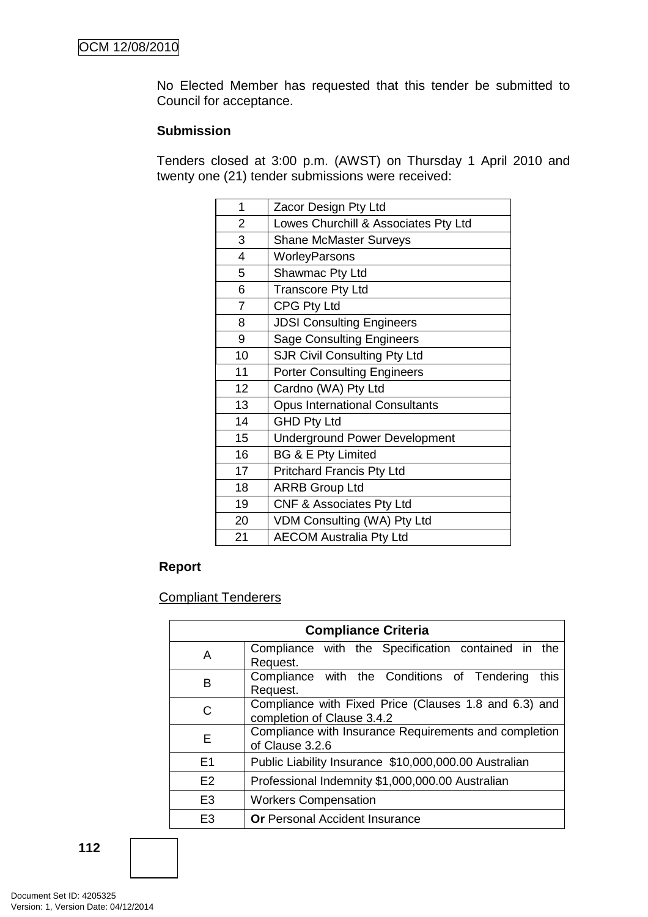No Elected Member has requested that this tender be submitted to Council for acceptance.

**Submission**

Tenders closed at 3:00 p.m. (AWST) on Thursday 1 April 2010 and twenty one (21) tender submissions were received:

| | |
|---|---|
| 1 | Zacor Design Pty Ltd |
| 2 | Lowes Churchill & Associates Pty Ltd |
| 3 | Shane McMaster Surveys |
| 4 | WorleyParsons |
| 5 | Shawmac Pty Ltd |
| 6 | Transcore Pty Ltd |
| 7 | CPG Pty Ltd |
| 8 | JDSI Consulting Engineers |
| 9 | Sage Consulting Engineers |
| 10 | SJR Civil Consulting Pty Ltd |
| 11 | Porter Consulting Engineers |
| 12 | Cardno (WA) Pty Ltd |
| 13 | Opus International Consultants |
| 14 | GHD Pty Ltd |
| 15 | Underground Power Development |
| 16 | BG & E Pty Limited |
| 17 | Pritchard Francis Pty Ltd |
| 18 | ARRB Group Ltd |
| 19 | CNF & Associates Pty Ltd |
| 20 | VDM Consulting (WA) Pty Ltd |
| 21 | AECOM Australia Pty Ltd |

**Report**

Compliant Tenderers

| Compliance Criteria | |
|---|---|
| A | Compliance with the Specification contained in the Request. |
| B | Compliance with the Conditions of Tendering this Request. |
| C | Compliance with Fixed Price (Clauses 1.8 and 6.3) and completion of Clause 3.4.2 |
| E | Compliance with Insurance Requirements and completion of Clause 3.2.6 |
| E1 | Public Liability Insurance $10,000,000.00 Australian |
| E2 | Professional Indemnity $1,000,000.00 Australian |
| E3 | Workers Compensation |
| E3 | **Or** Personal Accident Insurance |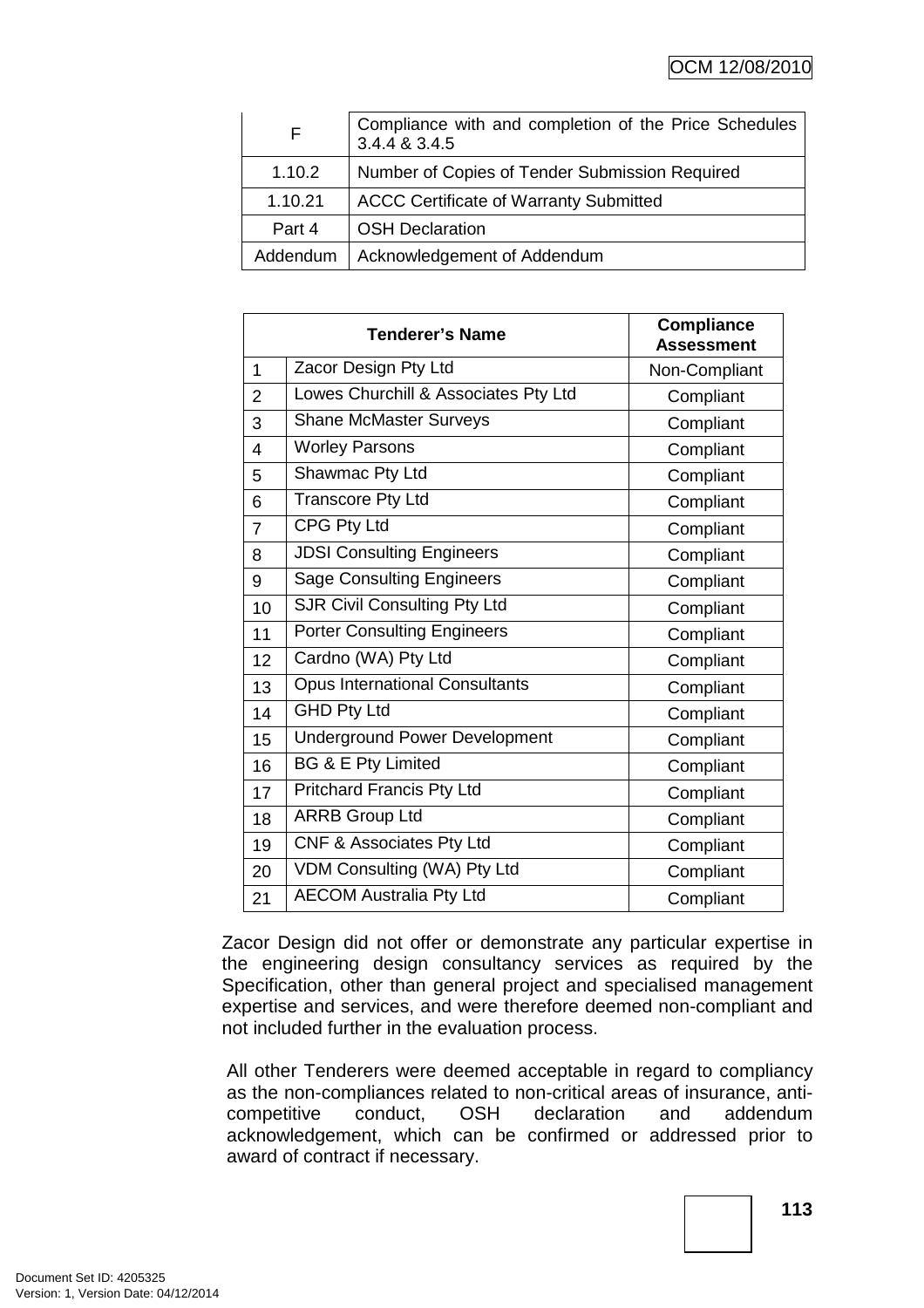| | |
|---|---|
| F | Compliance with and completion of the Price Schedules 3.4.4 & 3.4.5 |
| 1.10.2 | Number of Copies of Tender Submission Required |
| 1.10.21 | ACCC Certificate of Warranty Submitted |
| Part 4 | OSH Declaration |
| Addendum | Acknowledgement of Addendum |

| Tenderer's Name | | Compliance Assessment |
|---|---|---|
| 1 | Zacor Design Pty Ltd | Non-Compliant |
| 2 | Lowes Churchill & Associates Pty Ltd | Compliant |
| 3 | Shane McMaster Surveys | Compliant |
| 4 | Worley Parsons | Compliant |
| 5 | Shawmac Pty Ltd | Compliant |
| 6 | Transcore Pty Ltd | Compliant |
| 7 | CPG Pty Ltd | Compliant |
| 8 | JDSI Consulting Engineers | Compliant |
| 9 | Sage Consulting Engineers | Compliant |
| 10 | SJR Civil Consulting Pty Ltd | Compliant |
| 11 | Porter Consulting Engineers | Compliant |
| 12 | Cardno (WA) Pty Ltd | Compliant |
| 13 | Opus International Consultants | Compliant |
| 14 | GHD Pty Ltd | Compliant |
| 15 | Underground Power Development | Compliant |
| 16 | BG & E Pty Limited | Compliant |
| 17 | Pritchard Francis Pty Ltd | Compliant |
| 18 | ARRB Group Ltd | Compliant |
| 19 | CNF & Associates Pty Ltd | Compliant |
| 20 | VDM Consulting (WA) Pty Ltd | Compliant |
| 21 | AECOM Australia Pty Ltd | Compliant |

Zacor Design did not offer or demonstrate any particular expertise in the engineering design consultancy services as required by the Specification, other than general project and specialised management expertise and services, and were therefore deemed non-compliant and not included further in the evaluation process.

All other Tenderers were deemed acceptable in regard to compliancy as the non-compliances related to non-critical areas of insurance, anti-competitive conduct, OSH declaration and addendum acknowledgement, which can be confirmed or addressed prior to award of contract if necessary.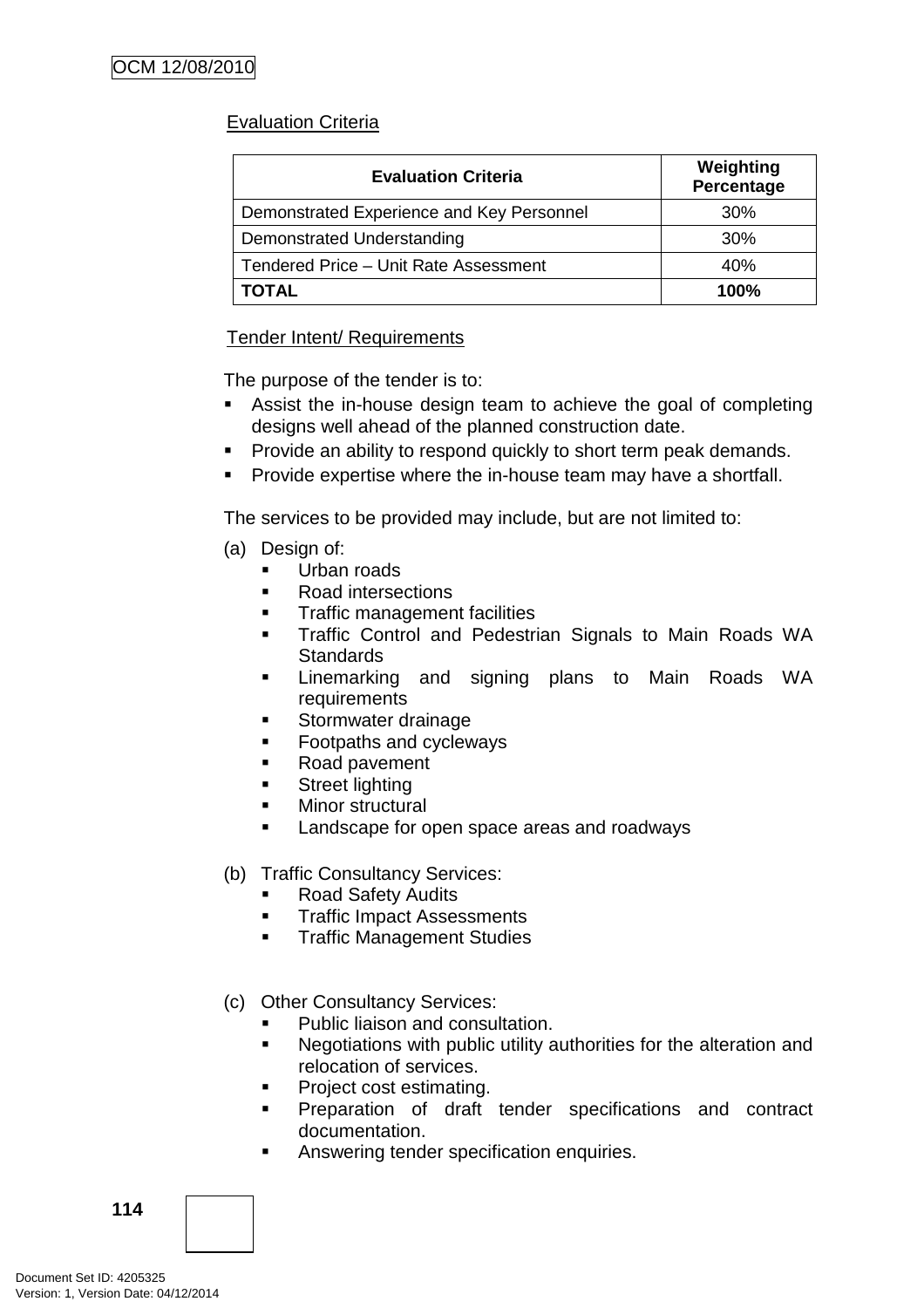Evaluation Criteria

| Evaluation Criteria | Weighting Percentage |
|---|---|
| Demonstrated Experience and Key Personnel | 30% |
| Demonstrated Understanding | 30% |
| Tendered Price – Unit Rate Assessment | 40% |
| **TOTAL** | **100%** |

Tender Intent/ Requirements

The purpose of the tender is to:

- Assist the in-house design team to achieve the goal of completing designs well ahead of the planned construction date.
- Provide an ability to respond quickly to short term peak demands.
- Provide expertise where the in-house team may have a shortfall.

The services to be provided may include, but are not limited to:

(a) Design of:
  - Urban roads
  - Road intersections
  - Traffic management facilities
  - Traffic Control and Pedestrian Signals to Main Roads WA Standards
  - Linemarking and signing plans to Main Roads WA requirements
  - Stormwater drainage
  - Footpaths and cycleways
  - Road pavement
  - Street lighting
  - Minor structural
  - Landscape for open space areas and roadways

(b) Traffic Consultancy Services:
  - Road Safety Audits
  - Traffic Impact Assessments
  - Traffic Management Studies

(c) Other Consultancy Services:
  - Public liaison and consultation.
  - Negotiations with public utility authorities for the alteration and relocation of services.
  - Project cost estimating.
  - Preparation of draft tender specifications and contract documentation.
  - Answering tender specification enquiries.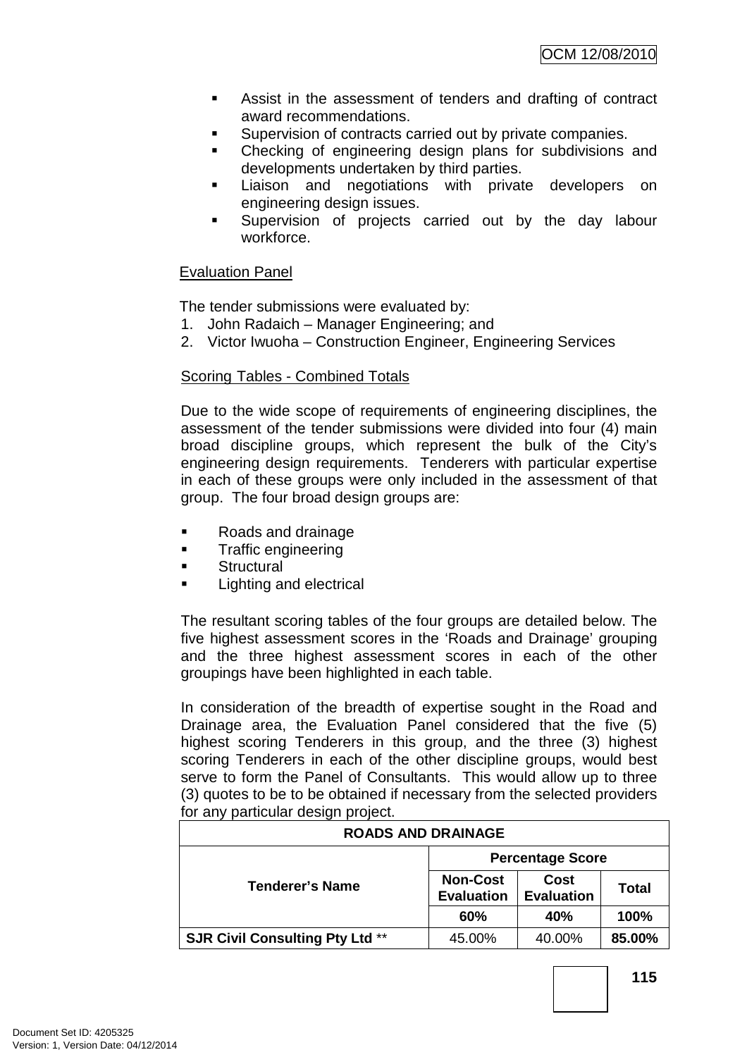- Assist in the assessment of tenders and drafting of contract award recommendations.
- Supervision of contracts carried out by private companies.
- Checking of engineering design plans for subdivisions and developments undertaken by third parties.
- Liaison and negotiations with private developers on engineering design issues.
- Supervision of projects carried out by the day labour workforce.

Evaluation Panel

The tender submissions were evaluated by:

1. John Radaich – Manager Engineering; and
2. Victor Iwuoha – Construction Engineer, Engineering Services

Scoring Tables - Combined Totals

Due to the wide scope of requirements of engineering disciplines, the assessment of the tender submissions were divided into four (4) main broad discipline groups, which represent the bulk of the City's engineering design requirements. Tenderers with particular expertise in each of these groups were only included in the assessment of that group. The four broad design groups are:

- Roads and drainage
- Traffic engineering
- Structural
- Lighting and electrical

The resultant scoring tables of the four groups are detailed below. The five highest assessment scores in the 'Roads and Drainage' grouping and the three highest assessment scores in each of the other groupings have been highlighted in each table.

In consideration of the breadth of expertise sought in the Road and Drainage area, the Evaluation Panel considered that the five (5) highest scoring Tenderers in this group, and the three (3) highest scoring Tenderers in each of the other discipline groups, would best serve to form the Panel of Consultants. This would allow up to three (3) quotes to be to be obtained if necessary from the selected providers for any particular design project.

| ROADS AND DRAINAGE | | | |
|---|---|---|---|
| **Tenderer's Name** | **Percentage Score** | | |
| | **Non-Cost Evaluation** | **Cost Evaluation** | **Total** |
| | **60%** | **40%** | **100%** |
| **SJR Civil Consulting Pty Ltd** ** | 45.00% | 40.00% | **85.00%** |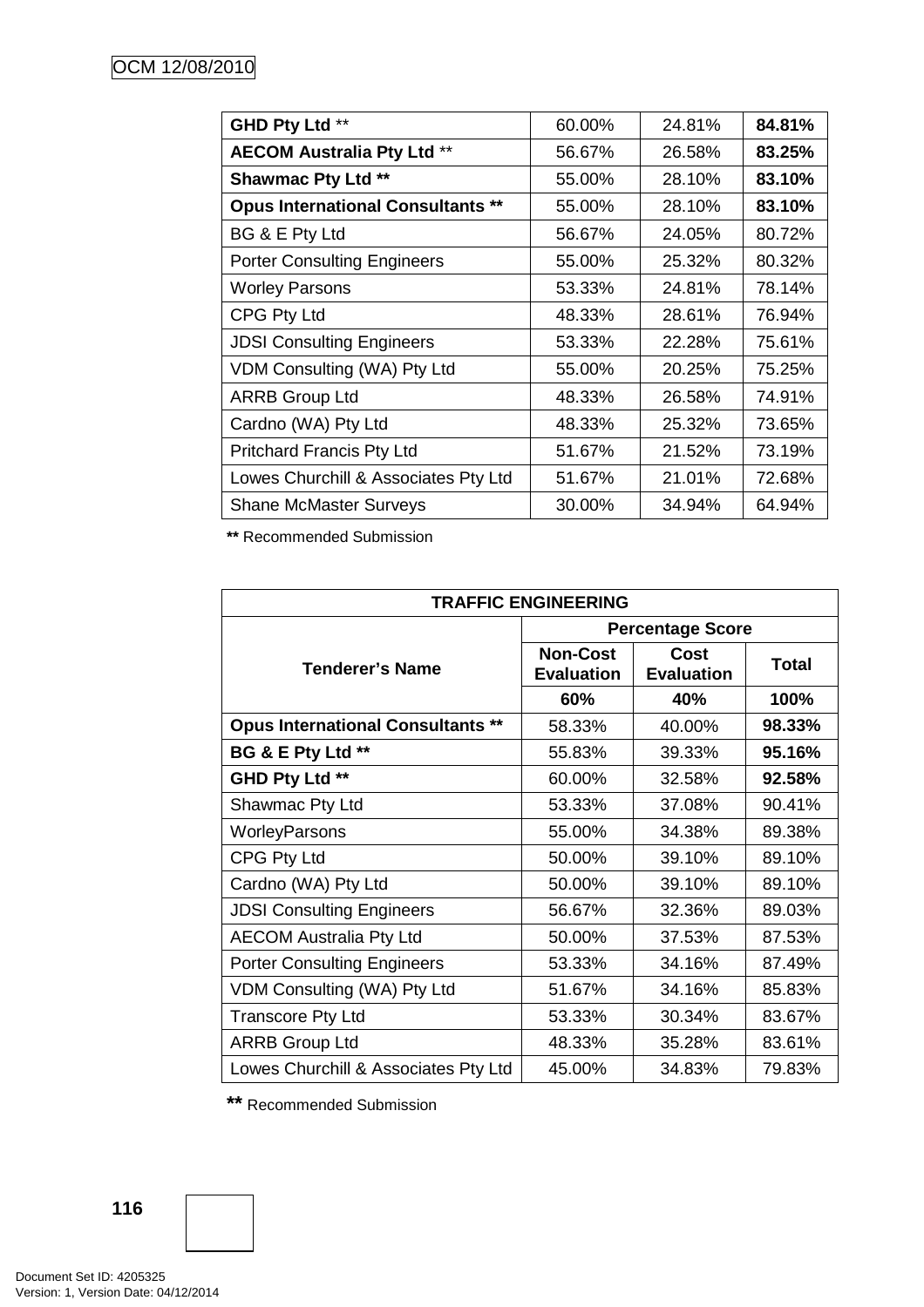| | | | |
|---|---|---|---|
| **GHD Pty Ltd** ** | 60.00% | 24.81% | **84.81%** |
| **AECOM Australia Pty Ltd** ** | 56.67% | 26.58% | **83.25%** |
| **Shawmac Pty Ltd ** ** | 55.00% | 28.10% | **83.10%** |
| **Opus International Consultants ** ** | 55.00% | 28.10% | **83.10%** |
| BG & E Pty Ltd | 56.67% | 24.05% | 80.72% |
| Porter Consulting Engineers | 55.00% | 25.32% | 80.32% |
| Worley Parsons | 53.33% | 24.81% | 78.14% |
| CPG Pty Ltd | 48.33% | 28.61% | 76.94% |
| JDSI Consulting Engineers | 53.33% | 22.28% | 75.61% |
| VDM Consulting (WA) Pty Ltd | 55.00% | 20.25% | 75.25% |
| ARRB Group Ltd | 48.33% | 26.58% | 74.91% |
| Cardno (WA) Pty Ltd | 48.33% | 25.32% | 73.65% |
| Pritchard Francis Pty Ltd | 51.67% | 21.52% | 73.19% |
| Lowes Churchill & Associates Pty Ltd | 51.67% | 21.01% | 72.68% |
| Shane McMaster Surveys | 30.00% | 34.94% | 64.94% |

**\*\*** Recommended Submission

| TRAFFIC ENGINEERING | | | |
|---|---|---|---|
| **Tenderer's Name** | **Percentage Score** | | |
| | **Non-Cost Evaluation** | **Cost Evaluation** | **Total** |
| | **60%** | **40%** | **100%** |
| **Opus International Consultants ** ** | 58.33% | 40.00% | **98.33%** |
| **BG & E Pty Ltd ** ** | 55.83% | 39.33% | **95.16%** |
| **GHD Pty Ltd ** ** | 60.00% | 32.58% | **92.58%** |
| Shawmac Pty Ltd | 53.33% | 37.08% | 90.41% |
| WorleyParsons | 55.00% | 34.38% | 89.38% |
| CPG Pty Ltd | 50.00% | 39.10% | 89.10% |
| Cardno (WA) Pty Ltd | 50.00% | 39.10% | 89.10% |
| JDSI Consulting Engineers | 56.67% | 32.36% | 89.03% |
| AECOM Australia Pty Ltd | 50.00% | 37.53% | 87.53% |
| Porter Consulting Engineers | 53.33% | 34.16% | 87.49% |
| VDM Consulting (WA) Pty Ltd | 51.67% | 34.16% | 85.83% |
| Transcore Pty Ltd | 53.33% | 30.34% | 83.67% |
| ARRB Group Ltd | 48.33% | 35.28% | 83.61% |
| Lowes Churchill & Associates Pty Ltd | 45.00% | 34.83% | 79.83% |

**\*\*** Recommended Submission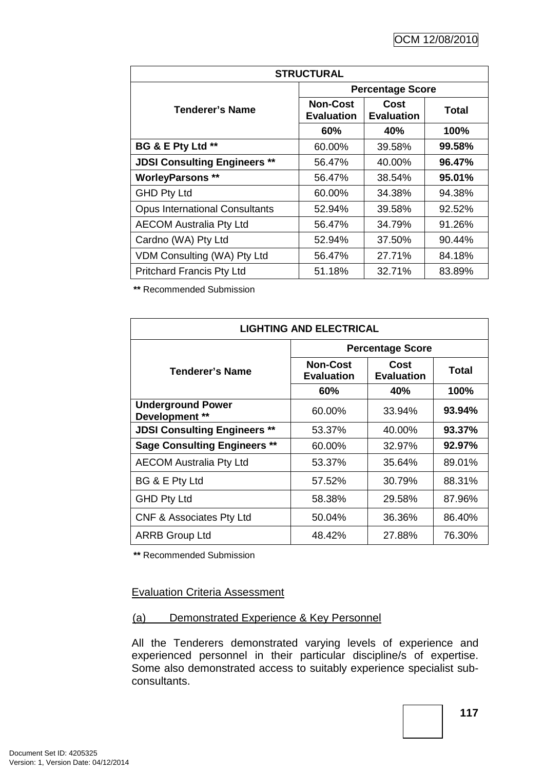| STRUCTURAL | | | |
|---|---|---|---|
| **Tenderer's Name** | **Percentage Score** | | |
| | **Non-Cost Evaluation** | **Cost Evaluation** | **Total** |
| | **60%** | **40%** | **100%** |
| **BG & E Pty Ltd** ** | 60.00% | 39.58% | **99.58%** |
| **JDSI Consulting Engineers** ** | 56.47% | 40.00% | **96.47%** |
| **WorleyParsons** ** | 56.47% | 38.54% | **95.01%** |
| GHD Pty Ltd | 60.00% | 34.38% | 94.38% |
| Opus International Consultants | 52.94% | 39.58% | 92.52% |
| AECOM Australia Pty Ltd | 56.47% | 34.79% | 91.26% |
| Cardno (WA) Pty Ltd | 52.94% | 37.50% | 90.44% |
| VDM Consulting (WA) Pty Ltd | 56.47% | 27.71% | 84.18% |
| Pritchard Francis Pty Ltd | 51.18% | 32.71% | 83.89% |

** Recommended Submission

| LIGHTING AND ELECTRICAL | | | |
|---|---|---|---|
| **Tenderer's Name** | **Percentage Score** | | |
| | **Non-Cost Evaluation** | **Cost Evaluation** | **Total** |
| | **60%** | **40%** | **100%** |
| **Underground Power Development** ** | 60.00% | 33.94% | **93.94%** |
| **JDSI Consulting Engineers** ** | 53.37% | 40.00% | **93.37%** |
| **Sage Consulting Engineers** ** | 60.00% | 32.97% | **92.97%** |
| AECOM Australia Pty Ltd | 53.37% | 35.64% | 89.01% |
| BG & E Pty Ltd | 57.52% | 30.79% | 88.31% |
| GHD Pty Ltd | 58.38% | 29.58% | 87.96% |
| CNF & Associates Pty Ltd | 50.04% | 36.36% | 86.40% |
| ARRB Group Ltd | 48.42% | 27.88% | 76.30% |

** Recommended Submission

Evaluation Criteria Assessment

(a) Demonstrated Experience & Key Personnel

All the Tenderers demonstrated varying levels of experience and experienced personnel in their particular discipline/s of expertise. Some also demonstrated access to suitably experience specialist sub-consultants.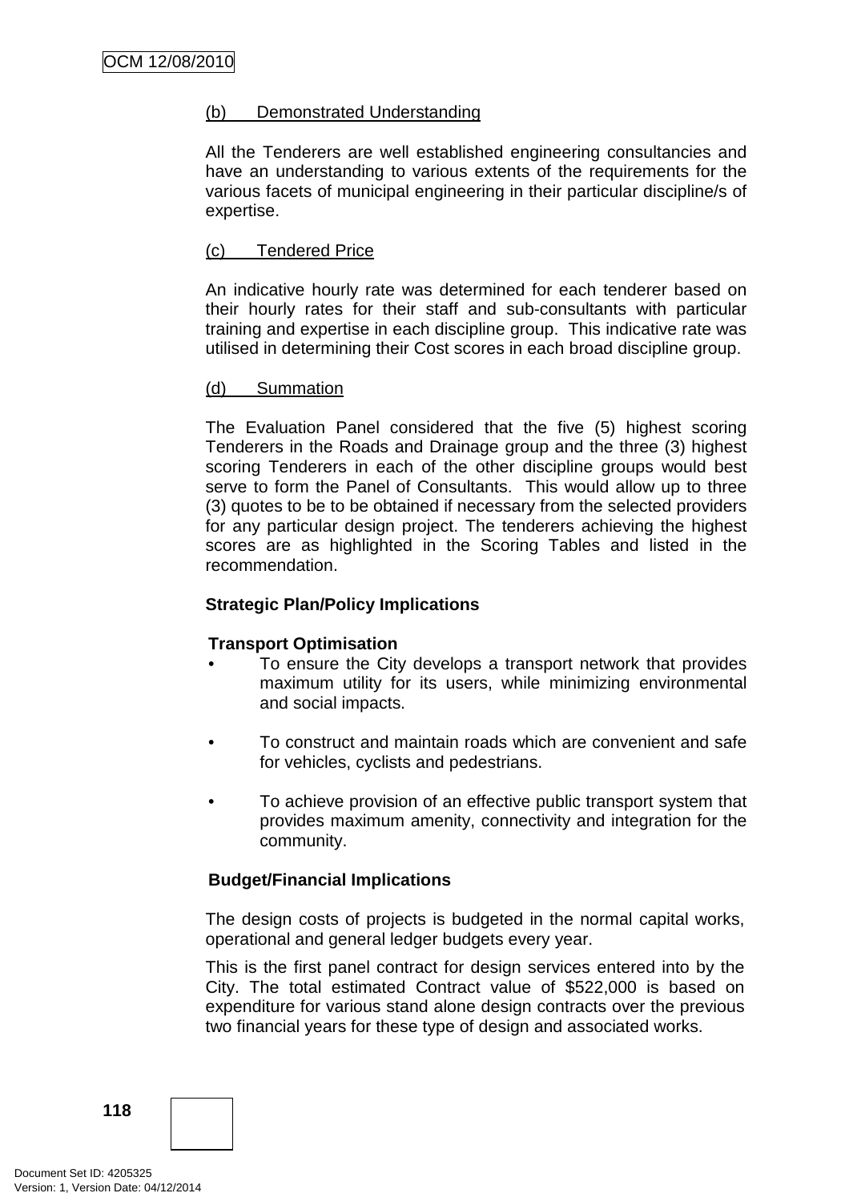(b) Demonstrated Understanding

All the Tenderers are well established engineering consultancies and have an understanding to various extents of the requirements for the various facets of municipal engineering in their particular discipline/s of expertise.

(c) Tendered Price

An indicative hourly rate was determined for each tenderer based on their hourly rates for their staff and sub-consultants with particular training and expertise in each discipline group. This indicative rate was utilised in determining their Cost scores in each broad discipline group.

(d) Summation

The Evaluation Panel considered that the five (5) highest scoring Tenderers in the Roads and Drainage group and the three (3) highest scoring Tenderers in each of the other discipline groups would best serve to form the Panel of Consultants. This would allow up to three (3) quotes to be to be obtained if necessary from the selected providers for any particular design project. The tenderers achieving the highest scores are as highlighted in the Scoring Tables and listed in the recommendation.

**Strategic Plan/Policy Implications**

**Transport Optimisation**

- To ensure the City develops a transport network that provides maximum utility for its users, while minimizing environmental and social impacts.
- To construct and maintain roads which are convenient and safe for vehicles, cyclists and pedestrians.
- To achieve provision of an effective public transport system that provides maximum amenity, connectivity and integration for the community.

**Budget/Financial Implications**

The design costs of projects is budgeted in the normal capital works, operational and general ledger budgets every year.

This is the first panel contract for design services entered into by the City. The total estimated Contract value of $522,000 is based on expenditure for various stand alone design contracts over the previous two financial years for these type of design and associated works.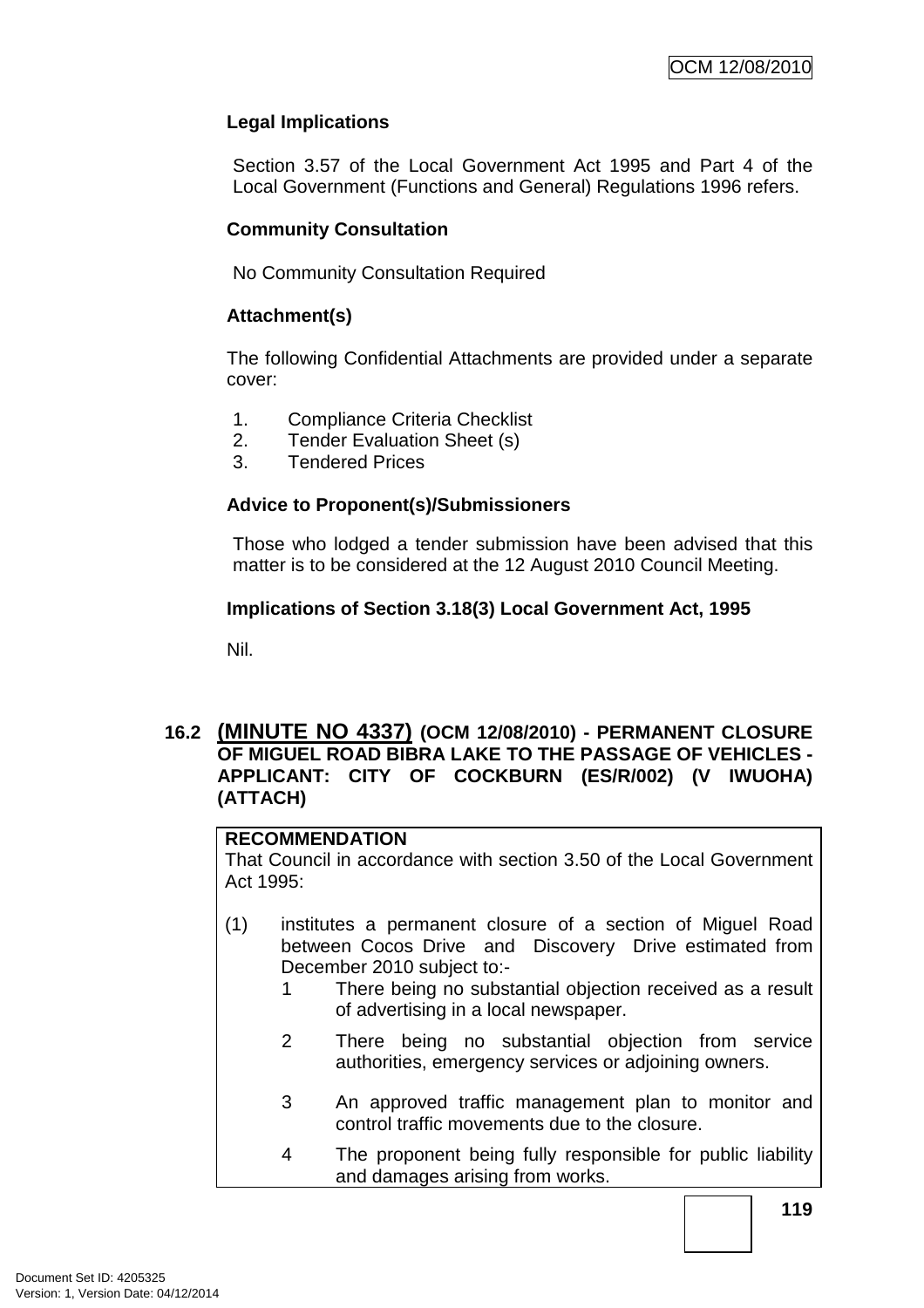**Legal Implications**

Section 3.57 of the Local Government Act 1995 and Part 4 of the Local Government (Functions and General) Regulations 1996 refers.

**Community Consultation**

No Community Consultation Required

**Attachment(s)**

The following Confidential Attachments are provided under a separate cover:

1. Compliance Criteria Checklist
2. Tender Evaluation Sheet (s)
3. Tendered Prices

**Advice to Proponent(s)/Submissioners**

Those who lodged a tender submission have been advised that this matter is to be considered at the 12 August 2010 Council Meeting.

**Implications of Section 3.18(3) Local Government Act, 1995**

Nil.

## 16.2 (MINUTE NO 4337) (OCM 12/08/2010) - PERMANENT CLOSURE OF MIGUEL ROAD BIBRA LAKE TO THE PASSAGE OF VEHICLES - APPLICANT: CITY OF COCKBURN (ES/R/002) (V IWUOHA) (ATTACH)

**RECOMMENDATION**

That Council in accordance with section 3.50 of the Local Government Act 1995:

(1) institutes a permanent closure of a section of Miguel Road between Cocos Drive and Discovery Drive estimated from December 2010 subject to:-

1. There being no substantial objection received as a result of advertising in a local newspaper.
2. There being no substantial objection from service authorities, emergency services or adjoining owners.
3. An approved traffic management plan to monitor and control traffic movements due to the closure.
4. The proponent being fully responsible for public liability and damages arising from works.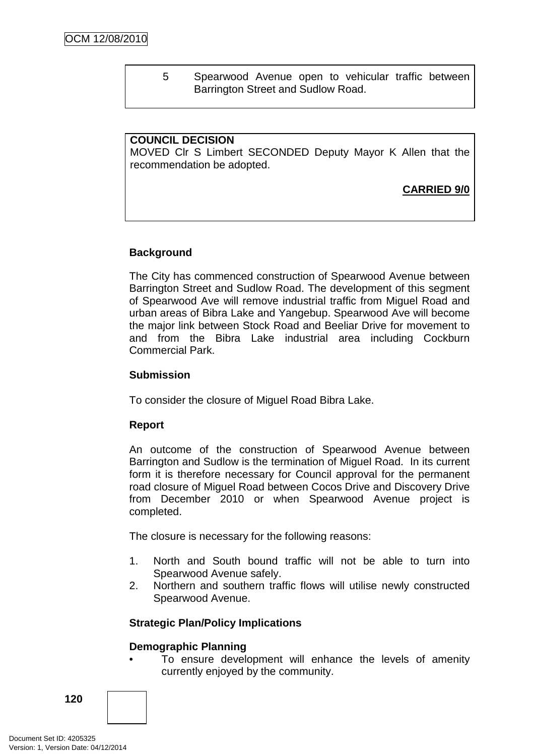5 Spearwood Avenue open to vehicular traffic between Barrington Street and Sudlow Road.

**COUNCIL DECISION**
MOVED Clr S Limbert SECONDED Deputy Mayor K Allen that the recommendation be adopted.

**CARRIED 9/0**

**Background**

The City has commenced construction of Spearwood Avenue between Barrington Street and Sudlow Road. The development of this segment of Spearwood Ave will remove industrial traffic from Miguel Road and urban areas of Bibra Lake and Yangebup. Spearwood Ave will become the major link between Stock Road and Beeliar Drive for movement to and from the Bibra Lake industrial area including Cockburn Commercial Park.

**Submission**

To consider the closure of Miguel Road Bibra Lake.

**Report**

An outcome of the construction of Spearwood Avenue between Barrington and Sudlow is the termination of Miguel Road. In its current form it is therefore necessary for Council approval for the permanent road closure of Miguel Road between Cocos Drive and Discovery Drive from December 2010 or when Spearwood Avenue project is completed.

The closure is necessary for the following reasons:

1. North and South bound traffic will not be able to turn into Spearwood Avenue safely.
2. Northern and southern traffic flows will utilise newly constructed Spearwood Avenue.

**Strategic Plan/Policy Implications**

**Demographic Planning**

- To ensure development will enhance the levels of amenity currently enjoyed by the community.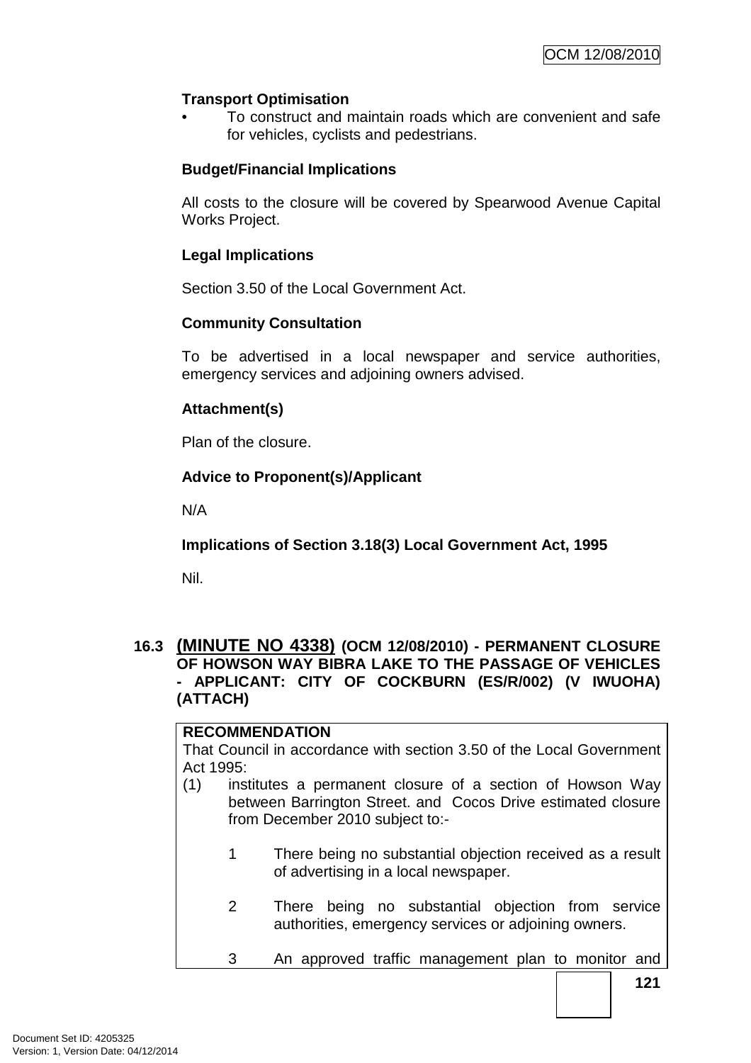**Transport Optimisation**

- To construct and maintain roads which are convenient and safe for vehicles, cyclists and pedestrians.

**Budget/Financial Implications**

All costs to the closure will be covered by Spearwood Avenue Capital Works Project.

**Legal Implications**

Section 3.50 of the Local Government Act.

**Community Consultation**

To be advertised in a local newspaper and service authorities, emergency services and adjoining owners advised.

**Attachment(s)**

Plan of the closure.

**Advice to Proponent(s)/Applicant**

N/A

**Implications of Section 3.18(3) Local Government Act, 1995**

Nil.

### 16.3 (MINUTE NO 4338) (OCM 12/08/2010) - PERMANENT CLOSURE OF HOWSON WAY BIBRA LAKE TO THE PASSAGE OF VEHICLES - APPLICANT: CITY OF COCKBURN (ES/R/002) (V IWUOHA) (ATTACH)

**RECOMMENDATION**

That Council in accordance with section 3.50 of the Local Government Act 1995:

(1) institutes a permanent closure of a section of Howson Way between Barrington Street. and Cocos Drive estimated closure from December 2010 subject to:-

1. There being no substantial objection received as a result of advertising in a local newspaper.

2. There being no substantial objection from service authorities, emergency services or adjoining owners.

3. An approved traffic management plan to monitor and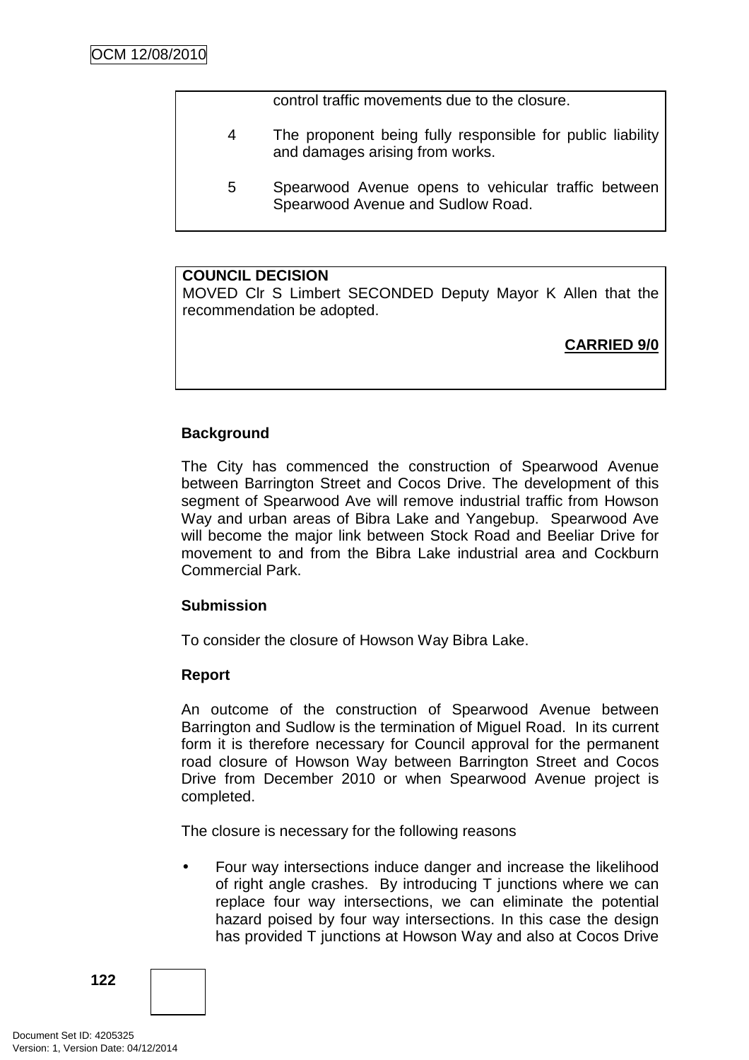control traffic movements due to the closure.

4 The proponent being fully responsible for public liability and damages arising from works.

5 Spearwood Avenue opens to vehicular traffic between Spearwood Avenue and Sudlow Road.

**COUNCIL DECISION**
MOVED Clr S Limbert SECONDED Deputy Mayor K Allen that the recommendation be adopted.

**CARRIED 9/0**

**Background**

The City has commenced the construction of Spearwood Avenue between Barrington Street and Cocos Drive. The development of this segment of Spearwood Ave will remove industrial traffic from Howson Way and urban areas of Bibra Lake and Yangebup. Spearwood Ave will become the major link between Stock Road and Beeliar Drive for movement to and from the Bibra Lake industrial area and Cockburn Commercial Park.

**Submission**

To consider the closure of Howson Way Bibra Lake.

**Report**

An outcome of the construction of Spearwood Avenue between Barrington and Sudlow is the termination of Miguel Road. In its current form it is therefore necessary for Council approval for the permanent road closure of Howson Way between Barrington Street and Cocos Drive from December 2010 or when Spearwood Avenue project is completed.

The closure is necessary for the following reasons

- Four way intersections induce danger and increase the likelihood of right angle crashes. By introducing T junctions where we can replace four way intersections, we can eliminate the potential hazard poised by four way intersections. In this case the design has provided T junctions at Howson Way and also at Cocos Drive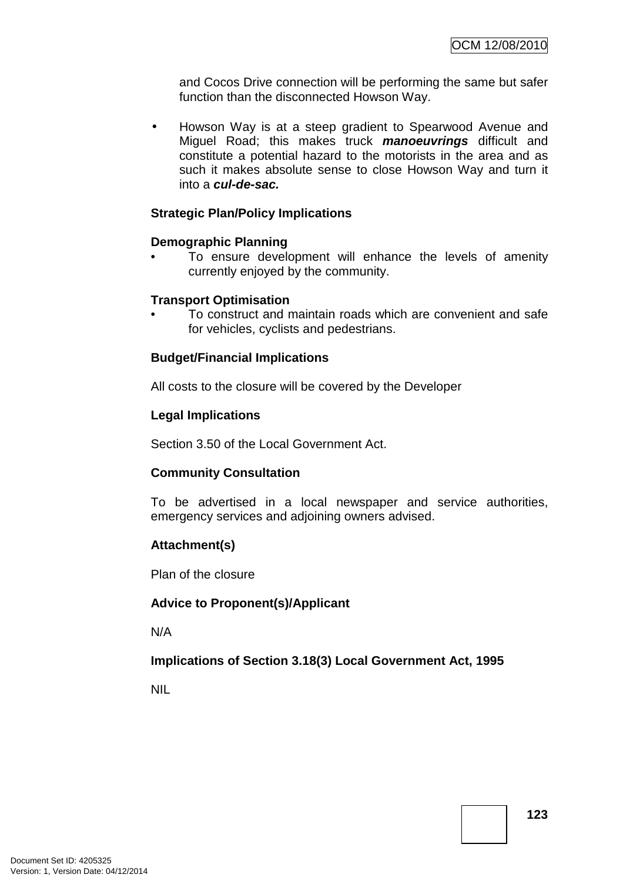and Cocos Drive connection will be performing the same but safer function than the disconnected Howson Way.

- Howson Way is at a steep gradient to Spearwood Avenue and Miguel Road; this makes truck ***manoeuvrings*** difficult and constitute a potential hazard to the motorists in the area and as such it makes absolute sense to close Howson Way and turn it into a ***cul-de-sac.***

**Strategic Plan/Policy Implications**

**Demographic Planning**

- To ensure development will enhance the levels of amenity currently enjoyed by the community.

**Transport Optimisation**

- To construct and maintain roads which are convenient and safe for vehicles, cyclists and pedestrians.

**Budget/Financial Implications**

All costs to the closure will be covered by the Developer

**Legal Implications**

Section 3.50 of the Local Government Act.

**Community Consultation**

To be advertised in a local newspaper and service authorities, emergency services and adjoining owners advised.

**Attachment(s)**

Plan of the closure

**Advice to Proponent(s)/Applicant**

N/A

**Implications of Section 3.18(3) Local Government Act, 1995**

NIL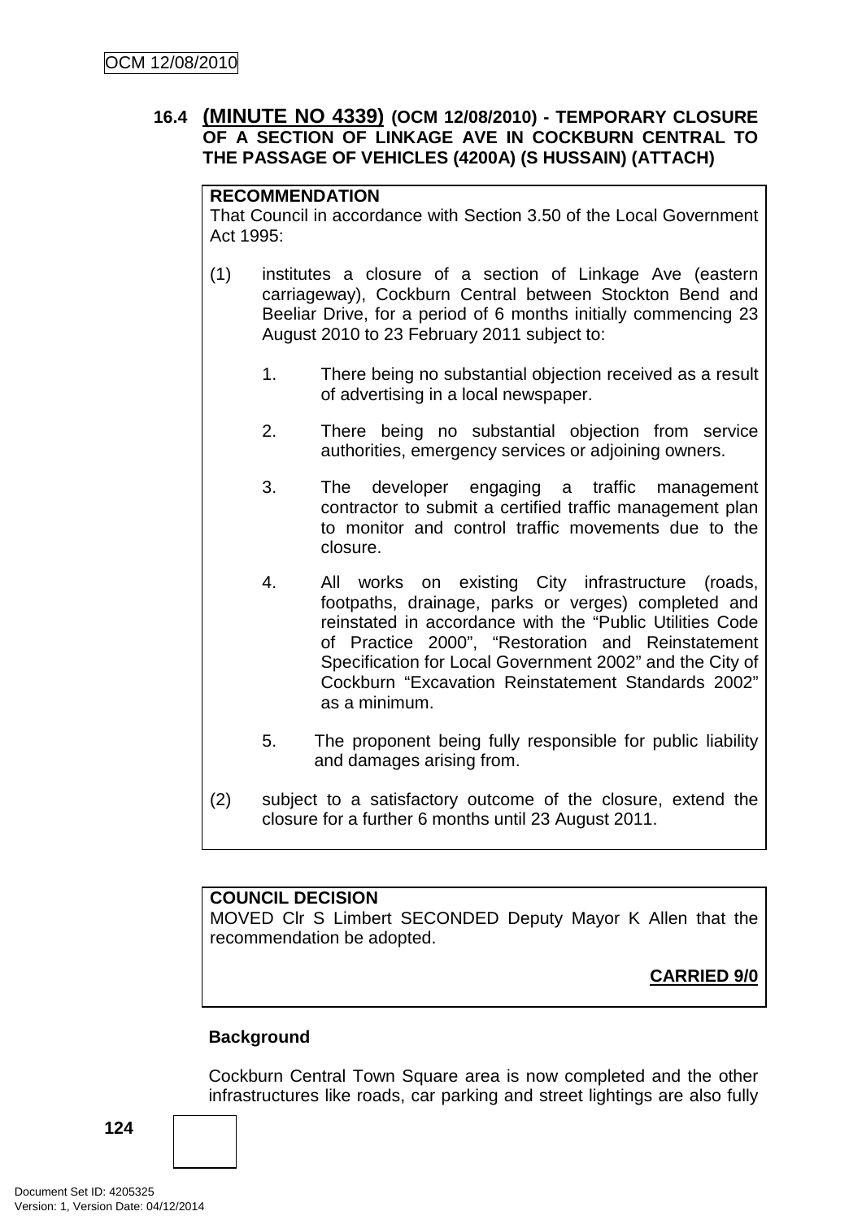### 16.4 (MINUTE NO 4339) (OCM 12/08/2010) - TEMPORARY CLOSURE OF A SECTION OF LINKAGE AVE IN COCKBURN CENTRAL TO THE PASSAGE OF VEHICLES (4200A) (S HUSSAIN) (ATTACH)

**RECOMMENDATION**
That Council in accordance with Section 3.50 of the Local Government Act 1995:

(1) institutes a closure of a section of Linkage Ave (eastern carriageway), Cockburn Central between Stockton Bend and Beeliar Drive, for a period of 6 months initially commencing 23 August 2010 to 23 February 2011 subject to:

1. There being no substantial objection received as a result of advertising in a local newspaper.

2. There being no substantial objection from service authorities, emergency services or adjoining owners.

3. The developer engaging a traffic management contractor to submit a certified traffic management plan to monitor and control traffic movements due to the closure.

4. All works on existing City infrastructure (roads, footpaths, drainage, parks or verges) completed and reinstated in accordance with the "Public Utilities Code of Practice 2000", "Restoration and Reinstatement Specification for Local Government 2002" and the City of Cockburn "Excavation Reinstatement Standards 2002" as a minimum.

5. The proponent being fully responsible for public liability and damages arising from.

(2) subject to a satisfactory outcome of the closure, extend the closure for a further 6 months until 23 August 2011.

**COUNCIL DECISION**
MOVED Clr S Limbert SECONDED Deputy Mayor K Allen that the recommendation be adopted.

**CARRIED 9/0**

**Background**

Cockburn Central Town Square area is now completed and the other infrastructures like roads, car parking and street lightings are also fully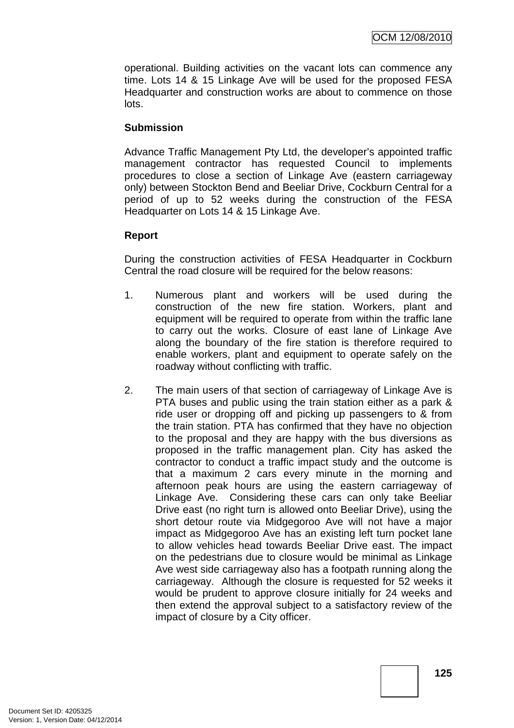operational. Building activities on the vacant lots can commence any time. Lots 14 & 15 Linkage Ave will be used for the proposed FESA Headquarter and construction works are about to commence on those lots.

**Submission**

Advance Traffic Management Pty Ltd, the developer's appointed traffic management contractor has requested Council to implements procedures to close a section of Linkage Ave (eastern carriageway only) between Stockton Bend and Beeliar Drive, Cockburn Central for a period of up to 52 weeks during the construction of the FESA Headquarter on Lots 14 & 15 Linkage Ave.

**Report**

During the construction activities of FESA Headquarter in Cockburn Central the road closure will be required for the below reasons:

1. Numerous plant and workers will be used during the construction of the new fire station. Workers, plant and equipment will be required to operate from within the traffic lane to carry out the works. Closure of east lane of Linkage Ave along the boundary of the fire station is therefore required to enable workers, plant and equipment to operate safely on the roadway without conflicting with traffic.

2. The main users of that section of carriageway of Linkage Ave is PTA buses and public using the train station either as a park & ride user or dropping off and picking up passengers to & from the train station. PTA has confirmed that they have no objection to the proposal and they are happy with the bus diversions as proposed in the traffic management plan. City has asked the contractor to conduct a traffic impact study and the outcome is that a maximum 2 cars every minute in the morning and afternoon peak hours are using the eastern carriageway of Linkage Ave. Considering these cars can only take Beeliar Drive east (no right turn is allowed onto Beeliar Drive), using the short detour route via Midgegoroo Ave will not have a major impact as Midgegoroo Ave has an existing left turn pocket lane to allow vehicles head towards Beeliar Drive east. The impact on the pedestrians due to closure would be minimal as Linkage Ave west side carriageway also has a footpath running along the carriageway. Although the closure is requested for 52 weeks it would be prudent to approve closure initially for 24 weeks and then extend the approval subject to a satisfactory review of the impact of closure by a City officer.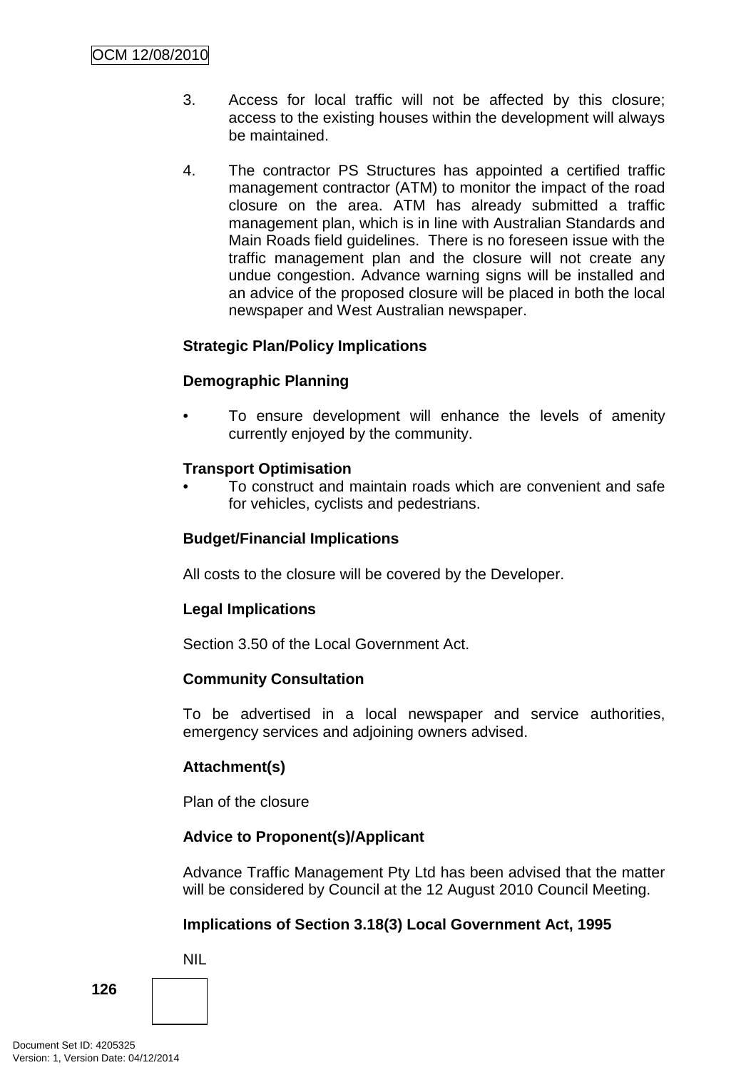3. Access for local traffic will not be affected by this closure; access to the existing houses within the development will always be maintained.

4. The contractor PS Structures has appointed a certified traffic management contractor (ATM) to monitor the impact of the road closure on the area. ATM has already submitted a traffic management plan, which is in line with Australian Standards and Main Roads field guidelines. There is no foreseen issue with the traffic management plan and the closure will not create any undue congestion. Advance warning signs will be installed and an advice of the proposed closure will be placed in both the local newspaper and West Australian newspaper.

**Strategic Plan/Policy Implications**

**Demographic Planning**

- To ensure development will enhance the levels of amenity currently enjoyed by the community.

**Transport Optimisation**

- To construct and maintain roads which are convenient and safe for vehicles, cyclists and pedestrians.

**Budget/Financial Implications**

All costs to the closure will be covered by the Developer.

**Legal Implications**

Section 3.50 of the Local Government Act.

**Community Consultation**

To be advertised in a local newspaper and service authorities, emergency services and adjoining owners advised.

**Attachment(s)**

Plan of the closure

**Advice to Proponent(s)/Applicant**

Advance Traffic Management Pty Ltd has been advised that the matter will be considered by Council at the 12 August 2010 Council Meeting.

**Implications of Section 3.18(3) Local Government Act, 1995**

NIL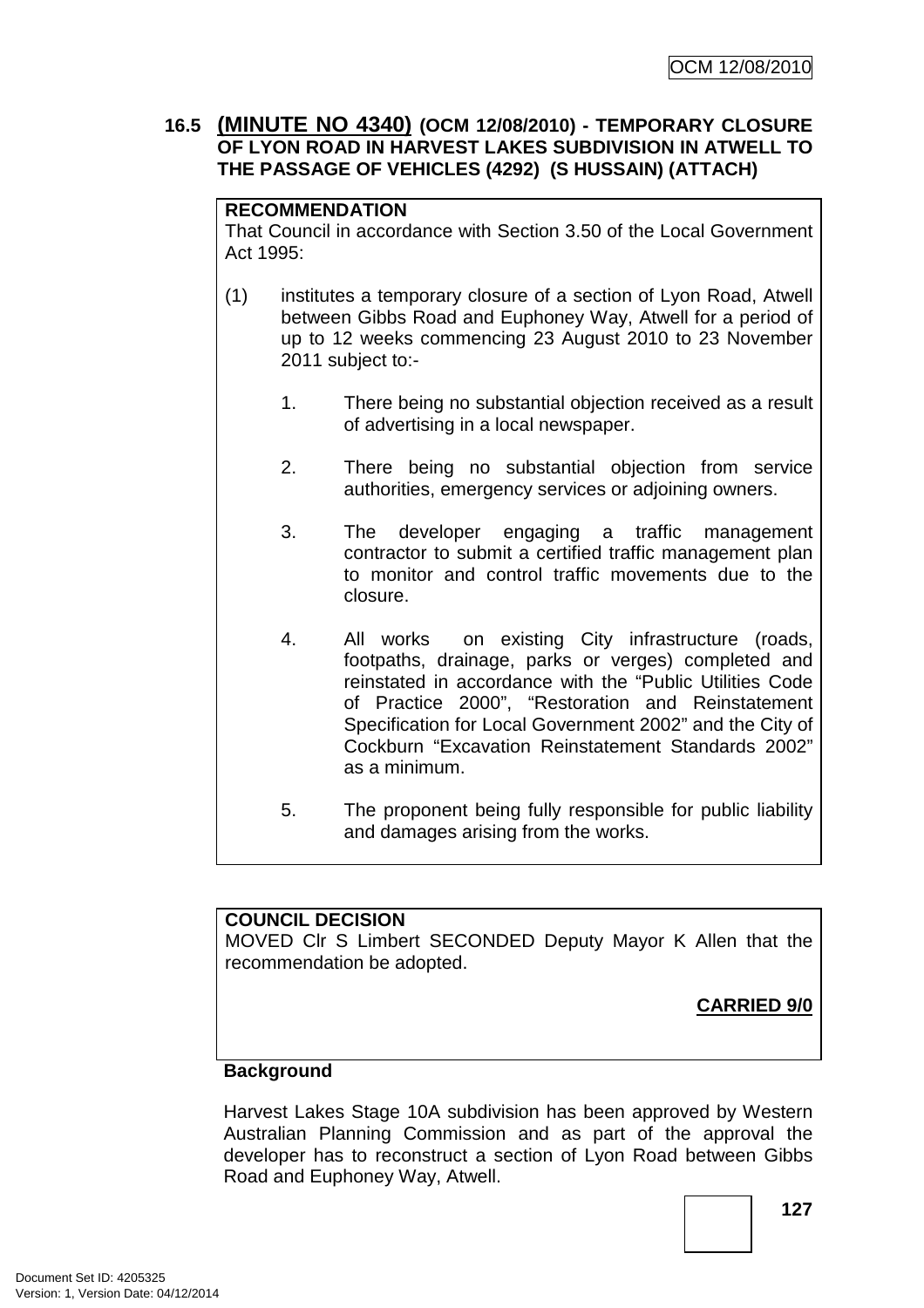### 16.5 (MINUTE NO 4340) (OCM 12/08/2010) - TEMPORARY CLOSURE OF LYON ROAD IN HARVEST LAKES SUBDIVISION IN ATWELL TO THE PASSAGE OF VEHICLES (4292) (S HUSSAIN) (ATTACH)

**RECOMMENDATION**

That Council in accordance with Section 3.50 of the Local Government Act 1995:

(1) institutes a temporary closure of a section of Lyon Road, Atwell between Gibbs Road and Euphoney Way, Atwell for a period of up to 12 weeks commencing 23 August 2010 to 23 November 2011 subject to:-

1. There being no substantial objection received as a result of advertising in a local newspaper.
2. There being no substantial objection from service authorities, emergency services or adjoining owners.
3. The developer engaging a traffic management contractor to submit a certified traffic management plan to monitor and control traffic movements due to the closure.
4. All works on existing City infrastructure (roads, footpaths, drainage, parks or verges) completed and reinstated in accordance with the "Public Utilities Code of Practice 2000", "Restoration and Reinstatement Specification for Local Government 2002" and the City of Cockburn "Excavation Reinstatement Standards 2002" as a minimum.
5. The proponent being fully responsible for public liability and damages arising from the works.

**COUNCIL DECISION**

MOVED Clr S Limbert SECONDED Deputy Mayor K Allen that the recommendation be adopted.

**CARRIED 9/0**

**Background**

Harvest Lakes Stage 10A subdivision has been approved by Western Australian Planning Commission and as part of the approval the developer has to reconstruct a section of Lyon Road between Gibbs Road and Euphoney Way, Atwell.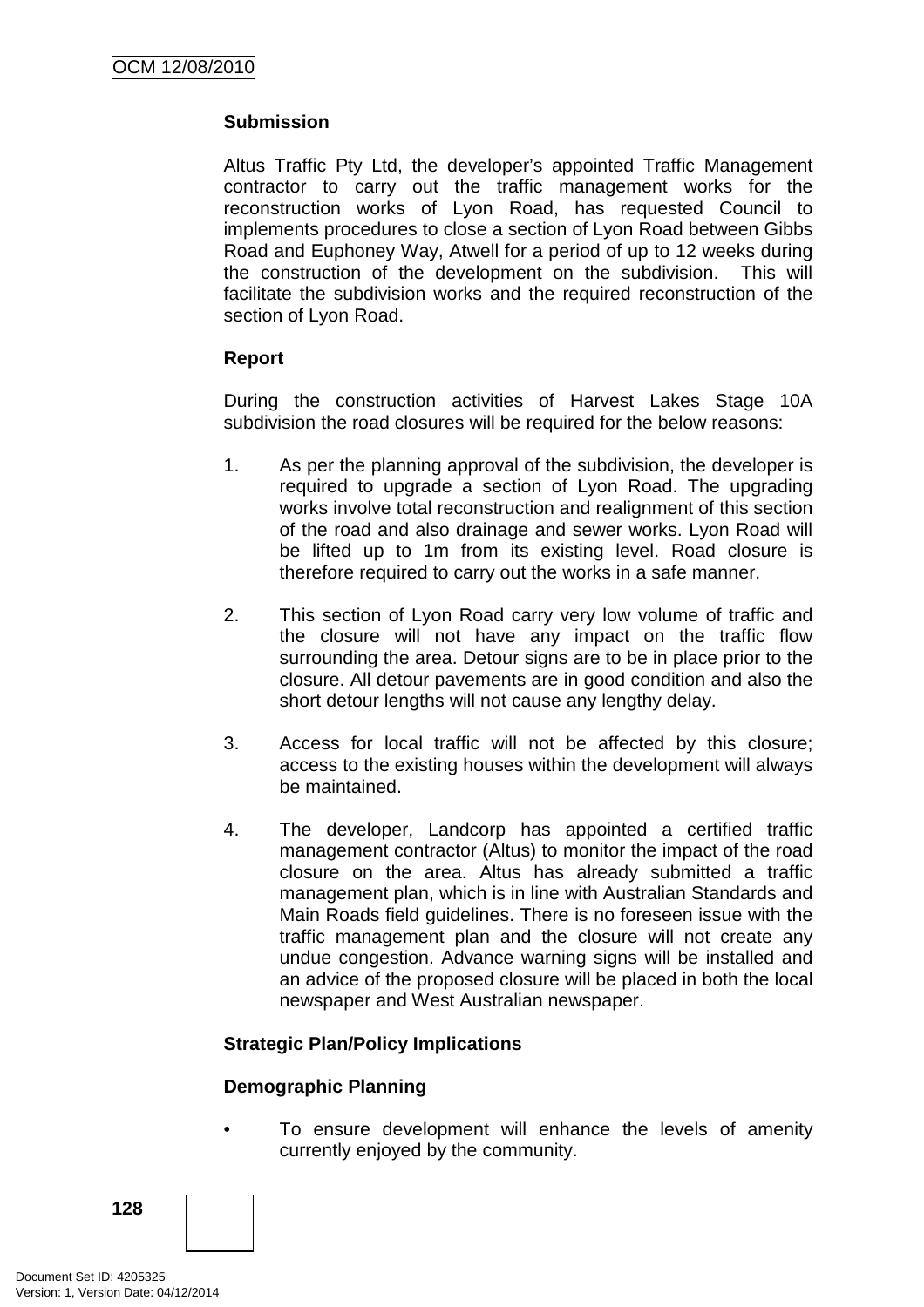**Submission**

Altus Traffic Pty Ltd, the developer's appointed Traffic Management contractor to carry out the traffic management works for the reconstruction works of Lyon Road, has requested Council to implements procedures to close a section of Lyon Road between Gibbs Road and Euphoney Way, Atwell for a period of up to 12 weeks during the construction of the development on the subdivision. This will facilitate the subdivision works and the required reconstruction of the section of Lyon Road.

**Report**

During the construction activities of Harvest Lakes Stage 10A subdivision the road closures will be required for the below reasons:

1. As per the planning approval of the subdivision, the developer is required to upgrade a section of Lyon Road. The upgrading works involve total reconstruction and realignment of this section of the road and also drainage and sewer works. Lyon Road will be lifted up to 1m from its existing level. Road closure is therefore required to carry out the works in a safe manner.

2. This section of Lyon Road carry very low volume of traffic and the closure will not have any impact on the traffic flow surrounding the area. Detour signs are to be in place prior to the closure. All detour pavements are in good condition and also the short detour lengths will not cause any lengthy delay.

3. Access for local traffic will not be affected by this closure; access to the existing houses within the development will always be maintained.

4. The developer, Landcorp has appointed a certified traffic management contractor (Altus) to monitor the impact of the road closure on the area. Altus has already submitted a traffic management plan, which is in line with Australian Standards and Main Roads field guidelines. There is no foreseen issue with the traffic management plan and the closure will not create any undue congestion. Advance warning signs will be installed and an advice of the proposed closure will be placed in both the local newspaper and West Australian newspaper.

**Strategic Plan/Policy Implications**

**Demographic Planning**

- To ensure development will enhance the levels of amenity currently enjoyed by the community.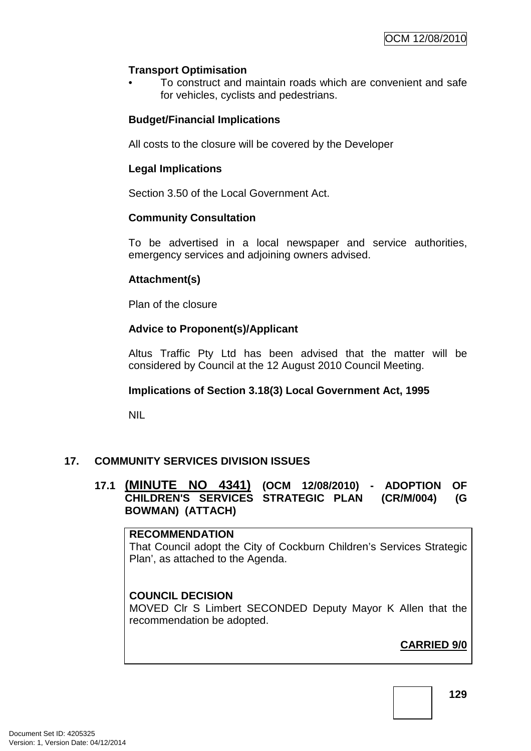**Transport Optimisation**

- To construct and maintain roads which are convenient and safe for vehicles, cyclists and pedestrians.

**Budget/Financial Implications**

All costs to the closure will be covered by the Developer

**Legal Implications**

Section 3.50 of the Local Government Act.

**Community Consultation**

To be advertised in a local newspaper and service authorities, emergency services and adjoining owners advised.

**Attachment(s)**

Plan of the closure

**Advice to Proponent(s)/Applicant**

Altus Traffic Pty Ltd has been advised that the matter will be considered by Council at the 12 August 2010 Council Meeting.

**Implications of Section 3.18(3) Local Government Act, 1995**

NIL

## 17. COMMUNITY SERVICES DIVISION ISSUES

### 17.1 (MINUTE NO 4341) (OCM 12/08/2010) - ADOPTION OF CHILDREN'S SERVICES STRATEGIC PLAN (CR/M/004) (G BOWMAN) (ATTACH)

**RECOMMENDATION**
That Council adopt the City of Cockburn Children's Services Strategic Plan', as attached to the Agenda.

**COUNCIL DECISION**
MOVED Clr S Limbert SECONDED Deputy Mayor K Allen that the recommendation be adopted.

**CARRIED 9/0**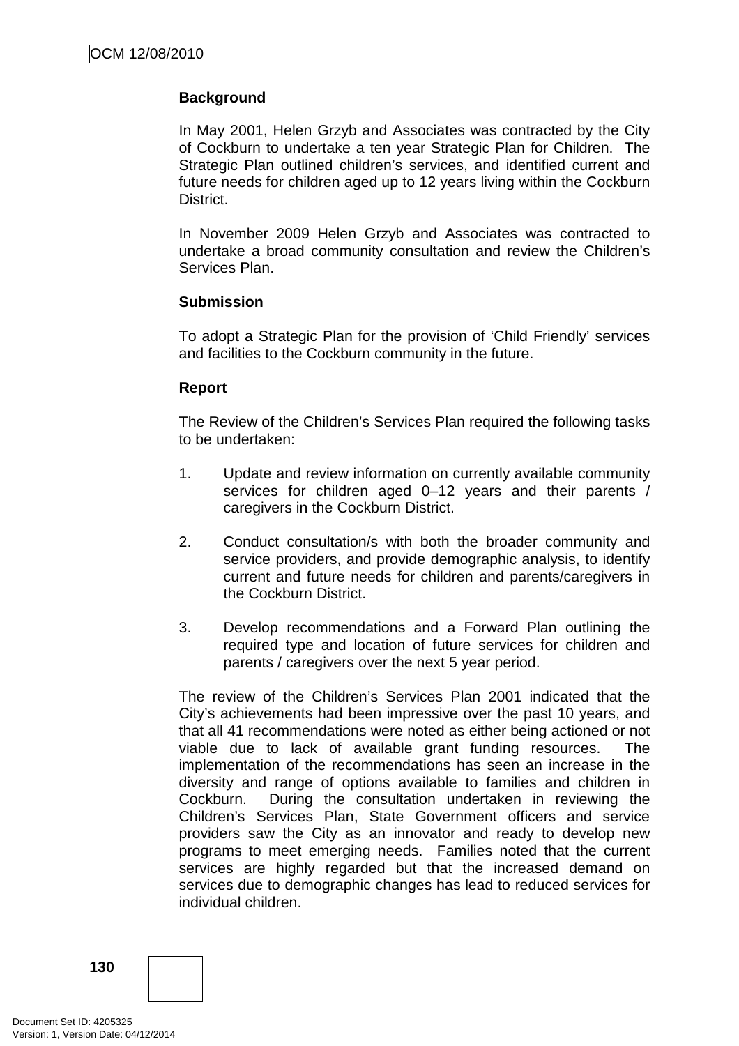**Background**

In May 2001, Helen Grzyb and Associates was contracted by the City of Cockburn to undertake a ten year Strategic Plan for Children. The Strategic Plan outlined children's services, and identified current and future needs for children aged up to 12 years living within the Cockburn District.

In November 2009 Helen Grzyb and Associates was contracted to undertake a broad community consultation and review the Children's Services Plan.

**Submission**

To adopt a Strategic Plan for the provision of 'Child Friendly' services and facilities to the Cockburn community in the future.

**Report**

The Review of the Children's Services Plan required the following tasks to be undertaken:

1. Update and review information on currently available community services for children aged 0–12 years and their parents / caregivers in the Cockburn District.

2. Conduct consultation/s with both the broader community and service providers, and provide demographic analysis, to identify current and future needs for children and parents/caregivers in the Cockburn District.

3. Develop recommendations and a Forward Plan outlining the required type and location of future services for children and parents / caregivers over the next 5 year period.

The review of the Children's Services Plan 2001 indicated that the City's achievements had been impressive over the past 10 years, and that all 41 recommendations were noted as either being actioned or not viable due to lack of available grant funding resources. The implementation of the recommendations has seen an increase in the diversity and range of options available to families and children in Cockburn. During the consultation undertaken in reviewing the Children's Services Plan, State Government officers and service providers saw the City as an innovator and ready to develop new programs to meet emerging needs. Families noted that the current services are highly regarded but that the increased demand on services due to demographic changes has lead to reduced services for individual children.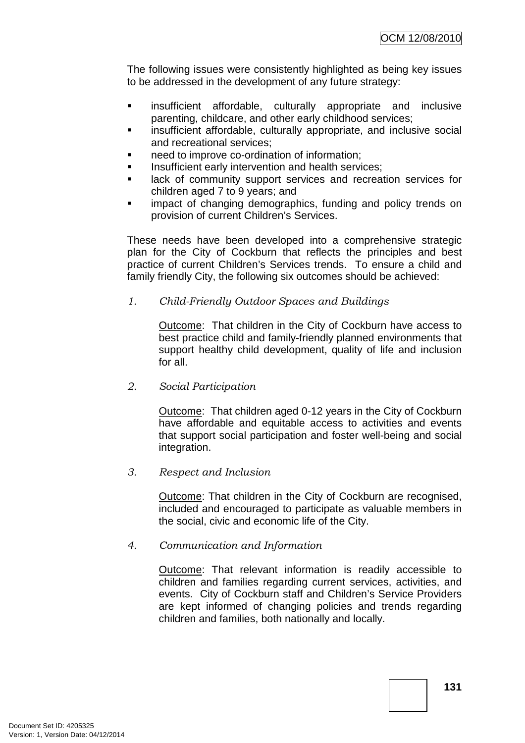The following issues were consistently highlighted as being key issues to be addressed in the development of any future strategy:

- insufficient affordable, culturally appropriate and inclusive parenting, childcare, and other early childhood services;
- insufficient affordable, culturally appropriate, and inclusive social and recreational services;
- need to improve co-ordination of information;
- Insufficient early intervention and health services;
- lack of community support services and recreation services for children aged 7 to 9 years; and
- impact of changing demographics, funding and policy trends on provision of current Children's Services.

These needs have been developed into a comprehensive strategic plan for the City of Cockburn that reflects the principles and best practice of current Children's Services trends. To ensure a child and family friendly City, the following six outcomes should be achieved:

1. *Child-Friendly Outdoor Spaces and Buildings*

   Outcome: That children in the City of Cockburn have access to best practice child and family-friendly planned environments that support healthy child development, quality of life and inclusion for all.

2. *Social Participation*

   Outcome: That children aged 0-12 years in the City of Cockburn have affordable and equitable access to activities and events that support social participation and foster well-being and social integration.

3. *Respect and Inclusion*

   Outcome: That children in the City of Cockburn are recognised, included and encouraged to participate as valuable members in the social, civic and economic life of the City.

4. *Communication and Information*

   Outcome: That relevant information is readily accessible to children and families regarding current services, activities, and events. City of Cockburn staff and Children's Service Providers are kept informed of changing policies and trends regarding children and families, both nationally and locally.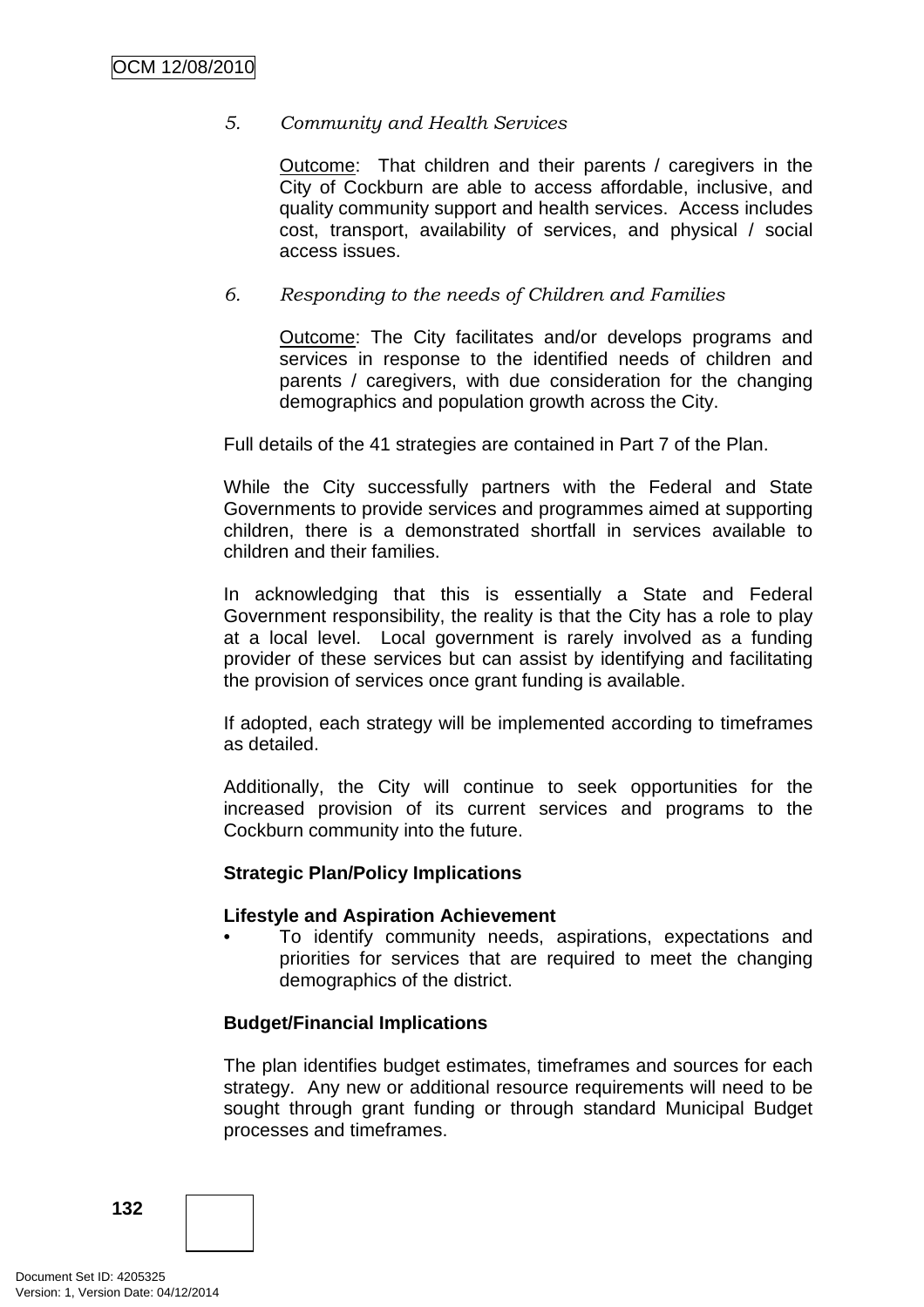*5. Community and Health Services*

Outcome: That children and their parents / caregivers in the City of Cockburn are able to access affordable, inclusive, and quality community support and health services. Access includes cost, transport, availability of services, and physical / social access issues.

*6. Responding to the needs of Children and Families*

Outcome: The City facilitates and/or develops programs and services in response to the identified needs of children and parents / caregivers, with due consideration for the changing demographics and population growth across the City.

Full details of the 41 strategies are contained in Part 7 of the Plan.

While the City successfully partners with the Federal and State Governments to provide services and programmes aimed at supporting children, there is a demonstrated shortfall in services available to children and their families.

In acknowledging that this is essentially a State and Federal Government responsibility, the reality is that the City has a role to play at a local level. Local government is rarely involved as a funding provider of these services but can assist by identifying and facilitating the provision of services once grant funding is available.

If adopted, each strategy will be implemented according to timeframes as detailed.

Additionally, the City will continue to seek opportunities for the increased provision of its current services and programs to the Cockburn community into the future.

**Strategic Plan/Policy Implications**

**Lifestyle and Aspiration Achievement**

- To identify community needs, aspirations, expectations and priorities for services that are required to meet the changing demographics of the district.

**Budget/Financial Implications**

The plan identifies budget estimates, timeframes and sources for each strategy. Any new or additional resource requirements will need to be sought through grant funding or through standard Municipal Budget processes and timeframes.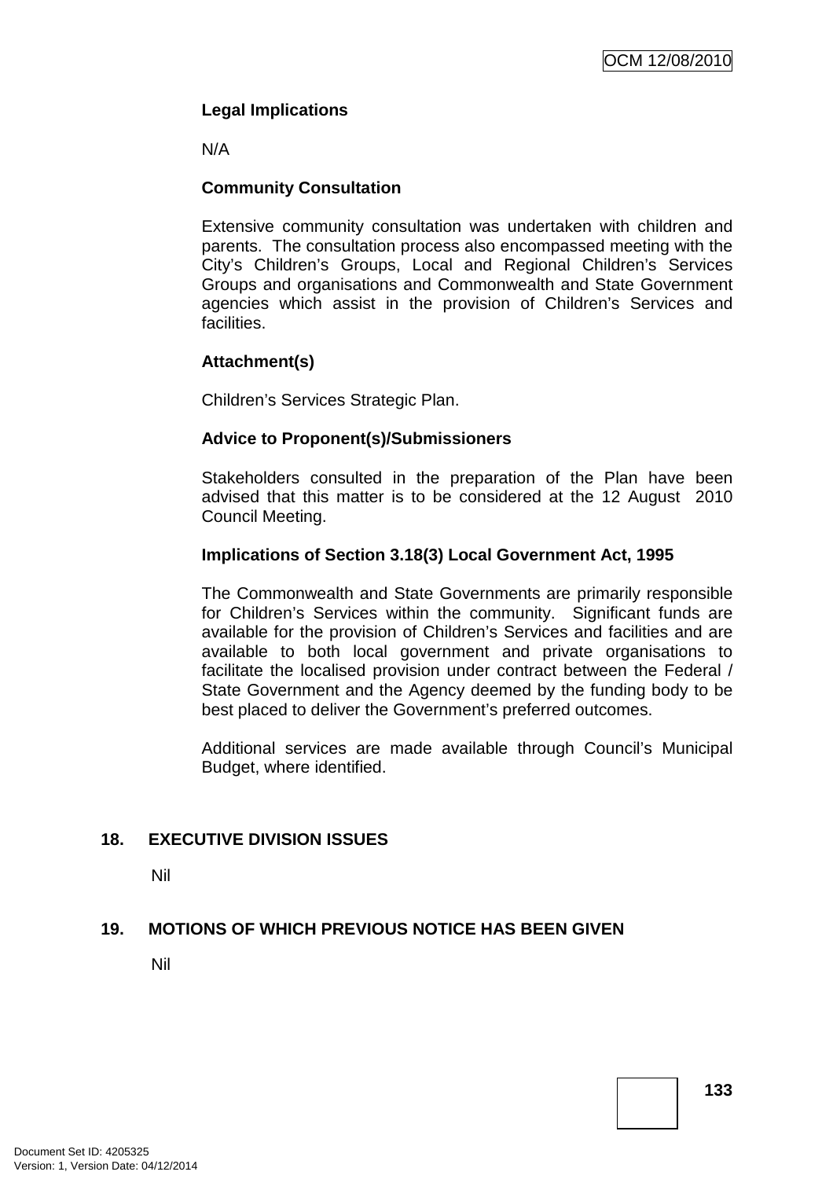**Legal Implications**

N/A

**Community Consultation**

Extensive community consultation was undertaken with children and parents. The consultation process also encompassed meeting with the City's Children's Groups, Local and Regional Children's Services Groups and organisations and Commonwealth and State Government agencies which assist in the provision of Children's Services and facilities.

**Attachment(s)**

Children's Services Strategic Plan.

**Advice to Proponent(s)/Submissioners**

Stakeholders consulted in the preparation of the Plan have been advised that this matter is to be considered at the 12 August 2010 Council Meeting.

**Implications of Section 3.18(3) Local Government Act, 1995**

The Commonwealth and State Governments are primarily responsible for Children's Services within the community. Significant funds are available for the provision of Children's Services and facilities and are available to both local government and private organisations to facilitate the localised provision under contract between the Federal / State Government and the Agency deemed by the funding body to be best placed to deliver the Government's preferred outcomes.

Additional services are made available through Council's Municipal Budget, where identified.

## 18. EXECUTIVE DIVISION ISSUES

Nil

## 19. MOTIONS OF WHICH PREVIOUS NOTICE HAS BEEN GIVEN

Nil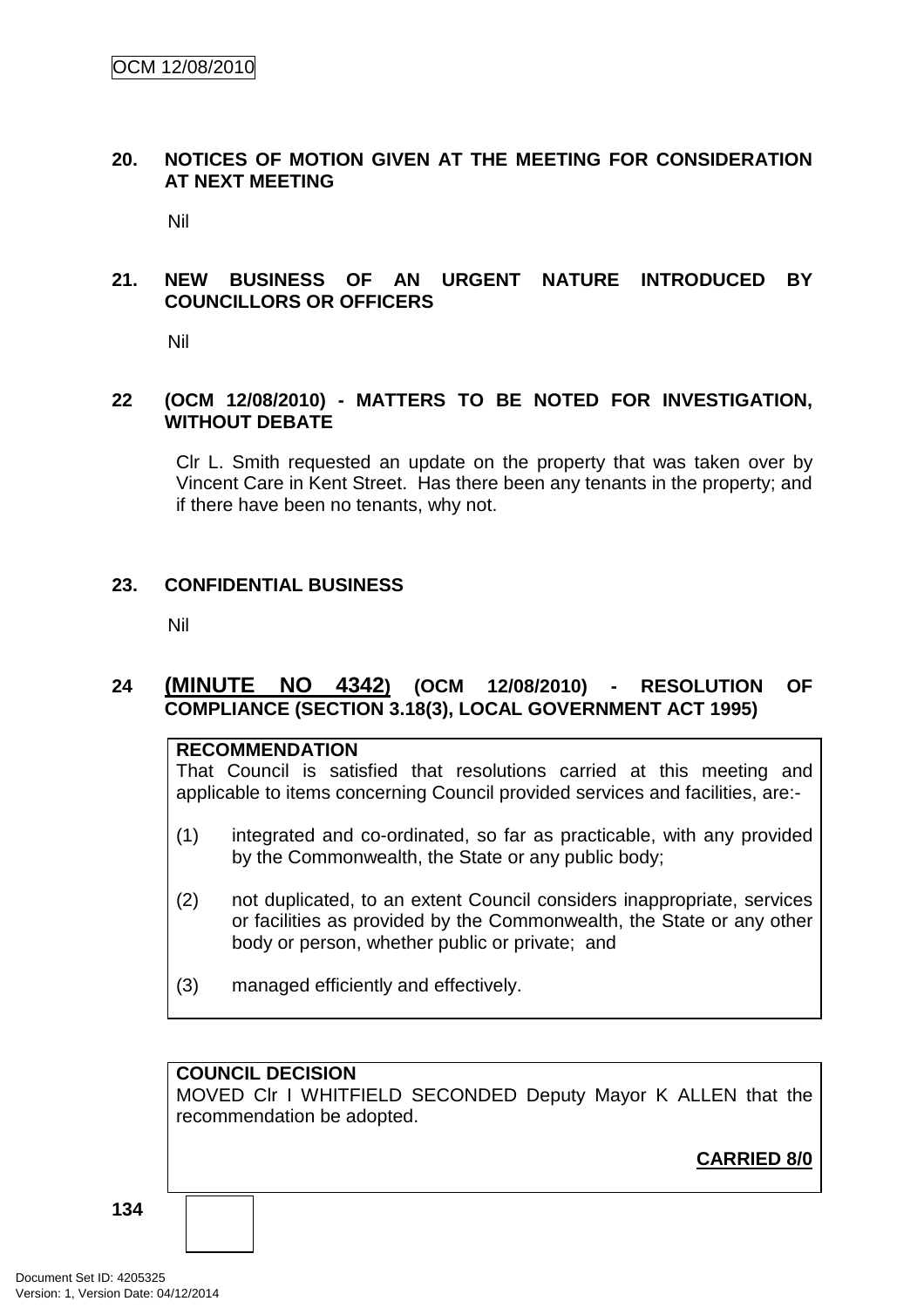## 20. NOTICES OF MOTION GIVEN AT THE MEETING FOR CONSIDERATION AT NEXT MEETING

Nil

## 21. NEW BUSINESS OF AN URGENT NATURE INTRODUCED BY COUNCILLORS OR OFFICERS

Nil

## 22 (OCM 12/08/2010) - MATTERS TO BE NOTED FOR INVESTIGATION, WITHOUT DEBATE

Clr L. Smith requested an update on the property that was taken over by Vincent Care in Kent Street. Has there been any tenants in the property; and if there have been no tenants, why not.

## 23. CONFIDENTIAL BUSINESS

Nil

## 24 (MINUTE NO 4342) (OCM 12/08/2010) - RESOLUTION OF COMPLIANCE (SECTION 3.18(3), LOCAL GOVERNMENT ACT 1995)

**RECOMMENDATION**

That Council is satisfied that resolutions carried at this meeting and applicable to items concerning Council provided services and facilities, are:-

(1) integrated and co-ordinated, so far as practicable, with any provided by the Commonwealth, the State or any public body;

(2) not duplicated, to an extent Council considers inappropriate, services or facilities as provided by the Commonwealth, the State or any other body or person, whether public or private; and

(3) managed efficiently and effectively.

**COUNCIL DECISION**

MOVED Clr I WHITFIELD SECONDED Deputy Mayor K ALLEN that the recommendation be adopted.

**CARRIED 8/0**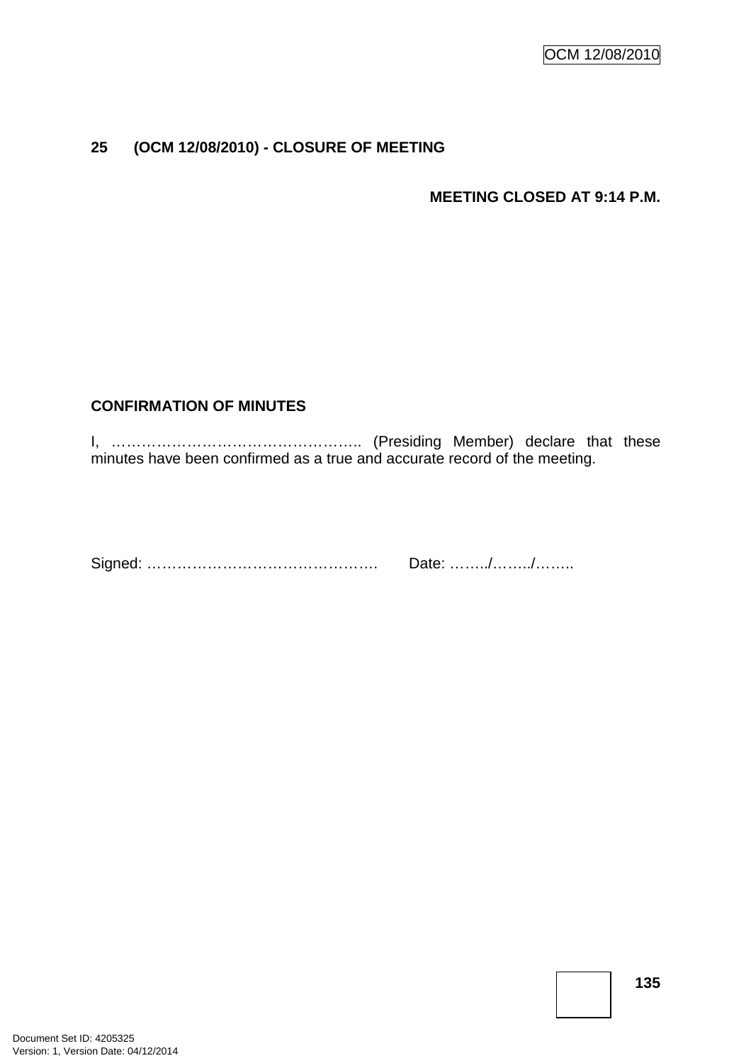## 25 (OCM 12/08/2010) - CLOSURE OF MEETING

**MEETING CLOSED AT 9:14 P.M.**

**CONFIRMATION OF MINUTES**

I, ………………………………………….. (Presiding Member) declare that these minutes have been confirmed as a true and accurate record of the meeting.

Signed: ……………………………………….  Date: ……../……../……..